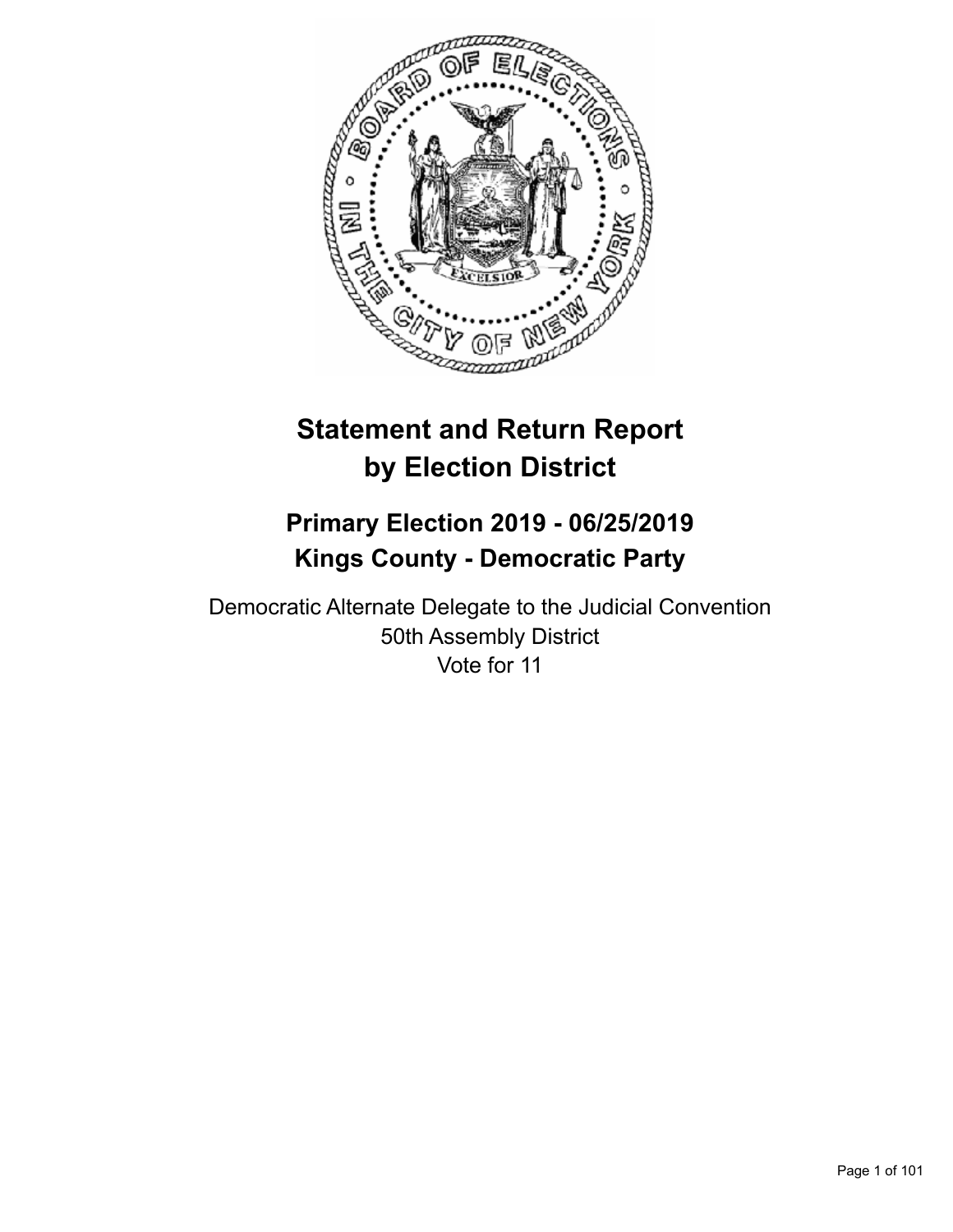# Statement and Return Report by Election District

## Primary Election 2019 - 06/25/2019
## Kings County - Democratic Party

Democratic Alternate Delegate to the Judicial Convention
50th Assembly District
Vote for 11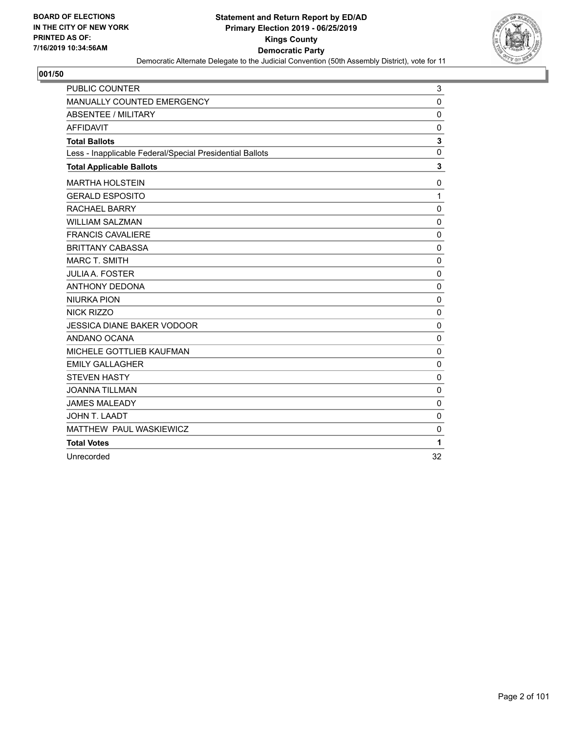BOARD OF ELECTIONS
IN THE CITY OF NEW YORK
PRINTED AS OF:
7/16/2019 10:34:56AM

**Statement and Return Report by ED/AD**
**Primary Election 2019 - 06/25/2019**
**Kings County**
**Democratic Party**
Democratic Alternate Delegate to the Judicial Convention (50th Assembly District), vote for 11

## 001/50

| | |
|---|---|
| PUBLIC COUNTER | 3 |
| MANUALLY COUNTED EMERGENCY | 0 |
| ABSENTEE / MILITARY | 0 |
| AFFIDAVIT | 0 |
| **Total Ballots** | **3** |
| Less - Inapplicable Federal/Special Presidential Ballots | 0 |
| **Total Applicable Ballots** | **3** |
| MARTHA HOLSTEIN | 0 |
| GERALD ESPOSITO | 1 |
| RACHAEL BARRY | 0 |
| WILLIAM SALZMAN | 0 |
| FRANCIS CAVALIERE | 0 |
| BRITTANY CABASSA | 0 |
| MARC T. SMITH | 0 |
| JULIA A. FOSTER | 0 |
| ANTHONY DEDONA | 0 |
| NIURKA PION | 0 |
| NICK RIZZO | 0 |
| JESSICA DIANE BAKER VODOOR | 0 |
| ANDANO OCANA | 0 |
| MICHELE GOTTLIEB KAUFMAN | 0 |
| EMILY GALLAGHER | 0 |
| STEVEN HASTY | 0 |
| JOANNA TILLMAN | 0 |
| JAMES MALEADY | 0 |
| JOHN T. LAADT | 0 |
| MATTHEW PAUL WASKIEWICZ | 0 |
| **Total Votes** | **1** |
| Unrecorded | 32 |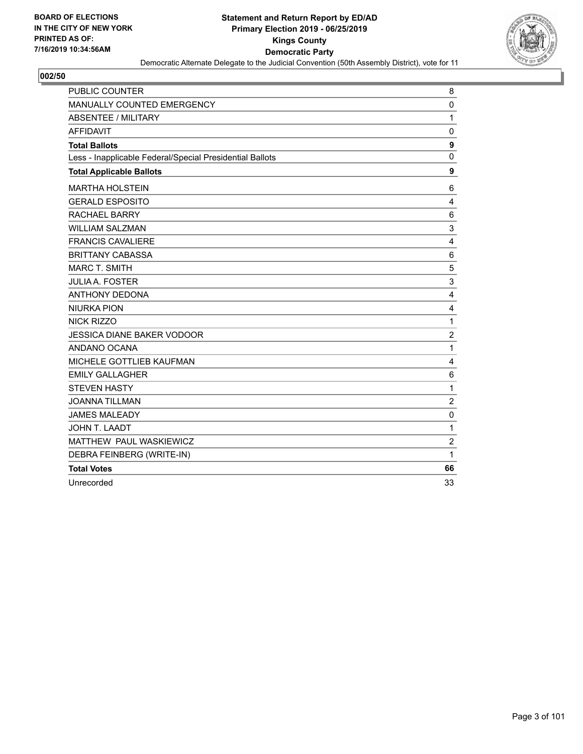BOARD OF ELECTIONS
IN THE CITY OF NEW YORK
PRINTED AS OF:
7/16/2019 10:34:56AM

**Statement and Return Report by ED/AD**
**Primary Election 2019 - 06/25/2019**
**Kings County**
**Democratic Party**
Democratic Alternate Delegate to the Judicial Convention (50th Assembly District), vote for 11

## 002/50

| | |
|---|---|
| PUBLIC COUNTER | 8 |
| MANUALLY COUNTED EMERGENCY | 0 |
| ABSENTEE / MILITARY | 1 |
| AFFIDAVIT | 0 |
| **Total Ballots** | **9** |
| Less - Inapplicable Federal/Special Presidential Ballots | 0 |
| **Total Applicable Ballots** | **9** |
| MARTHA HOLSTEIN | 6 |
| GERALD ESPOSITO | 4 |
| RACHAEL BARRY | 6 |
| WILLIAM SALZMAN | 3 |
| FRANCIS CAVALIERE | 4 |
| BRITTANY CABASSA | 6 |
| MARC T. SMITH | 5 |
| JULIA A. FOSTER | 3 |
| ANTHONY DEDONA | 4 |
| NIURKA PION | 4 |
| NICK RIZZO | 1 |
| JESSICA DIANE BAKER VODOOR | 2 |
| ANDANO OCANA | 1 |
| MICHELE GOTTLIEB KAUFMAN | 4 |
| EMILY GALLAGHER | 6 |
| STEVEN HASTY | 1 |
| JOANNA TILLMAN | 2 |
| JAMES MALEADY | 0 |
| JOHN T. LAADT | 1 |
| MATTHEW PAUL WASKIEWICZ | 2 |
| DEBRA FEINBERG (WRITE-IN) | 1 |
| **Total Votes** | **66** |
| Unrecorded | 33 |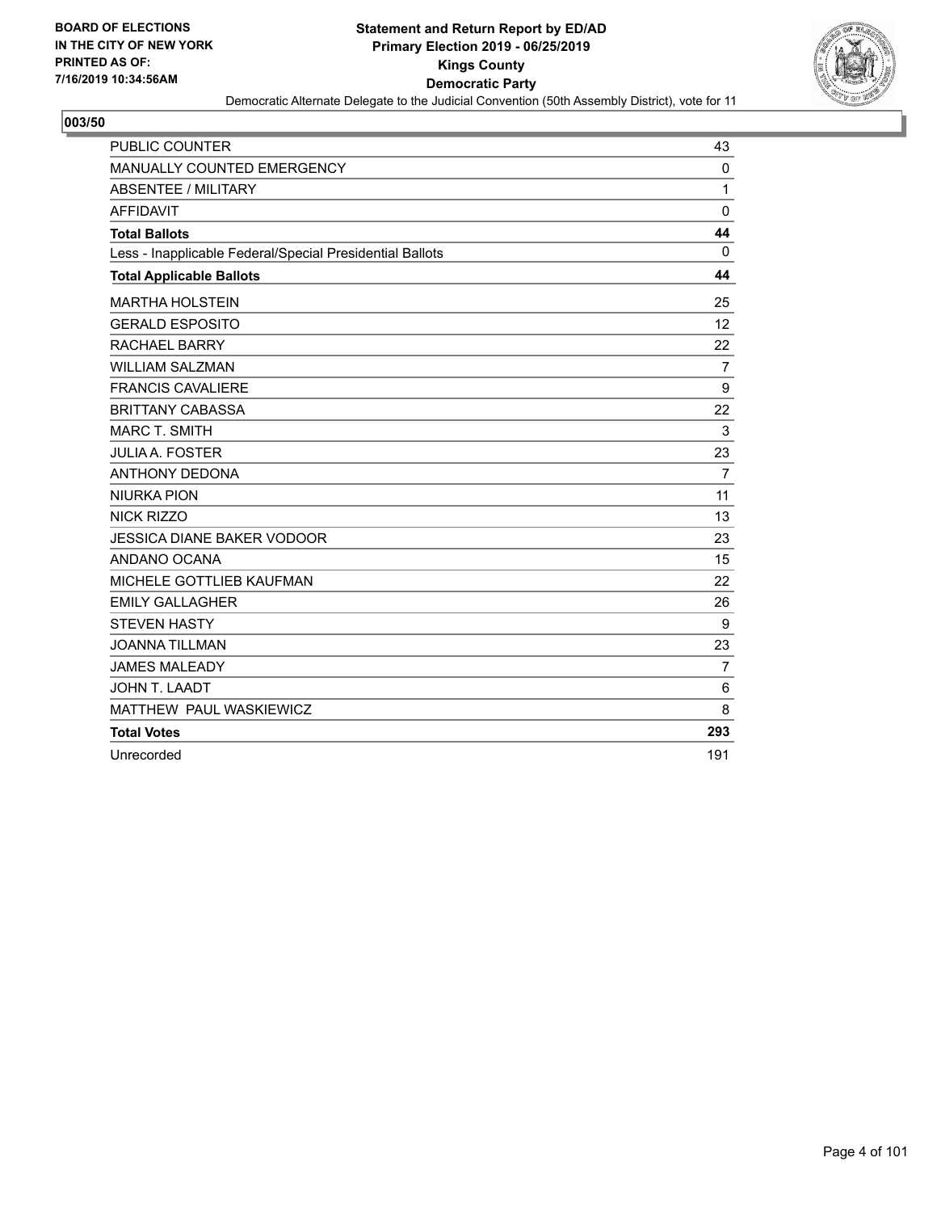BOARD OF ELECTIONS
IN THE CITY OF NEW YORK
PRINTED AS OF:
7/16/2019 10:34:56AM

**Statement and Return Report by ED/AD**
**Primary Election 2019 - 06/25/2019**
**Kings County**
**Democratic Party**
Democratic Alternate Delegate to the Judicial Convention (50th Assembly District), vote for 11

## 003/50

| | |
|---|---|
| PUBLIC COUNTER | 43 |
| MANUALLY COUNTED EMERGENCY | 0 |
| ABSENTEE / MILITARY | 1 |
| AFFIDAVIT | 0 |
| **Total Ballots** | **44** |
| Less - Inapplicable Federal/Special Presidential Ballots | 0 |
| **Total Applicable Ballots** | **44** |
| MARTHA HOLSTEIN | 25 |
| GERALD ESPOSITO | 12 |
| RACHAEL BARRY | 22 |
| WILLIAM SALZMAN | 7 |
| FRANCIS CAVALIERE | 9 |
| BRITTANY CABASSA | 22 |
| MARC T. SMITH | 3 |
| JULIA A. FOSTER | 23 |
| ANTHONY DEDONA | 7 |
| NIURKA PION | 11 |
| NICK RIZZO | 13 |
| JESSICA DIANE BAKER VODOOR | 23 |
| ANDANO OCANA | 15 |
| MICHELE GOTTLIEB KAUFMAN | 22 |
| EMILY GALLAGHER | 26 |
| STEVEN HASTY | 9 |
| JOANNA TILLMAN | 23 |
| JAMES MALEADY | 7 |
| JOHN T. LAADT | 6 |
| MATTHEW PAUL WASKIEWICZ | 8 |
| **Total Votes** | **293** |
| Unrecorded | 191 |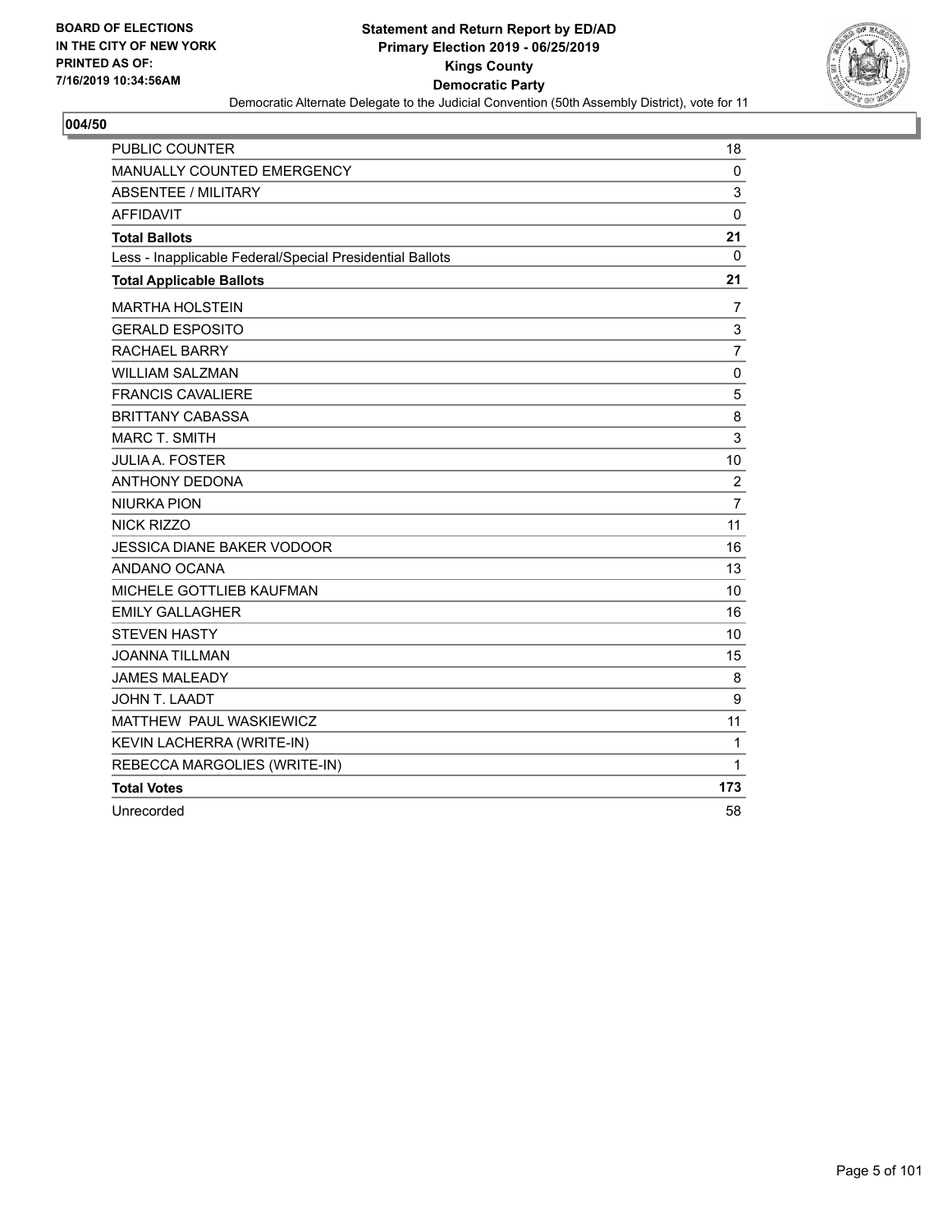BOARD OF ELECTIONS
IN THE CITY OF NEW YORK
PRINTED AS OF:
7/16/2019 10:34:56AM

**Statement and Return Report by ED/AD**
**Primary Election 2019 - 06/25/2019**
**Kings County**
**Democratic Party**
Democratic Alternate Delegate to the Judicial Convention (50th Assembly District), vote for 11

## 004/50

| | |
|---|---|
| PUBLIC COUNTER | 18 |
| MANUALLY COUNTED EMERGENCY | 0 |
| ABSENTEE / MILITARY | 3 |
| AFFIDAVIT | 0 |
| **Total Ballots** | **21** |
| Less - Inapplicable Federal/Special Presidential Ballots | 0 |
| **Total Applicable Ballots** | **21** |
| MARTHA HOLSTEIN | 7 |
| GERALD ESPOSITO | 3 |
| RACHAEL BARRY | 7 |
| WILLIAM SALZMAN | 0 |
| FRANCIS CAVALIERE | 5 |
| BRITTANY CABASSA | 8 |
| MARC T. SMITH | 3 |
| JULIA A. FOSTER | 10 |
| ANTHONY DEDONA | 2 |
| NIURKA PION | 7 |
| NICK RIZZO | 11 |
| JESSICA DIANE BAKER VODOOR | 16 |
| ANDANO OCANA | 13 |
| MICHELE GOTTLIEB KAUFMAN | 10 |
| EMILY GALLAGHER | 16 |
| STEVEN HASTY | 10 |
| JOANNA TILLMAN | 15 |
| JAMES MALEADY | 8 |
| JOHN T. LAADT | 9 |
| MATTHEW PAUL WASKIEWICZ | 11 |
| KEVIN LACHERRA (WRITE-IN) | 1 |
| REBECCA MARGOLIES (WRITE-IN) | 1 |
| **Total Votes** | **173** |
| Unrecorded | 58 |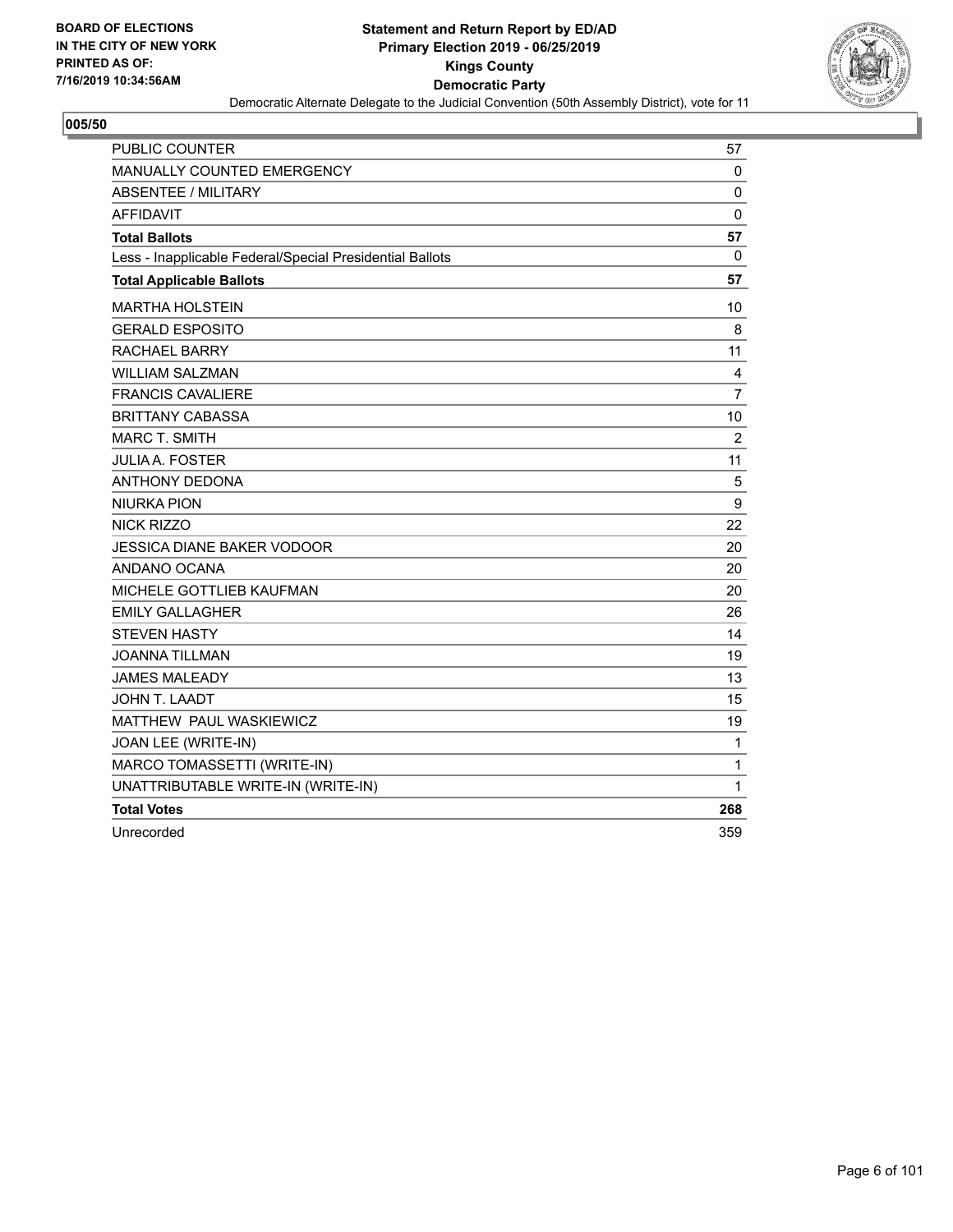BOARD OF ELECTIONS
IN THE CITY OF NEW YORK
PRINTED AS OF:
7/16/2019 10:34:56AM

**Statement and Return Report by ED/AD**
**Primary Election 2019 - 06/25/2019**
**Kings County**
**Democratic Party**
Democratic Alternate Delegate to the Judicial Convention (50th Assembly District), vote for 11

**005/50**

| | |
|---|---|
| PUBLIC COUNTER | 57 |
| MANUALLY COUNTED EMERGENCY | 0 |
| ABSENTEE / MILITARY | 0 |
| AFFIDAVIT | 0 |
| **Total Ballots** | **57** |
| Less - Inapplicable Federal/Special Presidential Ballots | 0 |
| **Total Applicable Ballots** | **57** |
| MARTHA HOLSTEIN | 10 |
| GERALD ESPOSITO | 8 |
| RACHAEL BARRY | 11 |
| WILLIAM SALZMAN | 4 |
| FRANCIS CAVALIERE | 7 |
| BRITTANY CABASSA | 10 |
| MARC T. SMITH | 2 |
| JULIA A. FOSTER | 11 |
| ANTHONY DEDONA | 5 |
| NIURKA PION | 9 |
| NICK RIZZO | 22 |
| JESSICA DIANE BAKER VODOOR | 20 |
| ANDANO OCANA | 20 |
| MICHELE GOTTLIEB KAUFMAN | 20 |
| EMILY GALLAGHER | 26 |
| STEVEN HASTY | 14 |
| JOANNA TILLMAN | 19 |
| JAMES MALEADY | 13 |
| JOHN T. LAADT | 15 |
| MATTHEW PAUL WASKIEWICZ | 19 |
| JOAN LEE (WRITE-IN) | 1 |
| MARCO TOMASSETTI (WRITE-IN) | 1 |
| UNATTRIBUTABLE WRITE-IN (WRITE-IN) | 1 |
| **Total Votes** | **268** |
| Unrecorded | 359 |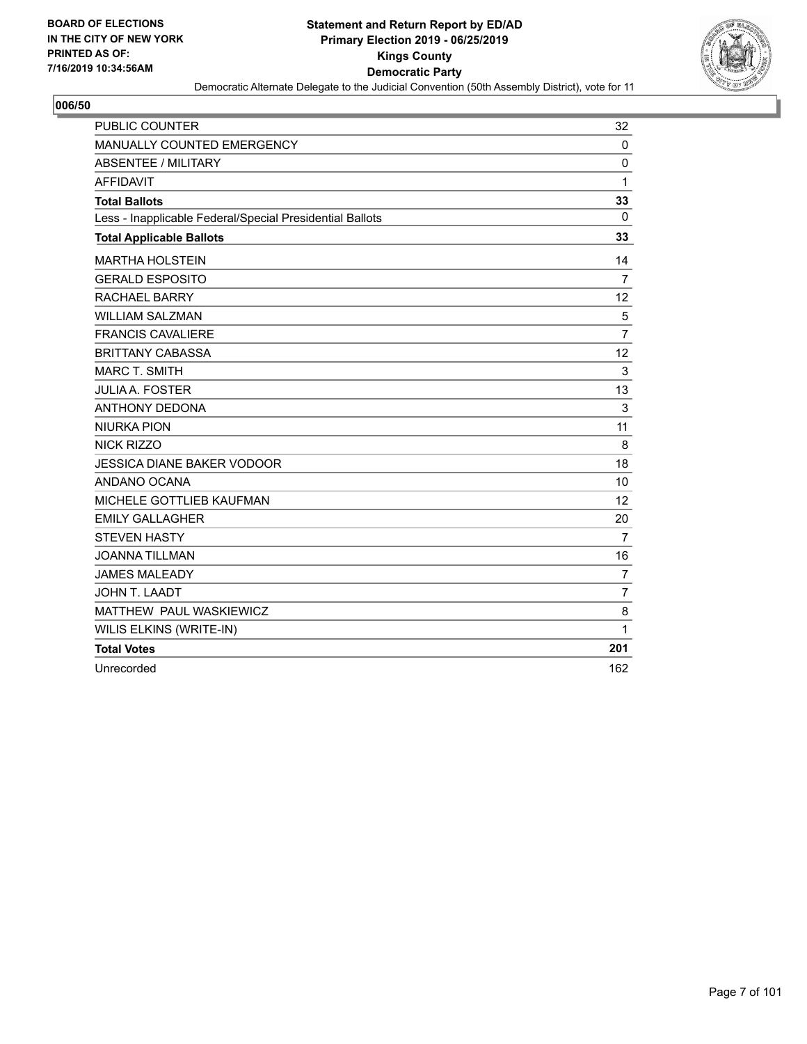BOARD OF ELECTIONS
IN THE CITY OF NEW YORK
PRINTED AS OF:
7/16/2019 10:34:56AM

**Statement and Return Report by ED/AD**
**Primary Election 2019 - 06/25/2019**
**Kings County**
**Democratic Party**
Democratic Alternate Delegate to the Judicial Convention (50th Assembly District), vote for 11

## 006/50

| | |
|---|---|
| PUBLIC COUNTER | 32 |
| MANUALLY COUNTED EMERGENCY | 0 |
| ABSENTEE / MILITARY | 0 |
| AFFIDAVIT | 1 |
| **Total Ballots** | **33** |
| Less - Inapplicable Federal/Special Presidential Ballots | 0 |
| **Total Applicable Ballots** | **33** |
| MARTHA HOLSTEIN | 14 |
| GERALD ESPOSITO | 7 |
| RACHAEL BARRY | 12 |
| WILLIAM SALZMAN | 5 |
| FRANCIS CAVALIERE | 7 |
| BRITTANY CABASSA | 12 |
| MARC T. SMITH | 3 |
| JULIA A. FOSTER | 13 |
| ANTHONY DEDONA | 3 |
| NIURKA PION | 11 |
| NICK RIZZO | 8 |
| JESSICA DIANE BAKER VODOOR | 18 |
| ANDANO OCANA | 10 |
| MICHELE GOTTLIEB KAUFMAN | 12 |
| EMILY GALLAGHER | 20 |
| STEVEN HASTY | 7 |
| JOANNA TILLMAN | 16 |
| JAMES MALEADY | 7 |
| JOHN T. LAADT | 7 |
| MATTHEW PAUL WASKIEWICZ | 8 |
| WILIS ELKINS (WRITE-IN) | 1 |
| **Total Votes** | **201** |
| Unrecorded | 162 |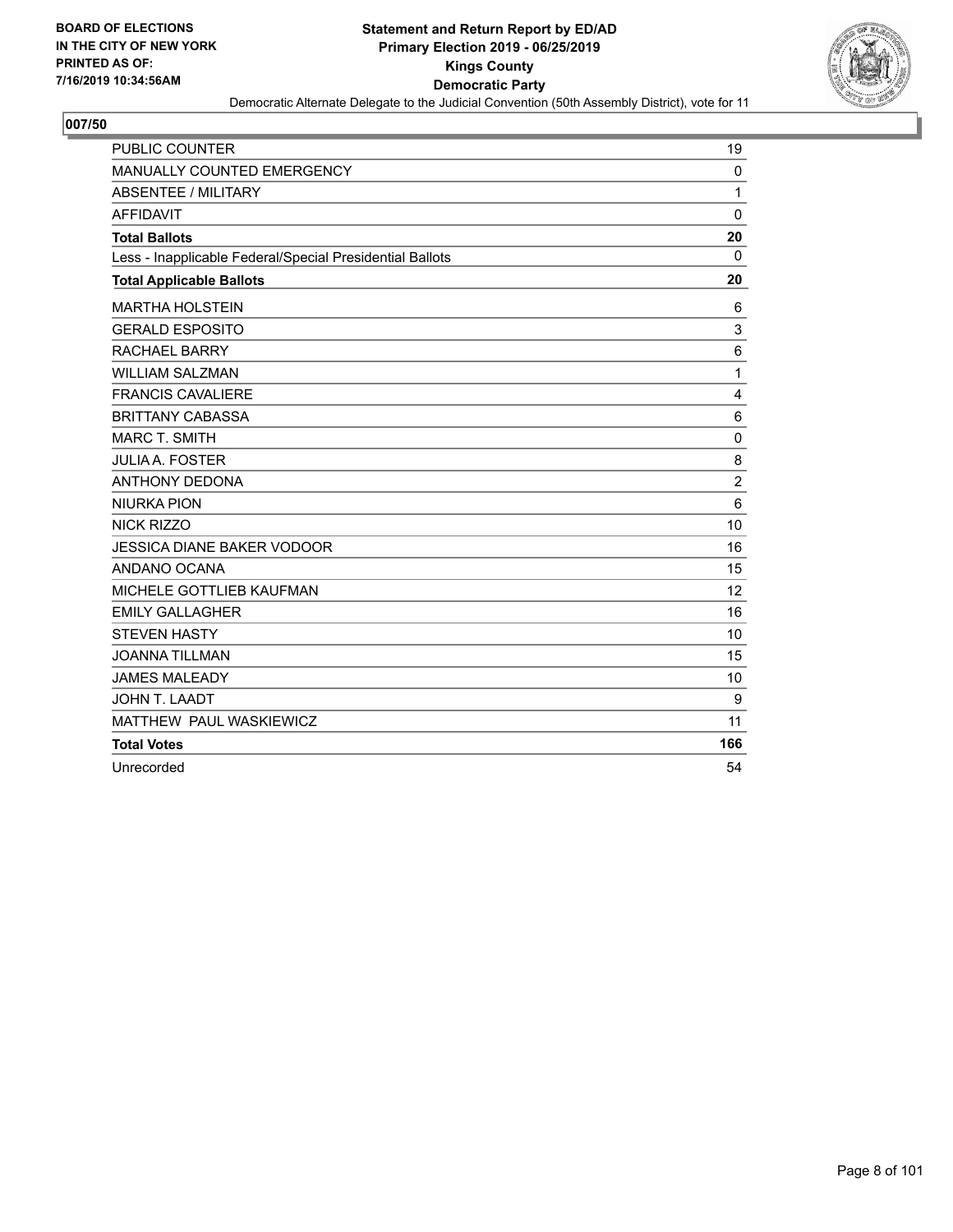**BOARD OF ELECTIONS IN THE CITY OF NEW YORK PRINTED AS OF: 7/16/2019 10:34:56AM**

**Statement and Return Report by ED/AD**
**Primary Election 2019 - 06/25/2019**
**Kings County**
**Democratic Party**
Democratic Alternate Delegate to the Judicial Convention (50th Assembly District), vote for 11

## 007/50

| | |
|---|---|
| PUBLIC COUNTER | 19 |
| MANUALLY COUNTED EMERGENCY | 0 |
| ABSENTEE / MILITARY | 1 |
| AFFIDAVIT | 0 |
| **Total Ballots** | **20** |
| Less - Inapplicable Federal/Special Presidential Ballots | 0 |
| **Total Applicable Ballots** | **20** |
| MARTHA HOLSTEIN | 6 |
| GERALD ESPOSITO | 3 |
| RACHAEL BARRY | 6 |
| WILLIAM SALZMAN | 1 |
| FRANCIS CAVALIERE | 4 |
| BRITTANY CABASSA | 6 |
| MARC T. SMITH | 0 |
| JULIA A. FOSTER | 8 |
| ANTHONY DEDONA | 2 |
| NIURKA PION | 6 |
| NICK RIZZO | 10 |
| JESSICA DIANE BAKER VODOOR | 16 |
| ANDANO OCANA | 15 |
| MICHELE GOTTLIEB KAUFMAN | 12 |
| EMILY GALLAGHER | 16 |
| STEVEN HASTY | 10 |
| JOANNA TILLMAN | 15 |
| JAMES MALEADY | 10 |
| JOHN T. LAADT | 9 |
| MATTHEW PAUL WASKIEWICZ | 11 |
| **Total Votes** | **166** |
| Unrecorded | 54 |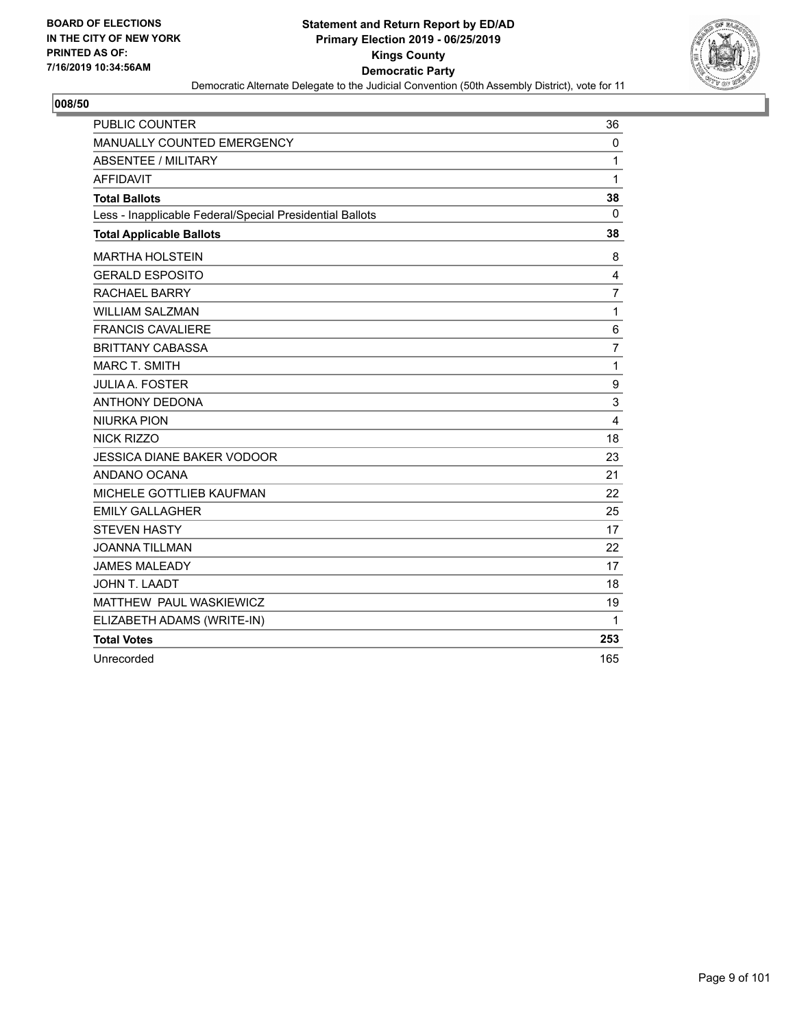BOARD OF ELECTIONS
IN THE CITY OF NEW YORK
PRINTED AS OF:
7/16/2019 10:34:56AM

**Statement and Return Report by ED/AD**
**Primary Election 2019 - 06/25/2019**
**Kings County**
**Democratic Party**
Democratic Alternate Delegate to the Judicial Convention (50th Assembly District), vote for 11

**008/50**

| | |
|---|---|
| PUBLIC COUNTER | 36 |
| MANUALLY COUNTED EMERGENCY | 0 |
| ABSENTEE / MILITARY | 1 |
| AFFIDAVIT | 1 |
| **Total Ballots** | **38** |
| Less - Inapplicable Federal/Special Presidential Ballots | 0 |
| **Total Applicable Ballots** | **38** |
| MARTHA HOLSTEIN | 8 |
| GERALD ESPOSITO | 4 |
| RACHAEL BARRY | 7 |
| WILLIAM SALZMAN | 1 |
| FRANCIS CAVALIERE | 6 |
| BRITTANY CABASSA | 7 |
| MARC T. SMITH | 1 |
| JULIA A. FOSTER | 9 |
| ANTHONY DEDONA | 3 |
| NIURKA PION | 4 |
| NICK RIZZO | 18 |
| JESSICA DIANE BAKER VODOOR | 23 |
| ANDANO OCANA | 21 |
| MICHELE GOTTLIEB KAUFMAN | 22 |
| EMILY GALLAGHER | 25 |
| STEVEN HASTY | 17 |
| JOANNA TILLMAN | 22 |
| JAMES MALEADY | 17 |
| JOHN T. LAADT | 18 |
| MATTHEW PAUL WASKIEWICZ | 19 |
| ELIZABETH ADAMS (WRITE-IN) | 1 |
| **Total Votes** | **253** |
| Unrecorded | 165 |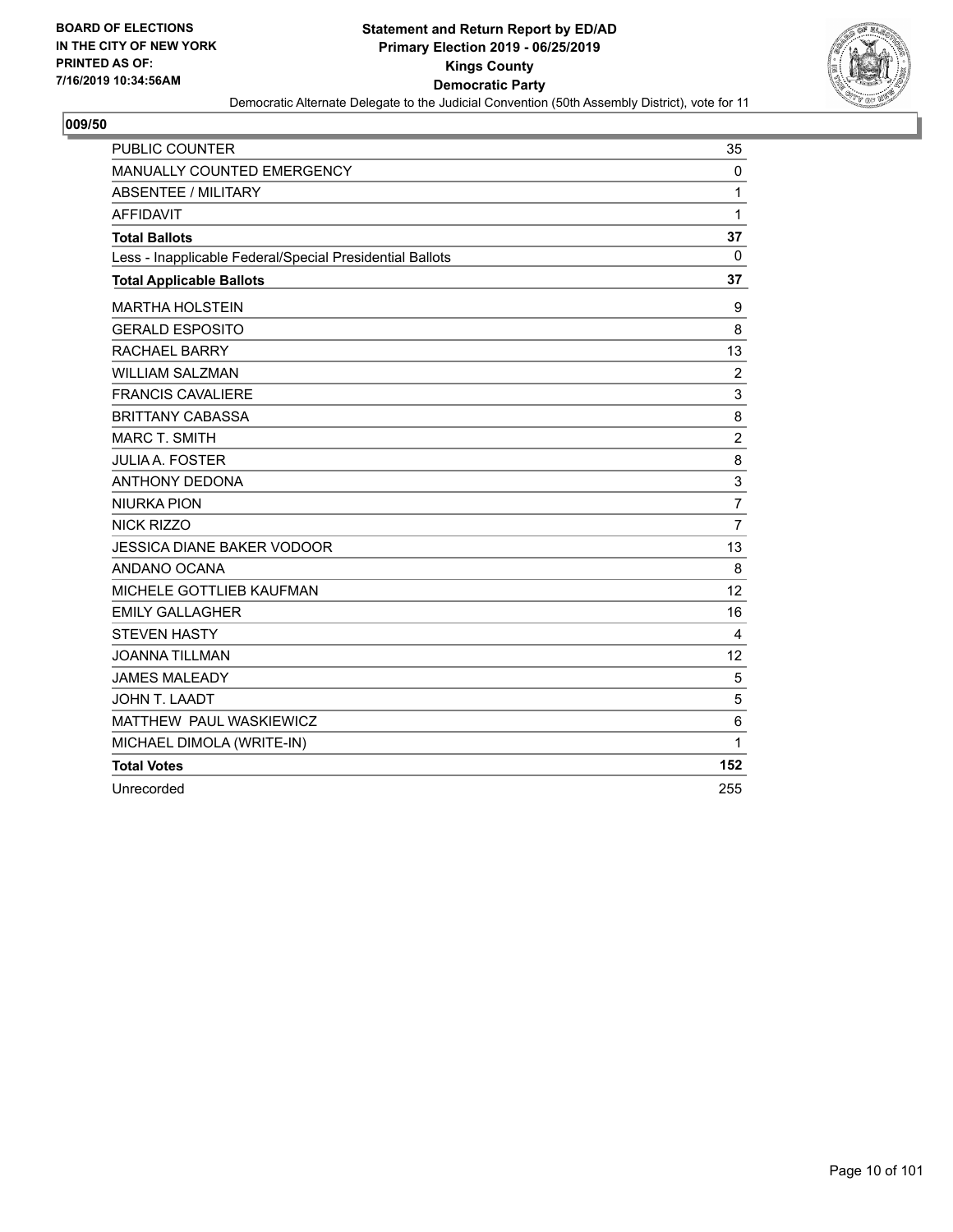BOARD OF ELECTIONS
IN THE CITY OF NEW YORK
PRINTED AS OF:
7/16/2019 10:34:56AM

**Statement and Return Report by ED/AD**
**Primary Election 2019 - 06/25/2019**
**Kings County**
**Democratic Party**
Democratic Alternate Delegate to the Judicial Convention (50th Assembly District), vote for 11

## 009/50

| | |
|---|---|
| PUBLIC COUNTER | 35 |
| MANUALLY COUNTED EMERGENCY | 0 |
| ABSENTEE / MILITARY | 1 |
| AFFIDAVIT | 1 |
| **Total Ballots** | **37** |
| Less - Inapplicable Federal/Special Presidential Ballots | 0 |
| **Total Applicable Ballots** | **37** |
| MARTHA HOLSTEIN | 9 |
| GERALD ESPOSITO | 8 |
| RACHAEL BARRY | 13 |
| WILLIAM SALZMAN | 2 |
| FRANCIS CAVALIERE | 3 |
| BRITTANY CABASSA | 8 |
| MARC T. SMITH | 2 |
| JULIA A. FOSTER | 8 |
| ANTHONY DEDONA | 3 |
| NIURKA PION | 7 |
| NICK RIZZO | 7 |
| JESSICA DIANE BAKER VODOOR | 13 |
| ANDANO OCANA | 8 |
| MICHELE GOTTLIEB KAUFMAN | 12 |
| EMILY GALLAGHER | 16 |
| STEVEN HASTY | 4 |
| JOANNA TILLMAN | 12 |
| JAMES MALEADY | 5 |
| JOHN T. LAADT | 5 |
| MATTHEW PAUL WASKIEWICZ | 6 |
| MICHAEL DIMOLA (WRITE-IN) | 1 |
| **Total Votes** | **152** |
| Unrecorded | 255 |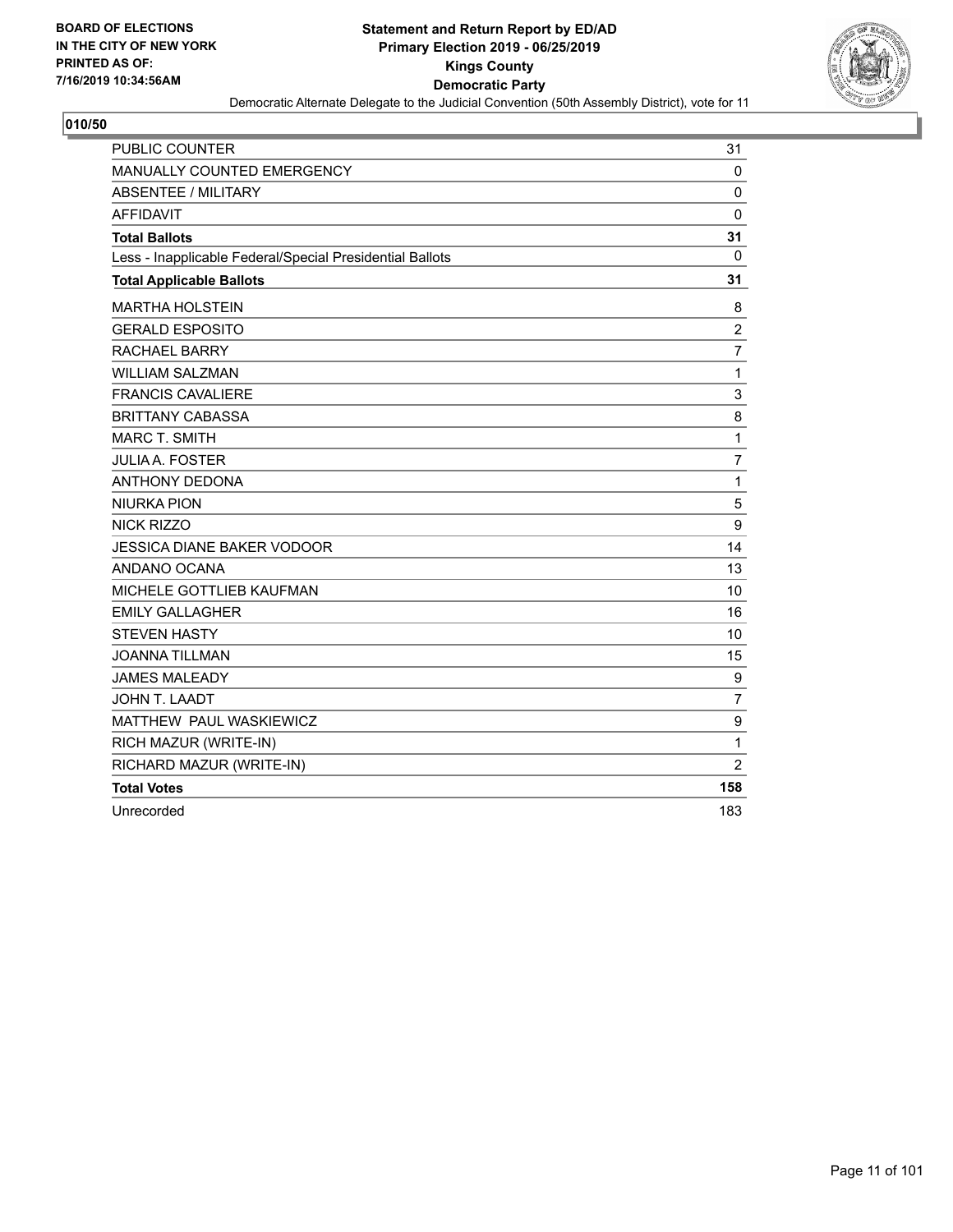BOARD OF ELECTIONS
IN THE CITY OF NEW YORK
PRINTED AS OF:
7/16/2019 10:34:56AM

**Statement and Return Report by ED/AD**
**Primary Election 2019 - 06/25/2019**
**Kings County**
**Democratic Party**
Democratic Alternate Delegate to the Judicial Convention (50th Assembly District), vote for 11

## 010/50

| | |
|---|---|
| PUBLIC COUNTER | 31 |
| MANUALLY COUNTED EMERGENCY | 0 |
| ABSENTEE / MILITARY | 0 |
| AFFIDAVIT | 0 |
| **Total Ballots** | **31** |
| Less - Inapplicable Federal/Special Presidential Ballots | 0 |
| **Total Applicable Ballots** | **31** |
| MARTHA HOLSTEIN | 8 |
| GERALD ESPOSITO | 2 |
| RACHAEL BARRY | 7 |
| WILLIAM SALZMAN | 1 |
| FRANCIS CAVALIERE | 3 |
| BRITTANY CABASSA | 8 |
| MARC T. SMITH | 1 |
| JULIA A. FOSTER | 7 |
| ANTHONY DEDONA | 1 |
| NIURKA PION | 5 |
| NICK RIZZO | 9 |
| JESSICA DIANE BAKER VODOOR | 14 |
| ANDANO OCANA | 13 |
| MICHELE GOTTLIEB KAUFMAN | 10 |
| EMILY GALLAGHER | 16 |
| STEVEN HASTY | 10 |
| JOANNA TILLMAN | 15 |
| JAMES MALEADY | 9 |
| JOHN T. LAADT | 7 |
| MATTHEW PAUL WASKIEWICZ | 9 |
| RICH MAZUR (WRITE-IN) | 1 |
| RICHARD MAZUR (WRITE-IN) | 2 |
| **Total Votes** | **158** |
| Unrecorded | 183 |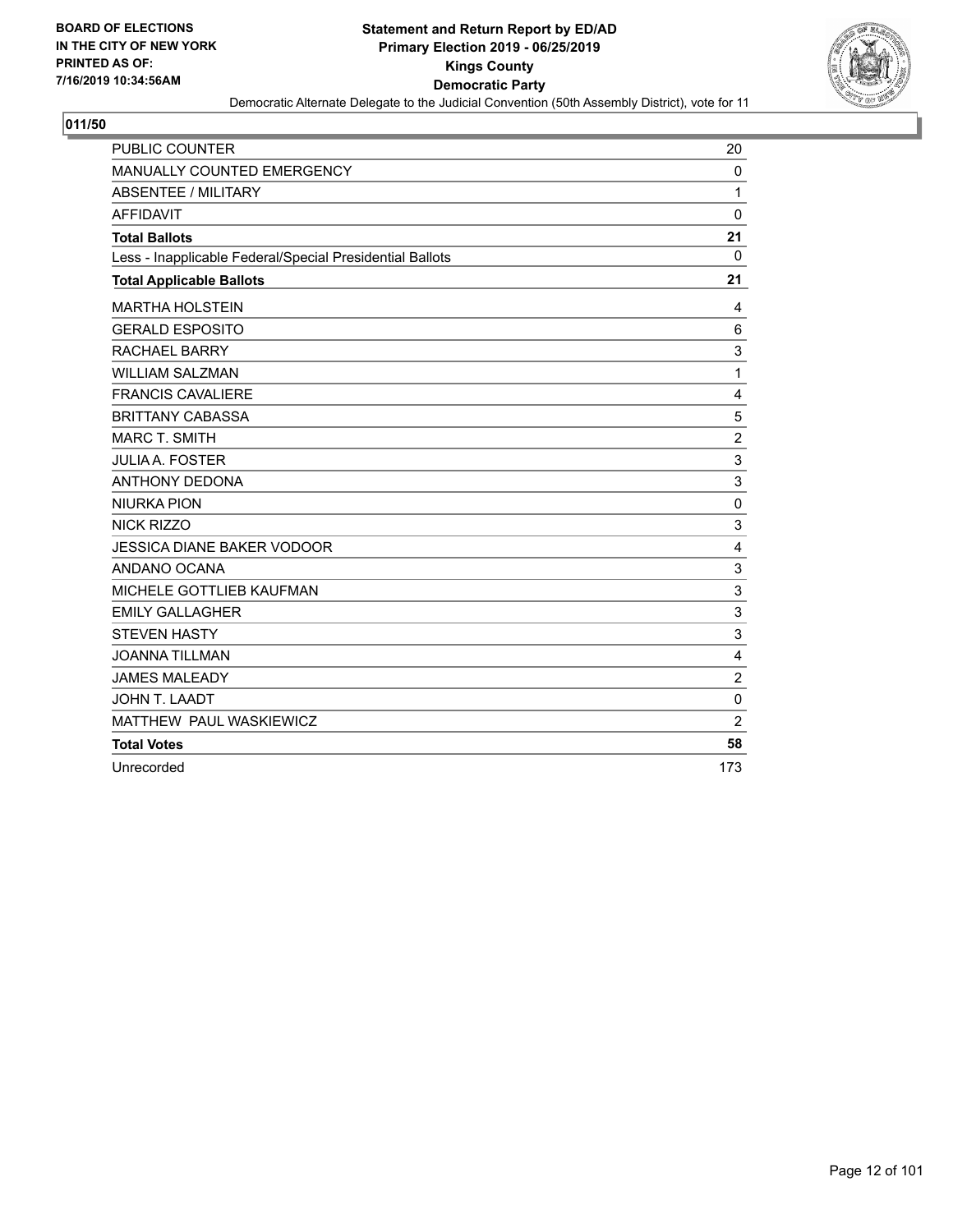BOARD OF ELECTIONS
IN THE CITY OF NEW YORK
PRINTED AS OF:
7/16/2019 10:34:56AM

**Statement and Return Report by ED/AD**
**Primary Election 2019 - 06/25/2019**
**Kings County**
**Democratic Party**
Democratic Alternate Delegate to the Judicial Convention (50th Assembly District), vote for 11

## 011/50

| | |
|---|---|
| PUBLIC COUNTER | 20 |
| MANUALLY COUNTED EMERGENCY | 0 |
| ABSENTEE / MILITARY | 1 |
| AFFIDAVIT | 0 |
| **Total Ballots** | **21** |
| Less - Inapplicable Federal/Special Presidential Ballots | 0 |
| **Total Applicable Ballots** | **21** |
| MARTHA HOLSTEIN | 4 |
| GERALD ESPOSITO | 6 |
| RACHAEL BARRY | 3 |
| WILLIAM SALZMAN | 1 |
| FRANCIS CAVALIERE | 4 |
| BRITTANY CABASSA | 5 |
| MARC T. SMITH | 2 |
| JULIA A. FOSTER | 3 |
| ANTHONY DEDONA | 3 |
| NIURKA PION | 0 |
| NICK RIZZO | 3 |
| JESSICA DIANE BAKER VODOOR | 4 |
| ANDANO OCANA | 3 |
| MICHELE GOTTLIEB KAUFMAN | 3 |
| EMILY GALLAGHER | 3 |
| STEVEN HASTY | 3 |
| JOANNA TILLMAN | 4 |
| JAMES MALEADY | 2 |
| JOHN T. LAADT | 0 |
| MATTHEW PAUL WASKIEWICZ | 2 |
| **Total Votes** | **58** |
| Unrecorded | 173 |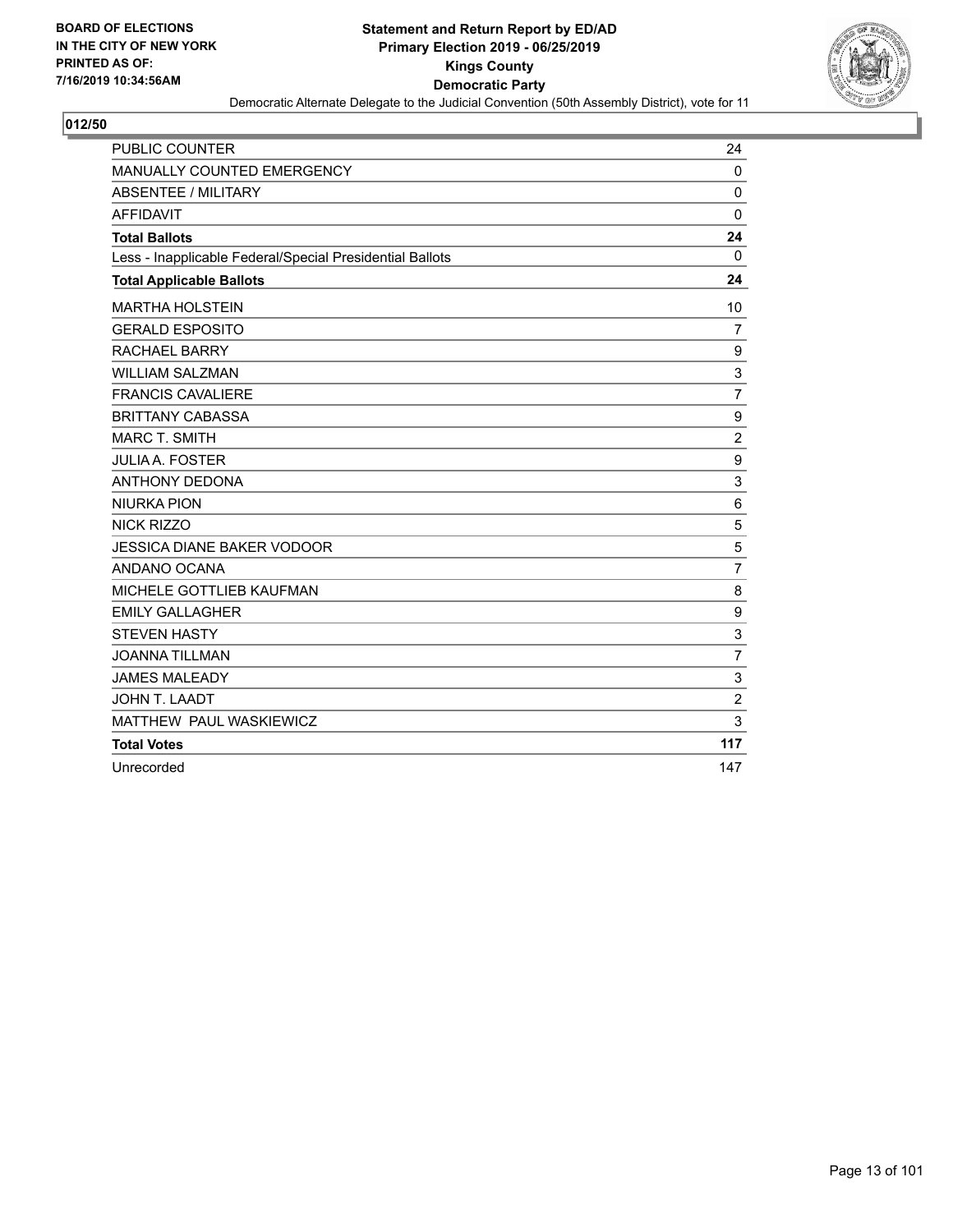BOARD OF ELECTIONS
IN THE CITY OF NEW YORK
PRINTED AS OF:
7/16/2019 10:34:56AM

**Statement and Return Report by ED/AD**
**Primary Election 2019 - 06/25/2019**
**Kings County**
**Democratic Party**
Democratic Alternate Delegate to the Judicial Convention (50th Assembly District), vote for 11

## 012/50

| | |
|---|---|
| PUBLIC COUNTER | 24 |
| MANUALLY COUNTED EMERGENCY | 0 |
| ABSENTEE / MILITARY | 0 |
| AFFIDAVIT | 0 |
| **Total Ballots** | **24** |
| Less - Inapplicable Federal/Special Presidential Ballots | 0 |
| **Total Applicable Ballots** | **24** |
| MARTHA HOLSTEIN | 10 |
| GERALD ESPOSITO | 7 |
| RACHAEL BARRY | 9 |
| WILLIAM SALZMAN | 3 |
| FRANCIS CAVALIERE | 7 |
| BRITTANY CABASSA | 9 |
| MARC T. SMITH | 2 |
| JULIA A. FOSTER | 9 |
| ANTHONY DEDONA | 3 |
| NIURKA PION | 6 |
| NICK RIZZO | 5 |
| JESSICA DIANE BAKER VODOOR | 5 |
| ANDANO OCANA | 7 |
| MICHELE GOTTLIEB KAUFMAN | 8 |
| EMILY GALLAGHER | 9 |
| STEVEN HASTY | 3 |
| JOANNA TILLMAN | 7 |
| JAMES MALEADY | 3 |
| JOHN T. LAADT | 2 |
| MATTHEW PAUL WASKIEWICZ | 3 |
| **Total Votes** | **117** |
| Unrecorded | 147 |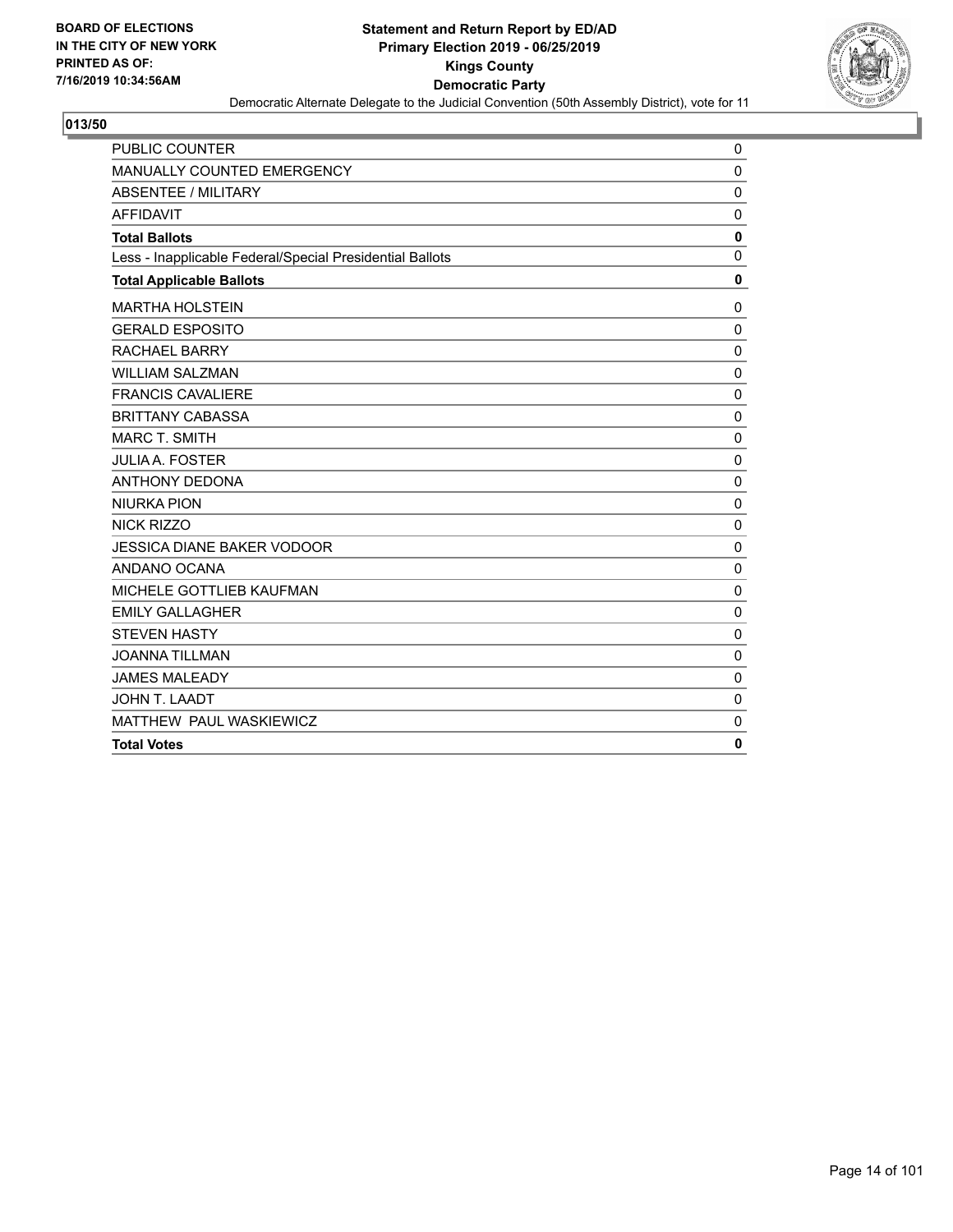BOARD OF ELECTIONS
IN THE CITY OF NEW YORK
PRINTED AS OF:
7/16/2019 10:34:56AM

**Statement and Return Report by ED/AD**
**Primary Election 2019 - 06/25/2019**
**Kings County**
**Democratic Party**
Democratic Alternate Delegate to the Judicial Convention (50th Assembly District), vote for 11

## 013/50

| | |
|---|---|
| PUBLIC COUNTER | 0 |
| MANUALLY COUNTED EMERGENCY | 0 |
| ABSENTEE / MILITARY | 0 |
| AFFIDAVIT | 0 |
| **Total Ballots** | **0** |
| Less - Inapplicable Federal/Special Presidential Ballots | 0 |
| **Total Applicable Ballots** | **0** |
| MARTHA HOLSTEIN | 0 |
| GERALD ESPOSITO | 0 |
| RACHAEL BARRY | 0 |
| WILLIAM SALZMAN | 0 |
| FRANCIS CAVALIERE | 0 |
| BRITTANY CABASSA | 0 |
| MARC T. SMITH | 0 |
| JULIA A. FOSTER | 0 |
| ANTHONY DEDONA | 0 |
| NIURKA PION | 0 |
| NICK RIZZO | 0 |
| JESSICA DIANE BAKER VODOOR | 0 |
| ANDANO OCANA | 0 |
| MICHELE GOTTLIEB KAUFMAN | 0 |
| EMILY GALLAGHER | 0 |
| STEVEN HASTY | 0 |
| JOANNA TILLMAN | 0 |
| JAMES MALEADY | 0 |
| JOHN T. LAADT | 0 |
| MATTHEW PAUL WASKIEWICZ | 0 |
| **Total Votes** | **0** |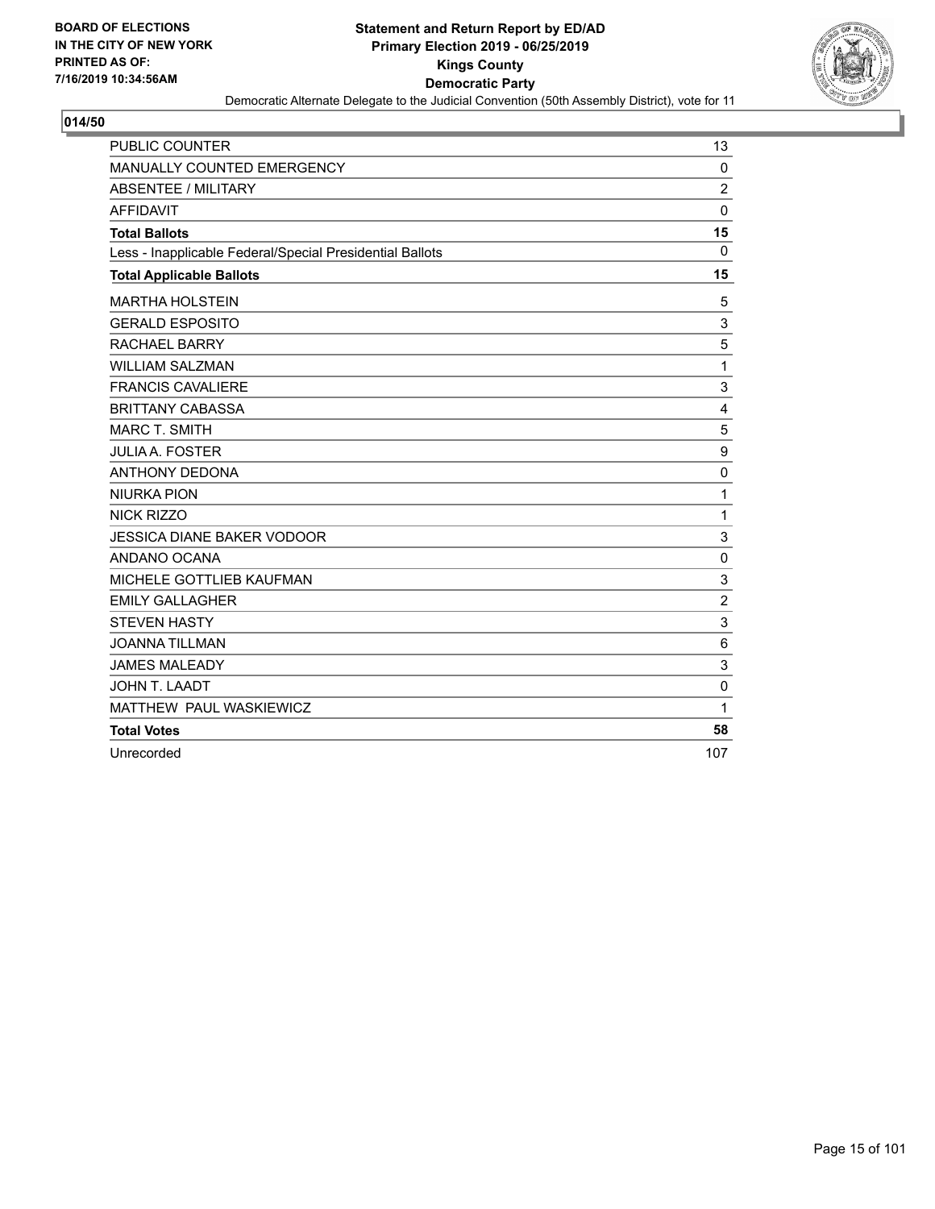**BOARD OF ELECTIONS IN THE CITY OF NEW YORK PRINTED AS OF: 7/16/2019 10:34:56AM**

**Statement and Return Report by ED/AD Primary Election 2019 - 06/25/2019 Kings County Democratic Party**

Democratic Alternate Delegate to the Judicial Convention (50th Assembly District), vote for 11

**014/50**

| | |
|---|---|
| PUBLIC COUNTER | 13 |
| MANUALLY COUNTED EMERGENCY | 0 |
| ABSENTEE / MILITARY | 2 |
| AFFIDAVIT | 0 |
| **Total Ballots** | **15** |
| Less - Inapplicable Federal/Special Presidential Ballots | 0 |
| **Total Applicable Ballots** | **15** |
| MARTHA HOLSTEIN | 5 |
| GERALD ESPOSITO | 3 |
| RACHAEL BARRY | 5 |
| WILLIAM SALZMAN | 1 |
| FRANCIS CAVALIERE | 3 |
| BRITTANY CABASSA | 4 |
| MARC T. SMITH | 5 |
| JULIA A. FOSTER | 9 |
| ANTHONY DEDONA | 0 |
| NIURKA PION | 1 |
| NICK RIZZO | 1 |
| JESSICA DIANE BAKER VODOOR | 3 |
| ANDANO OCANA | 0 |
| MICHELE GOTTLIEB KAUFMAN | 3 |
| EMILY GALLAGHER | 2 |
| STEVEN HASTY | 3 |
| JOANNA TILLMAN | 6 |
| JAMES MALEADY | 3 |
| JOHN T. LAADT | 0 |
| MATTHEW PAUL WASKIEWICZ | 1 |
| **Total Votes** | **58** |
| Unrecorded | 107 |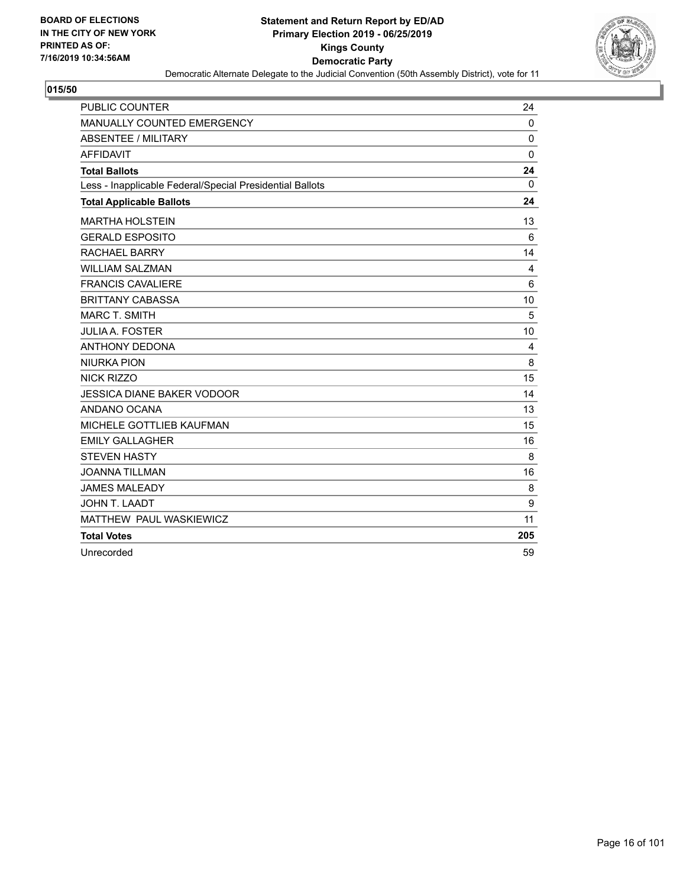BOARD OF ELECTIONS
IN THE CITY OF NEW YORK
PRINTED AS OF:
7/16/2019 10:34:56AM

**Statement and Return Report by ED/AD**
**Primary Election 2019 - 06/25/2019**
**Kings County**
**Democratic Party**
Democratic Alternate Delegate to the Judicial Convention (50th Assembly District), vote for 11

**015/50**

| | |
|---|---|
| PUBLIC COUNTER | 24 |
| MANUALLY COUNTED EMERGENCY | 0 |
| ABSENTEE / MILITARY | 0 |
| AFFIDAVIT | 0 |
| **Total Ballots** | **24** |
| Less - Inapplicable Federal/Special Presidential Ballots | 0 |
| **Total Applicable Ballots** | **24** |
| MARTHA HOLSTEIN | 13 |
| GERALD ESPOSITO | 6 |
| RACHAEL BARRY | 14 |
| WILLIAM SALZMAN | 4 |
| FRANCIS CAVALIERE | 6 |
| BRITTANY CABASSA | 10 |
| MARC T. SMITH | 5 |
| JULIA A. FOSTER | 10 |
| ANTHONY DEDONA | 4 |
| NIURKA PION | 8 |
| NICK RIZZO | 15 |
| JESSICA DIANE BAKER VODOOR | 14 |
| ANDANO OCANA | 13 |
| MICHELE GOTTLIEB KAUFMAN | 15 |
| EMILY GALLAGHER | 16 |
| STEVEN HASTY | 8 |
| JOANNA TILLMAN | 16 |
| JAMES MALEADY | 8 |
| JOHN T. LAADT | 9 |
| MATTHEW PAUL WASKIEWICZ | 11 |
| **Total Votes** | **205** |
| Unrecorded | 59 |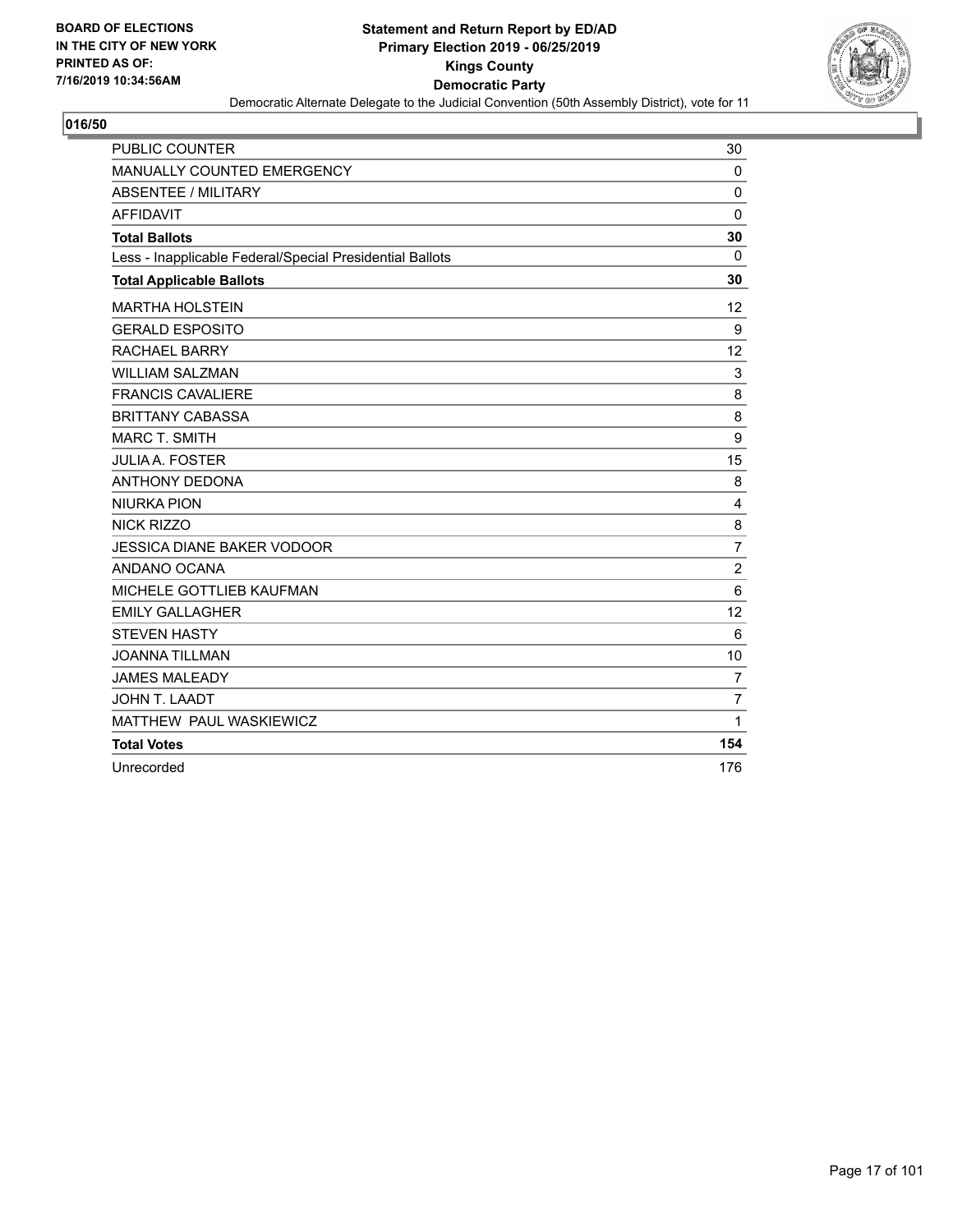**BOARD OF ELECTIONS IN THE CITY OF NEW YORK PRINTED AS OF: 7/16/2019 10:34:56AM**

# Statement and Return Report by ED/AD
## Primary Election 2019 - 06/25/2019
## Kings County
## Democratic Party

Democratic Alternate Delegate to the Judicial Convention (50th Assembly District), vote for 11

### 016/50

| | |
|---|---|
| PUBLIC COUNTER | 30 |
| MANUALLY COUNTED EMERGENCY | 0 |
| ABSENTEE / MILITARY | 0 |
| AFFIDAVIT | 0 |
| **Total Ballots** | **30** |
| Less - Inapplicable Federal/Special Presidential Ballots | 0 |
| **Total Applicable Ballots** | **30** |
| MARTHA HOLSTEIN | 12 |
| GERALD ESPOSITO | 9 |
| RACHAEL BARRY | 12 |
| WILLIAM SALZMAN | 3 |
| FRANCIS CAVALIERE | 8 |
| BRITTANY CABASSA | 8 |
| MARC T. SMITH | 9 |
| JULIA A. FOSTER | 15 |
| ANTHONY DEDONA | 8 |
| NIURKA PION | 4 |
| NICK RIZZO | 8 |
| JESSICA DIANE BAKER VODOOR | 7 |
| ANDANO OCANA | 2 |
| MICHELE GOTTLIEB KAUFMAN | 6 |
| EMILY GALLAGHER | 12 |
| STEVEN HASTY | 6 |
| JOANNA TILLMAN | 10 |
| JAMES MALEADY | 7 |
| JOHN T. LAADT | 7 |
| MATTHEW PAUL WASKIEWICZ | 1 |
| **Total Votes** | **154** |
| Unrecorded | 176 |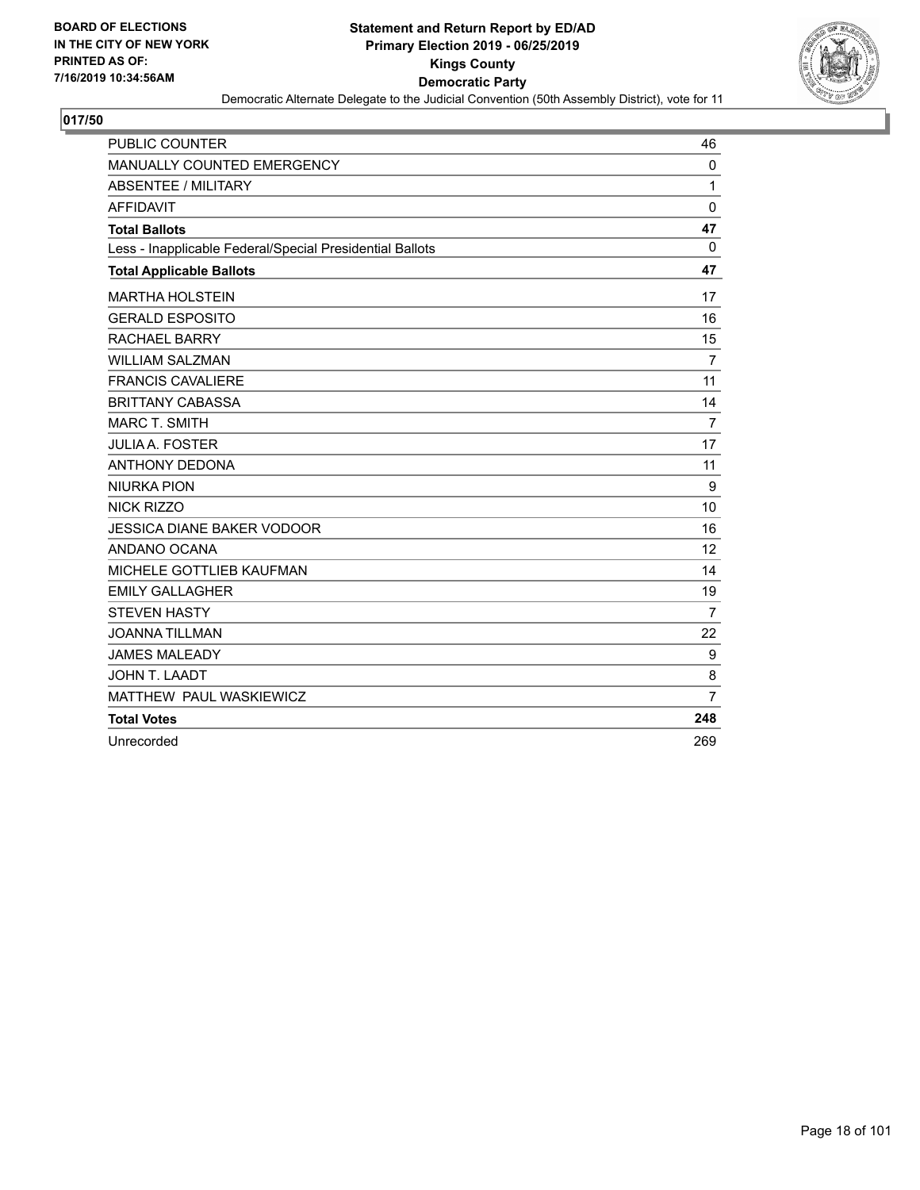BOARD OF ELECTIONS
IN THE CITY OF NEW YORK
PRINTED AS OF:
7/16/2019 10:34:56AM

**Statement and Return Report by ED/AD**
**Primary Election 2019 - 06/25/2019**
**Kings County**
**Democratic Party**
Democratic Alternate Delegate to the Judicial Convention (50th Assembly District), vote for 11

## 017/50

| | |
|---|---|
| PUBLIC COUNTER | 46 |
| MANUALLY COUNTED EMERGENCY | 0 |
| ABSENTEE / MILITARY | 1 |
| AFFIDAVIT | 0 |
| **Total Ballots** | **47** |
| Less - Inapplicable Federal/Special Presidential Ballots | 0 |
| **Total Applicable Ballots** | **47** |
| MARTHA HOLSTEIN | 17 |
| GERALD ESPOSITO | 16 |
| RACHAEL BARRY | 15 |
| WILLIAM SALZMAN | 7 |
| FRANCIS CAVALIERE | 11 |
| BRITTANY CABASSA | 14 |
| MARC T. SMITH | 7 |
| JULIA A. FOSTER | 17 |
| ANTHONY DEDONA | 11 |
| NIURKA PION | 9 |
| NICK RIZZO | 10 |
| JESSICA DIANE BAKER VODOOR | 16 |
| ANDANO OCANA | 12 |
| MICHELE GOTTLIEB KAUFMAN | 14 |
| EMILY GALLAGHER | 19 |
| STEVEN HASTY | 7 |
| JOANNA TILLMAN | 22 |
| JAMES MALEADY | 9 |
| JOHN T. LAADT | 8 |
| MATTHEW PAUL WASKIEWICZ | 7 |
| **Total Votes** | **248** |
| Unrecorded | 269 |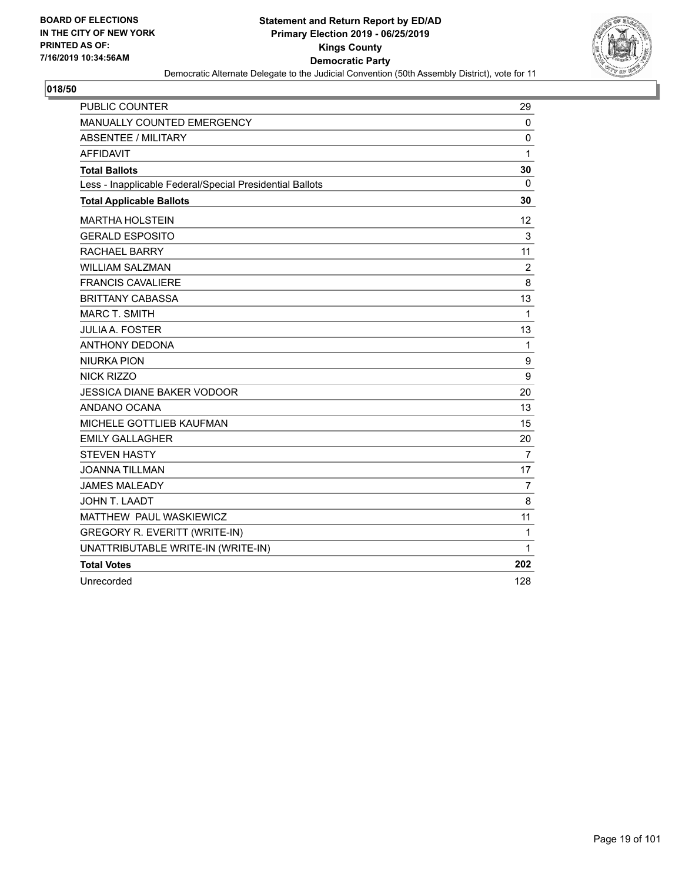BOARD OF ELECTIONS
IN THE CITY OF NEW YORK
PRINTED AS OF:
7/16/2019 10:34:56AM

**Statement and Return Report by ED/AD**
**Primary Election 2019 - 06/25/2019**
**Kings County**
**Democratic Party**
Democratic Alternate Delegate to the Judicial Convention (50th Assembly District), vote for 11

## 018/50

| | |
|---|---|
| PUBLIC COUNTER | 29 |
| MANUALLY COUNTED EMERGENCY | 0 |
| ABSENTEE / MILITARY | 0 |
| AFFIDAVIT | 1 |
| **Total Ballots** | **30** |
| Less - Inapplicable Federal/Special Presidential Ballots | 0 |
| **Total Applicable Ballots** | **30** |
| MARTHA HOLSTEIN | 12 |
| GERALD ESPOSITO | 3 |
| RACHAEL BARRY | 11 |
| WILLIAM SALZMAN | 2 |
| FRANCIS CAVALIERE | 8 |
| BRITTANY CABASSA | 13 |
| MARC T. SMITH | 1 |
| JULIA A. FOSTER | 13 |
| ANTHONY DEDONA | 1 |
| NIURKA PION | 9 |
| NICK RIZZO | 9 |
| JESSICA DIANE BAKER VODOOR | 20 |
| ANDANO OCANA | 13 |
| MICHELE GOTTLIEB KAUFMAN | 15 |
| EMILY GALLAGHER | 20 |
| STEVEN HASTY | 7 |
| JOANNA TILLMAN | 17 |
| JAMES MALEADY | 7 |
| JOHN T. LAADT | 8 |
| MATTHEW PAUL WASKIEWICZ | 11 |
| GREGORY R. EVERITT (WRITE-IN) | 1 |
| UNATTRIBUTABLE WRITE-IN (WRITE-IN) | 1 |
| **Total Votes** | **202** |
| Unrecorded | 128 |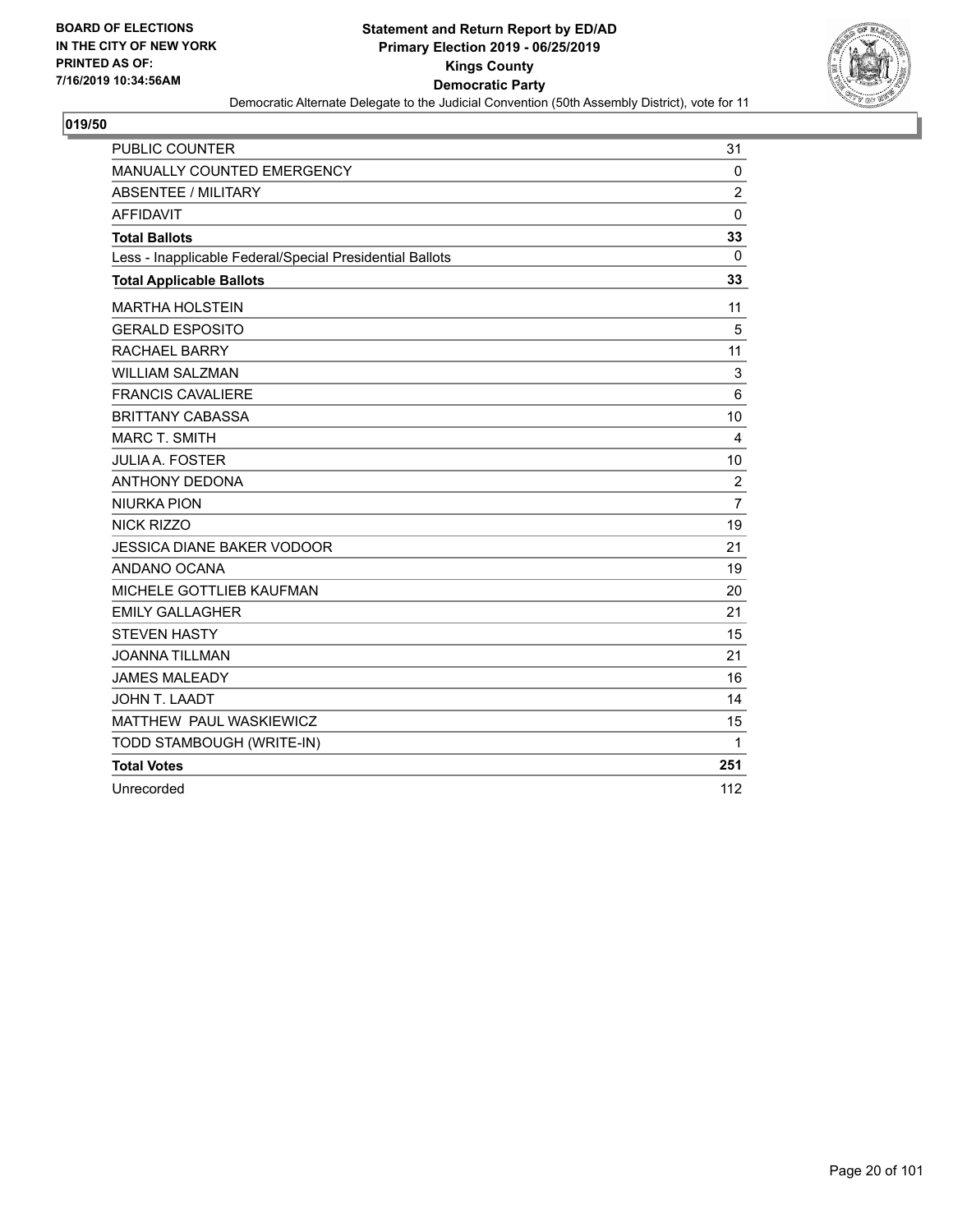BOARD OF ELECTIONS
IN THE CITY OF NEW YORK
PRINTED AS OF:
7/16/2019 10:34:56AM

**Statement and Return Report by ED/AD**
**Primary Election 2019 - 06/25/2019**
**Kings County**
**Democratic Party**
Democratic Alternate Delegate to the Judicial Convention (50th Assembly District), vote for 11

**019/50**

| | |
|---|---|
| PUBLIC COUNTER | 31 |
| MANUALLY COUNTED EMERGENCY | 0 |
| ABSENTEE / MILITARY | 2 |
| AFFIDAVIT | 0 |
| **Total Ballots** | **33** |
| Less - Inapplicable Federal/Special Presidential Ballots | 0 |
| **Total Applicable Ballots** | **33** |
| MARTHA HOLSTEIN | 11 |
| GERALD ESPOSITO | 5 |
| RACHAEL BARRY | 11 |
| WILLIAM SALZMAN | 3 |
| FRANCIS CAVALIERE | 6 |
| BRITTANY CABASSA | 10 |
| MARC T. SMITH | 4 |
| JULIA A. FOSTER | 10 |
| ANTHONY DEDONA | 2 |
| NIURKA PION | 7 |
| NICK RIZZO | 19 |
| JESSICA DIANE BAKER VODOOR | 21 |
| ANDANO OCANA | 19 |
| MICHELE GOTTLIEB KAUFMAN | 20 |
| EMILY GALLAGHER | 21 |
| STEVEN HASTY | 15 |
| JOANNA TILLMAN | 21 |
| JAMES MALEADY | 16 |
| JOHN T. LAADT | 14 |
| MATTHEW PAUL WASKIEWICZ | 15 |
| TODD STAMBOUGH (WRITE-IN) | 1 |
| **Total Votes** | **251** |
| Unrecorded | 112 |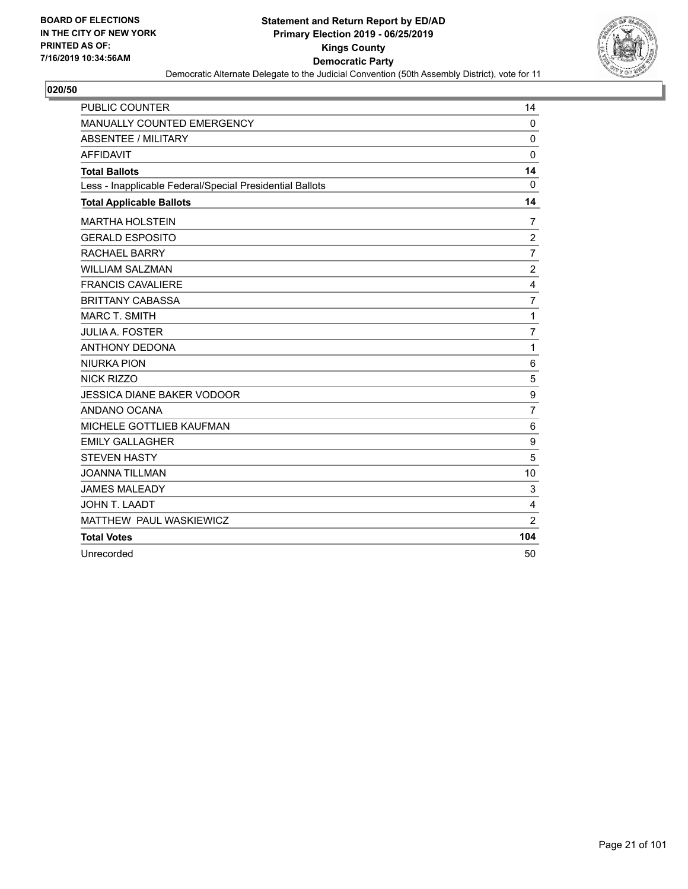BOARD OF ELECTIONS
IN THE CITY OF NEW YORK
PRINTED AS OF:
7/16/2019 10:34:56AM

**Statement and Return Report by ED/AD**
**Primary Election 2019 - 06/25/2019**
**Kings County**
**Democratic Party**
Democratic Alternate Delegate to the Judicial Convention (50th Assembly District), vote for 11

## 020/50

| | |
|---|---|
| PUBLIC COUNTER | 14 |
| MANUALLY COUNTED EMERGENCY | 0 |
| ABSENTEE / MILITARY | 0 |
| AFFIDAVIT | 0 |
| **Total Ballots** | **14** |
| Less - Inapplicable Federal/Special Presidential Ballots | 0 |
| **Total Applicable Ballots** | **14** |
| MARTHA HOLSTEIN | 7 |
| GERALD ESPOSITO | 2 |
| RACHAEL BARRY | 7 |
| WILLIAM SALZMAN | 2 |
| FRANCIS CAVALIERE | 4 |
| BRITTANY CABASSA | 7 |
| MARC T. SMITH | 1 |
| JULIA A. FOSTER | 7 |
| ANTHONY DEDONA | 1 |
| NIURKA PION | 6 |
| NICK RIZZO | 5 |
| JESSICA DIANE BAKER VODOOR | 9 |
| ANDANO OCANA | 7 |
| MICHELE GOTTLIEB KAUFMAN | 6 |
| EMILY GALLAGHER | 9 |
| STEVEN HASTY | 5 |
| JOANNA TILLMAN | 10 |
| JAMES MALEADY | 3 |
| JOHN T. LAADT | 4 |
| MATTHEW PAUL WASKIEWICZ | 2 |
| **Total Votes** | **104** |
| Unrecorded | 50 |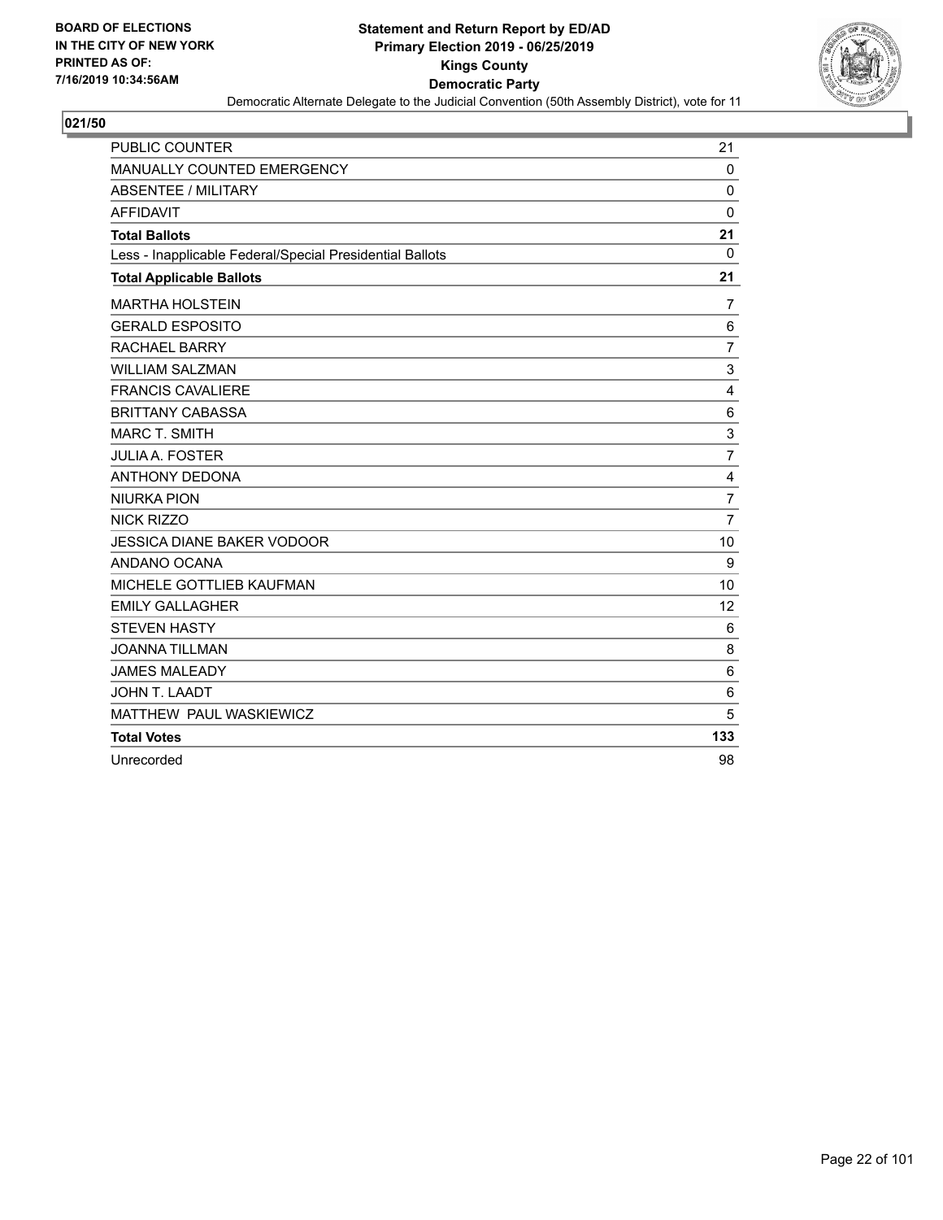**BOARD OF ELECTIONS IN THE CITY OF NEW YORK PRINTED AS OF: 7/16/2019 10:34:56AM**

**Statement and Return Report by ED/AD Primary Election 2019 - 06/25/2019 Kings County Democratic Party**

Democratic Alternate Delegate to the Judicial Convention (50th Assembly District), vote for 11

**021/50**

| | |
|---|---|
| PUBLIC COUNTER | 21 |
| MANUALLY COUNTED EMERGENCY | 0 |
| ABSENTEE / MILITARY | 0 |
| AFFIDAVIT | 0 |
| **Total Ballots** | **21** |
| Less - Inapplicable Federal/Special Presidential Ballots | 0 |
| **Total Applicable Ballots** | **21** |
| MARTHA HOLSTEIN | 7 |
| GERALD ESPOSITO | 6 |
| RACHAEL BARRY | 7 |
| WILLIAM SALZMAN | 3 |
| FRANCIS CAVALIERE | 4 |
| BRITTANY CABASSA | 6 |
| MARC T. SMITH | 3 |
| JULIA A. FOSTER | 7 |
| ANTHONY DEDONA | 4 |
| NIURKA PION | 7 |
| NICK RIZZO | 7 |
| JESSICA DIANE BAKER VODOOR | 10 |
| ANDANO OCANA | 9 |
| MICHELE GOTTLIEB KAUFMAN | 10 |
| EMILY GALLAGHER | 12 |
| STEVEN HASTY | 6 |
| JOANNA TILLMAN | 8 |
| JAMES MALEADY | 6 |
| JOHN T. LAADT | 6 |
| MATTHEW PAUL WASKIEWICZ | 5 |
| **Total Votes** | **133** |
| Unrecorded | 98 |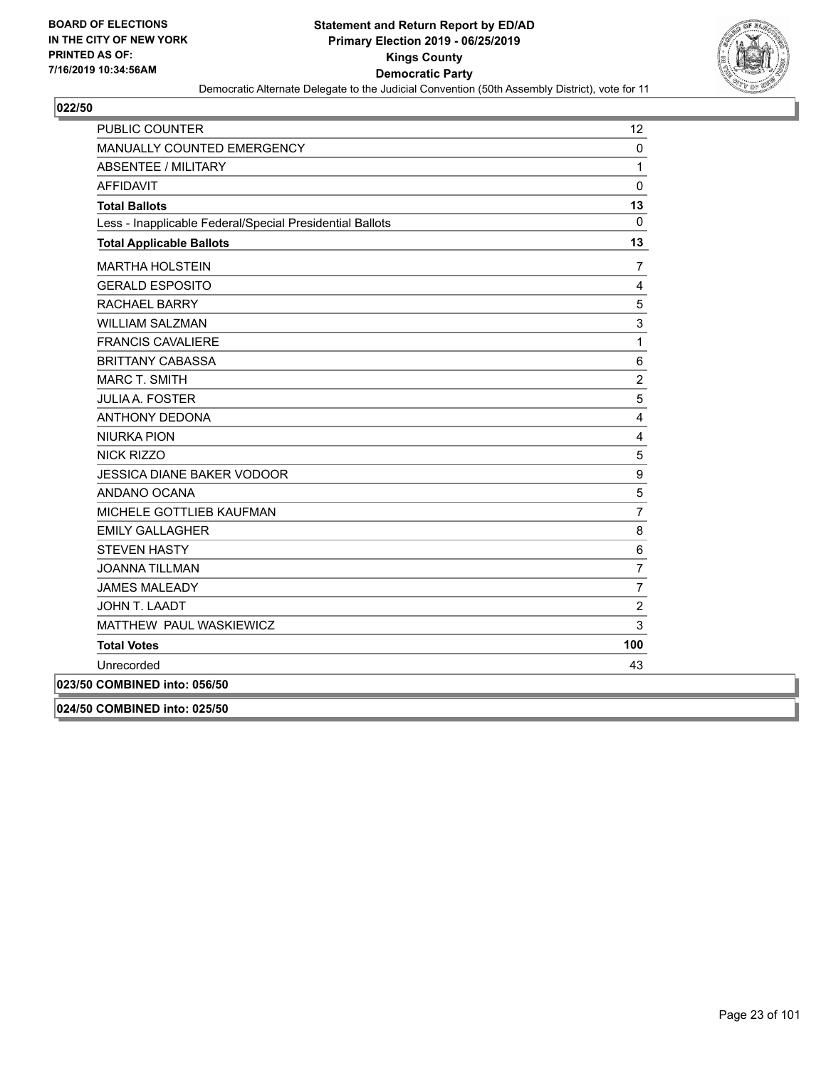BOARD OF ELECTIONS
IN THE CITY OF NEW YORK
PRINTED AS OF:
7/16/2019 10:34:56AM

**Statement and Return Report by ED/AD**
**Primary Election 2019 - 06/25/2019**
**Kings County**
**Democratic Party**
Democratic Alternate Delegate to the Judicial Convention (50th Assembly District), vote for 11

## 022/50

| | |
|---|---|
| PUBLIC COUNTER | 12 |
| MANUALLY COUNTED EMERGENCY | 0 |
| ABSENTEE / MILITARY | 1 |
| AFFIDAVIT | 0 |
| **Total Ballots** | **13** |
| Less - Inapplicable Federal/Special Presidential Ballots | 0 |
| **Total Applicable Ballots** | **13** |
| MARTHA HOLSTEIN | 7 |
| GERALD ESPOSITO | 4 |
| RACHAEL BARRY | 5 |
| WILLIAM SALZMAN | 3 |
| FRANCIS CAVALIERE | 1 |
| BRITTANY CABASSA | 6 |
| MARC T. SMITH | 2 |
| JULIA A. FOSTER | 5 |
| ANTHONY DEDONA | 4 |
| NIURKA PION | 4 |
| NICK RIZZO | 5 |
| JESSICA DIANE BAKER VODOOR | 9 |
| ANDANO OCANA | 5 |
| MICHELE GOTTLIEB KAUFMAN | 7 |
| EMILY GALLAGHER | 8 |
| STEVEN HASTY | 6 |
| JOANNA TILLMAN | 7 |
| JAMES MALEADY | 7 |
| JOHN T. LAADT | 2 |
| MATTHEW PAUL WASKIEWICZ | 3 |
| **Total Votes** | **100** |
| Unrecorded | 43 |

**023/50 COMBINED into: 056/50**

**024/50 COMBINED into: 025/50**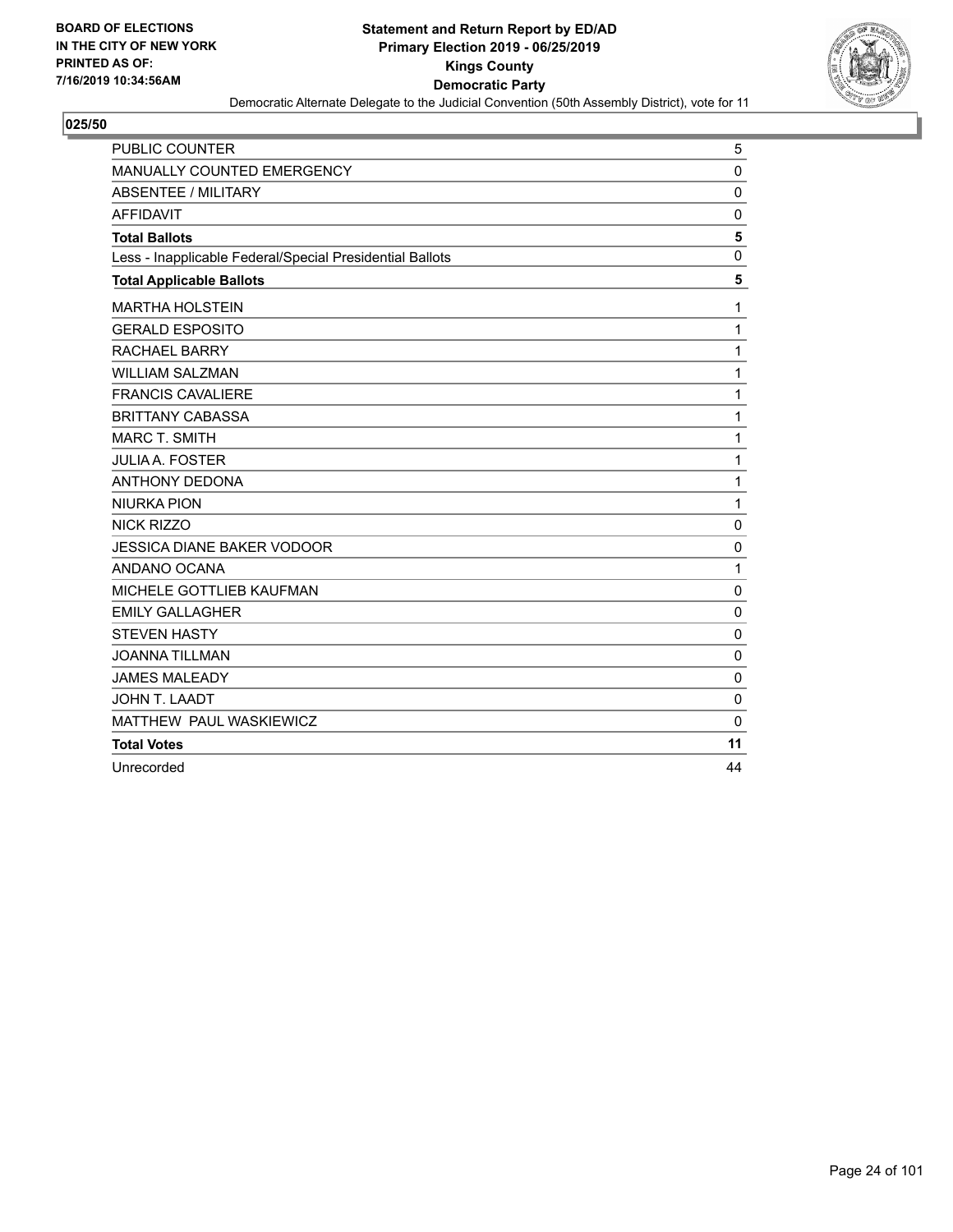**BOARD OF ELECTIONS IN THE CITY OF NEW YORK PRINTED AS OF: 7/16/2019 10:34:56AM**

**Statement and Return Report by ED/AD**
**Primary Election 2019 - 06/25/2019**
**Kings County**
**Democratic Party**
Democratic Alternate Delegate to the Judicial Convention (50th Assembly District), vote for 11

## 025/50

| | |
|---|---|
| PUBLIC COUNTER | 5 |
| MANUALLY COUNTED EMERGENCY | 0 |
| ABSENTEE / MILITARY | 0 |
| AFFIDAVIT | 0 |
| **Total Ballots** | **5** |
| Less - Inapplicable Federal/Special Presidential Ballots | 0 |
| **Total Applicable Ballots** | **5** |
| MARTHA HOLSTEIN | 1 |
| GERALD ESPOSITO | 1 |
| RACHAEL BARRY | 1 |
| WILLIAM SALZMAN | 1 |
| FRANCIS CAVALIERE | 1 |
| BRITTANY CABASSA | 1 |
| MARC T. SMITH | 1 |
| JULIA A. FOSTER | 1 |
| ANTHONY DEDONA | 1 |
| NIURKA PION | 1 |
| NICK RIZZO | 0 |
| JESSICA DIANE BAKER VODOOR | 0 |
| ANDANO OCANA | 1 |
| MICHELE GOTTLIEB KAUFMAN | 0 |
| EMILY GALLAGHER | 0 |
| STEVEN HASTY | 0 |
| JOANNA TILLMAN | 0 |
| JAMES MALEADY | 0 |
| JOHN T. LAADT | 0 |
| MATTHEW PAUL WASKIEWICZ | 0 |
| **Total Votes** | **11** |
| Unrecorded | 44 |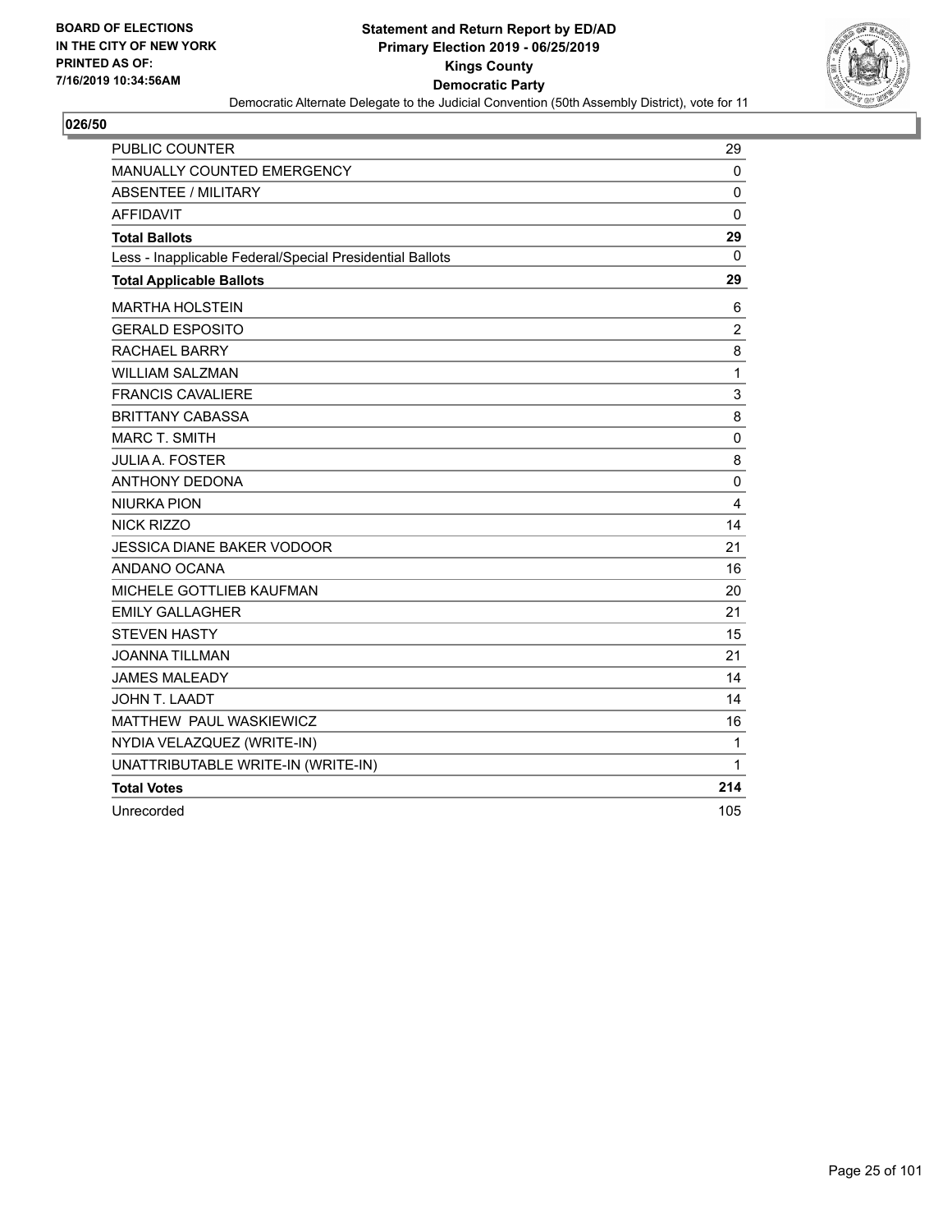**BOARD OF ELECTIONS IN THE CITY OF NEW YORK PRINTED AS OF: 7/16/2019 10:34:56AM**

**Statement and Return Report by ED/AD**
**Primary Election 2019 - 06/25/2019**
**Kings County**
**Democratic Party**
Democratic Alternate Delegate to the Judicial Convention (50th Assembly District), vote for 11

## 026/50

| | |
|---|---|
| PUBLIC COUNTER | 29 |
| MANUALLY COUNTED EMERGENCY | 0 |
| ABSENTEE / MILITARY | 0 |
| AFFIDAVIT | 0 |
| **Total Ballots** | **29** |
| Less - Inapplicable Federal/Special Presidential Ballots | 0 |
| **Total Applicable Ballots** | **29** |
| MARTHA HOLSTEIN | 6 |
| GERALD ESPOSITO | 2 |
| RACHAEL BARRY | 8 |
| WILLIAM SALZMAN | 1 |
| FRANCIS CAVALIERE | 3 |
| BRITTANY CABASSA | 8 |
| MARC T. SMITH | 0 |
| JULIA A. FOSTER | 8 |
| ANTHONY DEDONA | 0 |
| NIURKA PION | 4 |
| NICK RIZZO | 14 |
| JESSICA DIANE BAKER VODOOR | 21 |
| ANDANO OCANA | 16 |
| MICHELE GOTTLIEB KAUFMAN | 20 |
| EMILY GALLAGHER | 21 |
| STEVEN HASTY | 15 |
| JOANNA TILLMAN | 21 |
| JAMES MALEADY | 14 |
| JOHN T. LAADT | 14 |
| MATTHEW PAUL WASKIEWICZ | 16 |
| NYDIA VELAZQUEZ (WRITE-IN) | 1 |
| UNATTRIBUTABLE WRITE-IN (WRITE-IN) | 1 |
| **Total Votes** | **214** |
| Unrecorded | 105 |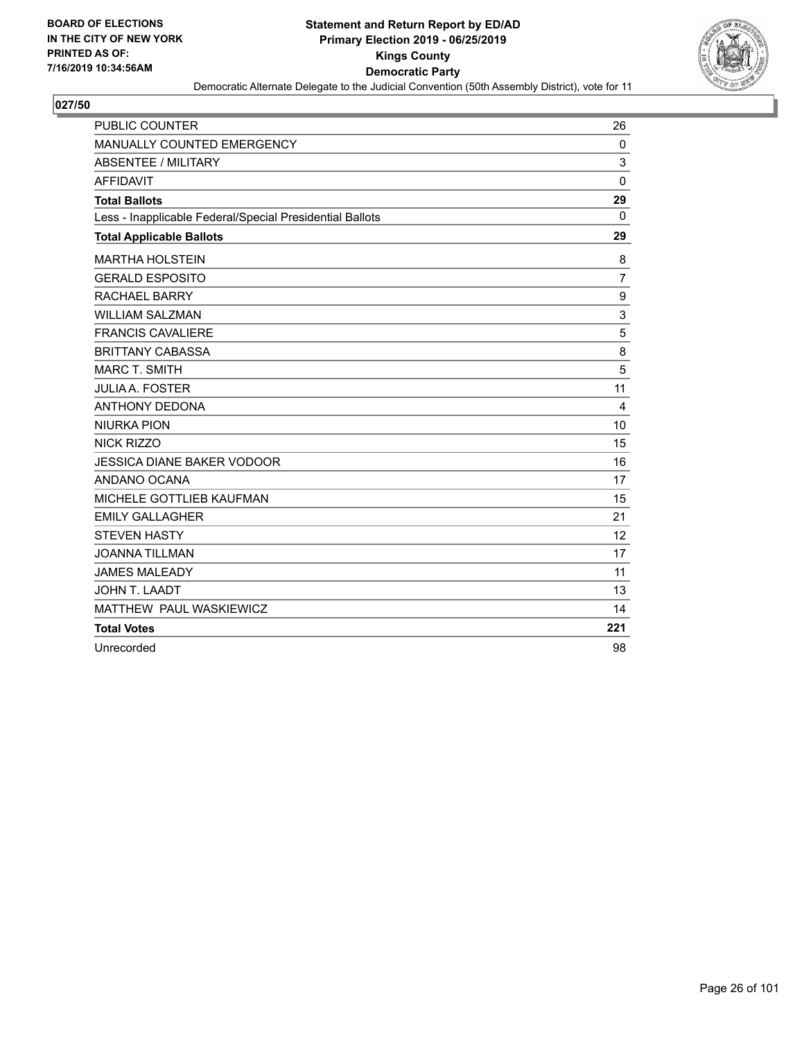BOARD OF ELECTIONS
IN THE CITY OF NEW YORK
PRINTED AS OF:
7/16/2019 10:34:56AM

**Statement and Return Report by ED/AD**
**Primary Election 2019 - 06/25/2019**
**Kings County**
**Democratic Party**
Democratic Alternate Delegate to the Judicial Convention (50th Assembly District), vote for 11

## 027/50

| | |
|---|---|
| PUBLIC COUNTER | 26 |
| MANUALLY COUNTED EMERGENCY | 0 |
| ABSENTEE / MILITARY | 3 |
| AFFIDAVIT | 0 |
| **Total Ballots** | **29** |
| Less - Inapplicable Federal/Special Presidential Ballots | 0 |
| **Total Applicable Ballots** | **29** |
| MARTHA HOLSTEIN | 8 |
| GERALD ESPOSITO | 7 |
| RACHAEL BARRY | 9 |
| WILLIAM SALZMAN | 3 |
| FRANCIS CAVALIERE | 5 |
| BRITTANY CABASSA | 8 |
| MARC T. SMITH | 5 |
| JULIA A. FOSTER | 11 |
| ANTHONY DEDONA | 4 |
| NIURKA PION | 10 |
| NICK RIZZO | 15 |
| JESSICA DIANE BAKER VODOOR | 16 |
| ANDANO OCANA | 17 |
| MICHELE GOTTLIEB KAUFMAN | 15 |
| EMILY GALLAGHER | 21 |
| STEVEN HASTY | 12 |
| JOANNA TILLMAN | 17 |
| JAMES MALEADY | 11 |
| JOHN T. LAADT | 13 |
| MATTHEW PAUL WASKIEWICZ | 14 |
| **Total Votes** | **221** |
| Unrecorded | 98 |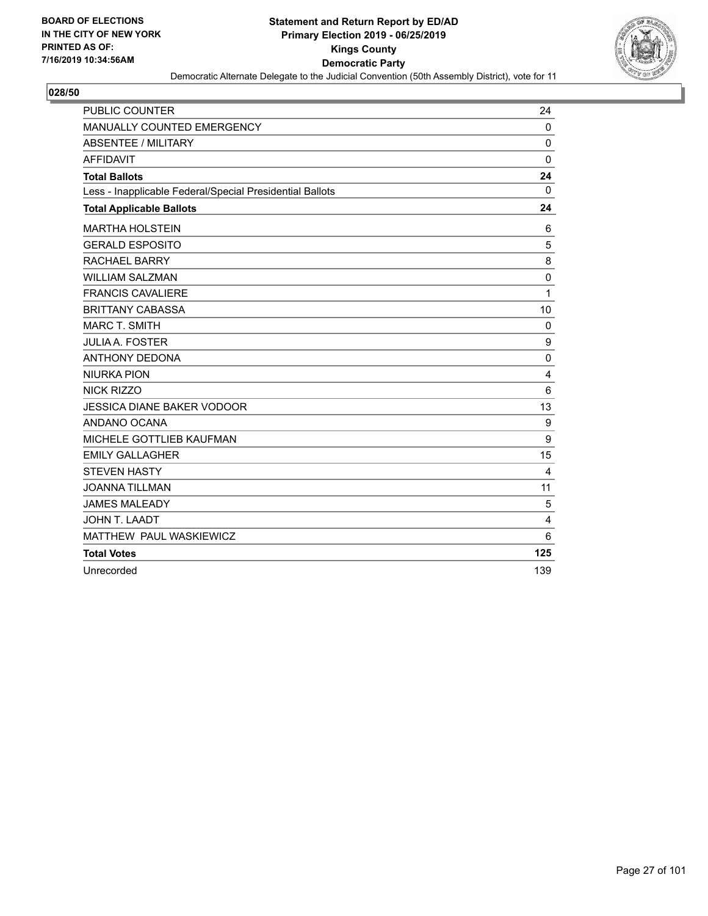BOARD OF ELECTIONS
IN THE CITY OF NEW YORK
PRINTED AS OF:
7/16/2019 10:34:56AM

**Statement and Return Report by ED/AD**
**Primary Election 2019 - 06/25/2019**
**Kings County**
**Democratic Party**
Democratic Alternate Delegate to the Judicial Convention (50th Assembly District), vote for 11

**028/50**

| | |
|---|---|
| PUBLIC COUNTER | 24 |
| MANUALLY COUNTED EMERGENCY | 0 |
| ABSENTEE / MILITARY | 0 |
| AFFIDAVIT | 0 |
| **Total Ballots** | **24** |
| Less - Inapplicable Federal/Special Presidential Ballots | 0 |
| **Total Applicable Ballots** | **24** |
| MARTHA HOLSTEIN | 6 |
| GERALD ESPOSITO | 5 |
| RACHAEL BARRY | 8 |
| WILLIAM SALZMAN | 0 |
| FRANCIS CAVALIERE | 1 |
| BRITTANY CABASSA | 10 |
| MARC T. SMITH | 0 |
| JULIA A. FOSTER | 9 |
| ANTHONY DEDONA | 0 |
| NIURKA PION | 4 |
| NICK RIZZO | 6 |
| JESSICA DIANE BAKER VODOOR | 13 |
| ANDANO OCANA | 9 |
| MICHELE GOTTLIEB KAUFMAN | 9 |
| EMILY GALLAGHER | 15 |
| STEVEN HASTY | 4 |
| JOANNA TILLMAN | 11 |
| JAMES MALEADY | 5 |
| JOHN T. LAADT | 4 |
| MATTHEW PAUL WASKIEWICZ | 6 |
| **Total Votes** | **125** |
| Unrecorded | 139 |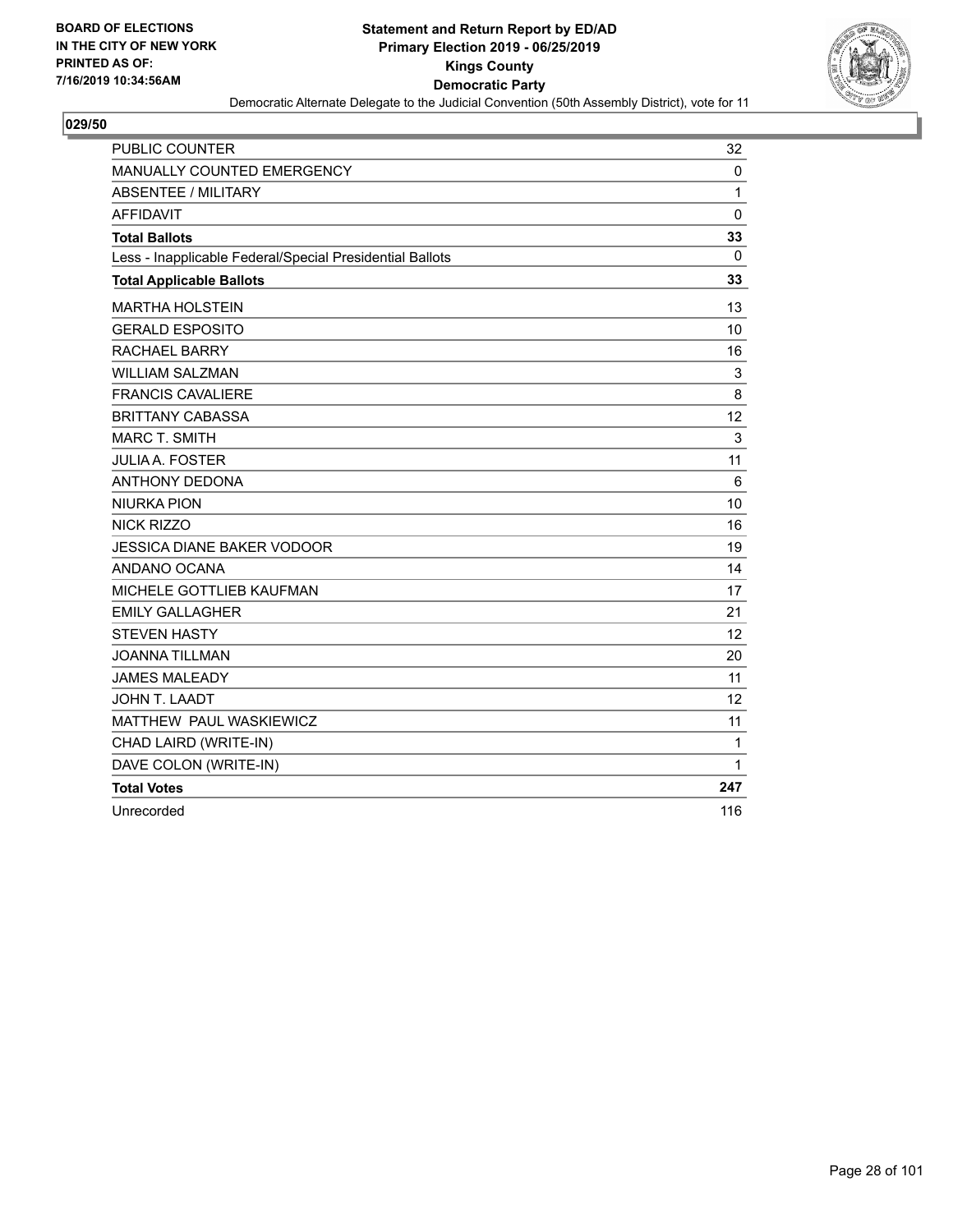BOARD OF ELECTIONS
IN THE CITY OF NEW YORK
PRINTED AS OF:
7/16/2019 10:34:56AM

**Statement and Return Report by ED/AD**
**Primary Election 2019 - 06/25/2019**
**Kings County**
**Democratic Party**
Democratic Alternate Delegate to the Judicial Convention (50th Assembly District), vote for 11

**029/50**

| | |
|---|---|
| PUBLIC COUNTER | 32 |
| MANUALLY COUNTED EMERGENCY | 0 |
| ABSENTEE / MILITARY | 1 |
| AFFIDAVIT | 0 |
| **Total Ballots** | **33** |
| Less - Inapplicable Federal/Special Presidential Ballots | 0 |
| **Total Applicable Ballots** | **33** |
| MARTHA HOLSTEIN | 13 |
| GERALD ESPOSITO | 10 |
| RACHAEL BARRY | 16 |
| WILLIAM SALZMAN | 3 |
| FRANCIS CAVALIERE | 8 |
| BRITTANY CABASSA | 12 |
| MARC T. SMITH | 3 |
| JULIA A. FOSTER | 11 |
| ANTHONY DEDONA | 6 |
| NIURKA PION | 10 |
| NICK RIZZO | 16 |
| JESSICA DIANE BAKER VODOOR | 19 |
| ANDANO OCANA | 14 |
| MICHELE GOTTLIEB KAUFMAN | 17 |
| EMILY GALLAGHER | 21 |
| STEVEN HASTY | 12 |
| JOANNA TILLMAN | 20 |
| JAMES MALEADY | 11 |
| JOHN T. LAADT | 12 |
| MATTHEW PAUL WASKIEWICZ | 11 |
| CHAD LAIRD (WRITE-IN) | 1 |
| DAVE COLON (WRITE-IN) | 1 |
| **Total Votes** | **247** |
| Unrecorded | 116 |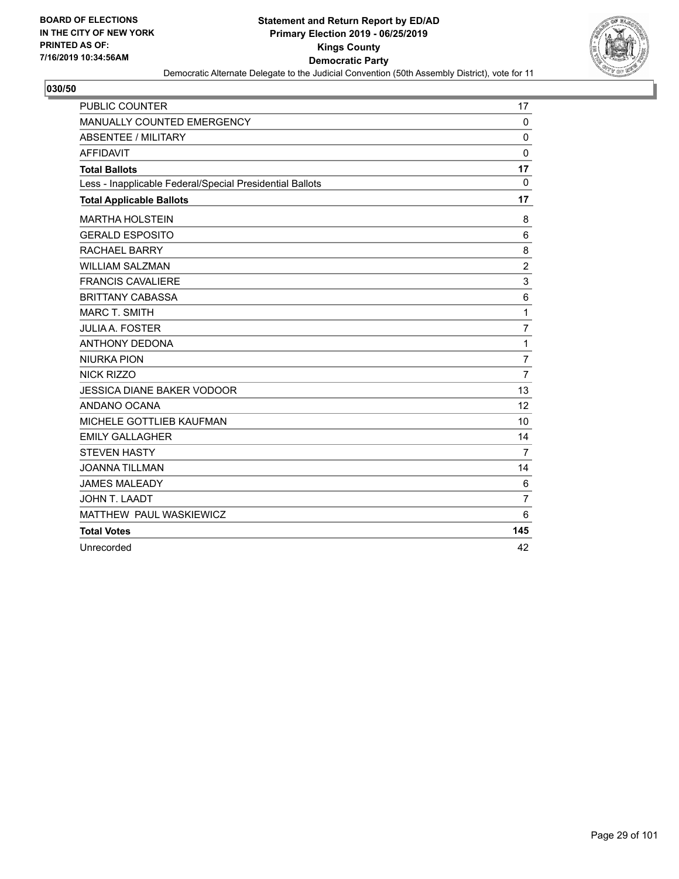BOARD OF ELECTIONS
IN THE CITY OF NEW YORK
PRINTED AS OF:
7/16/2019 10:34:56AM

**Statement and Return Report by ED/AD**
**Primary Election 2019 - 06/25/2019**
**Kings County**
**Democratic Party**
Democratic Alternate Delegate to the Judicial Convention (50th Assembly District), vote for 11

**030/50**

| | |
|---|---|
| PUBLIC COUNTER | 17 |
| MANUALLY COUNTED EMERGENCY | 0 |
| ABSENTEE / MILITARY | 0 |
| AFFIDAVIT | 0 |
| **Total Ballots** | **17** |
| Less - Inapplicable Federal/Special Presidential Ballots | 0 |
| **Total Applicable Ballots** | **17** |
| MARTHA HOLSTEIN | 8 |
| GERALD ESPOSITO | 6 |
| RACHAEL BARRY | 8 |
| WILLIAM SALZMAN | 2 |
| FRANCIS CAVALIERE | 3 |
| BRITTANY CABASSA | 6 |
| MARC T. SMITH | 1 |
| JULIA A. FOSTER | 7 |
| ANTHONY DEDONA | 1 |
| NIURKA PION | 7 |
| NICK RIZZO | 7 |
| JESSICA DIANE BAKER VODOOR | 13 |
| ANDANO OCANA | 12 |
| MICHELE GOTTLIEB KAUFMAN | 10 |
| EMILY GALLAGHER | 14 |
| STEVEN HASTY | 7 |
| JOANNA TILLMAN | 14 |
| JAMES MALEADY | 6 |
| JOHN T. LAADT | 7 |
| MATTHEW PAUL WASKIEWICZ | 6 |
| **Total Votes** | **145** |
| Unrecorded | 42 |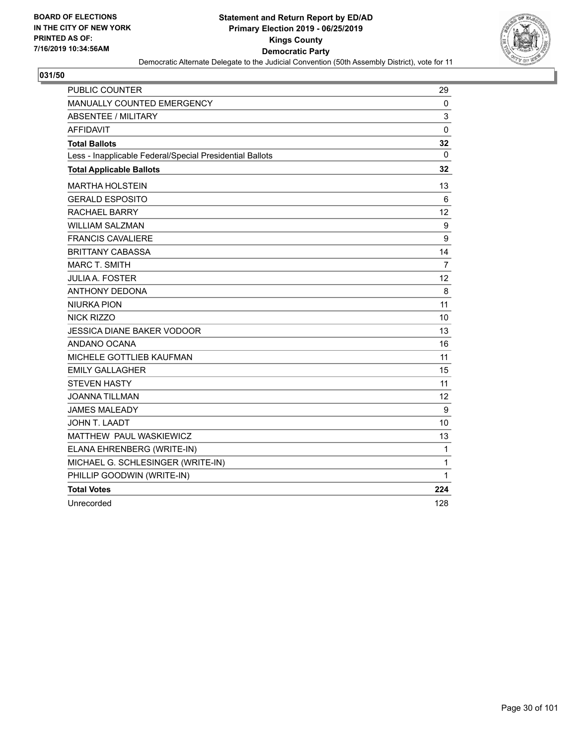**BOARD OF ELECTIONS IN THE CITY OF NEW YORK PRINTED AS OF: 7/16/2019 10:34:56AM**

**Statement and Return Report by ED/AD**
**Primary Election 2019 - 06/25/2019**
**Kings County**
**Democratic Party**
Democratic Alternate Delegate to the Judicial Convention (50th Assembly District), vote for 11

## 031/50

| | |
|---|---|
| PUBLIC COUNTER | 29 |
| MANUALLY COUNTED EMERGENCY | 0 |
| ABSENTEE / MILITARY | 3 |
| AFFIDAVIT | 0 |
| **Total Ballots** | **32** |
| Less - Inapplicable Federal/Special Presidential Ballots | 0 |
| **Total Applicable Ballots** | **32** |
| MARTHA HOLSTEIN | 13 |
| GERALD ESPOSITO | 6 |
| RACHAEL BARRY | 12 |
| WILLIAM SALZMAN | 9 |
| FRANCIS CAVALIERE | 9 |
| BRITTANY CABASSA | 14 |
| MARC T. SMITH | 7 |
| JULIA A. FOSTER | 12 |
| ANTHONY DEDONA | 8 |
| NIURKA PION | 11 |
| NICK RIZZO | 10 |
| JESSICA DIANE BAKER VODOOR | 13 |
| ANDANO OCANA | 16 |
| MICHELE GOTTLIEB KAUFMAN | 11 |
| EMILY GALLAGHER | 15 |
| STEVEN HASTY | 11 |
| JOANNA TILLMAN | 12 |
| JAMES MALEADY | 9 |
| JOHN T. LAADT | 10 |
| MATTHEW PAUL WASKIEWICZ | 13 |
| ELANA EHRENBERG (WRITE-IN) | 1 |
| MICHAEL G. SCHLESINGER (WRITE-IN) | 1 |
| PHILLIP GOODWIN (WRITE-IN) | 1 |
| **Total Votes** | **224** |
| Unrecorded | 128 |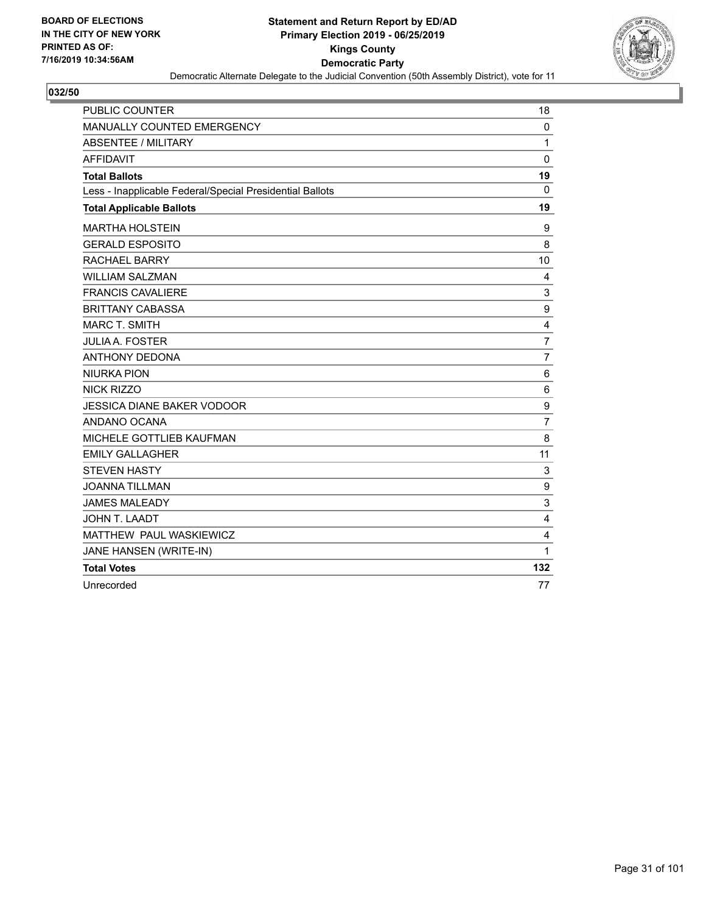BOARD OF ELECTIONS IN THE CITY OF NEW YORK PRINTED AS OF: 7/16/2019 10:34:56AM

**Statement and Return Report by ED/AD**
**Primary Election 2019 - 06/25/2019**
**Kings County**
**Democratic Party**
Democratic Alternate Delegate to the Judicial Convention (50th Assembly District), vote for 11

## 032/50

| | |
|---|---|
| PUBLIC COUNTER | 18 |
| MANUALLY COUNTED EMERGENCY | 0 |
| ABSENTEE / MILITARY | 1 |
| AFFIDAVIT | 0 |
| **Total Ballots** | **19** |
| Less - Inapplicable Federal/Special Presidential Ballots | 0 |
| **Total Applicable Ballots** | **19** |
| MARTHA HOLSTEIN | 9 |
| GERALD ESPOSITO | 8 |
| RACHAEL BARRY | 10 |
| WILLIAM SALZMAN | 4 |
| FRANCIS CAVALIERE | 3 |
| BRITTANY CABASSA | 9 |
| MARC T. SMITH | 4 |
| JULIA A. FOSTER | 7 |
| ANTHONY DEDONA | 7 |
| NIURKA PION | 6 |
| NICK RIZZO | 6 |
| JESSICA DIANE BAKER VODOOR | 9 |
| ANDANO OCANA | 7 |
| MICHELE GOTTLIEB KAUFMAN | 8 |
| EMILY GALLAGHER | 11 |
| STEVEN HASTY | 3 |
| JOANNA TILLMAN | 9 |
| JAMES MALEADY | 3 |
| JOHN T. LAADT | 4 |
| MATTHEW PAUL WASKIEWICZ | 4 |
| JANE HANSEN (WRITE-IN) | 1 |
| **Total Votes** | **132** |
| Unrecorded | 77 |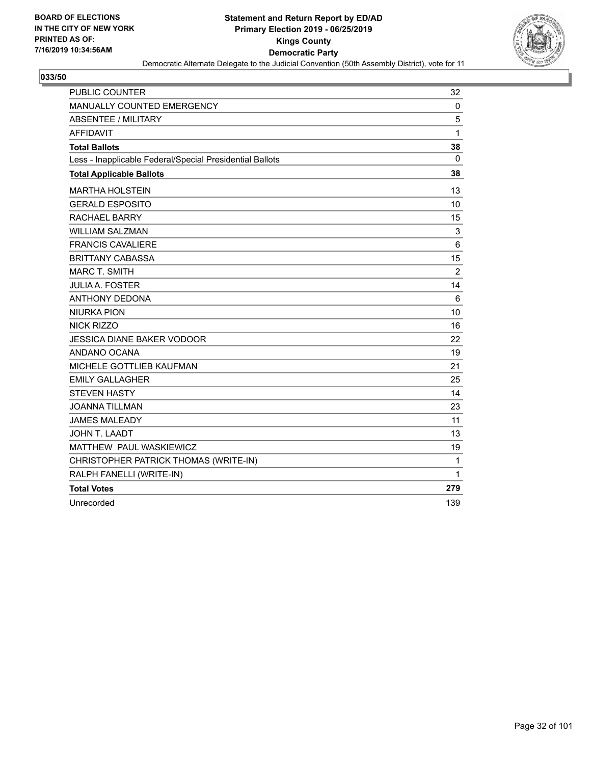**BOARD OF ELECTIONS IN THE CITY OF NEW YORK PRINTED AS OF: 7/16/2019 10:34:56AM**

**Statement and Return Report by ED/AD**
**Primary Election 2019 - 06/25/2019**
**Kings County**
**Democratic Party**
Democratic Alternate Delegate to the Judicial Convention (50th Assembly District), vote for 11

**033/50**

| | |
|---|---|
| PUBLIC COUNTER | 32 |
| MANUALLY COUNTED EMERGENCY | 0 |
| ABSENTEE / MILITARY | 5 |
| AFFIDAVIT | 1 |
| **Total Ballots** | **38** |
| Less - Inapplicable Federal/Special Presidential Ballots | 0 |
| **Total Applicable Ballots** | **38** |
| MARTHA HOLSTEIN | 13 |
| GERALD ESPOSITO | 10 |
| RACHAEL BARRY | 15 |
| WILLIAM SALZMAN | 3 |
| FRANCIS CAVALIERE | 6 |
| BRITTANY CABASSA | 15 |
| MARC T. SMITH | 2 |
| JULIA A. FOSTER | 14 |
| ANTHONY DEDONA | 6 |
| NIURKA PION | 10 |
| NICK RIZZO | 16 |
| JESSICA DIANE BAKER VODOOR | 22 |
| ANDANO OCANA | 19 |
| MICHELE GOTTLIEB KAUFMAN | 21 |
| EMILY GALLAGHER | 25 |
| STEVEN HASTY | 14 |
| JOANNA TILLMAN | 23 |
| JAMES MALEADY | 11 |
| JOHN T. LAADT | 13 |
| MATTHEW PAUL WASKIEWICZ | 19 |
| CHRISTOPHER PATRICK THOMAS (WRITE-IN) | 1 |
| RALPH FANELLI (WRITE-IN) | 1 |
| **Total Votes** | **279** |
| Unrecorded | 139 |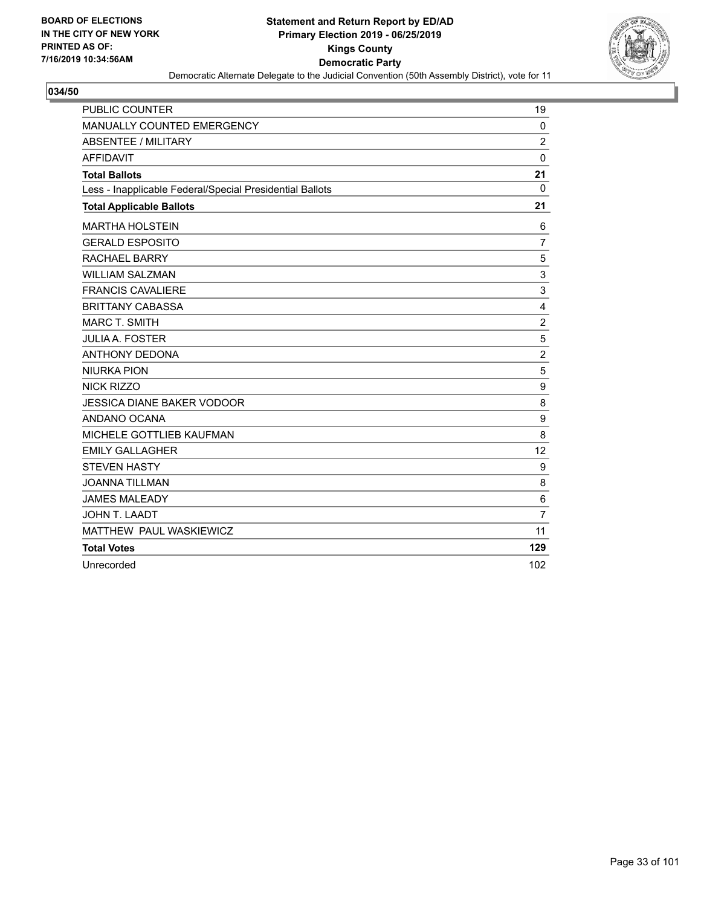BOARD OF ELECTIONS
IN THE CITY OF NEW YORK
PRINTED AS OF:
7/16/2019 10:34:56AM

**Statement and Return Report by ED/AD**
**Primary Election 2019 - 06/25/2019**
**Kings County**
**Democratic Party**
Democratic Alternate Delegate to the Judicial Convention (50th Assembly District), vote for 11

## 034/50

| | |
|---|---|
| PUBLIC COUNTER | 19 |
| MANUALLY COUNTED EMERGENCY | 0 |
| ABSENTEE / MILITARY | 2 |
| AFFIDAVIT | 0 |
| **Total Ballots** | **21** |
| Less - Inapplicable Federal/Special Presidential Ballots | 0 |
| **Total Applicable Ballots** | **21** |
| MARTHA HOLSTEIN | 6 |
| GERALD ESPOSITO | 7 |
| RACHAEL BARRY | 5 |
| WILLIAM SALZMAN | 3 |
| FRANCIS CAVALIERE | 3 |
| BRITTANY CABASSA | 4 |
| MARC T. SMITH | 2 |
| JULIA A. FOSTER | 5 |
| ANTHONY DEDONA | 2 |
| NIURKA PION | 5 |
| NICK RIZZO | 9 |
| JESSICA DIANE BAKER VODOOR | 8 |
| ANDANO OCANA | 9 |
| MICHELE GOTTLIEB KAUFMAN | 8 |
| EMILY GALLAGHER | 12 |
| STEVEN HASTY | 9 |
| JOANNA TILLMAN | 8 |
| JAMES MALEADY | 6 |
| JOHN T. LAADT | 7 |
| MATTHEW PAUL WASKIEWICZ | 11 |
| **Total Votes** | **129** |
| Unrecorded | 102 |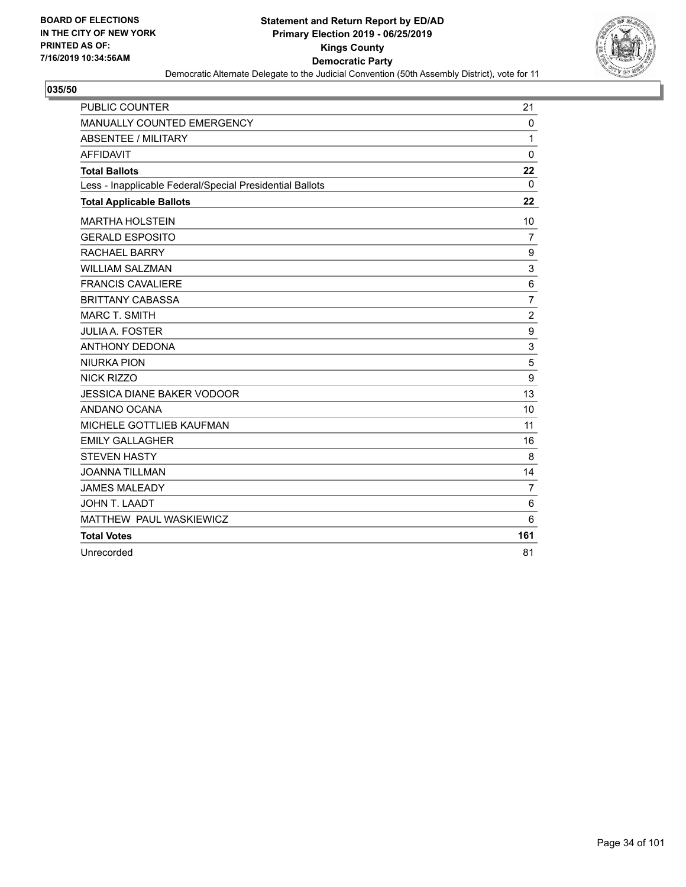**BOARD OF ELECTIONS IN THE CITY OF NEW YORK PRINTED AS OF: 7/16/2019 10:34:56AM**

**Statement and Return Report by ED/AD**
**Primary Election 2019 - 06/25/2019**
**Kings County**
**Democratic Party**
Democratic Alternate Delegate to the Judicial Convention (50th Assembly District), vote for 11

**035/50**

| | |
|---|---|
| PUBLIC COUNTER | 21 |
| MANUALLY COUNTED EMERGENCY | 0 |
| ABSENTEE / MILITARY | 1 |
| AFFIDAVIT | 0 |
| **Total Ballots** | **22** |
| Less - Inapplicable Federal/Special Presidential Ballots | 0 |
| **Total Applicable Ballots** | **22** |
| MARTHA HOLSTEIN | 10 |
| GERALD ESPOSITO | 7 |
| RACHAEL BARRY | 9 |
| WILLIAM SALZMAN | 3 |
| FRANCIS CAVALIERE | 6 |
| BRITTANY CABASSA | 7 |
| MARC T. SMITH | 2 |
| JULIA A. FOSTER | 9 |
| ANTHONY DEDONA | 3 |
| NIURKA PION | 5 |
| NICK RIZZO | 9 |
| JESSICA DIANE BAKER VODOOR | 13 |
| ANDANO OCANA | 10 |
| MICHELE GOTTLIEB KAUFMAN | 11 |
| EMILY GALLAGHER | 16 |
| STEVEN HASTY | 8 |
| JOANNA TILLMAN | 14 |
| JAMES MALEADY | 7 |
| JOHN T. LAADT | 6 |
| MATTHEW PAUL WASKIEWICZ | 6 |
| **Total Votes** | **161** |
| Unrecorded | 81 |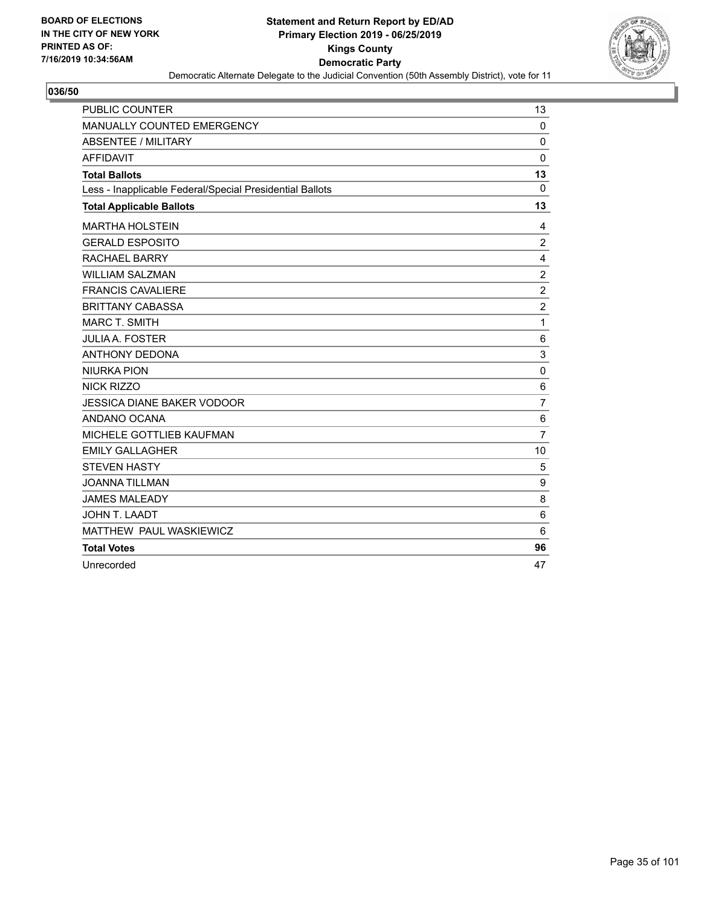**BOARD OF ELECTIONS IN THE CITY OF NEW YORK PRINTED AS OF: 7/16/2019 10:34:56AM**

**Statement and Return Report by ED/AD**
**Primary Election 2019 - 06/25/2019**
**Kings County**
**Democratic Party**
Democratic Alternate Delegate to the Judicial Convention (50th Assembly District), vote for 11

**036/50**

| | |
|---|---|
| PUBLIC COUNTER | 13 |
| MANUALLY COUNTED EMERGENCY | 0 |
| ABSENTEE / MILITARY | 0 |
| AFFIDAVIT | 0 |
| **Total Ballots** | **13** |
| Less - Inapplicable Federal/Special Presidential Ballots | 0 |
| **Total Applicable Ballots** | **13** |
| MARTHA HOLSTEIN | 4 |
| GERALD ESPOSITO | 2 |
| RACHAEL BARRY | 4 |
| WILLIAM SALZMAN | 2 |
| FRANCIS CAVALIERE | 2 |
| BRITTANY CABASSA | 2 |
| MARC T. SMITH | 1 |
| JULIA A. FOSTER | 6 |
| ANTHONY DEDONA | 3 |
| NIURKA PION | 0 |
| NICK RIZZO | 6 |
| JESSICA DIANE BAKER VODOOR | 7 |
| ANDANO OCANA | 6 |
| MICHELE GOTTLIEB KAUFMAN | 7 |
| EMILY GALLAGHER | 10 |
| STEVEN HASTY | 5 |
| JOANNA TILLMAN | 9 |
| JAMES MALEADY | 8 |
| JOHN T. LAADT | 6 |
| MATTHEW PAUL WASKIEWICZ | 6 |
| **Total Votes** | **96** |
| Unrecorded | 47 |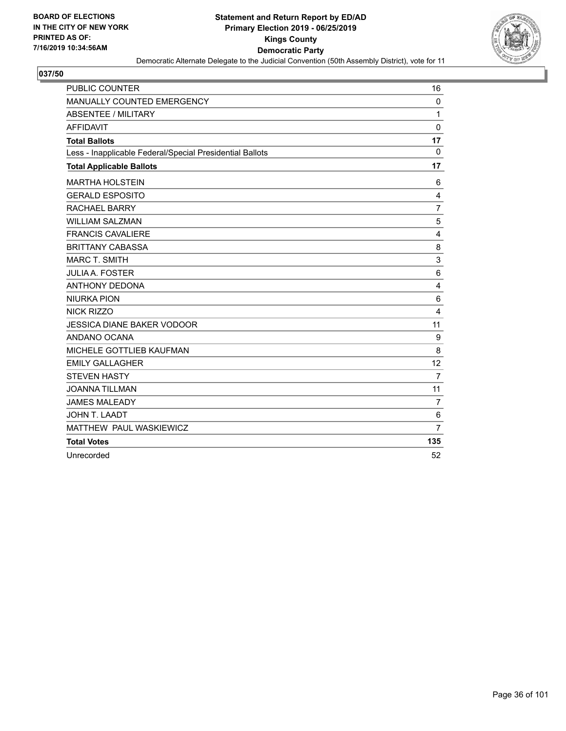BOARD OF ELECTIONS
IN THE CITY OF NEW YORK
PRINTED AS OF:
7/16/2019 10:34:56AM

**Statement and Return Report by ED/AD**
**Primary Election 2019 - 06/25/2019**
**Kings County**
**Democratic Party**
Democratic Alternate Delegate to the Judicial Convention (50th Assembly District), vote for 11

## 037/50

| | |
|---|---|
| PUBLIC COUNTER | 16 |
| MANUALLY COUNTED EMERGENCY | 0 |
| ABSENTEE / MILITARY | 1 |
| AFFIDAVIT | 0 |
| **Total Ballots** | **17** |
| Less - Inapplicable Federal/Special Presidential Ballots | 0 |
| **Total Applicable Ballots** | **17** |
| MARTHA HOLSTEIN | 6 |
| GERALD ESPOSITO | 4 |
| RACHAEL BARRY | 7 |
| WILLIAM SALZMAN | 5 |
| FRANCIS CAVALIERE | 4 |
| BRITTANY CABASSA | 8 |
| MARC T. SMITH | 3 |
| JULIA A. FOSTER | 6 |
| ANTHONY DEDONA | 4 |
| NIURKA PION | 6 |
| NICK RIZZO | 4 |
| JESSICA DIANE BAKER VODOOR | 11 |
| ANDANO OCANA | 9 |
| MICHELE GOTTLIEB KAUFMAN | 8 |
| EMILY GALLAGHER | 12 |
| STEVEN HASTY | 7 |
| JOANNA TILLMAN | 11 |
| JAMES MALEADY | 7 |
| JOHN T. LAADT | 6 |
| MATTHEW PAUL WASKIEWICZ | 7 |
| **Total Votes** | **135** |
| Unrecorded | 52 |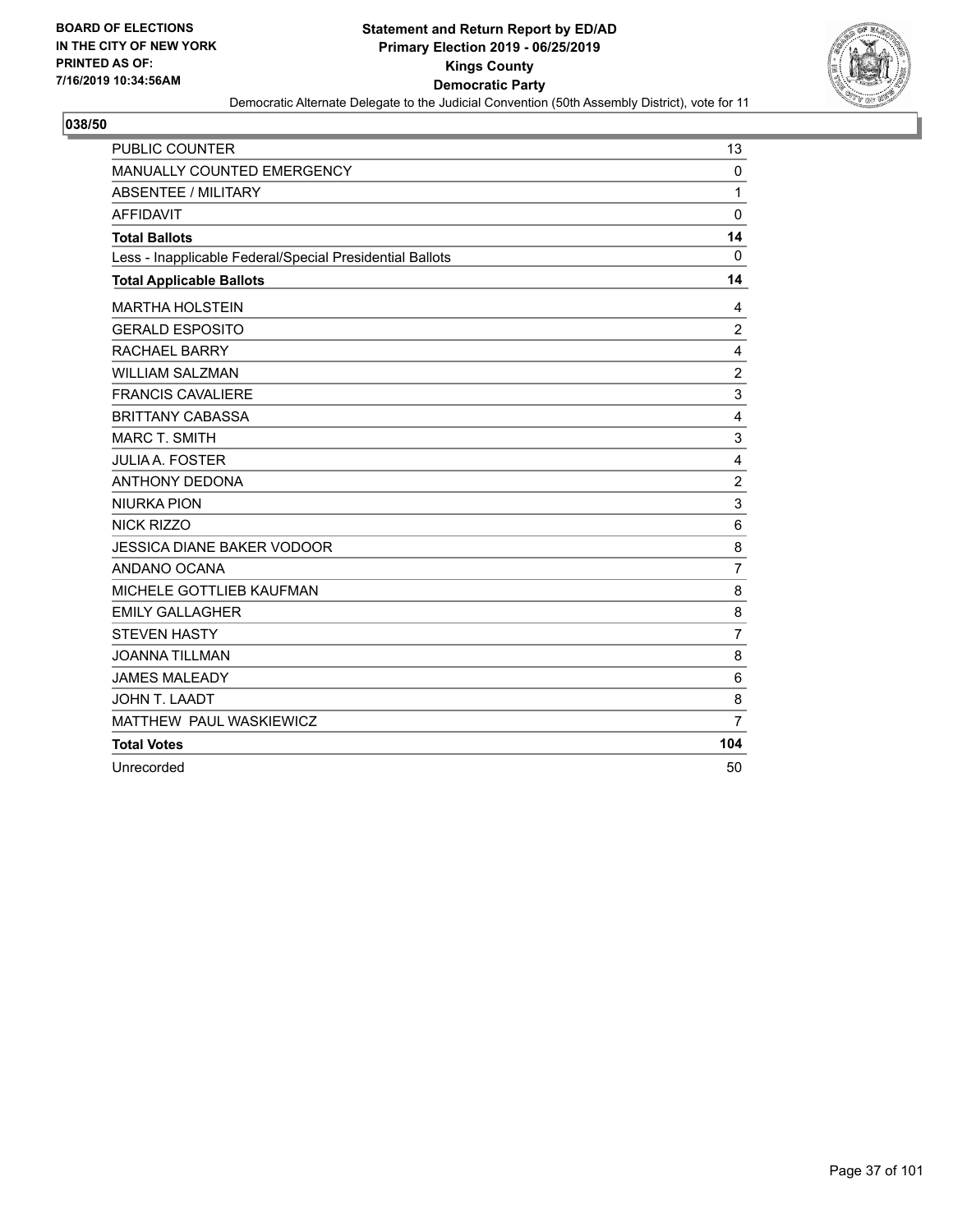**BOARD OF ELECTIONS IN THE CITY OF NEW YORK PRINTED AS OF: 7/16/2019 10:34:56AM**

**Statement and Return Report by ED/AD**
**Primary Election 2019 - 06/25/2019**
**Kings County**
**Democratic Party**
Democratic Alternate Delegate to the Judicial Convention (50th Assembly District), vote for 11

**038/50**

| | |
|---|---|
| PUBLIC COUNTER | 13 |
| MANUALLY COUNTED EMERGENCY | 0 |
| ABSENTEE / MILITARY | 1 |
| AFFIDAVIT | 0 |
| **Total Ballots** | **14** |
| Less - Inapplicable Federal/Special Presidential Ballots | 0 |
| **Total Applicable Ballots** | **14** |
| MARTHA HOLSTEIN | 4 |
| GERALD ESPOSITO | 2 |
| RACHAEL BARRY | 4 |
| WILLIAM SALZMAN | 2 |
| FRANCIS CAVALIERE | 3 |
| BRITTANY CABASSA | 4 |
| MARC T. SMITH | 3 |
| JULIA A. FOSTER | 4 |
| ANTHONY DEDONA | 2 |
| NIURKA PION | 3 |
| NICK RIZZO | 6 |
| JESSICA DIANE BAKER VODOOR | 8 |
| ANDANO OCANA | 7 |
| MICHELE GOTTLIEB KAUFMAN | 8 |
| EMILY GALLAGHER | 8 |
| STEVEN HASTY | 7 |
| JOANNA TILLMAN | 8 |
| JAMES MALEADY | 6 |
| JOHN T. LAADT | 8 |
| MATTHEW PAUL WASKIEWICZ | 7 |
| **Total Votes** | **104** |
| Unrecorded | 50 |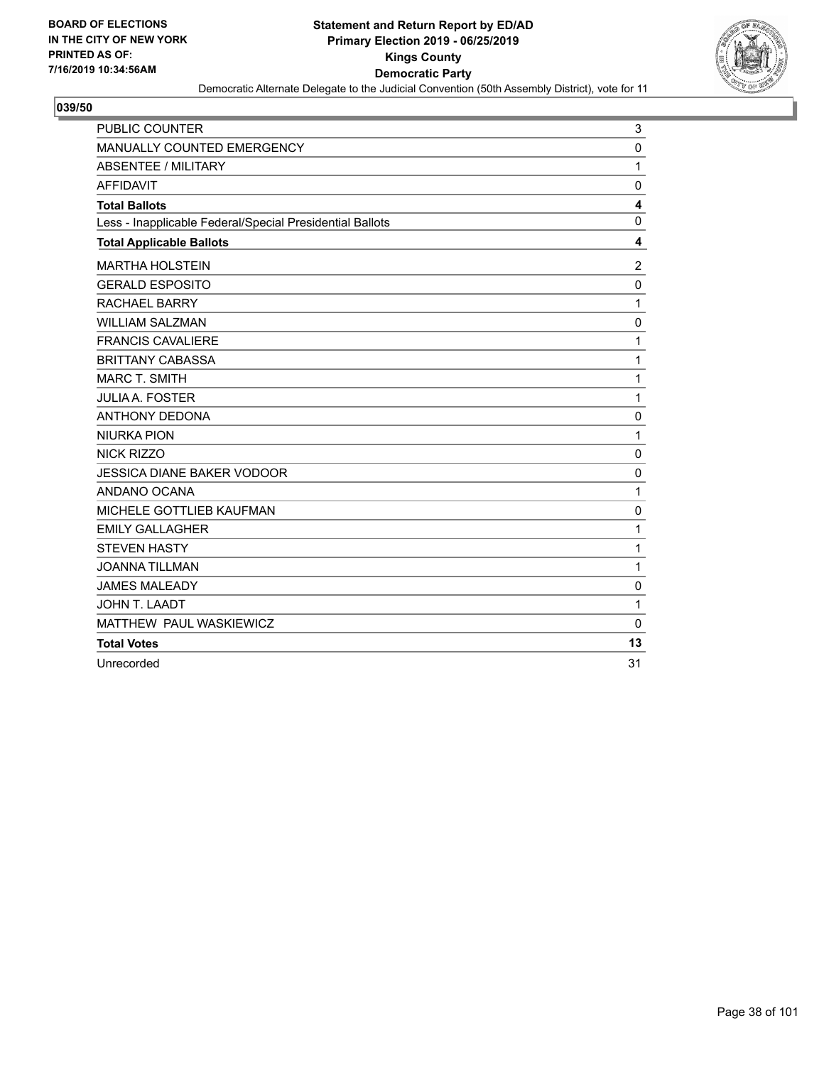**BOARD OF ELECTIONS IN THE CITY OF NEW YORK PRINTED AS OF: 7/16/2019 10:34:56AM**

**Statement and Return Report by ED/AD**
**Primary Election 2019 - 06/25/2019**
**Kings County**
**Democratic Party**
Democratic Alternate Delegate to the Judicial Convention (50th Assembly District), vote for 11

## 039/50

| | |
|---|---|
| PUBLIC COUNTER | 3 |
| MANUALLY COUNTED EMERGENCY | 0 |
| ABSENTEE / MILITARY | 1 |
| AFFIDAVIT | 0 |
| **Total Ballots** | **4** |
| Less - Inapplicable Federal/Special Presidential Ballots | 0 |
| **Total Applicable Ballots** | **4** |
| MARTHA HOLSTEIN | 2 |
| GERALD ESPOSITO | 0 |
| RACHAEL BARRY | 1 |
| WILLIAM SALZMAN | 0 |
| FRANCIS CAVALIERE | 1 |
| BRITTANY CABASSA | 1 |
| MARC T. SMITH | 1 |
| JULIA A. FOSTER | 1 |
| ANTHONY DEDONA | 0 |
| NIURKA PION | 1 |
| NICK RIZZO | 0 |
| JESSICA DIANE BAKER VODOOR | 0 |
| ANDANO OCANA | 1 |
| MICHELE GOTTLIEB KAUFMAN | 0 |
| EMILY GALLAGHER | 1 |
| STEVEN HASTY | 1 |
| JOANNA TILLMAN | 1 |
| JAMES MALEADY | 0 |
| JOHN T. LAADT | 1 |
| MATTHEW PAUL WASKIEWICZ | 0 |
| **Total Votes** | **13** |
| Unrecorded | 31 |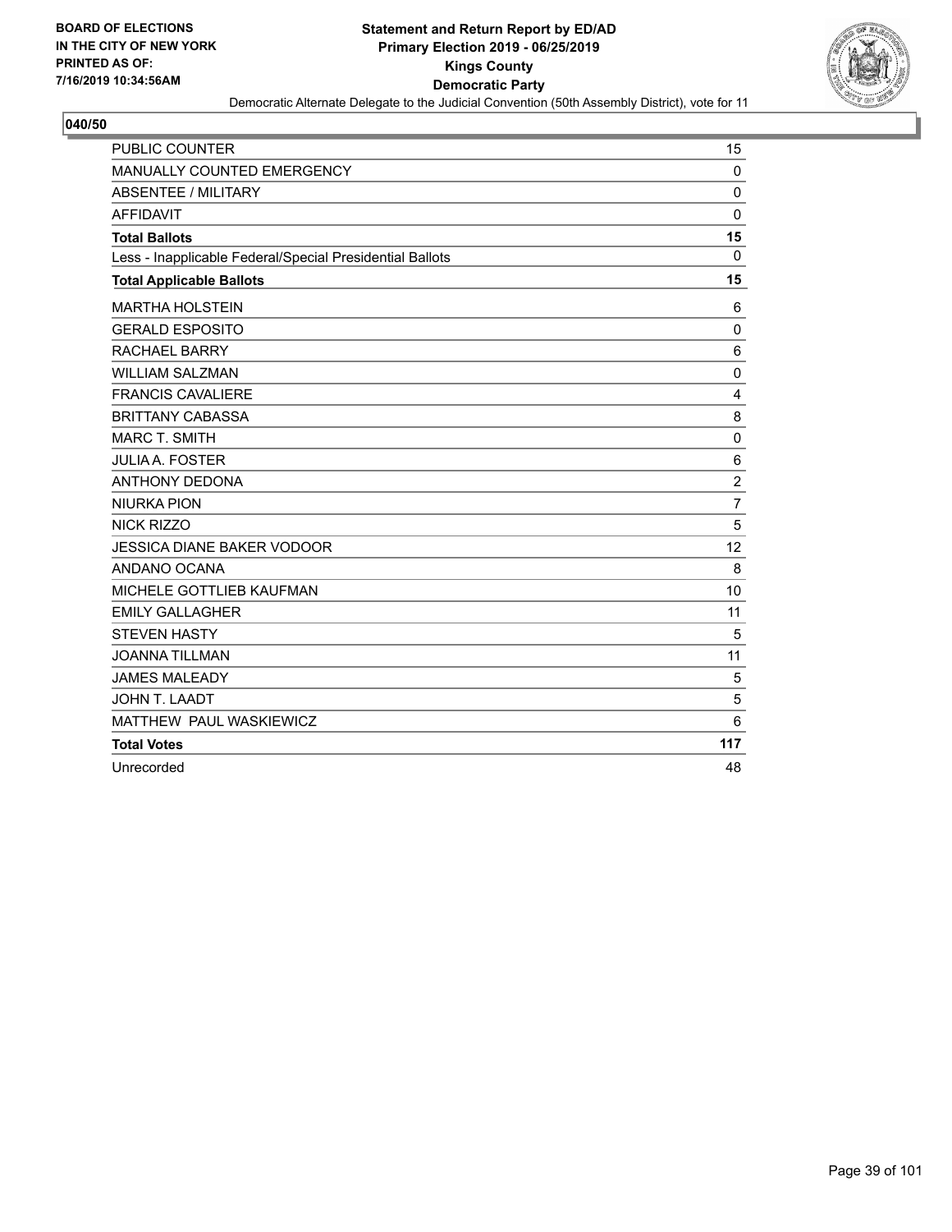BOARD OF ELECTIONS
IN THE CITY OF NEW YORK
PRINTED AS OF:
7/16/2019 10:34:56AM

**Statement and Return Report by ED/AD**
**Primary Election 2019 - 06/25/2019**
**Kings County**
**Democratic Party**
Democratic Alternate Delegate to the Judicial Convention (50th Assembly District), vote for 11

**040/50**

| | |
|---|---|
| PUBLIC COUNTER | 15 |
| MANUALLY COUNTED EMERGENCY | 0 |
| ABSENTEE / MILITARY | 0 |
| AFFIDAVIT | 0 |
| **Total Ballots** | **15** |
| Less - Inapplicable Federal/Special Presidential Ballots | 0 |
| **Total Applicable Ballots** | **15** |
| MARTHA HOLSTEIN | 6 |
| GERALD ESPOSITO | 0 |
| RACHAEL BARRY | 6 |
| WILLIAM SALZMAN | 0 |
| FRANCIS CAVALIERE | 4 |
| BRITTANY CABASSA | 8 |
| MARC T. SMITH | 0 |
| JULIA A. FOSTER | 6 |
| ANTHONY DEDONA | 2 |
| NIURKA PION | 7 |
| NICK RIZZO | 5 |
| JESSICA DIANE BAKER VODOOR | 12 |
| ANDANO OCANA | 8 |
| MICHELE GOTTLIEB KAUFMAN | 10 |
| EMILY GALLAGHER | 11 |
| STEVEN HASTY | 5 |
| JOANNA TILLMAN | 11 |
| JAMES MALEADY | 5 |
| JOHN T. LAADT | 5 |
| MATTHEW PAUL WASKIEWICZ | 6 |
| **Total Votes** | **117** |
| Unrecorded | 48 |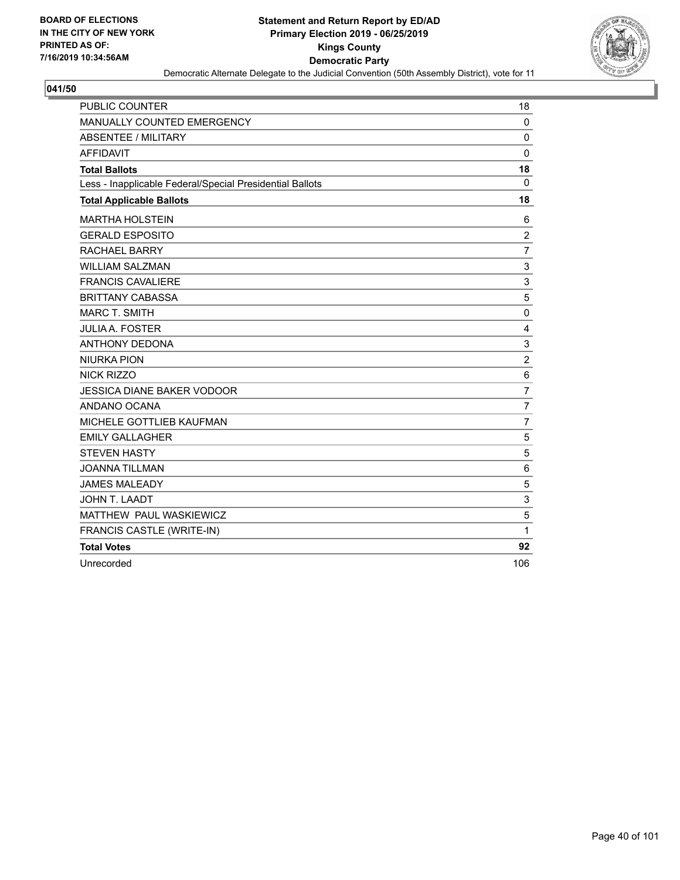BOARD OF ELECTIONS
IN THE CITY OF NEW YORK
PRINTED AS OF:
7/16/2019 10:34:56AM

**Statement and Return Report by ED/AD**
**Primary Election 2019 - 06/25/2019**
**Kings County**
**Democratic Party**
Democratic Alternate Delegate to the Judicial Convention (50th Assembly District), vote for 11

## 041/50

| | |
|---|---|
| PUBLIC COUNTER | 18 |
| MANUALLY COUNTED EMERGENCY | 0 |
| ABSENTEE / MILITARY | 0 |
| AFFIDAVIT | 0 |
| **Total Ballots** | **18** |
| Less - Inapplicable Federal/Special Presidential Ballots | 0 |
| **Total Applicable Ballots** | **18** |
| MARTHA HOLSTEIN | 6 |
| GERALD ESPOSITO | 2 |
| RACHAEL BARRY | 7 |
| WILLIAM SALZMAN | 3 |
| FRANCIS CAVALIERE | 3 |
| BRITTANY CABASSA | 5 |
| MARC T. SMITH | 0 |
| JULIA A. FOSTER | 4 |
| ANTHONY DEDONA | 3 |
| NIURKA PION | 2 |
| NICK RIZZO | 6 |
| JESSICA DIANE BAKER VODOOR | 7 |
| ANDANO OCANA | 7 |
| MICHELE GOTTLIEB KAUFMAN | 7 |
| EMILY GALLAGHER | 5 |
| STEVEN HASTY | 5 |
| JOANNA TILLMAN | 6 |
| JAMES MALEADY | 5 |
| JOHN T. LAADT | 3 |
| MATTHEW PAUL WASKIEWICZ | 5 |
| FRANCIS CASTLE (WRITE-IN) | 1 |
| **Total Votes** | **92** |
| Unrecorded | 106 |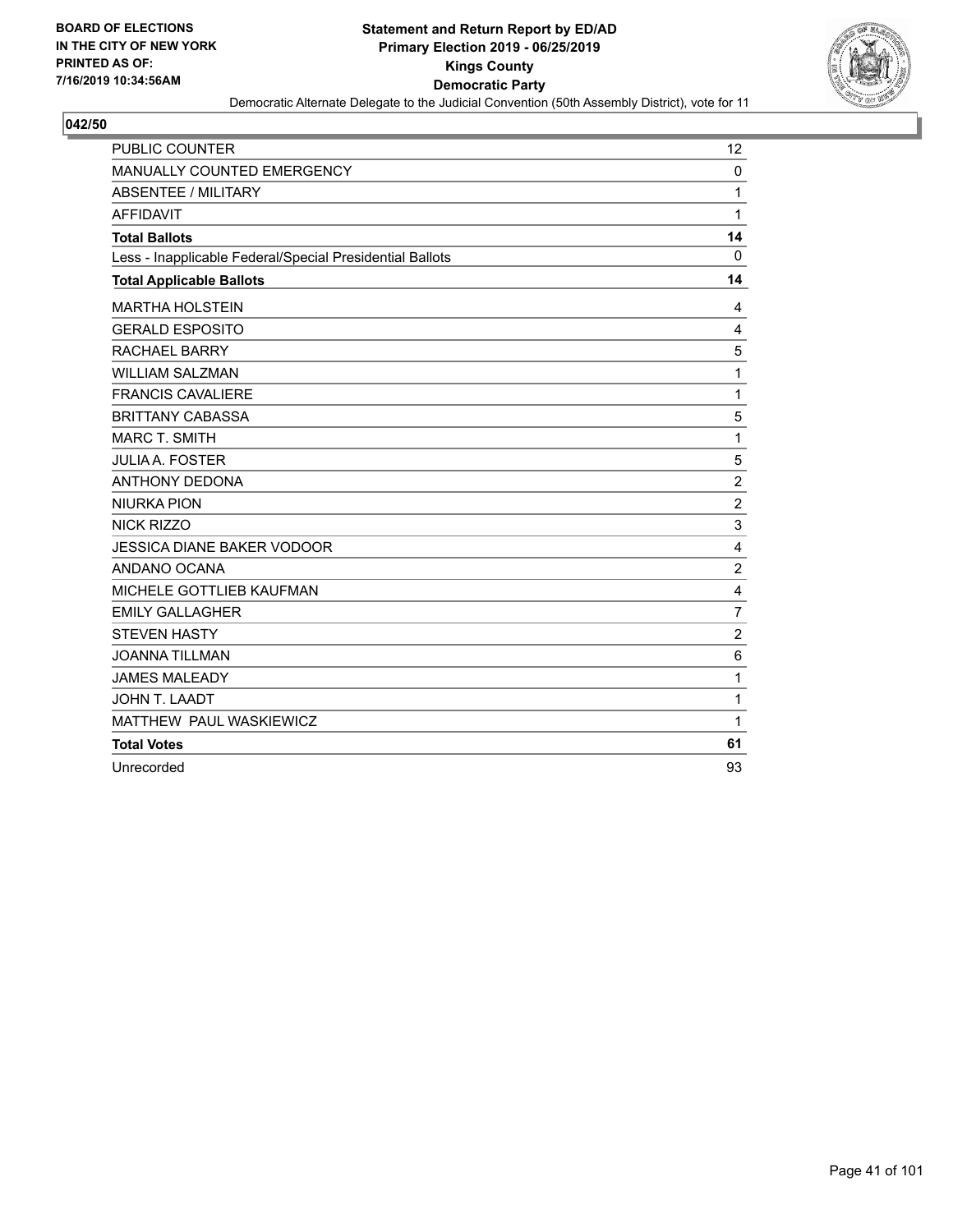BOARD OF ELECTIONS
IN THE CITY OF NEW YORK
PRINTED AS OF:
7/16/2019 10:34:56AM

**Statement and Return Report by ED/AD**
**Primary Election 2019 - 06/25/2019**
**Kings County**
**Democratic Party**
Democratic Alternate Delegate to the Judicial Convention (50th Assembly District), vote for 11

**042/50**

| | |
|---|---|
| PUBLIC COUNTER | 12 |
| MANUALLY COUNTED EMERGENCY | 0 |
| ABSENTEE / MILITARY | 1 |
| AFFIDAVIT | 1 |
| **Total Ballots** | **14** |
| Less - Inapplicable Federal/Special Presidential Ballots | 0 |
| **Total Applicable Ballots** | **14** |
| MARTHA HOLSTEIN | 4 |
| GERALD ESPOSITO | 4 |
| RACHAEL BARRY | 5 |
| WILLIAM SALZMAN | 1 |
| FRANCIS CAVALIERE | 1 |
| BRITTANY CABASSA | 5 |
| MARC T. SMITH | 1 |
| JULIA A. FOSTER | 5 |
| ANTHONY DEDONA | 2 |
| NIURKA PION | 2 |
| NICK RIZZO | 3 |
| JESSICA DIANE BAKER VODOOR | 4 |
| ANDANO OCANA | 2 |
| MICHELE GOTTLIEB KAUFMAN | 4 |
| EMILY GALLAGHER | 7 |
| STEVEN HASTY | 2 |
| JOANNA TILLMAN | 6 |
| JAMES MALEADY | 1 |
| JOHN T. LAADT | 1 |
| MATTHEW PAUL WASKIEWICZ | 1 |
| **Total Votes** | **61** |
| Unrecorded | 93 |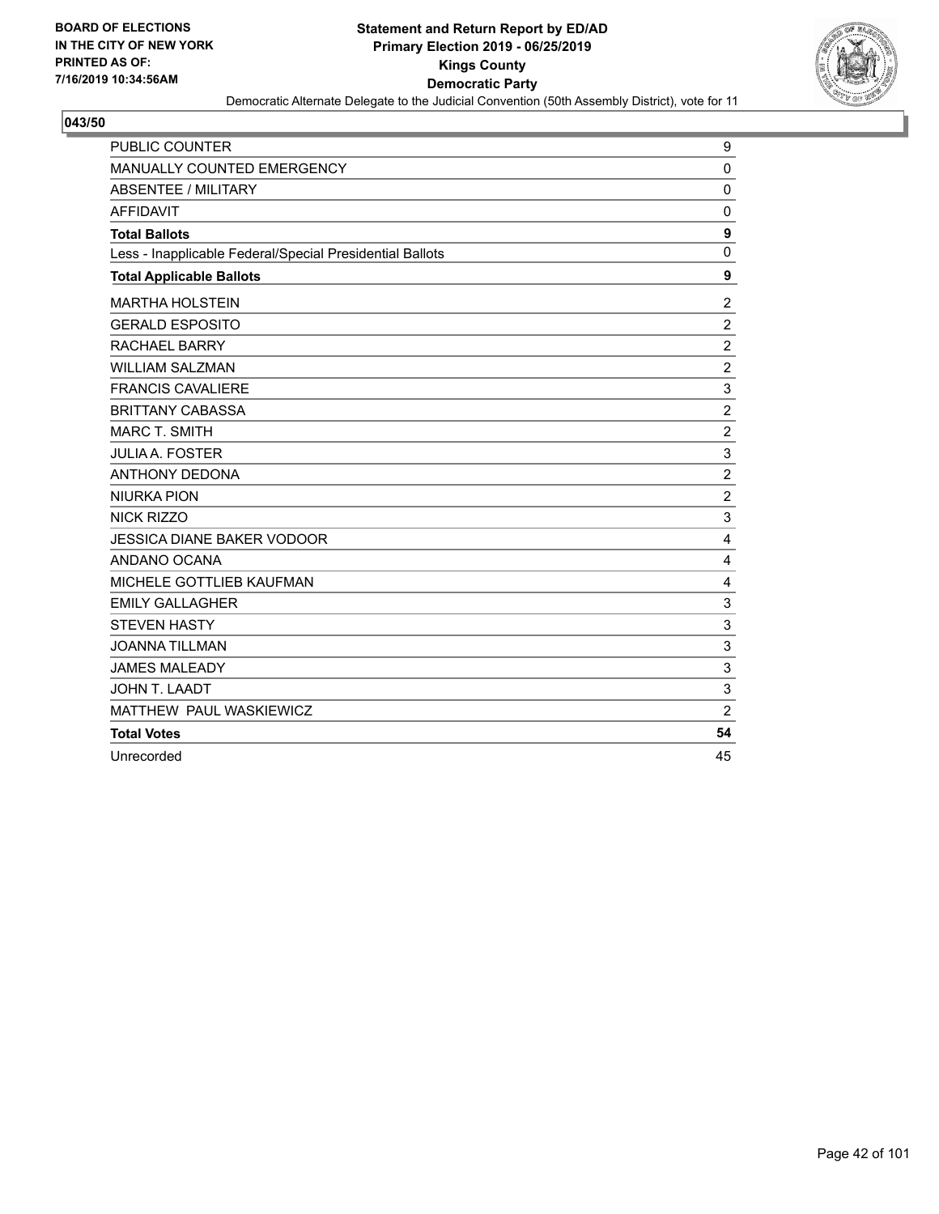**BOARD OF ELECTIONS IN THE CITY OF NEW YORK PRINTED AS OF: 7/16/2019 10:34:56AM**

# Statement and Return Report by ED/AD
## Primary Election 2019 - 06/25/2019
## Kings County
## Democratic Party

Democratic Alternate Delegate to the Judicial Convention (50th Assembly District), vote for 11

**043/50**

| | |
|---|---|
| PUBLIC COUNTER | 9 |
| MANUALLY COUNTED EMERGENCY | 0 |
| ABSENTEE / MILITARY | 0 |
| AFFIDAVIT | 0 |
| **Total Ballots** | **9** |
| Less - Inapplicable Federal/Special Presidential Ballots | 0 |
| **Total Applicable Ballots** | **9** |
| MARTHA HOLSTEIN | 2 |
| GERALD ESPOSITO | 2 |
| RACHAEL BARRY | 2 |
| WILLIAM SALZMAN | 2 |
| FRANCIS CAVALIERE | 3 |
| BRITTANY CABASSA | 2 |
| MARC T. SMITH | 2 |
| JULIA A. FOSTER | 3 |
| ANTHONY DEDONA | 2 |
| NIURKA PION | 2 |
| NICK RIZZO | 3 |
| JESSICA DIANE BAKER VODOOR | 4 |
| ANDANO OCANA | 4 |
| MICHELE GOTTLIEB KAUFMAN | 4 |
| EMILY GALLAGHER | 3 |
| STEVEN HASTY | 3 |
| JOANNA TILLMAN | 3 |
| JAMES MALEADY | 3 |
| JOHN T. LAADT | 3 |
| MATTHEW PAUL WASKIEWICZ | 2 |
| **Total Votes** | **54** |
| Unrecorded | 45 |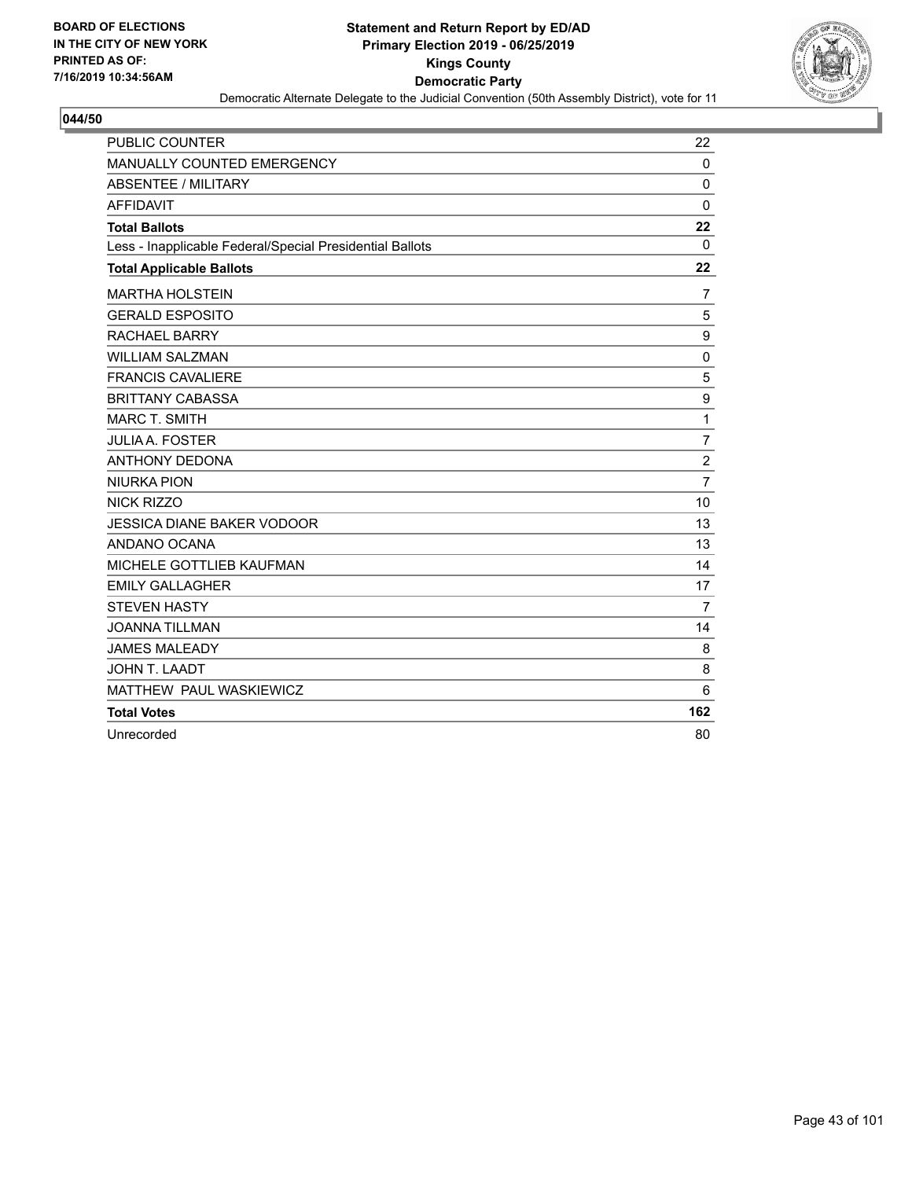BOARD OF ELECTIONS
IN THE CITY OF NEW YORK
PRINTED AS OF:
7/16/2019 10:34:56AM

**Statement and Return Report by ED/AD**
**Primary Election 2019 - 06/25/2019**
**Kings County**
**Democratic Party**
Democratic Alternate Delegate to the Judicial Convention (50th Assembly District), vote for 11

## 044/50

| | |
|---|---|
| PUBLIC COUNTER | 22 |
| MANUALLY COUNTED EMERGENCY | 0 |
| ABSENTEE / MILITARY | 0 |
| AFFIDAVIT | 0 |
| **Total Ballots** | **22** |
| Less - Inapplicable Federal/Special Presidential Ballots | 0 |
| **Total Applicable Ballots** | **22** |
| MARTHA HOLSTEIN | 7 |
| GERALD ESPOSITO | 5 |
| RACHAEL BARRY | 9 |
| WILLIAM SALZMAN | 0 |
| FRANCIS CAVALIERE | 5 |
| BRITTANY CABASSA | 9 |
| MARC T. SMITH | 1 |
| JULIA A. FOSTER | 7 |
| ANTHONY DEDONA | 2 |
| NIURKA PION | 7 |
| NICK RIZZO | 10 |
| JESSICA DIANE BAKER VODOOR | 13 |
| ANDANO OCANA | 13 |
| MICHELE GOTTLIEB KAUFMAN | 14 |
| EMILY GALLAGHER | 17 |
| STEVEN HASTY | 7 |
| JOANNA TILLMAN | 14 |
| JAMES MALEADY | 8 |
| JOHN T. LAADT | 8 |
| MATTHEW PAUL WASKIEWICZ | 6 |
| **Total Votes** | **162** |
| Unrecorded | 80 |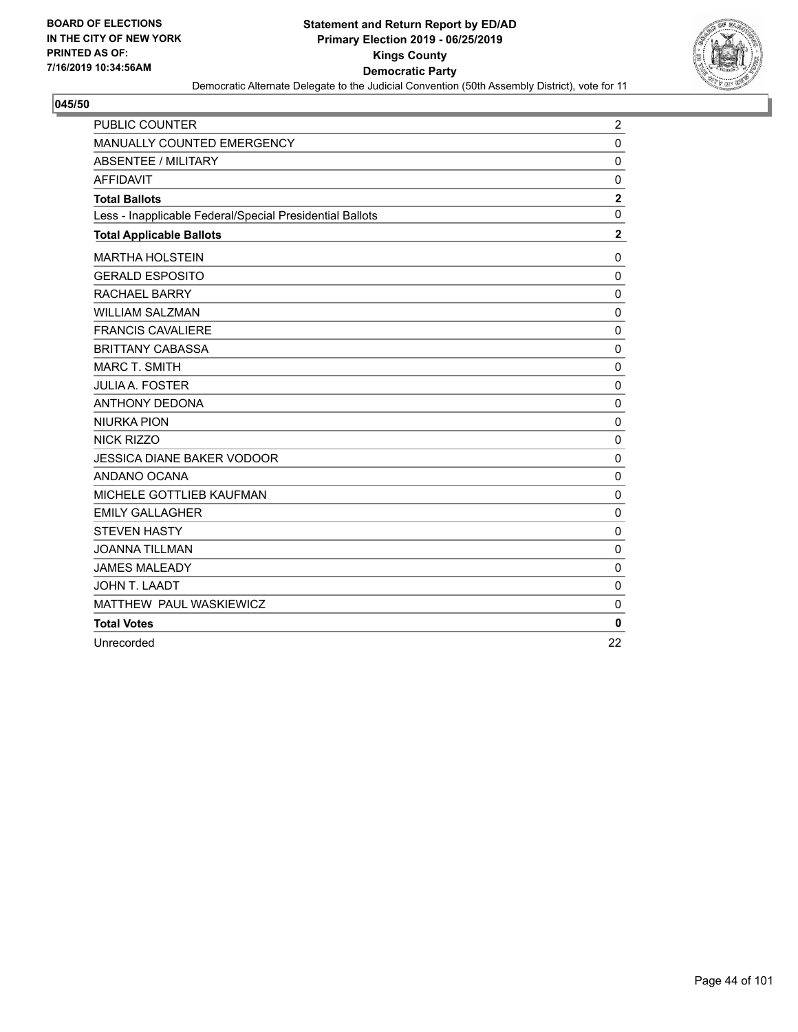**BOARD OF ELECTIONS IN THE CITY OF NEW YORK PRINTED AS OF: 7/16/2019 10:34:56AM**

**Statement and Return Report by ED/AD**
**Primary Election 2019 - 06/25/2019**
**Kings County**
**Democratic Party**
Democratic Alternate Delegate to the Judicial Convention (50th Assembly District), vote for 11

**045/50**

| | |
|---|---|
| PUBLIC COUNTER | 2 |
| MANUALLY COUNTED EMERGENCY | 0 |
| ABSENTEE / MILITARY | 0 |
| AFFIDAVIT | 0 |
| **Total Ballots** | **2** |
| Less - Inapplicable Federal/Special Presidential Ballots | 0 |
| **Total Applicable Ballots** | **2** |
| MARTHA HOLSTEIN | 0 |
| GERALD ESPOSITO | 0 |
| RACHAEL BARRY | 0 |
| WILLIAM SALZMAN | 0 |
| FRANCIS CAVALIERE | 0 |
| BRITTANY CABASSA | 0 |
| MARC T. SMITH | 0 |
| JULIA A. FOSTER | 0 |
| ANTHONY DEDONA | 0 |
| NIURKA PION | 0 |
| NICK RIZZO | 0 |
| JESSICA DIANE BAKER VODOOR | 0 |
| ANDANO OCANA | 0 |
| MICHELE GOTTLIEB KAUFMAN | 0 |
| EMILY GALLAGHER | 0 |
| STEVEN HASTY | 0 |
| JOANNA TILLMAN | 0 |
| JAMES MALEADY | 0 |
| JOHN T. LAADT | 0 |
| MATTHEW PAUL WASKIEWICZ | 0 |
| **Total Votes** | **0** |
| Unrecorded | 22 |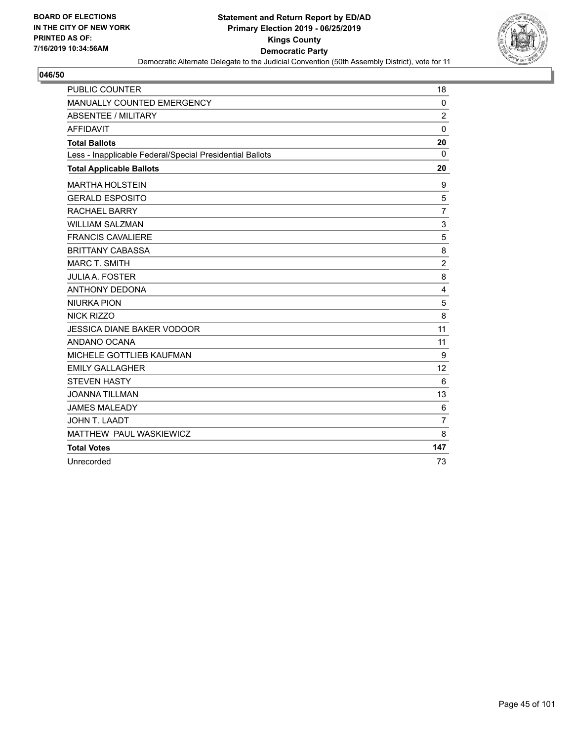BOARD OF ELECTIONS
IN THE CITY OF NEW YORK
PRINTED AS OF:
7/16/2019 10:34:56AM

**Statement and Return Report by ED/AD**
**Primary Election 2019 - 06/25/2019**
**Kings County**
**Democratic Party**
Democratic Alternate Delegate to the Judicial Convention (50th Assembly District), vote for 11

## 046/50

| | |
|---|---|
| PUBLIC COUNTER | 18 |
| MANUALLY COUNTED EMERGENCY | 0 |
| ABSENTEE / MILITARY | 2 |
| AFFIDAVIT | 0 |
| **Total Ballots** | **20** |
| Less - Inapplicable Federal/Special Presidential Ballots | 0 |
| **Total Applicable Ballots** | **20** |
| MARTHA HOLSTEIN | 9 |
| GERALD ESPOSITO | 5 |
| RACHAEL BARRY | 7 |
| WILLIAM SALZMAN | 3 |
| FRANCIS CAVALIERE | 5 |
| BRITTANY CABASSA | 8 |
| MARC T. SMITH | 2 |
| JULIA A. FOSTER | 8 |
| ANTHONY DEDONA | 4 |
| NIURKA PION | 5 |
| NICK RIZZO | 8 |
| JESSICA DIANE BAKER VODOOR | 11 |
| ANDANO OCANA | 11 |
| MICHELE GOTTLIEB KAUFMAN | 9 |
| EMILY GALLAGHER | 12 |
| STEVEN HASTY | 6 |
| JOANNA TILLMAN | 13 |
| JAMES MALEADY | 6 |
| JOHN T. LAADT | 7 |
| MATTHEW PAUL WASKIEWICZ | 8 |
| **Total Votes** | **147** |
| Unrecorded | 73 |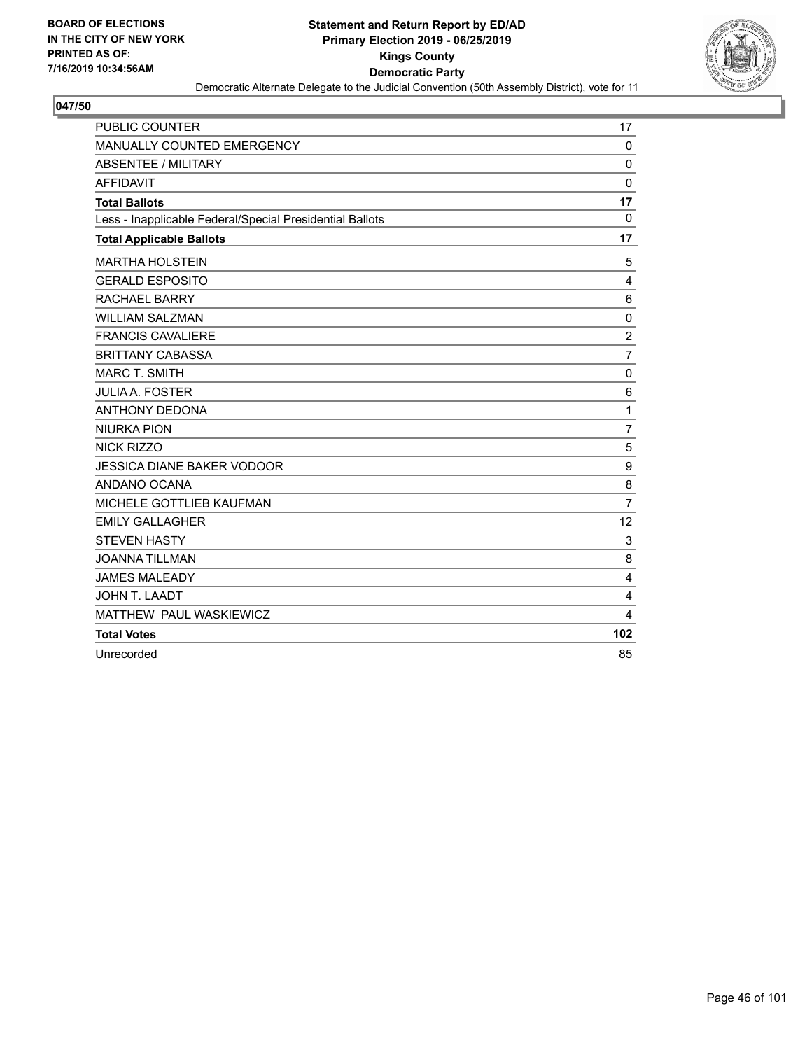BOARD OF ELECTIONS
IN THE CITY OF NEW YORK
PRINTED AS OF:
7/16/2019 10:34:56AM

**Statement and Return Report by ED/AD**
**Primary Election 2019 - 06/25/2019**
**Kings County**
**Democratic Party**
Democratic Alternate Delegate to the Judicial Convention (50th Assembly District), vote for 11

## 047/50

| | |
|---|---|
| PUBLIC COUNTER | 17 |
| MANUALLY COUNTED EMERGENCY | 0 |
| ABSENTEE / MILITARY | 0 |
| AFFIDAVIT | 0 |
| **Total Ballots** | **17** |
| Less - Inapplicable Federal/Special Presidential Ballots | 0 |
| **Total Applicable Ballots** | **17** |
| MARTHA HOLSTEIN | 5 |
| GERALD ESPOSITO | 4 |
| RACHAEL BARRY | 6 |
| WILLIAM SALZMAN | 0 |
| FRANCIS CAVALIERE | 2 |
| BRITTANY CABASSA | 7 |
| MARC T. SMITH | 0 |
| JULIA A. FOSTER | 6 |
| ANTHONY DEDONA | 1 |
| NIURKA PION | 7 |
| NICK RIZZO | 5 |
| JESSICA DIANE BAKER VODOOR | 9 |
| ANDANO OCANA | 8 |
| MICHELE GOTTLIEB KAUFMAN | 7 |
| EMILY GALLAGHER | 12 |
| STEVEN HASTY | 3 |
| JOANNA TILLMAN | 8 |
| JAMES MALEADY | 4 |
| JOHN T. LAADT | 4 |
| MATTHEW PAUL WASKIEWICZ | 4 |
| **Total Votes** | **102** |
| Unrecorded | 85 |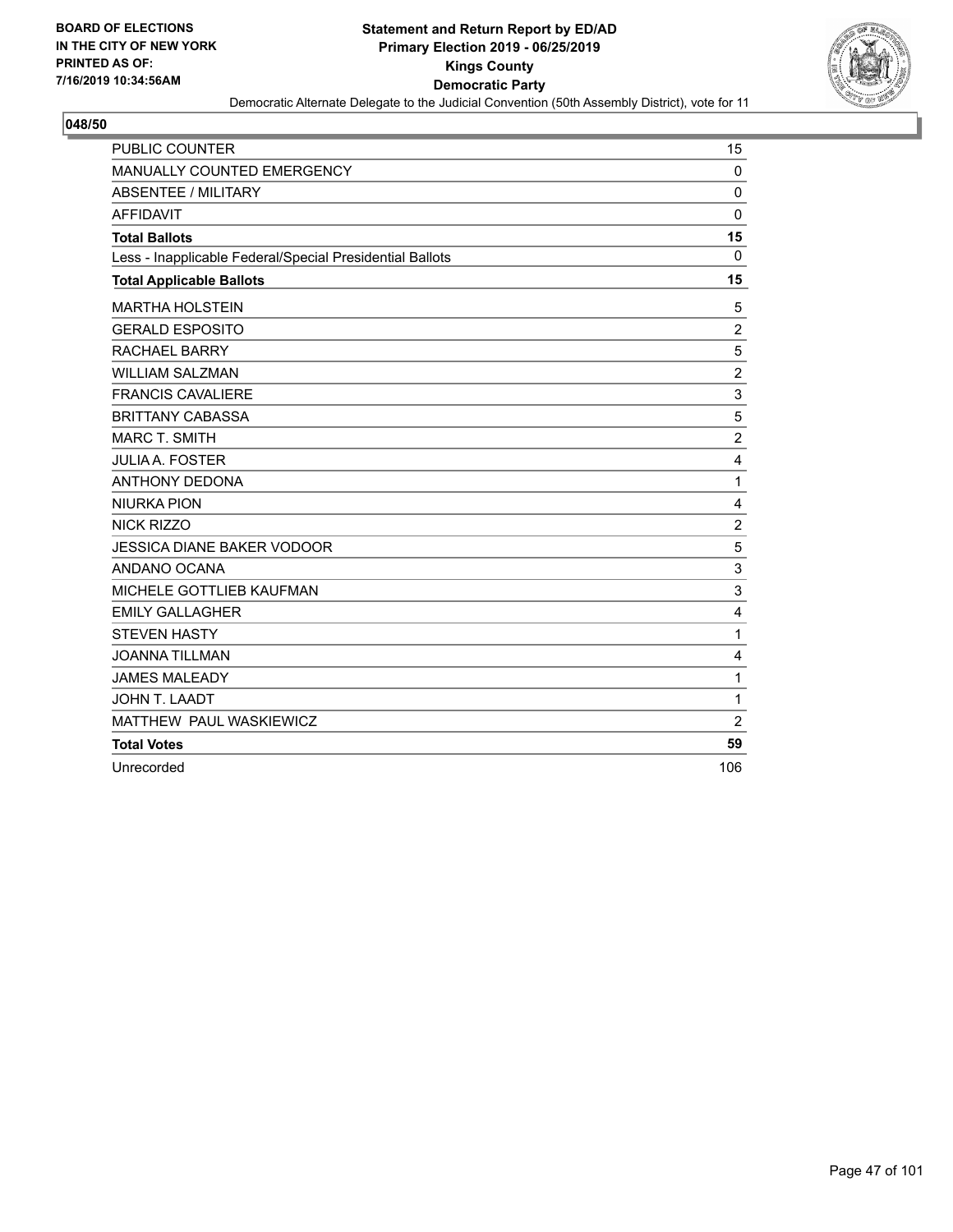BOARD OF ELECTIONS
IN THE CITY OF NEW YORK
PRINTED AS OF:
7/16/2019 10:34:56AM

**Statement and Return Report by ED/AD**
**Primary Election 2019 - 06/25/2019**
**Kings County**
**Democratic Party**
Democratic Alternate Delegate to the Judicial Convention (50th Assembly District), vote for 11

**048/50**

| | |
|---|---|
| PUBLIC COUNTER | 15 |
| MANUALLY COUNTED EMERGENCY | 0 |
| ABSENTEE / MILITARY | 0 |
| AFFIDAVIT | 0 |
| **Total Ballots** | **15** |
| Less - Inapplicable Federal/Special Presidential Ballots | 0 |
| **Total Applicable Ballots** | **15** |
| MARTHA HOLSTEIN | 5 |
| GERALD ESPOSITO | 2 |
| RACHAEL BARRY | 5 |
| WILLIAM SALZMAN | 2 |
| FRANCIS CAVALIERE | 3 |
| BRITTANY CABASSA | 5 |
| MARC T. SMITH | 2 |
| JULIA A. FOSTER | 4 |
| ANTHONY DEDONA | 1 |
| NIURKA PION | 4 |
| NICK RIZZO | 2 |
| JESSICA DIANE BAKER VODOOR | 5 |
| ANDANO OCANA | 3 |
| MICHELE GOTTLIEB KAUFMAN | 3 |
| EMILY GALLAGHER | 4 |
| STEVEN HASTY | 1 |
| JOANNA TILLMAN | 4 |
| JAMES MALEADY | 1 |
| JOHN T. LAADT | 1 |
| MATTHEW PAUL WASKIEWICZ | 2 |
| **Total Votes** | **59** |
| Unrecorded | 106 |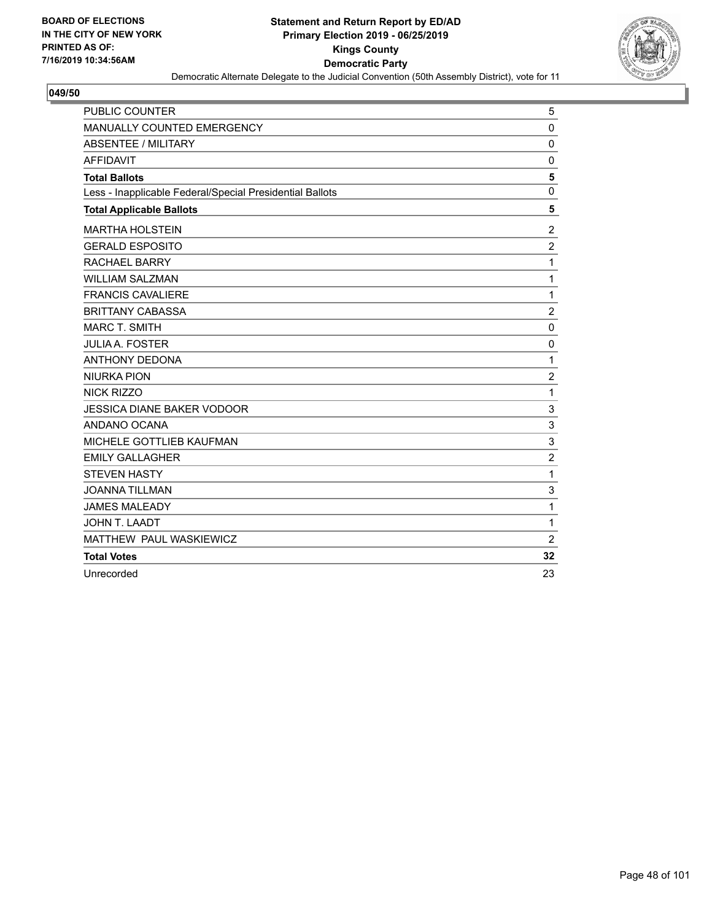**BOARD OF ELECTIONS**
**IN THE CITY OF NEW YORK**
**PRINTED AS OF:**
**7/16/2019 10:34:56AM**

# Statement and Return Report by ED/AD
## Primary Election 2019 - 06/25/2019
## Kings County
## Democratic Party

Democratic Alternate Delegate to the Judicial Convention (50th Assembly District), vote for 11

**049/50**

| | |
|---|---|
| PUBLIC COUNTER | 5 |
| MANUALLY COUNTED EMERGENCY | 0 |
| ABSENTEE / MILITARY | 0 |
| AFFIDAVIT | 0 |
| **Total Ballots** | **5** |
| Less - Inapplicable Federal/Special Presidential Ballots | 0 |
| **Total Applicable Ballots** | **5** |
| MARTHA HOLSTEIN | 2 |
| GERALD ESPOSITO | 2 |
| RACHAEL BARRY | 1 |
| WILLIAM SALZMAN | 1 |
| FRANCIS CAVALIERE | 1 |
| BRITTANY CABASSA | 2 |
| MARC T. SMITH | 0 |
| JULIA A. FOSTER | 0 |
| ANTHONY DEDONA | 1 |
| NIURKA PION | 2 |
| NICK RIZZO | 1 |
| JESSICA DIANE BAKER VODOOR | 3 |
| ANDANO OCANA | 3 |
| MICHELE GOTTLIEB KAUFMAN | 3 |
| EMILY GALLAGHER | 2 |
| STEVEN HASTY | 1 |
| JOANNA TILLMAN | 3 |
| JAMES MALEADY | 1 |
| JOHN T. LAADT | 1 |
| MATTHEW PAUL WASKIEWICZ | 2 |
| **Total Votes** | **32** |
| Unrecorded | 23 |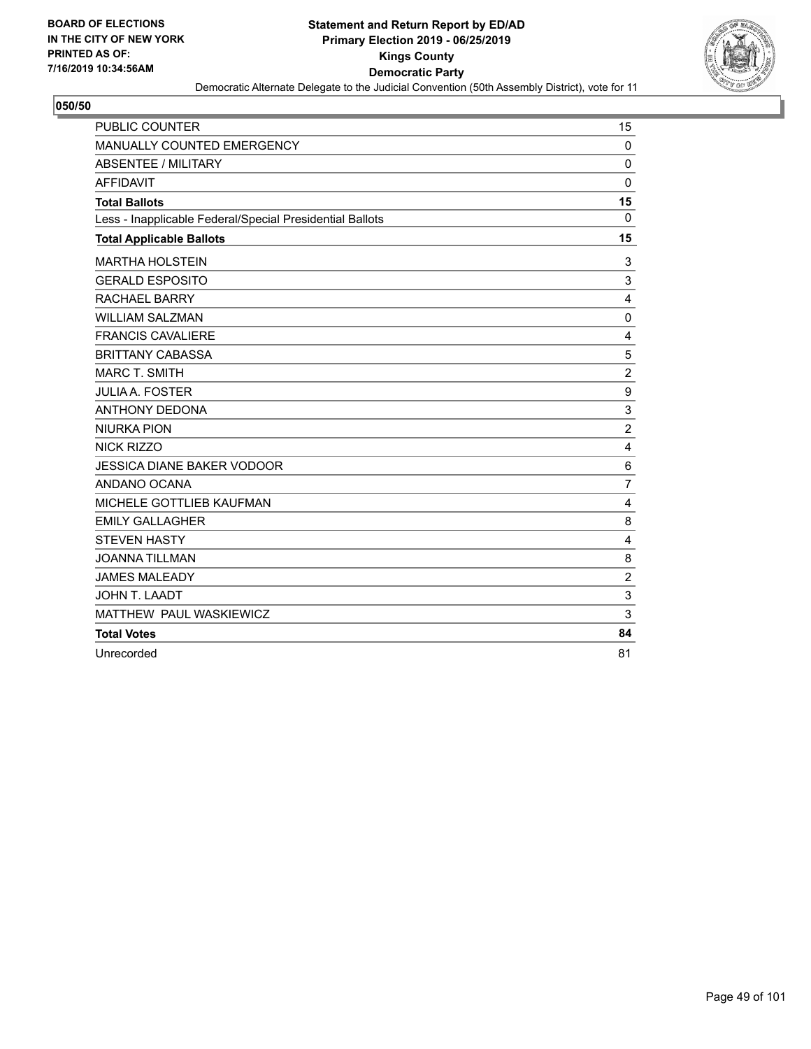**BOARD OF ELECTIONS IN THE CITY OF NEW YORK PRINTED AS OF: 7/16/2019 10:34:56AM**

**Statement and Return Report by ED/AD**
**Primary Election 2019 - 06/25/2019**
**Kings County**
**Democratic Party**
Democratic Alternate Delegate to the Judicial Convention (50th Assembly District), vote for 11

**050/50**

| | |
|---|---|
| PUBLIC COUNTER | 15 |
| MANUALLY COUNTED EMERGENCY | 0 |
| ABSENTEE / MILITARY | 0 |
| AFFIDAVIT | 0 |
| **Total Ballots** | **15** |
| Less - Inapplicable Federal/Special Presidential Ballots | 0 |
| **Total Applicable Ballots** | **15** |
| MARTHA HOLSTEIN | 3 |
| GERALD ESPOSITO | 3 |
| RACHAEL BARRY | 4 |
| WILLIAM SALZMAN | 0 |
| FRANCIS CAVALIERE | 4 |
| BRITTANY CABASSA | 5 |
| MARC T. SMITH | 2 |
| JULIA A. FOSTER | 9 |
| ANTHONY DEDONA | 3 |
| NIURKA PION | 2 |
| NICK RIZZO | 4 |
| JESSICA DIANE BAKER VODOOR | 6 |
| ANDANO OCANA | 7 |
| MICHELE GOTTLIEB KAUFMAN | 4 |
| EMILY GALLAGHER | 8 |
| STEVEN HASTY | 4 |
| JOANNA TILLMAN | 8 |
| JAMES MALEADY | 2 |
| JOHN T. LAADT | 3 |
| MATTHEW PAUL WASKIEWICZ | 3 |
| **Total Votes** | **84** |
| Unrecorded | 81 |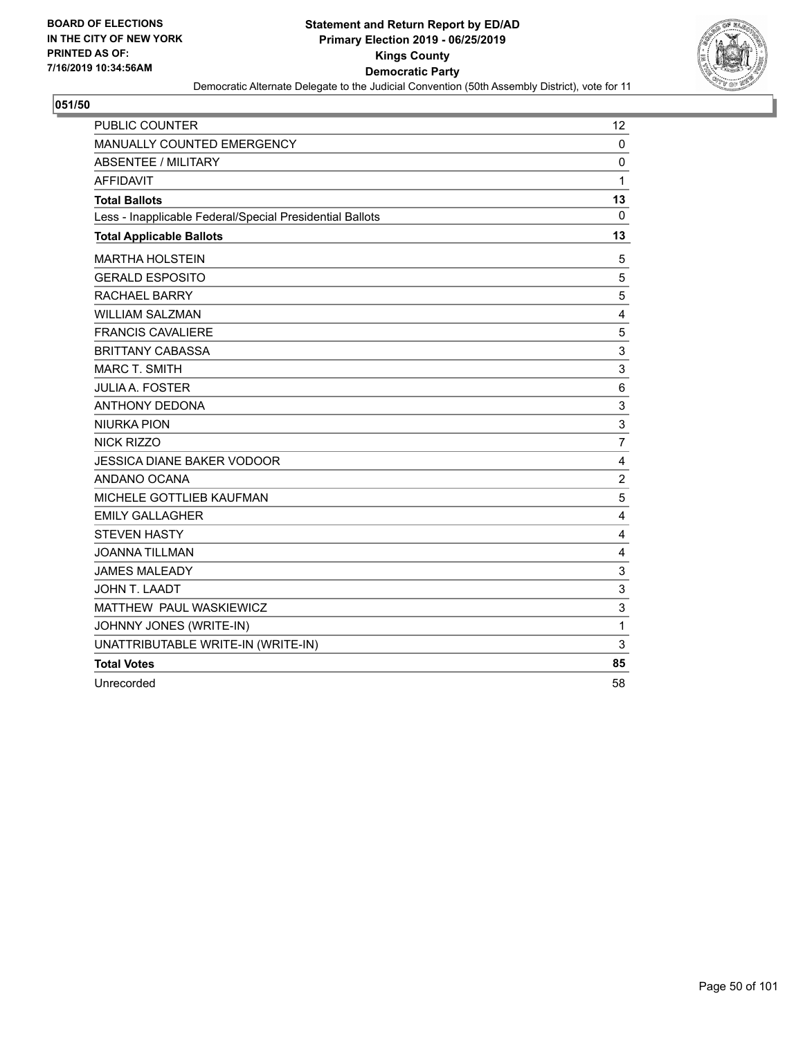**BOARD OF ELECTIONS IN THE CITY OF NEW YORK PRINTED AS OF: 7/16/2019 10:34:56AM**

**Statement and Return Report by ED/AD**
**Primary Election 2019 - 06/25/2019**
**Kings County**
**Democratic Party**
Democratic Alternate Delegate to the Judicial Convention (50th Assembly District), vote for 11

**051/50**

| | |
|---|---|
| PUBLIC COUNTER | 12 |
| MANUALLY COUNTED EMERGENCY | 0 |
| ABSENTEE / MILITARY | 0 |
| AFFIDAVIT | 1 |
| **Total Ballots** | **13** |
| Less - Inapplicable Federal/Special Presidential Ballots | 0 |
| **Total Applicable Ballots** | **13** |
| MARTHA HOLSTEIN | 5 |
| GERALD ESPOSITO | 5 |
| RACHAEL BARRY | 5 |
| WILLIAM SALZMAN | 4 |
| FRANCIS CAVALIERE | 5 |
| BRITTANY CABASSA | 3 |
| MARC T. SMITH | 3 |
| JULIA A. FOSTER | 6 |
| ANTHONY DEDONA | 3 |
| NIURKA PION | 3 |
| NICK RIZZO | 7 |
| JESSICA DIANE BAKER VODOOR | 4 |
| ANDANO OCANA | 2 |
| MICHELE GOTTLIEB KAUFMAN | 5 |
| EMILY GALLAGHER | 4 |
| STEVEN HASTY | 4 |
| JOANNA TILLMAN | 4 |
| JAMES MALEADY | 3 |
| JOHN T. LAADT | 3 |
| MATTHEW PAUL WASKIEWICZ | 3 |
| JOHNNY JONES (WRITE-IN) | 1 |
| UNATTRIBUTABLE WRITE-IN (WRITE-IN) | 3 |
| **Total Votes** | **85** |
| Unrecorded | 58 |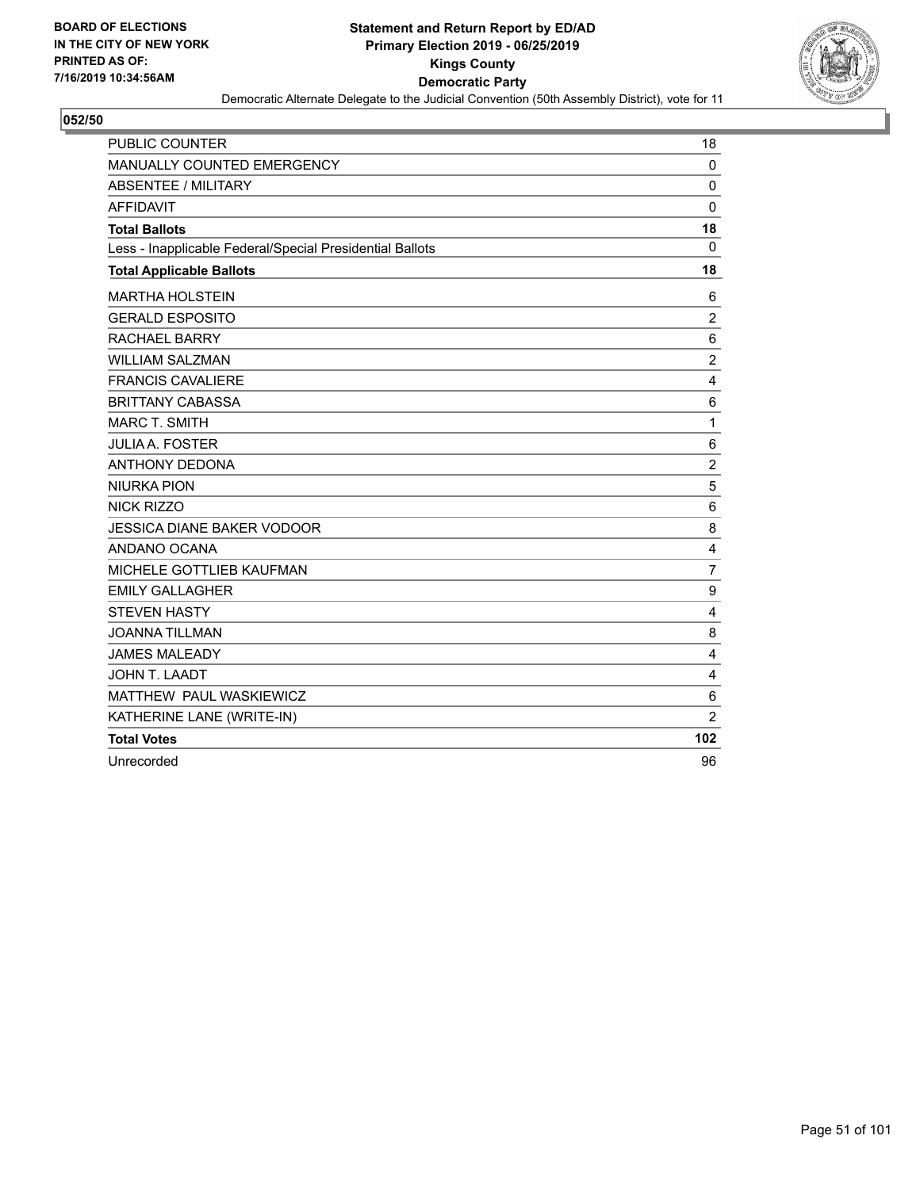BOARD OF ELECTIONS
IN THE CITY OF NEW YORK
PRINTED AS OF:
7/16/2019 10:34:56AM

**Statement and Return Report by ED/AD**
**Primary Election 2019 - 06/25/2019**
**Kings County**
**Democratic Party**
Democratic Alternate Delegate to the Judicial Convention (50th Assembly District), vote for 11

**052/50**

| | |
|---|---|
| PUBLIC COUNTER | 18 |
| MANUALLY COUNTED EMERGENCY | 0 |
| ABSENTEE / MILITARY | 0 |
| AFFIDAVIT | 0 |
| **Total Ballots** | **18** |
| Less - Inapplicable Federal/Special Presidential Ballots | 0 |
| **Total Applicable Ballots** | **18** |
| MARTHA HOLSTEIN | 6 |
| GERALD ESPOSITO | 2 |
| RACHAEL BARRY | 6 |
| WILLIAM SALZMAN | 2 |
| FRANCIS CAVALIERE | 4 |
| BRITTANY CABASSA | 6 |
| MARC T. SMITH | 1 |
| JULIA A. FOSTER | 6 |
| ANTHONY DEDONA | 2 |
| NIURKA PION | 5 |
| NICK RIZZO | 6 |
| JESSICA DIANE BAKER VODOOR | 8 |
| ANDANO OCANA | 4 |
| MICHELE GOTTLIEB KAUFMAN | 7 |
| EMILY GALLAGHER | 9 |
| STEVEN HASTY | 4 |
| JOANNA TILLMAN | 8 |
| JAMES MALEADY | 4 |
| JOHN T. LAADT | 4 |
| MATTHEW PAUL WASKIEWICZ | 6 |
| KATHERINE LANE (WRITE-IN) | 2 |
| **Total Votes** | **102** |
| Unrecorded | 96 |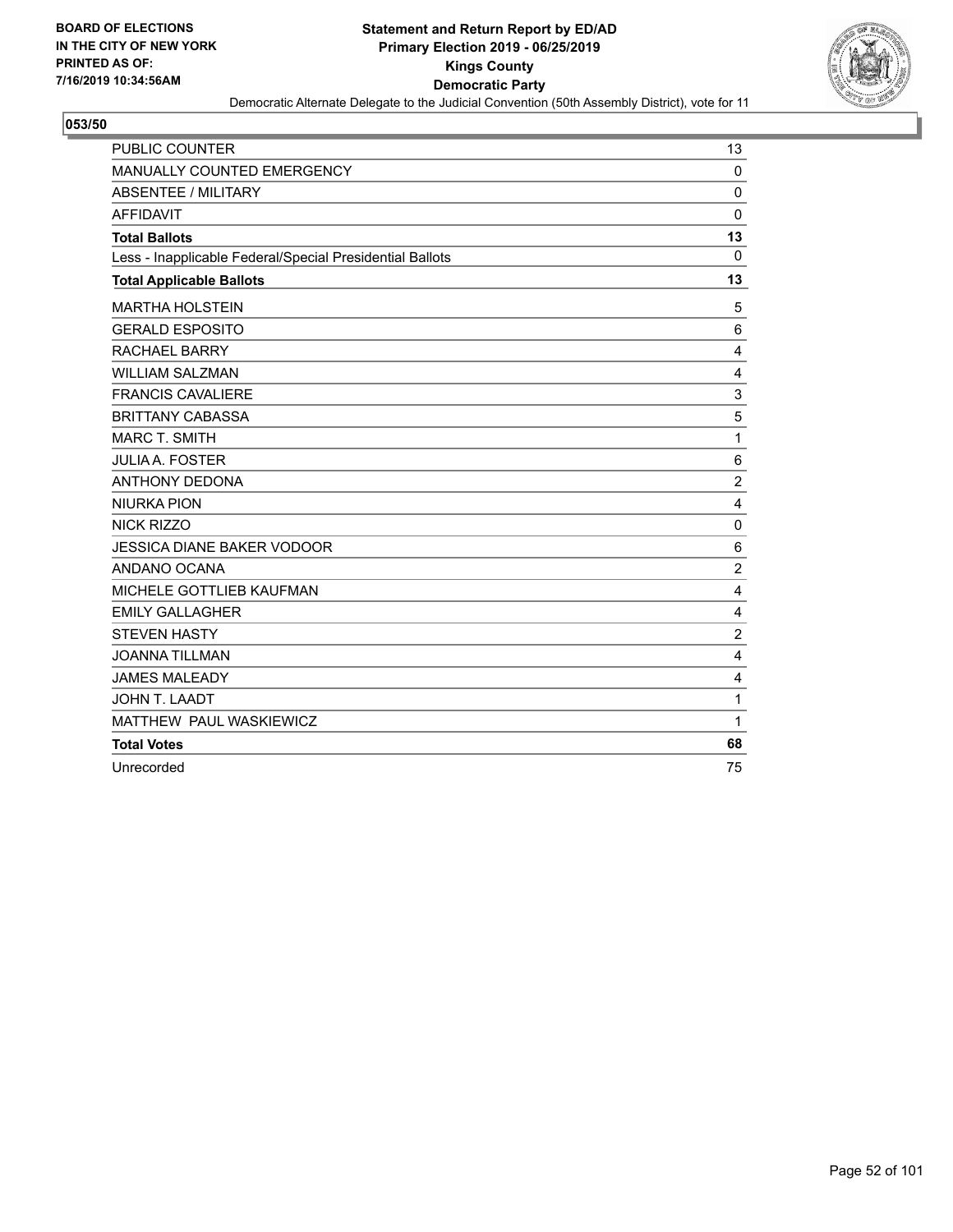**BOARD OF ELECTIONS IN THE CITY OF NEW YORK PRINTED AS OF: 7/16/2019 10:34:56AM**

**Statement and Return Report by ED/AD Primary Election 2019 - 06/25/2019 Kings County Democratic Party**

Democratic Alternate Delegate to the Judicial Convention (50th Assembly District), vote for 11

**053/50**

| | |
|---|---|
| PUBLIC COUNTER | 13 |
| MANUALLY COUNTED EMERGENCY | 0 |
| ABSENTEE / MILITARY | 0 |
| AFFIDAVIT | 0 |
| **Total Ballots** | **13** |
| Less - Inapplicable Federal/Special Presidential Ballots | 0 |
| **Total Applicable Ballots** | **13** |
| MARTHA HOLSTEIN | 5 |
| GERALD ESPOSITO | 6 |
| RACHAEL BARRY | 4 |
| WILLIAM SALZMAN | 4 |
| FRANCIS CAVALIERE | 3 |
| BRITTANY CABASSA | 5 |
| MARC T. SMITH | 1 |
| JULIA A. FOSTER | 6 |
| ANTHONY DEDONA | 2 |
| NIURKA PION | 4 |
| NICK RIZZO | 0 |
| JESSICA DIANE BAKER VODOOR | 6 |
| ANDANO OCANA | 2 |
| MICHELE GOTTLIEB KAUFMAN | 4 |
| EMILY GALLAGHER | 4 |
| STEVEN HASTY | 2 |
| JOANNA TILLMAN | 4 |
| JAMES MALEADY | 4 |
| JOHN T. LAADT | 1 |
| MATTHEW PAUL WASKIEWICZ | 1 |
| **Total Votes** | **68** |
| Unrecorded | 75 |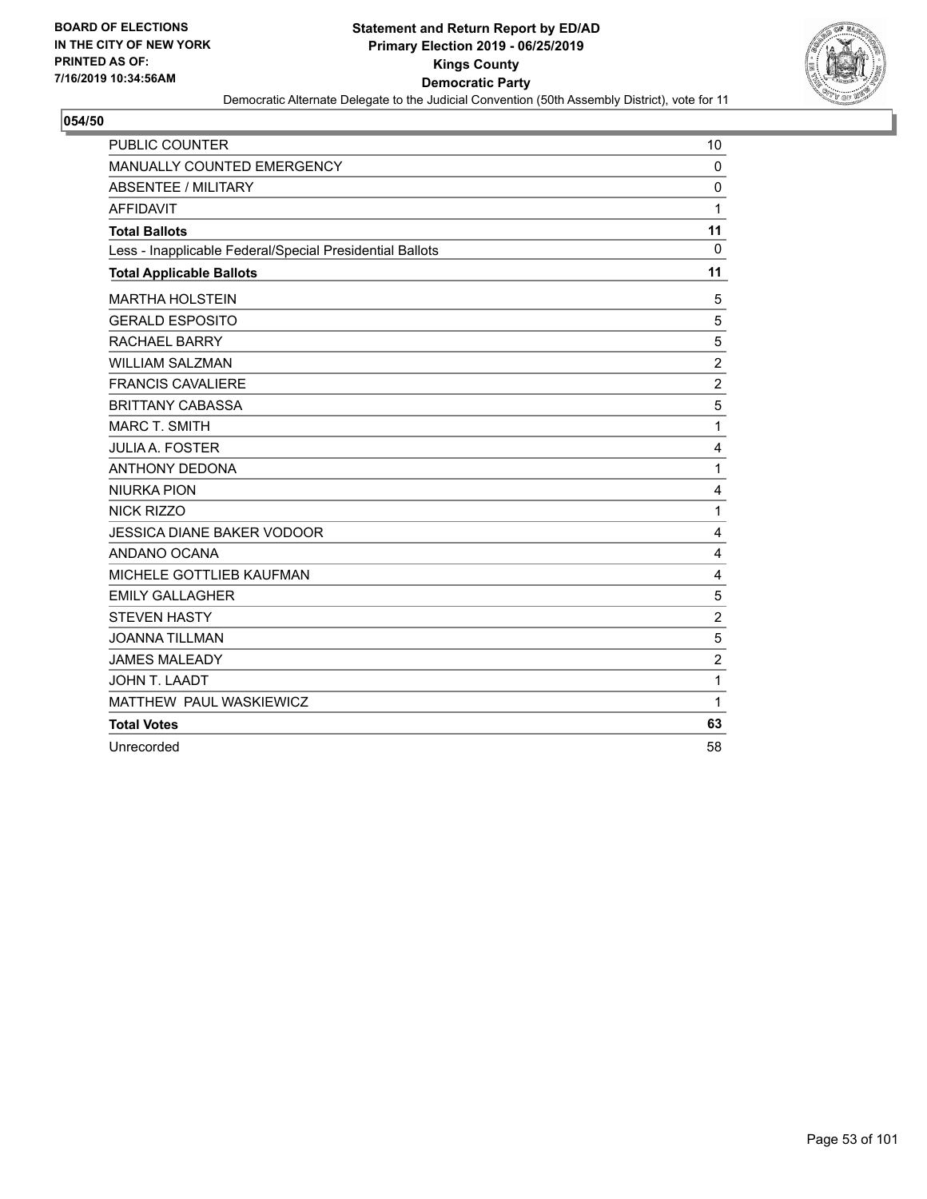**BOARD OF ELECTIONS IN THE CITY OF NEW YORK PRINTED AS OF: 7/16/2019 10:34:56AM**

# Statement and Return Report by ED/AD
## Primary Election 2019 - 06/25/2019
## Kings County
## Democratic Party

Democratic Alternate Delegate to the Judicial Convention (50th Assembly District), vote for 11

**054/50**

| | |
|---|---|
| PUBLIC COUNTER | 10 |
| MANUALLY COUNTED EMERGENCY | 0 |
| ABSENTEE / MILITARY | 0 |
| AFFIDAVIT | 1 |
| **Total Ballots** | **11** |
| Less - Inapplicable Federal/Special Presidential Ballots | 0 |
| **Total Applicable Ballots** | **11** |
| MARTHA HOLSTEIN | 5 |
| GERALD ESPOSITO | 5 |
| RACHAEL BARRY | 5 |
| WILLIAM SALZMAN | 2 |
| FRANCIS CAVALIERE | 2 |
| BRITTANY CABASSA | 5 |
| MARC T. SMITH | 1 |
| JULIA A. FOSTER | 4 |
| ANTHONY DEDONA | 1 |
| NIURKA PION | 4 |
| NICK RIZZO | 1 |
| JESSICA DIANE BAKER VODOOR | 4 |
| ANDANO OCANA | 4 |
| MICHELE GOTTLIEB KAUFMAN | 4 |
| EMILY GALLAGHER | 5 |
| STEVEN HASTY | 2 |
| JOANNA TILLMAN | 5 |
| JAMES MALEADY | 2 |
| JOHN T. LAADT | 1 |
| MATTHEW PAUL WASKIEWICZ | 1 |
| **Total Votes** | **63** |
| Unrecorded | 58 |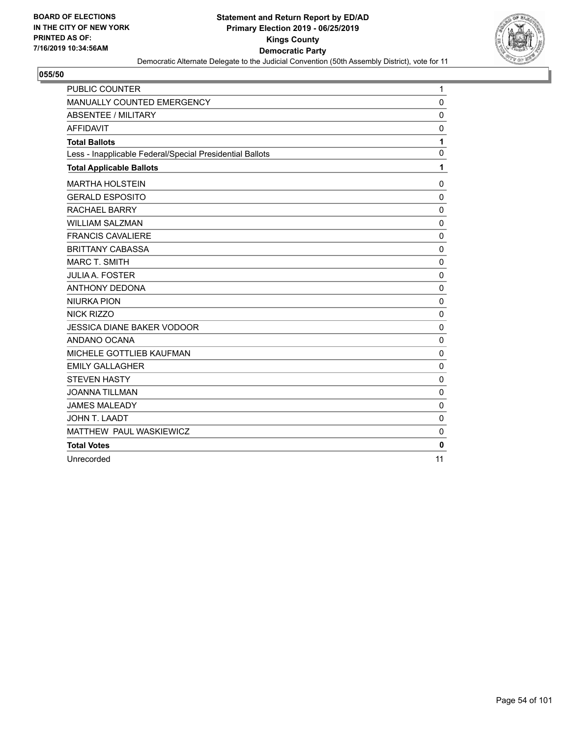**BOARD OF ELECTIONS IN THE CITY OF NEW YORK PRINTED AS OF: 7/16/2019 10:34:56AM**

# Statement and Return Report by ED/AD
## Primary Election 2019 - 06/25/2019
## Kings County
## Democratic Party

Democratic Alternate Delegate to the Judicial Convention (50th Assembly District), vote for 11

### 055/50

| | |
|---|---|
| PUBLIC COUNTER | 1 |
| MANUALLY COUNTED EMERGENCY | 0 |
| ABSENTEE / MILITARY | 0 |
| AFFIDAVIT | 0 |
| **Total Ballots** | **1** |
| Less - Inapplicable Federal/Special Presidential Ballots | 0 |
| **Total Applicable Ballots** | **1** |
| MARTHA HOLSTEIN | 0 |
| GERALD ESPOSITO | 0 |
| RACHAEL BARRY | 0 |
| WILLIAM SALZMAN | 0 |
| FRANCIS CAVALIERE | 0 |
| BRITTANY CABASSA | 0 |
| MARC T. SMITH | 0 |
| JULIA A. FOSTER | 0 |
| ANTHONY DEDONA | 0 |
| NIURKA PION | 0 |
| NICK RIZZO | 0 |
| JESSICA DIANE BAKER VODOOR | 0 |
| ANDANO OCANA | 0 |
| MICHELE GOTTLIEB KAUFMAN | 0 |
| EMILY GALLAGHER | 0 |
| STEVEN HASTY | 0 |
| JOANNA TILLMAN | 0 |
| JAMES MALEADY | 0 |
| JOHN T. LAADT | 0 |
| MATTHEW PAUL WASKIEWICZ | 0 |
| **Total Votes** | **0** |
| Unrecorded | 11 |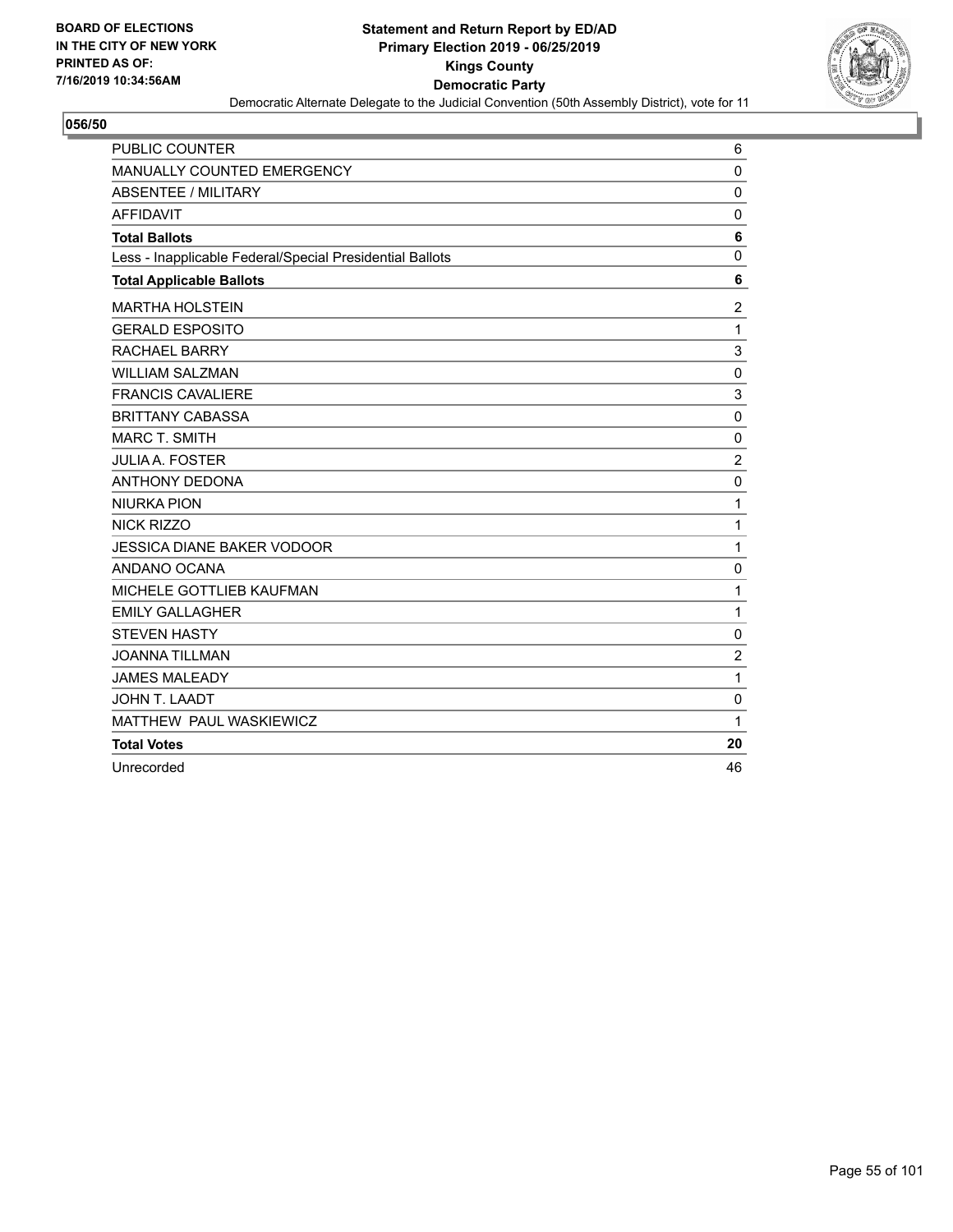BOARD OF ELECTIONS
IN THE CITY OF NEW YORK
PRINTED AS OF:
7/16/2019 10:34:56AM

**Statement and Return Report by ED/AD**
**Primary Election 2019 - 06/25/2019**
**Kings County**
**Democratic Party**
Democratic Alternate Delegate to the Judicial Convention (50th Assembly District), vote for 11

## 056/50

| | |
|---|---|
| PUBLIC COUNTER | 6 |
| MANUALLY COUNTED EMERGENCY | 0 |
| ABSENTEE / MILITARY | 0 |
| AFFIDAVIT | 0 |
| **Total Ballots** | **6** |
| Less - Inapplicable Federal/Special Presidential Ballots | 0 |
| **Total Applicable Ballots** | **6** |
| MARTHA HOLSTEIN | 2 |
| GERALD ESPOSITO | 1 |
| RACHAEL BARRY | 3 |
| WILLIAM SALZMAN | 0 |
| FRANCIS CAVALIERE | 3 |
| BRITTANY CABASSA | 0 |
| MARC T. SMITH | 0 |
| JULIA A. FOSTER | 2 |
| ANTHONY DEDONA | 0 |
| NIURKA PION | 1 |
| NICK RIZZO | 1 |
| JESSICA DIANE BAKER VODOOR | 1 |
| ANDANO OCANA | 0 |
| MICHELE GOTTLIEB KAUFMAN | 1 |
| EMILY GALLAGHER | 1 |
| STEVEN HASTY | 0 |
| JOANNA TILLMAN | 2 |
| JAMES MALEADY | 1 |
| JOHN T. LAADT | 0 |
| MATTHEW PAUL WASKIEWICZ | 1 |
| **Total Votes** | **20** |
| Unrecorded | 46 |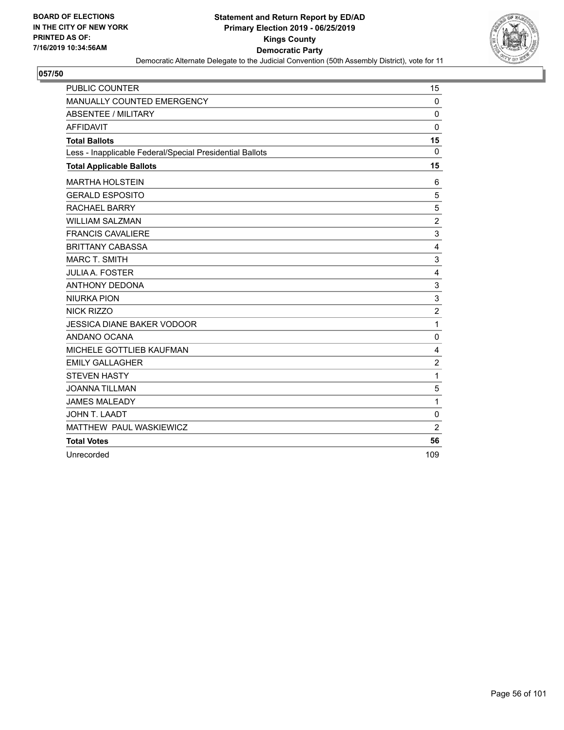BOARD OF ELECTIONS
IN THE CITY OF NEW YORK
PRINTED AS OF:
7/16/2019 10:34:56AM

**Statement and Return Report by ED/AD**
**Primary Election 2019 - 06/25/2019**
**Kings County**
**Democratic Party**
Democratic Alternate Delegate to the Judicial Convention (50th Assembly District), vote for 11

## 057/50

| | |
|---|---|
| PUBLIC COUNTER | 15 |
| MANUALLY COUNTED EMERGENCY | 0 |
| ABSENTEE / MILITARY | 0 |
| AFFIDAVIT | 0 |
| **Total Ballots** | **15** |
| Less - Inapplicable Federal/Special Presidential Ballots | 0 |
| **Total Applicable Ballots** | **15** |
| MARTHA HOLSTEIN | 6 |
| GERALD ESPOSITO | 5 |
| RACHAEL BARRY | 5 |
| WILLIAM SALZMAN | 2 |
| FRANCIS CAVALIERE | 3 |
| BRITTANY CABASSA | 4 |
| MARC T. SMITH | 3 |
| JULIA A. FOSTER | 4 |
| ANTHONY DEDONA | 3 |
| NIURKA PION | 3 |
| NICK RIZZO | 2 |
| JESSICA DIANE BAKER VODOOR | 1 |
| ANDANO OCANA | 0 |
| MICHELE GOTTLIEB KAUFMAN | 4 |
| EMILY GALLAGHER | 2 |
| STEVEN HASTY | 1 |
| JOANNA TILLMAN | 5 |
| JAMES MALEADY | 1 |
| JOHN T. LAADT | 0 |
| MATTHEW PAUL WASKIEWICZ | 2 |
| **Total Votes** | **56** |
| Unrecorded | 109 |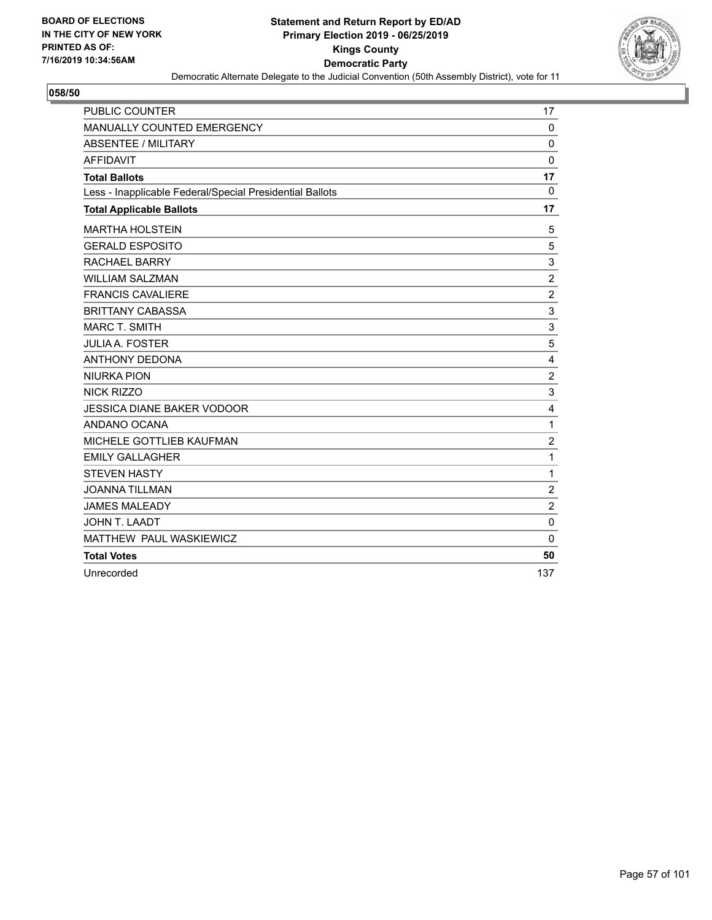**BOARD OF ELECTIONS IN THE CITY OF NEW YORK PRINTED AS OF: 7/16/2019 10:34:56AM**

# Statement and Return Report by ED/AD
## Primary Election 2019 - 06/25/2019
## Kings County
## Democratic Party

Democratic Alternate Delegate to the Judicial Convention (50th Assembly District), vote for 11

### 058/50

| | |
|---|---|
| PUBLIC COUNTER | 17 |
| MANUALLY COUNTED EMERGENCY | 0 |
| ABSENTEE / MILITARY | 0 |
| AFFIDAVIT | 0 |
| **Total Ballots** | **17** |
| Less - Inapplicable Federal/Special Presidential Ballots | 0 |
| **Total Applicable Ballots** | **17** |
| MARTHA HOLSTEIN | 5 |
| GERALD ESPOSITO | 5 |
| RACHAEL BARRY | 3 |
| WILLIAM SALZMAN | 2 |
| FRANCIS CAVALIERE | 2 |
| BRITTANY CABASSA | 3 |
| MARC T. SMITH | 3 |
| JULIA A. FOSTER | 5 |
| ANTHONY DEDONA | 4 |
| NIURKA PION | 2 |
| NICK RIZZO | 3 |
| JESSICA DIANE BAKER VODOOR | 4 |
| ANDANO OCANA | 1 |
| MICHELE GOTTLIEB KAUFMAN | 2 |
| EMILY GALLAGHER | 1 |
| STEVEN HASTY | 1 |
| JOANNA TILLMAN | 2 |
| JAMES MALEADY | 2 |
| JOHN T. LAADT | 0 |
| MATTHEW PAUL WASKIEWICZ | 0 |
| **Total Votes** | **50** |
| Unrecorded | 137 |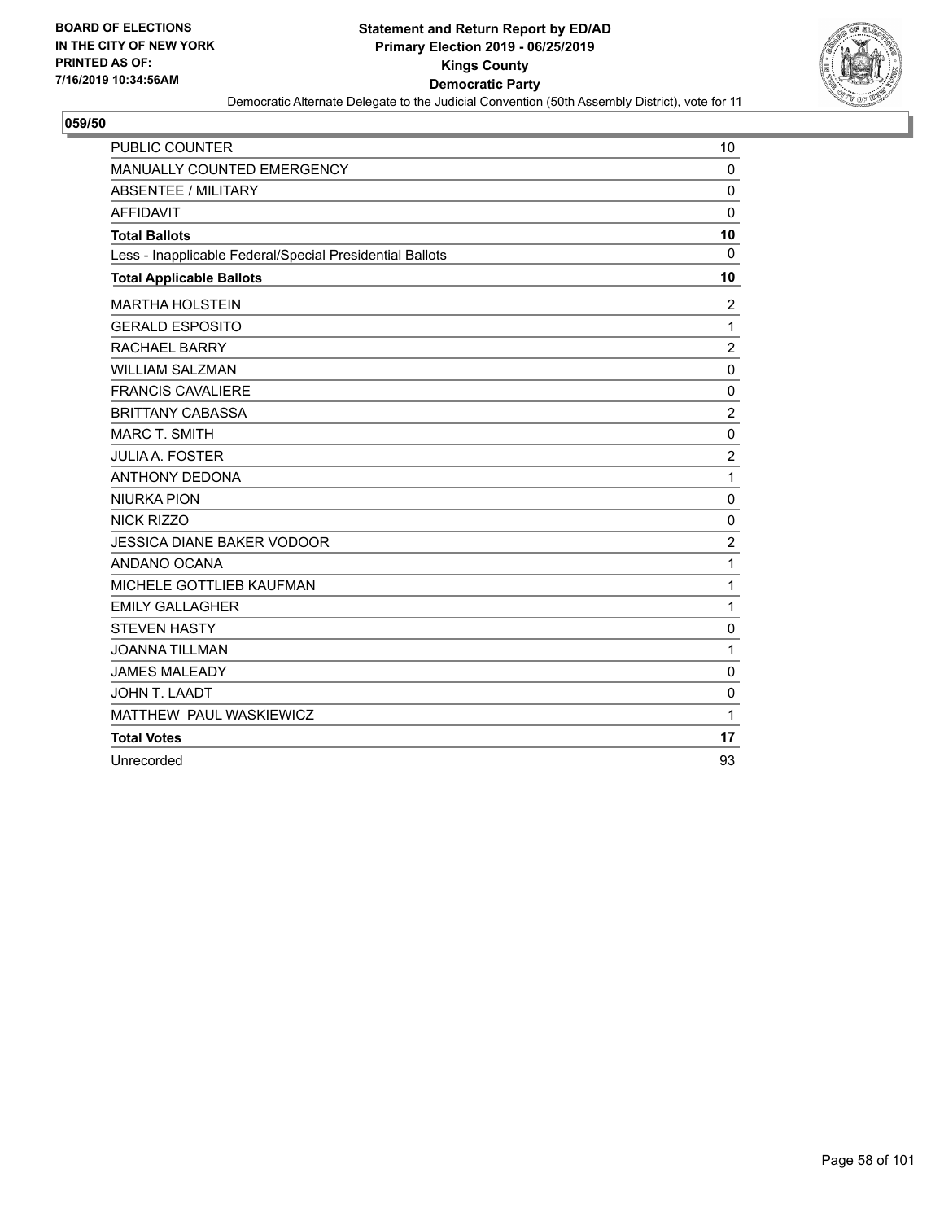BOARD OF ELECTIONS IN THE CITY OF NEW YORK PRINTED AS OF: 7/16/2019 10:34:56AM

**Statement and Return Report by ED/AD**
**Primary Election 2019 - 06/25/2019**
**Kings County**
**Democratic Party**
Democratic Alternate Delegate to the Judicial Convention (50th Assembly District), vote for 11

**059/50**

| | |
|---|---|
| PUBLIC COUNTER | 10 |
| MANUALLY COUNTED EMERGENCY | 0 |
| ABSENTEE / MILITARY | 0 |
| AFFIDAVIT | 0 |
| **Total Ballots** | **10** |
| Less - Inapplicable Federal/Special Presidential Ballots | 0 |
| **Total Applicable Ballots** | **10** |
| MARTHA HOLSTEIN | 2 |
| GERALD ESPOSITO | 1 |
| RACHAEL BARRY | 2 |
| WILLIAM SALZMAN | 0 |
| FRANCIS CAVALIERE | 0 |
| BRITTANY CABASSA | 2 |
| MARC T. SMITH | 0 |
| JULIA A. FOSTER | 2 |
| ANTHONY DEDONA | 1 |
| NIURKA PION | 0 |
| NICK RIZZO | 0 |
| JESSICA DIANE BAKER VODOOR | 2 |
| ANDANO OCANA | 1 |
| MICHELE GOTTLIEB KAUFMAN | 1 |
| EMILY GALLAGHER | 1 |
| STEVEN HASTY | 0 |
| JOANNA TILLMAN | 1 |
| JAMES MALEADY | 0 |
| JOHN T. LAADT | 0 |
| MATTHEW PAUL WASKIEWICZ | 1 |
| **Total Votes** | **17** |
| Unrecorded | 93 |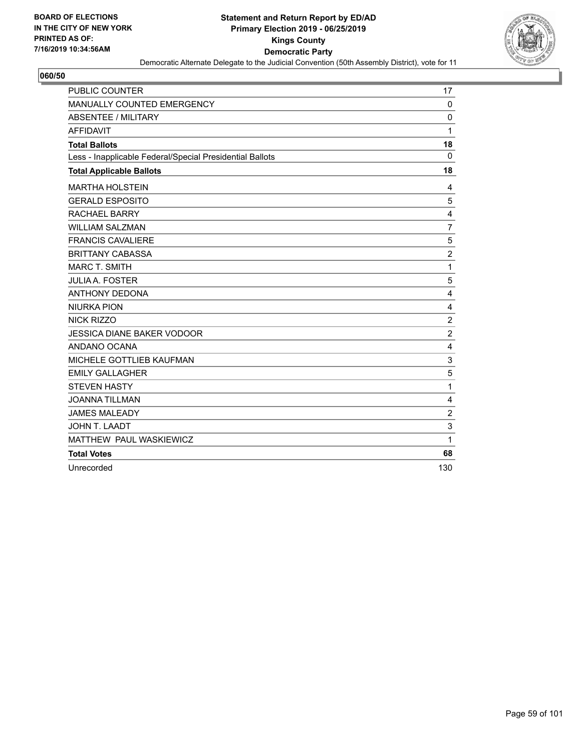BOARD OF ELECTIONS
IN THE CITY OF NEW YORK
PRINTED AS OF:
7/16/2019 10:34:56AM

**Statement and Return Report by ED/AD**
**Primary Election 2019 - 06/25/2019**
**Kings County**
**Democratic Party**
Democratic Alternate Delegate to the Judicial Convention (50th Assembly District), vote for 11

## 060/50

| | |
|---|---|
| PUBLIC COUNTER | 17 |
| MANUALLY COUNTED EMERGENCY | 0 |
| ABSENTEE / MILITARY | 0 |
| AFFIDAVIT | 1 |
| **Total Ballots** | **18** |
| Less - Inapplicable Federal/Special Presidential Ballots | 0 |
| **Total Applicable Ballots** | **18** |
| MARTHA HOLSTEIN | 4 |
| GERALD ESPOSITO | 5 |
| RACHAEL BARRY | 4 |
| WILLIAM SALZMAN | 7 |
| FRANCIS CAVALIERE | 5 |
| BRITTANY CABASSA | 2 |
| MARC T. SMITH | 1 |
| JULIA A. FOSTER | 5 |
| ANTHONY DEDONA | 4 |
| NIURKA PION | 4 |
| NICK RIZZO | 2 |
| JESSICA DIANE BAKER VODOOR | 2 |
| ANDANO OCANA | 4 |
| MICHELE GOTTLIEB KAUFMAN | 3 |
| EMILY GALLAGHER | 5 |
| STEVEN HASTY | 1 |
| JOANNA TILLMAN | 4 |
| JAMES MALEADY | 2 |
| JOHN T. LAADT | 3 |
| MATTHEW PAUL WASKIEWICZ | 1 |
| **Total Votes** | **68** |
| Unrecorded | 130 |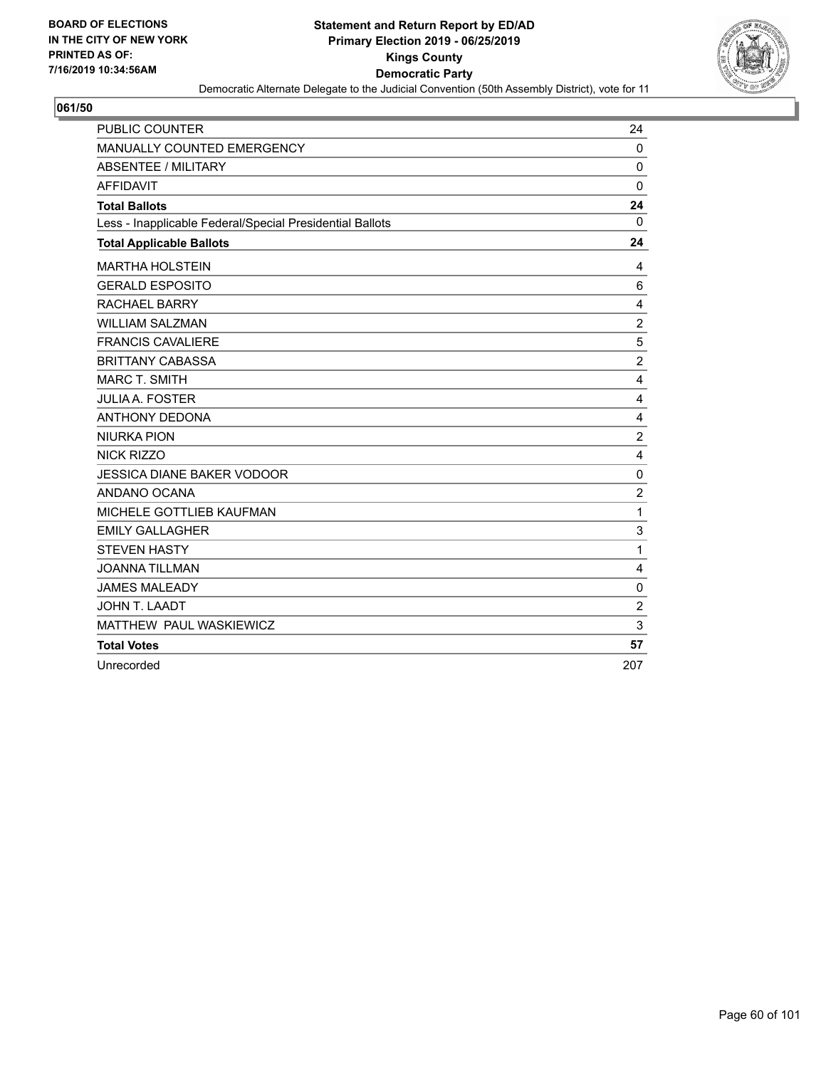BOARD OF ELECTIONS
IN THE CITY OF NEW YORK
PRINTED AS OF:
7/16/2019 10:34:56AM

**Statement and Return Report by ED/AD**
**Primary Election 2019 - 06/25/2019**
**Kings County**
**Democratic Party**
Democratic Alternate Delegate to the Judicial Convention (50th Assembly District), vote for 11

**061/50**

| | |
|---|---|
| PUBLIC COUNTER | 24 |
| MANUALLY COUNTED EMERGENCY | 0 |
| ABSENTEE / MILITARY | 0 |
| AFFIDAVIT | 0 |
| **Total Ballots** | **24** |
| Less - Inapplicable Federal/Special Presidential Ballots | 0 |
| **Total Applicable Ballots** | **24** |
| MARTHA HOLSTEIN | 4 |
| GERALD ESPOSITO | 6 |
| RACHAEL BARRY | 4 |
| WILLIAM SALZMAN | 2 |
| FRANCIS CAVALIERE | 5 |
| BRITTANY CABASSA | 2 |
| MARC T. SMITH | 4 |
| JULIA A. FOSTER | 4 |
| ANTHONY DEDONA | 4 |
| NIURKA PION | 2 |
| NICK RIZZO | 4 |
| JESSICA DIANE BAKER VODOOR | 0 |
| ANDANO OCANA | 2 |
| MICHELE GOTTLIEB KAUFMAN | 1 |
| EMILY GALLAGHER | 3 |
| STEVEN HASTY | 1 |
| JOANNA TILLMAN | 4 |
| JAMES MALEADY | 0 |
| JOHN T. LAADT | 2 |
| MATTHEW PAUL WASKIEWICZ | 3 |
| **Total Votes** | **57** |
| Unrecorded | 207 |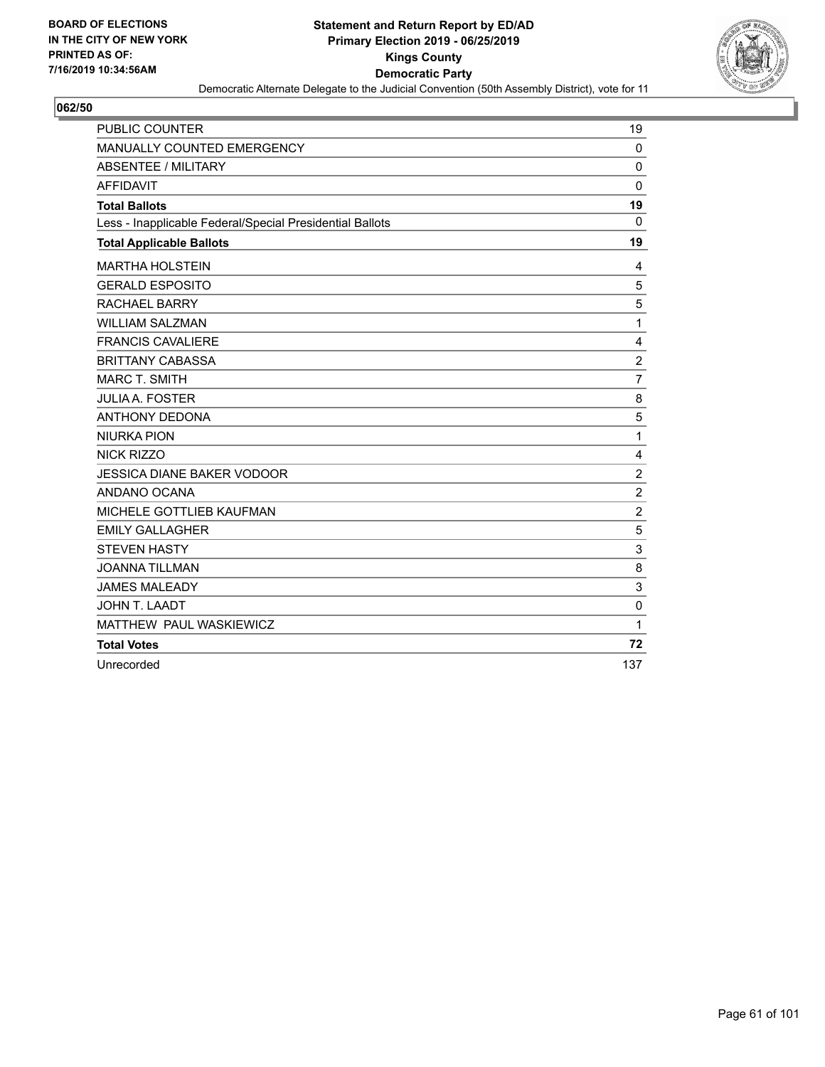BOARD OF ELECTIONS
IN THE CITY OF NEW YORK
PRINTED AS OF:
7/16/2019 10:34:56AM

**Statement and Return Report by ED/AD**
**Primary Election 2019 - 06/25/2019**
**Kings County**
**Democratic Party**
Democratic Alternate Delegate to the Judicial Convention (50th Assembly District), vote for 11

## 062/50

| | |
|---|---|
| PUBLIC COUNTER | 19 |
| MANUALLY COUNTED EMERGENCY | 0 |
| ABSENTEE / MILITARY | 0 |
| AFFIDAVIT | 0 |
| **Total Ballots** | **19** |
| Less - Inapplicable Federal/Special Presidential Ballots | 0 |
| **Total Applicable Ballots** | **19** |
| MARTHA HOLSTEIN | 4 |
| GERALD ESPOSITO | 5 |
| RACHAEL BARRY | 5 |
| WILLIAM SALZMAN | 1 |
| FRANCIS CAVALIERE | 4 |
| BRITTANY CABASSA | 2 |
| MARC T. SMITH | 7 |
| JULIA A. FOSTER | 8 |
| ANTHONY DEDONA | 5 |
| NIURKA PION | 1 |
| NICK RIZZO | 4 |
| JESSICA DIANE BAKER VODOOR | 2 |
| ANDANO OCANA | 2 |
| MICHELE GOTTLIEB KAUFMAN | 2 |
| EMILY GALLAGHER | 5 |
| STEVEN HASTY | 3 |
| JOANNA TILLMAN | 8 |
| JAMES MALEADY | 3 |
| JOHN T. LAADT | 0 |
| MATTHEW PAUL WASKIEWICZ | 1 |
| **Total Votes** | **72** |
| Unrecorded | 137 |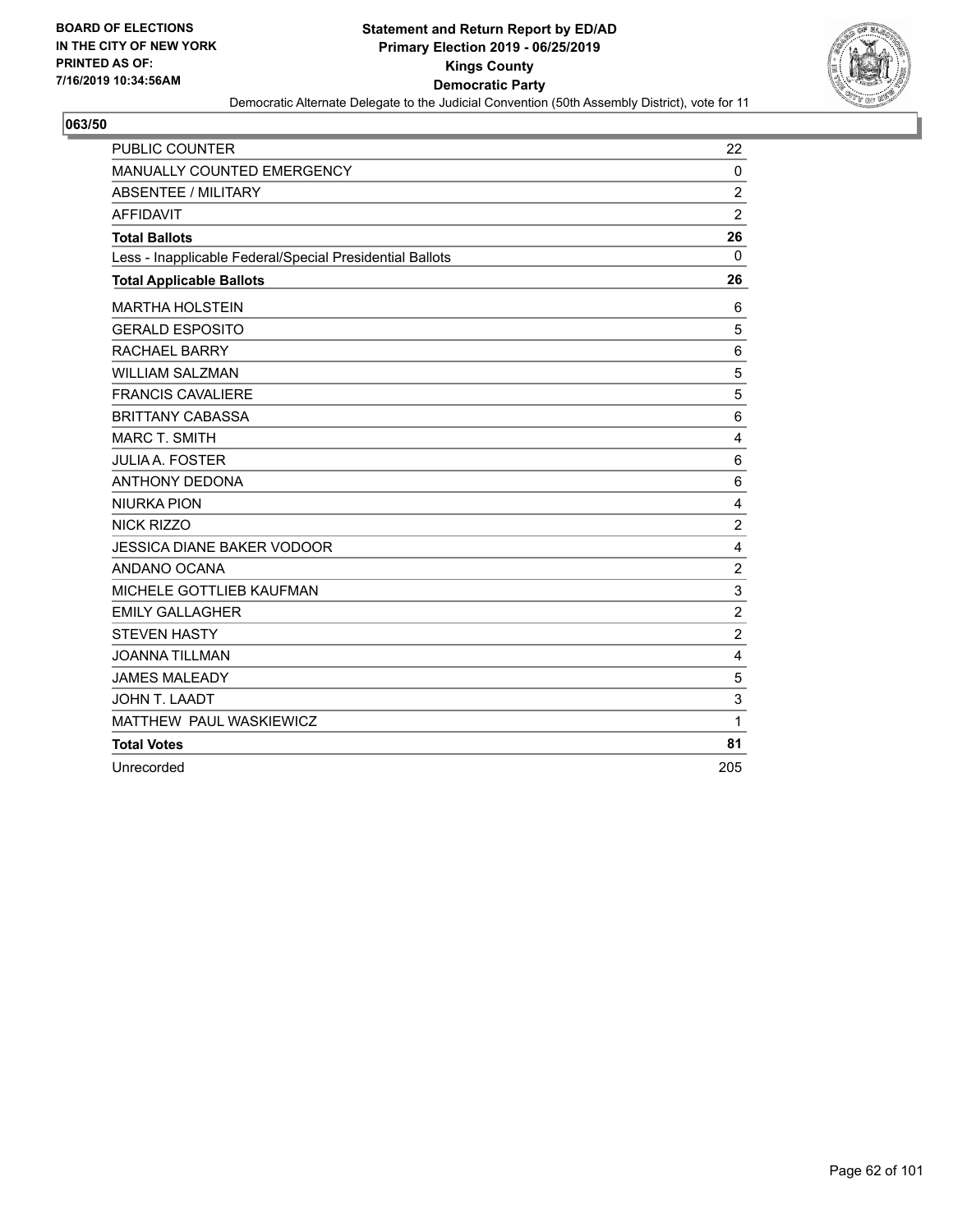BOARD OF ELECTIONS
IN THE CITY OF NEW YORK
PRINTED AS OF:
7/16/2019 10:34:56AM

**Statement and Return Report by ED/AD**
**Primary Election 2019 - 06/25/2019**
**Kings County**
**Democratic Party**
Democratic Alternate Delegate to the Judicial Convention (50th Assembly District), vote for 11

## 063/50

| | |
|---|---|
| PUBLIC COUNTER | 22 |
| MANUALLY COUNTED EMERGENCY | 0 |
| ABSENTEE / MILITARY | 2 |
| AFFIDAVIT | 2 |
| **Total Ballots** | **26** |
| Less - Inapplicable Federal/Special Presidential Ballots | 0 |
| **Total Applicable Ballots** | **26** |
| MARTHA HOLSTEIN | 6 |
| GERALD ESPOSITO | 5 |
| RACHAEL BARRY | 6 |
| WILLIAM SALZMAN | 5 |
| FRANCIS CAVALIERE | 5 |
| BRITTANY CABASSA | 6 |
| MARC T. SMITH | 4 |
| JULIA A. FOSTER | 6 |
| ANTHONY DEDONA | 6 |
| NIURKA PION | 4 |
| NICK RIZZO | 2 |
| JESSICA DIANE BAKER VODOOR | 4 |
| ANDANO OCANA | 2 |
| MICHELE GOTTLIEB KAUFMAN | 3 |
| EMILY GALLAGHER | 2 |
| STEVEN HASTY | 2 |
| JOANNA TILLMAN | 4 |
| JAMES MALEADY | 5 |
| JOHN T. LAADT | 3 |
| MATTHEW PAUL WASKIEWICZ | 1 |
| **Total Votes** | **81** |
| Unrecorded | 205 |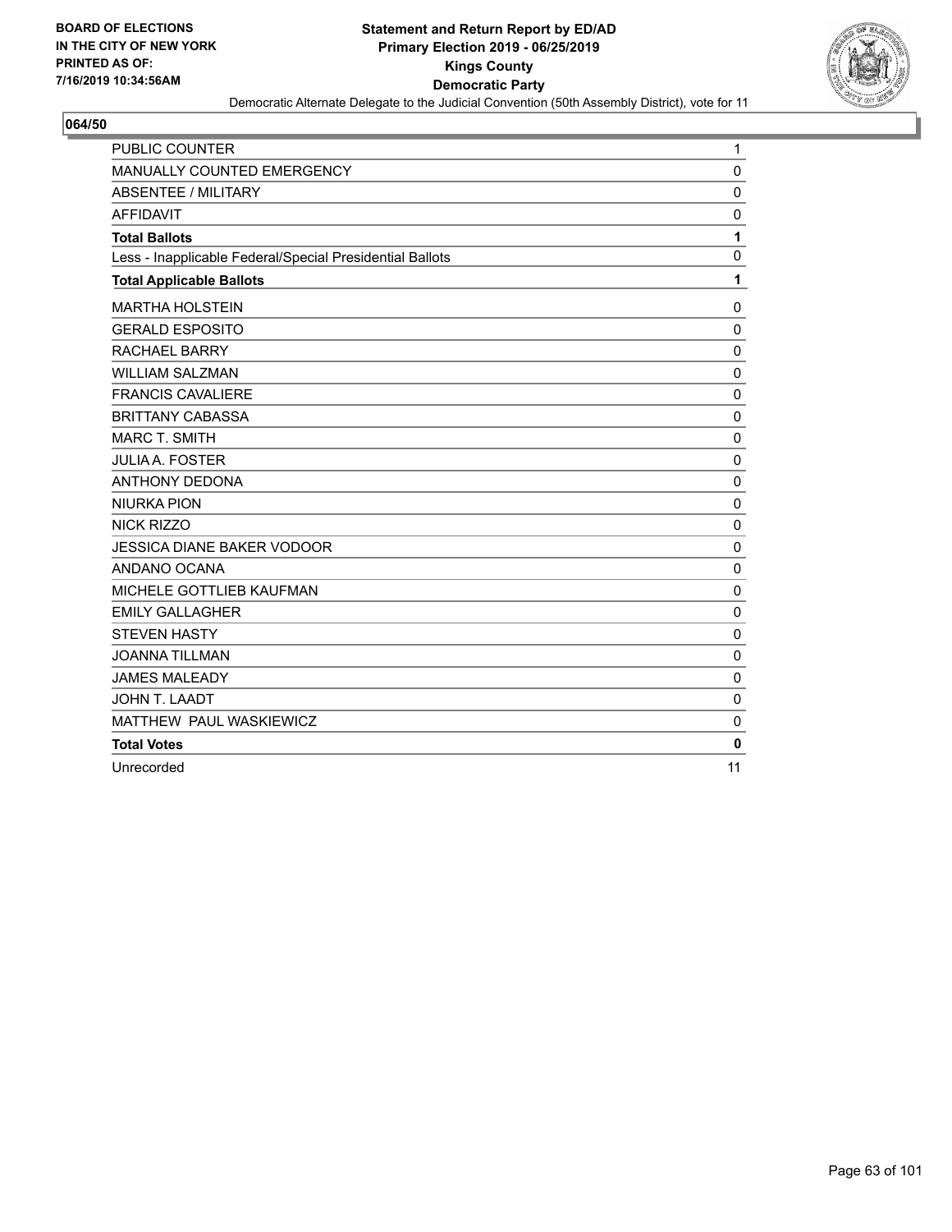**BOARD OF ELECTIONS IN THE CITY OF NEW YORK PRINTED AS OF: 7/16/2019 10:34:56AM**

# Statement and Return Report by ED/AD
## Primary Election 2019 - 06/25/2019
## Kings County
## Democratic Party
### Democratic Alternate Delegate to the Judicial Convention (50th Assembly District), vote for 11

**064/50**

| | |
|---|---|
| PUBLIC COUNTER | 1 |
| MANUALLY COUNTED EMERGENCY | 0 |
| ABSENTEE / MILITARY | 0 |
| AFFIDAVIT | 0 |
| **Total Ballots** | **1** |
| Less - Inapplicable Federal/Special Presidential Ballots | 0 |
| **Total Applicable Ballots** | **1** |
| MARTHA HOLSTEIN | 0 |
| GERALD ESPOSITO | 0 |
| RACHAEL BARRY | 0 |
| WILLIAM SALZMAN | 0 |
| FRANCIS CAVALIERE | 0 |
| BRITTANY CABASSA | 0 |
| MARC T. SMITH | 0 |
| JULIA A. FOSTER | 0 |
| ANTHONY DEDONA | 0 |
| NIURKA PION | 0 |
| NICK RIZZO | 0 |
| JESSICA DIANE BAKER VODOOR | 0 |
| ANDANO OCANA | 0 |
| MICHELE GOTTLIEB KAUFMAN | 0 |
| EMILY GALLAGHER | 0 |
| STEVEN HASTY | 0 |
| JOANNA TILLMAN | 0 |
| JAMES MALEADY | 0 |
| JOHN T. LAADT | 0 |
| MATTHEW PAUL WASKIEWICZ | 0 |
| **Total Votes** | **0** |
| Unrecorded | 11 |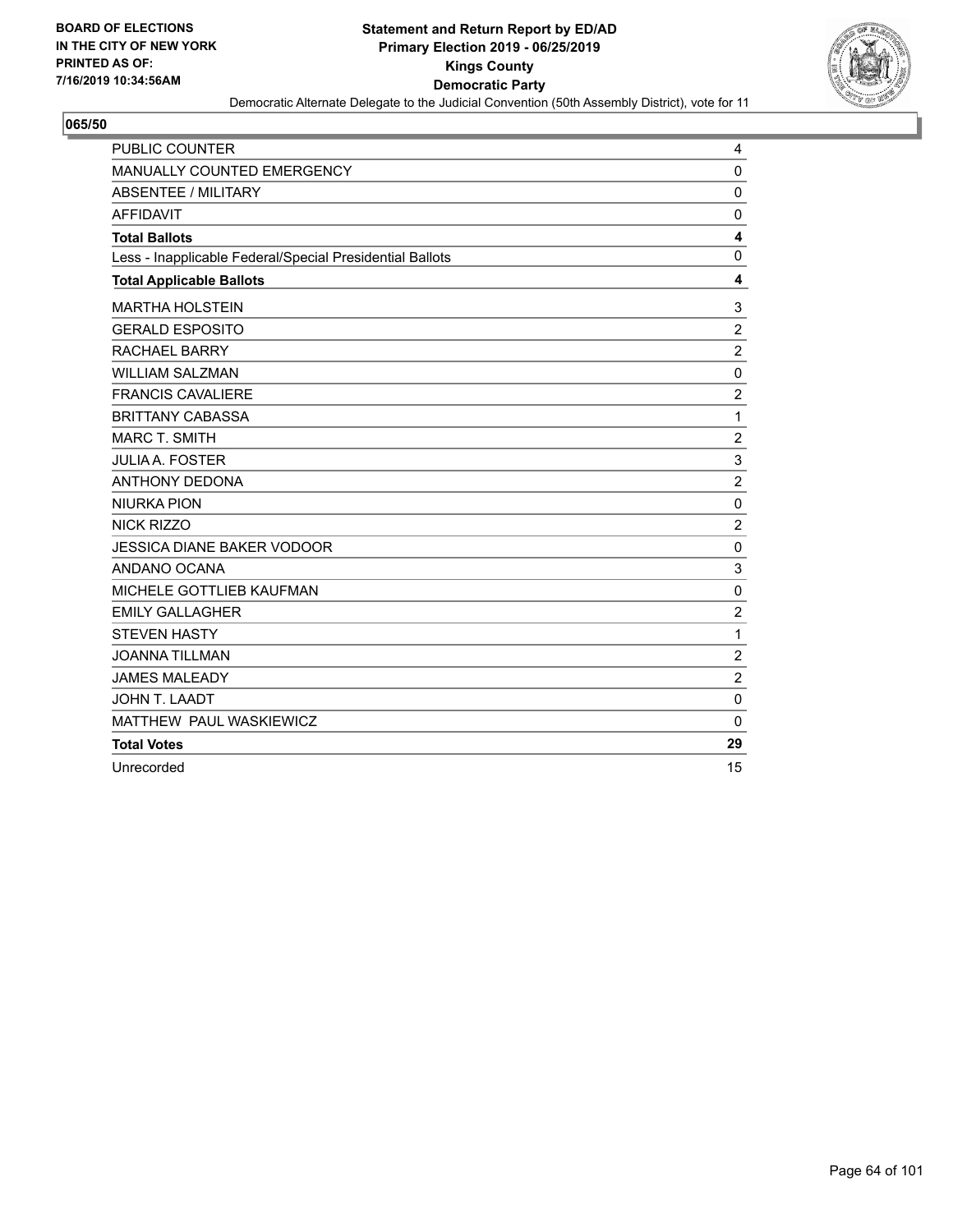**BOARD OF ELECTIONS IN THE CITY OF NEW YORK PRINTED AS OF: 7/16/2019 10:34:56AM**

# Statement and Return Report by ED/AD
## Primary Election 2019 - 06/25/2019
## Kings County
## Democratic Party

Democratic Alternate Delegate to the Judicial Convention (50th Assembly District), vote for 11

**065/50**

| | |
|---|---|
| PUBLIC COUNTER | 4 |
| MANUALLY COUNTED EMERGENCY | 0 |
| ABSENTEE / MILITARY | 0 |
| AFFIDAVIT | 0 |
| **Total Ballots** | **4** |
| Less - Inapplicable Federal/Special Presidential Ballots | 0 |
| **Total Applicable Ballots** | **4** |
| MARTHA HOLSTEIN | 3 |
| GERALD ESPOSITO | 2 |
| RACHAEL BARRY | 2 |
| WILLIAM SALZMAN | 0 |
| FRANCIS CAVALIERE | 2 |
| BRITTANY CABASSA | 1 |
| MARC T. SMITH | 2 |
| JULIA A. FOSTER | 3 |
| ANTHONY DEDONA | 2 |
| NIURKA PION | 0 |
| NICK RIZZO | 2 |
| JESSICA DIANE BAKER VODOOR | 0 |
| ANDANO OCANA | 3 |
| MICHELE GOTTLIEB KAUFMAN | 0 |
| EMILY GALLAGHER | 2 |
| STEVEN HASTY | 1 |
| JOANNA TILLMAN | 2 |
| JAMES MALEADY | 2 |
| JOHN T. LAADT | 0 |
| MATTHEW PAUL WASKIEWICZ | 0 |
| **Total Votes** | **29** |
| Unrecorded | 15 |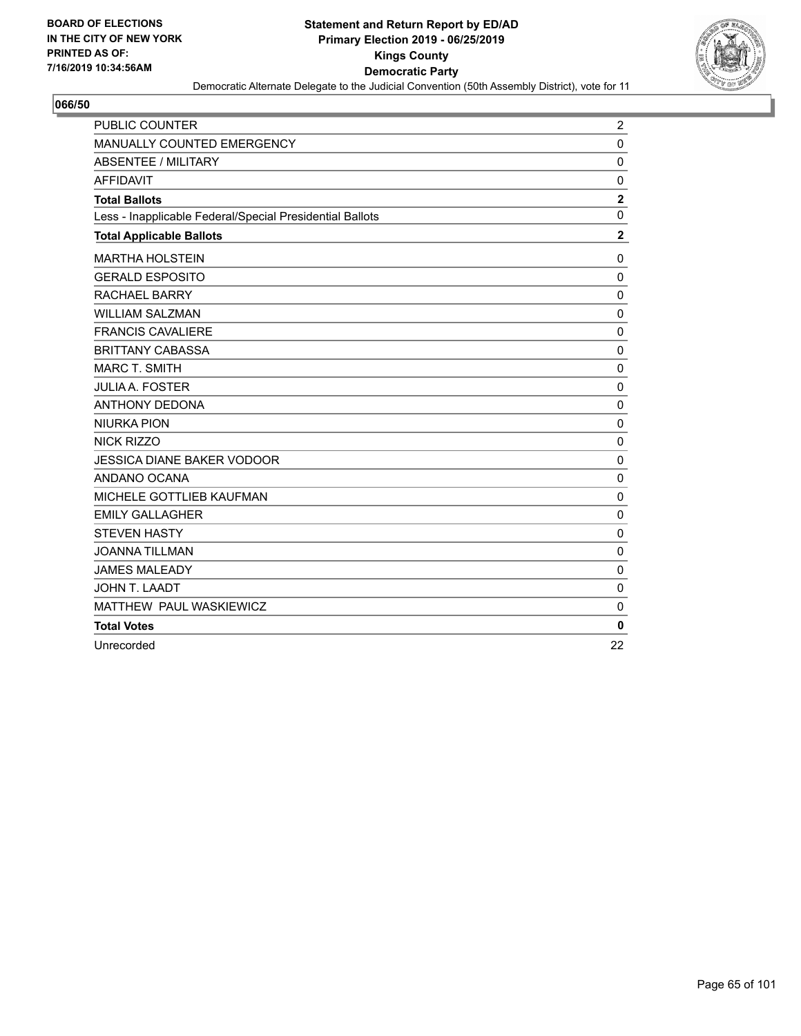**BOARD OF ELECTIONS IN THE CITY OF NEW YORK PRINTED AS OF: 7/16/2019 10:34:56AM**

**Statement and Return Report by ED/AD**
**Primary Election 2019 - 06/25/2019**
**Kings County**
**Democratic Party**
Democratic Alternate Delegate to the Judicial Convention (50th Assembly District), vote for 11

## 066/50

| | |
|---|---|
| PUBLIC COUNTER | 2 |
| MANUALLY COUNTED EMERGENCY | 0 |
| ABSENTEE / MILITARY | 0 |
| AFFIDAVIT | 0 |
| **Total Ballots** | **2** |
| Less - Inapplicable Federal/Special Presidential Ballots | 0 |
| **Total Applicable Ballots** | **2** |
| MARTHA HOLSTEIN | 0 |
| GERALD ESPOSITO | 0 |
| RACHAEL BARRY | 0 |
| WILLIAM SALZMAN | 0 |
| FRANCIS CAVALIERE | 0 |
| BRITTANY CABASSA | 0 |
| MARC T. SMITH | 0 |
| JULIA A. FOSTER | 0 |
| ANTHONY DEDONA | 0 |
| NIURKA PION | 0 |
| NICK RIZZO | 0 |
| JESSICA DIANE BAKER VODOOR | 0 |
| ANDANO OCANA | 0 |
| MICHELE GOTTLIEB KAUFMAN | 0 |
| EMILY GALLAGHER | 0 |
| STEVEN HASTY | 0 |
| JOANNA TILLMAN | 0 |
| JAMES MALEADY | 0 |
| JOHN T. LAADT | 0 |
| MATTHEW PAUL WASKIEWICZ | 0 |
| **Total Votes** | **0** |
| Unrecorded | 22 |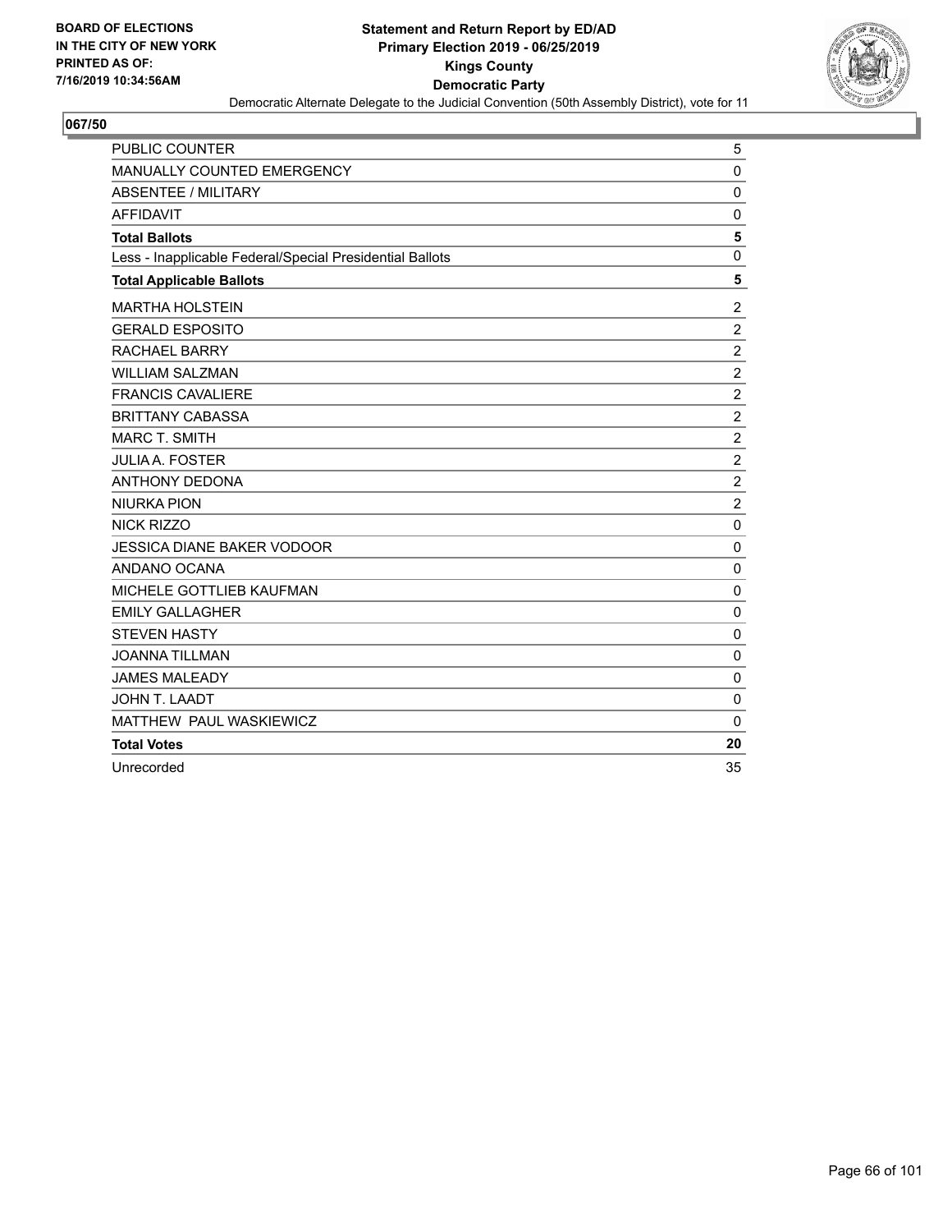BOARD OF ELECTIONS IN THE CITY OF NEW YORK PRINTED AS OF: 7/16/2019 10:34:56AM

**Statement and Return Report by ED/AD**
**Primary Election 2019 - 06/25/2019**
**Kings County**
**Democratic Party**
Democratic Alternate Delegate to the Judicial Convention (50th Assembly District), vote for 11

## 067/50

| | |
|---|---|
| PUBLIC COUNTER | 5 |
| MANUALLY COUNTED EMERGENCY | 0 |
| ABSENTEE / MILITARY | 0 |
| AFFIDAVIT | 0 |
| **Total Ballots** | **5** |
| Less - Inapplicable Federal/Special Presidential Ballots | 0 |
| **Total Applicable Ballots** | **5** |
| MARTHA HOLSTEIN | 2 |
| GERALD ESPOSITO | 2 |
| RACHAEL BARRY | 2 |
| WILLIAM SALZMAN | 2 |
| FRANCIS CAVALIERE | 2 |
| BRITTANY CABASSA | 2 |
| MARC T. SMITH | 2 |
| JULIA A. FOSTER | 2 |
| ANTHONY DEDONA | 2 |
| NIURKA PION | 2 |
| NICK RIZZO | 0 |
| JESSICA DIANE BAKER VODOOR | 0 |
| ANDANO OCANA | 0 |
| MICHELE GOTTLIEB KAUFMAN | 0 |
| EMILY GALLAGHER | 0 |
| STEVEN HASTY | 0 |
| JOANNA TILLMAN | 0 |
| JAMES MALEADY | 0 |
| JOHN T. LAADT | 0 |
| MATTHEW PAUL WASKIEWICZ | 0 |
| **Total Votes** | **20** |
| Unrecorded | 35 |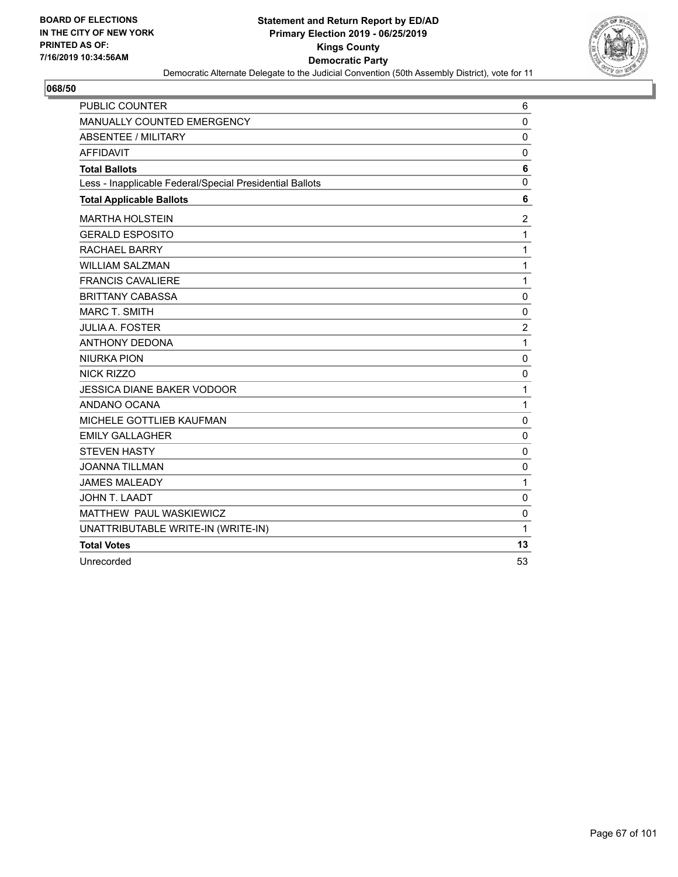BOARD OF ELECTIONS
IN THE CITY OF NEW YORK
PRINTED AS OF:
7/16/2019 10:34:56AM

**Statement and Return Report by ED/AD**
**Primary Election 2019 - 06/25/2019**
**Kings County**
**Democratic Party**
Democratic Alternate Delegate to the Judicial Convention (50th Assembly District), vote for 11

**068/50**

| | |
|---|---|
| PUBLIC COUNTER | 6 |
| MANUALLY COUNTED EMERGENCY | 0 |
| ABSENTEE / MILITARY | 0 |
| AFFIDAVIT | 0 |
| **Total Ballots** | **6** |
| Less - Inapplicable Federal/Special Presidential Ballots | 0 |
| **Total Applicable Ballots** | **6** |
| MARTHA HOLSTEIN | 2 |
| GERALD ESPOSITO | 1 |
| RACHAEL BARRY | 1 |
| WILLIAM SALZMAN | 1 |
| FRANCIS CAVALIERE | 1 |
| BRITTANY CABASSA | 0 |
| MARC T. SMITH | 0 |
| JULIA A. FOSTER | 2 |
| ANTHONY DEDONA | 1 |
| NIURKA PION | 0 |
| NICK RIZZO | 0 |
| JESSICA DIANE BAKER VODOOR | 1 |
| ANDANO OCANA | 1 |
| MICHELE GOTTLIEB KAUFMAN | 0 |
| EMILY GALLAGHER | 0 |
| STEVEN HASTY | 0 |
| JOANNA TILLMAN | 0 |
| JAMES MALEADY | 1 |
| JOHN T. LAADT | 0 |
| MATTHEW PAUL WASKIEWICZ | 0 |
| UNATTRIBUTABLE WRITE-IN (WRITE-IN) | 1 |
| **Total Votes** | **13** |
| Unrecorded | 53 |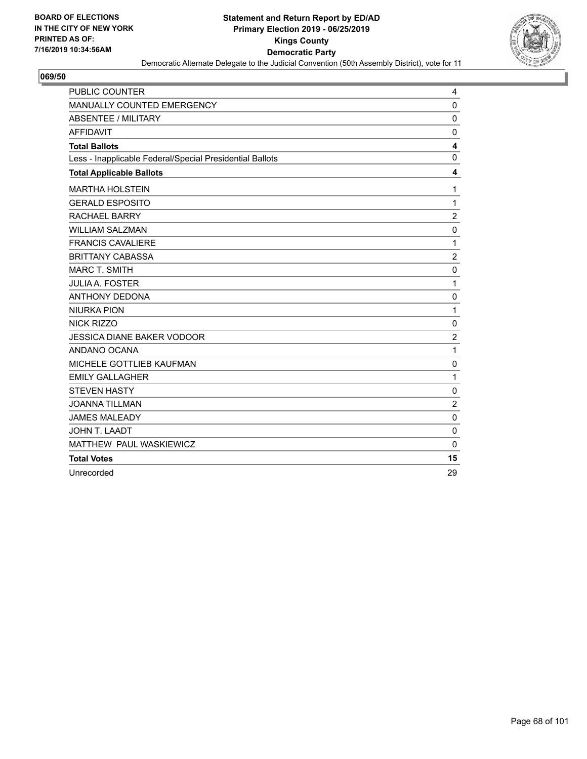**BOARD OF ELECTIONS IN THE CITY OF NEW YORK PRINTED AS OF: 7/16/2019 10:34:56AM**

# Statement and Return Report by ED/AD
## Primary Election 2019 - 06/25/2019
## Kings County
## Democratic Party
Democratic Alternate Delegate to the Judicial Convention (50th Assembly District), vote for 11

**069/50**

| | |
|---|---|
| PUBLIC COUNTER | 4 |
| MANUALLY COUNTED EMERGENCY | 0 |
| ABSENTEE / MILITARY | 0 |
| AFFIDAVIT | 0 |
| **Total Ballots** | **4** |
| Less - Inapplicable Federal/Special Presidential Ballots | 0 |
| **Total Applicable Ballots** | **4** |
| MARTHA HOLSTEIN | 1 |
| GERALD ESPOSITO | 1 |
| RACHAEL BARRY | 2 |
| WILLIAM SALZMAN | 0 |
| FRANCIS CAVALIERE | 1 |
| BRITTANY CABASSA | 2 |
| MARC T. SMITH | 0 |
| JULIA A. FOSTER | 1 |
| ANTHONY DEDONA | 0 |
| NIURKA PION | 1 |
| NICK RIZZO | 0 |
| JESSICA DIANE BAKER VODOOR | 2 |
| ANDANO OCANA | 1 |
| MICHELE GOTTLIEB KAUFMAN | 0 |
| EMILY GALLAGHER | 1 |
| STEVEN HASTY | 0 |
| JOANNA TILLMAN | 2 |
| JAMES MALEADY | 0 |
| JOHN T. LAADT | 0 |
| MATTHEW PAUL WASKIEWICZ | 0 |
| **Total Votes** | **15** |
| Unrecorded | 29 |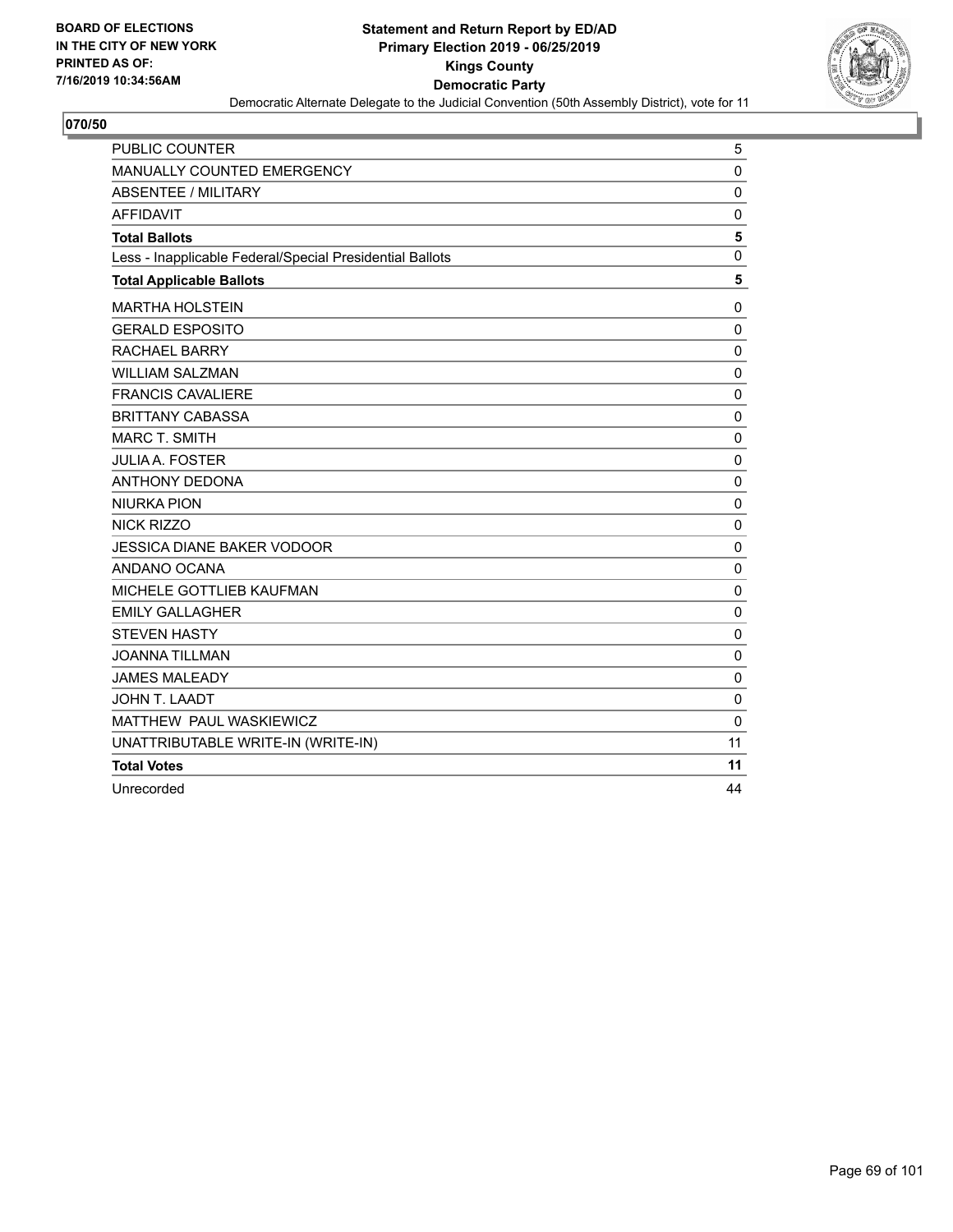**BOARD OF ELECTIONS IN THE CITY OF NEW YORK PRINTED AS OF: 7/16/2019 10:34:56AM**

**Statement and Return Report by ED/AD**
**Primary Election 2019 - 06/25/2019**
**Kings County**
**Democratic Party**
Democratic Alternate Delegate to the Judicial Convention (50th Assembly District), vote for 11

**070/50**

| | |
|---|---|
| PUBLIC COUNTER | 5 |
| MANUALLY COUNTED EMERGENCY | 0 |
| ABSENTEE / MILITARY | 0 |
| AFFIDAVIT | 0 |
| **Total Ballots** | **5** |
| Less - Inapplicable Federal/Special Presidential Ballots | 0 |
| **Total Applicable Ballots** | **5** |
| MARTHA HOLSTEIN | 0 |
| GERALD ESPOSITO | 0 |
| RACHAEL BARRY | 0 |
| WILLIAM SALZMAN | 0 |
| FRANCIS CAVALIERE | 0 |
| BRITTANY CABASSA | 0 |
| MARC T. SMITH | 0 |
| JULIA A. FOSTER | 0 |
| ANTHONY DEDONA | 0 |
| NIURKA PION | 0 |
| NICK RIZZO | 0 |
| JESSICA DIANE BAKER VODOOR | 0 |
| ANDANO OCANA | 0 |
| MICHELE GOTTLIEB KAUFMAN | 0 |
| EMILY GALLAGHER | 0 |
| STEVEN HASTY | 0 |
| JOANNA TILLMAN | 0 |
| JAMES MALEADY | 0 |
| JOHN T. LAADT | 0 |
| MATTHEW PAUL WASKIEWICZ | 0 |
| UNATTRIBUTABLE WRITE-IN (WRITE-IN) | 11 |
| **Total Votes** | **11** |
| Unrecorded | 44 |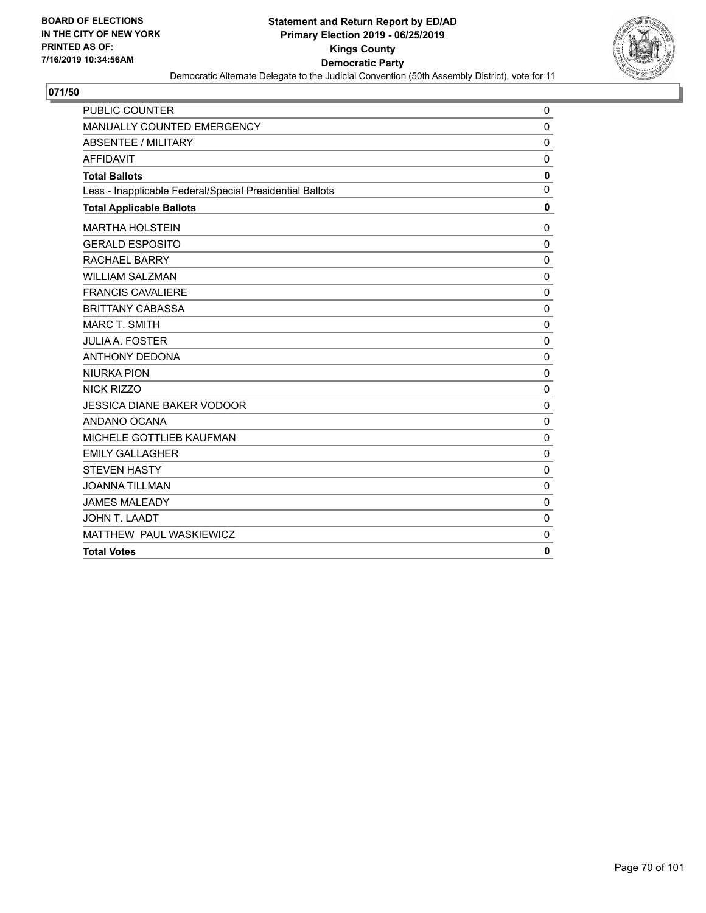BOARD OF ELECTIONS
IN THE CITY OF NEW YORK
PRINTED AS OF:
7/16/2019 10:34:56AM

**Statement and Return Report by ED/AD**
**Primary Election 2019 - 06/25/2019**
**Kings County**
**Democratic Party**
Democratic Alternate Delegate to the Judicial Convention (50th Assembly District), vote for 11

## 071/50

| | |
|---|---|
| PUBLIC COUNTER | 0 |
| MANUALLY COUNTED EMERGENCY | 0 |
| ABSENTEE / MILITARY | 0 |
| AFFIDAVIT | 0 |
| **Total Ballots** | **0** |
| Less - Inapplicable Federal/Special Presidential Ballots | 0 |
| **Total Applicable Ballots** | **0** |
| MARTHA HOLSTEIN | 0 |
| GERALD ESPOSITO | 0 |
| RACHAEL BARRY | 0 |
| WILLIAM SALZMAN | 0 |
| FRANCIS CAVALIERE | 0 |
| BRITTANY CABASSA | 0 |
| MARC T. SMITH | 0 |
| JULIA A. FOSTER | 0 |
| ANTHONY DEDONA | 0 |
| NIURKA PION | 0 |
| NICK RIZZO | 0 |
| JESSICA DIANE BAKER VODOOR | 0 |
| ANDANO OCANA | 0 |
| MICHELE GOTTLIEB KAUFMAN | 0 |
| EMILY GALLAGHER | 0 |
| STEVEN HASTY | 0 |
| JOANNA TILLMAN | 0 |
| JAMES MALEADY | 0 |
| JOHN T. LAADT | 0 |
| MATTHEW PAUL WASKIEWICZ | 0 |
| **Total Votes** | **0** |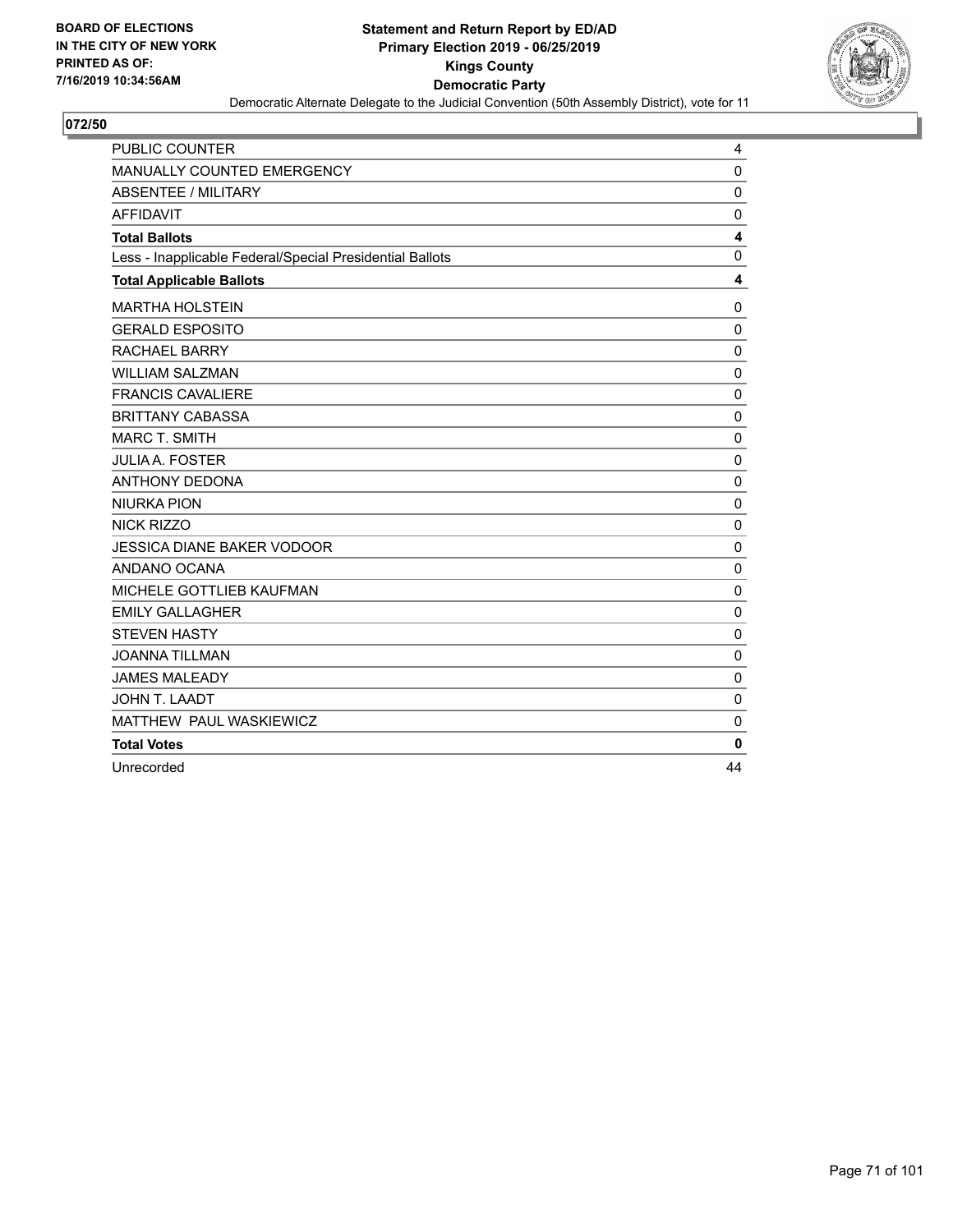**BOARD OF ELECTIONS IN THE CITY OF NEW YORK PRINTED AS OF: 7/16/2019 10:34:56AM**

**Statement and Return Report by ED/AD**
**Primary Election 2019 - 06/25/2019**
**Kings County**
**Democratic Party**
Democratic Alternate Delegate to the Judicial Convention (50th Assembly District), vote for 11

**072/50**

| | |
|---|---|
| PUBLIC COUNTER | 4 |
| MANUALLY COUNTED EMERGENCY | 0 |
| ABSENTEE / MILITARY | 0 |
| AFFIDAVIT | 0 |
| **Total Ballots** | **4** |
| Less - Inapplicable Federal/Special Presidential Ballots | 0 |
| **Total Applicable Ballots** | **4** |
| MARTHA HOLSTEIN | 0 |
| GERALD ESPOSITO | 0 |
| RACHAEL BARRY | 0 |
| WILLIAM SALZMAN | 0 |
| FRANCIS CAVALIERE | 0 |
| BRITTANY CABASSA | 0 |
| MARC T. SMITH | 0 |
| JULIA A. FOSTER | 0 |
| ANTHONY DEDONA | 0 |
| NIURKA PION | 0 |
| NICK RIZZO | 0 |
| JESSICA DIANE BAKER VODOOR | 0 |
| ANDANO OCANA | 0 |
| MICHELE GOTTLIEB KAUFMAN | 0 |
| EMILY GALLAGHER | 0 |
| STEVEN HASTY | 0 |
| JOANNA TILLMAN | 0 |
| JAMES MALEADY | 0 |
| JOHN T. LAADT | 0 |
| MATTHEW PAUL WASKIEWICZ | 0 |
| **Total Votes** | **0** |
| Unrecorded | 44 |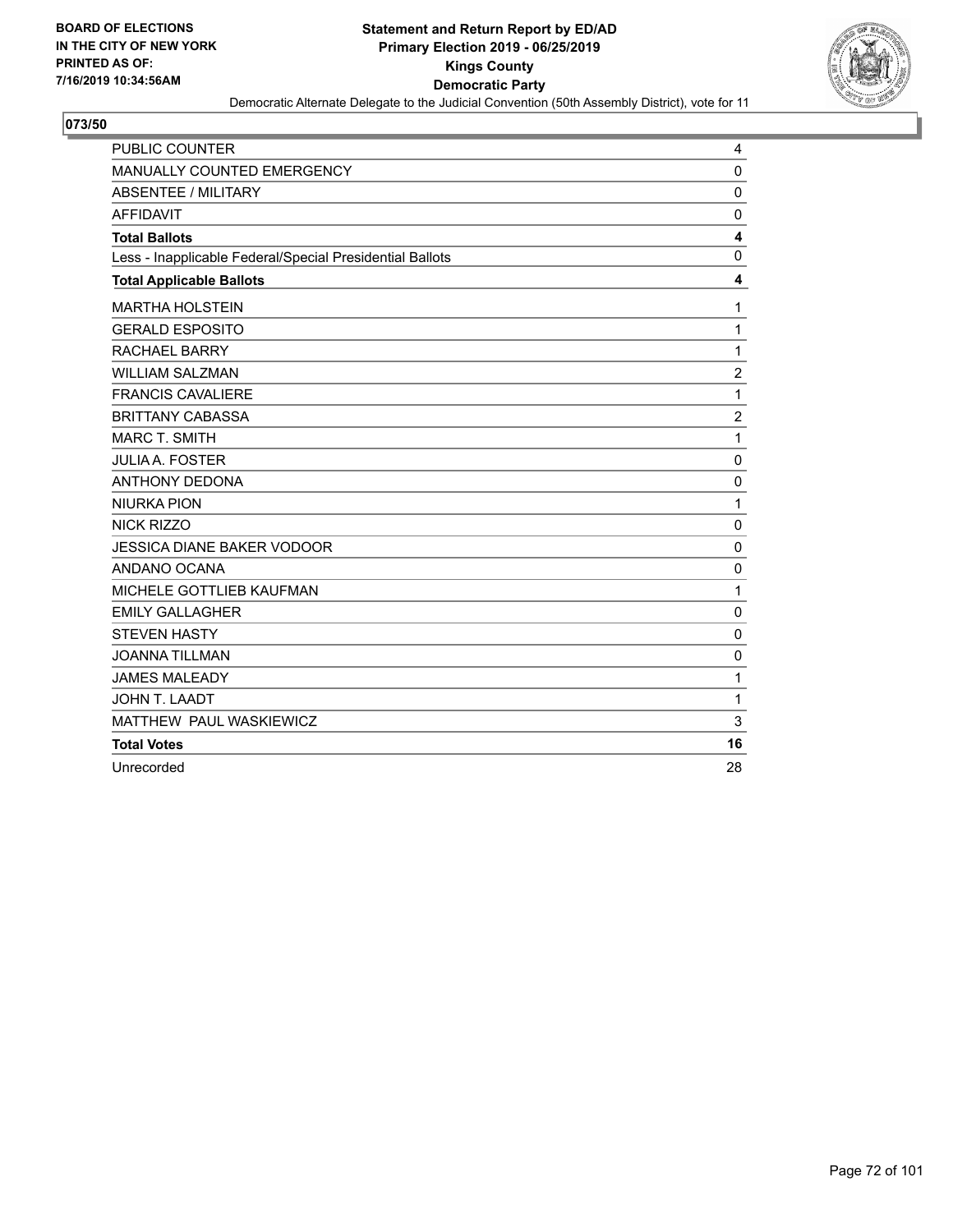**BOARD OF ELECTIONS IN THE CITY OF NEW YORK PRINTED AS OF: 7/16/2019 10:34:56AM**

**Statement and Return Report by ED/AD**
**Primary Election 2019 - 06/25/2019**
**Kings County**
**Democratic Party**
Democratic Alternate Delegate to the Judicial Convention (50th Assembly District), vote for 11

## 073/50

| | |
|---|---|
| PUBLIC COUNTER | 4 |
| MANUALLY COUNTED EMERGENCY | 0 |
| ABSENTEE / MILITARY | 0 |
| AFFIDAVIT | 0 |
| **Total Ballots** | **4** |
| Less - Inapplicable Federal/Special Presidential Ballots | 0 |
| **Total Applicable Ballots** | **4** |
| MARTHA HOLSTEIN | 1 |
| GERALD ESPOSITO | 1 |
| RACHAEL BARRY | 1 |
| WILLIAM SALZMAN | 2 |
| FRANCIS CAVALIERE | 1 |
| BRITTANY CABASSA | 2 |
| MARC T. SMITH | 1 |
| JULIA A. FOSTER | 0 |
| ANTHONY DEDONA | 0 |
| NIURKA PION | 1 |
| NICK RIZZO | 0 |
| JESSICA DIANE BAKER VODOOR | 0 |
| ANDANO OCANA | 0 |
| MICHELE GOTTLIEB KAUFMAN | 1 |
| EMILY GALLAGHER | 0 |
| STEVEN HASTY | 0 |
| JOANNA TILLMAN | 0 |
| JAMES MALEADY | 1 |
| JOHN T. LAADT | 1 |
| MATTHEW PAUL WASKIEWICZ | 3 |
| **Total Votes** | **16** |
| Unrecorded | 28 |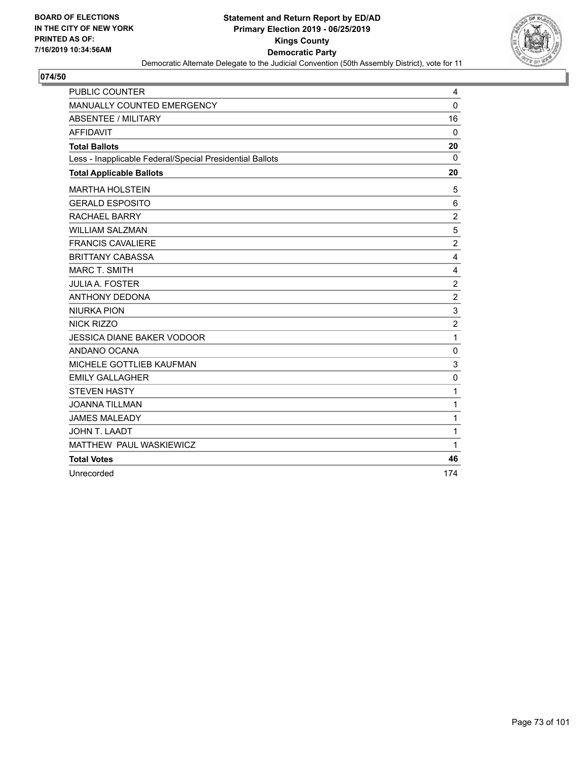BOARD OF ELECTIONS
IN THE CITY OF NEW YORK
PRINTED AS OF:
7/16/2019 10:34:56AM

**Statement and Return Report by ED/AD**
**Primary Election 2019 - 06/25/2019**
**Kings County**
**Democratic Party**
Democratic Alternate Delegate to the Judicial Convention (50th Assembly District), vote for 11

**074/50**

| | |
|---|---|
| PUBLIC COUNTER | 4 |
| MANUALLY COUNTED EMERGENCY | 0 |
| ABSENTEE / MILITARY | 16 |
| AFFIDAVIT | 0 |
| **Total Ballots** | **20** |
| Less - Inapplicable Federal/Special Presidential Ballots | 0 |
| **Total Applicable Ballots** | **20** |
| MARTHA HOLSTEIN | 5 |
| GERALD ESPOSITO | 6 |
| RACHAEL BARRY | 2 |
| WILLIAM SALZMAN | 5 |
| FRANCIS CAVALIERE | 2 |
| BRITTANY CABASSA | 4 |
| MARC T. SMITH | 4 |
| JULIA A. FOSTER | 2 |
| ANTHONY DEDONA | 2 |
| NIURKA PION | 3 |
| NICK RIZZO | 2 |
| JESSICA DIANE BAKER VODOOR | 1 |
| ANDANO OCANA | 0 |
| MICHELE GOTTLIEB KAUFMAN | 3 |
| EMILY GALLAGHER | 0 |
| STEVEN HASTY | 1 |
| JOANNA TILLMAN | 1 |
| JAMES MALEADY | 1 |
| JOHN T. LAADT | 1 |
| MATTHEW PAUL WASKIEWICZ | 1 |
| **Total Votes** | **46** |
| Unrecorded | 174 |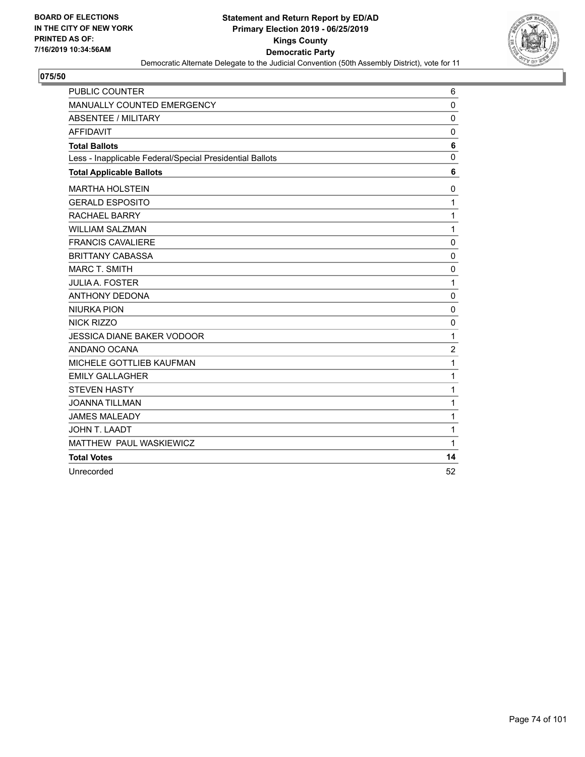**BOARD OF ELECTIONS IN THE CITY OF NEW YORK PRINTED AS OF: 7/16/2019 10:34:56AM**

**Statement and Return Report by ED/AD**
**Primary Election 2019 - 06/25/2019**
**Kings County**
**Democratic Party**
Democratic Alternate Delegate to the Judicial Convention (50th Assembly District), vote for 11

## 075/50

| | |
|---|---|
| PUBLIC COUNTER | 6 |
| MANUALLY COUNTED EMERGENCY | 0 |
| ABSENTEE / MILITARY | 0 |
| AFFIDAVIT | 0 |
| **Total Ballots** | **6** |
| Less - Inapplicable Federal/Special Presidential Ballots | 0 |
| **Total Applicable Ballots** | **6** |
| MARTHA HOLSTEIN | 0 |
| GERALD ESPOSITO | 1 |
| RACHAEL BARRY | 1 |
| WILLIAM SALZMAN | 1 |
| FRANCIS CAVALIERE | 0 |
| BRITTANY CABASSA | 0 |
| MARC T. SMITH | 0 |
| JULIA A. FOSTER | 1 |
| ANTHONY DEDONA | 0 |
| NIURKA PION | 0 |
| NICK RIZZO | 0 |
| JESSICA DIANE BAKER VODOOR | 1 |
| ANDANO OCANA | 2 |
| MICHELE GOTTLIEB KAUFMAN | 1 |
| EMILY GALLAGHER | 1 |
| STEVEN HASTY | 1 |
| JOANNA TILLMAN | 1 |
| JAMES MALEADY | 1 |
| JOHN T. LAADT | 1 |
| MATTHEW PAUL WASKIEWICZ | 1 |
| **Total Votes** | **14** |
| Unrecorded | 52 |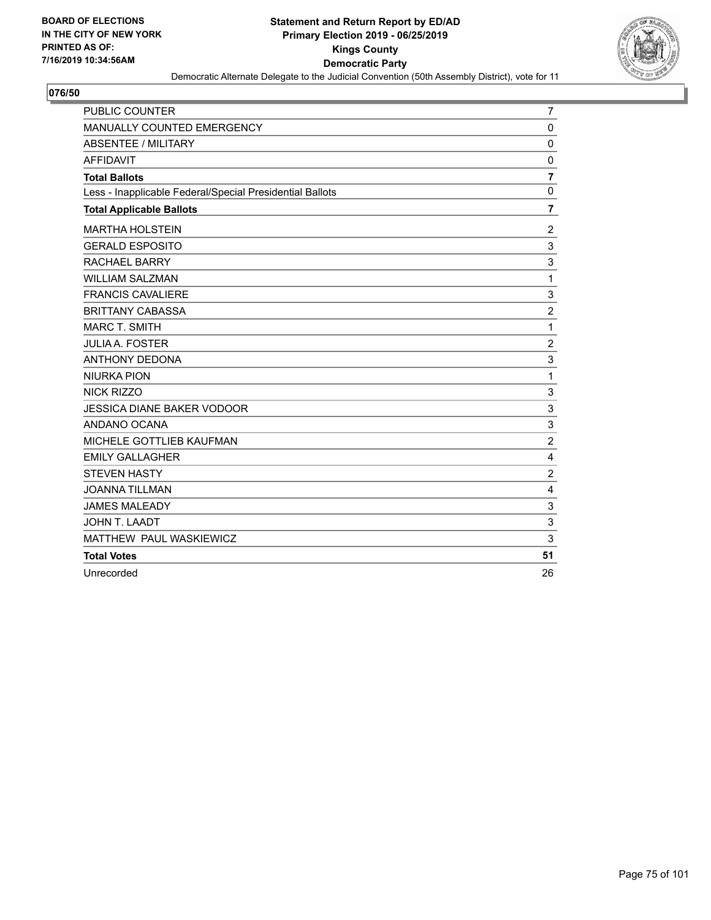BOARD OF ELECTIONS
IN THE CITY OF NEW YORK
PRINTED AS OF:
7/16/2019 10:34:56AM

**Statement and Return Report by ED/AD**
**Primary Election 2019 - 06/25/2019**
**Kings County**
**Democratic Party**
Democratic Alternate Delegate to the Judicial Convention (50th Assembly District), vote for 11

## 076/50

| | |
|---|---|
| PUBLIC COUNTER | 7 |
| MANUALLY COUNTED EMERGENCY | 0 |
| ABSENTEE / MILITARY | 0 |
| AFFIDAVIT | 0 |
| **Total Ballots** | **7** |
| Less - Inapplicable Federal/Special Presidential Ballots | 0 |
| **Total Applicable Ballots** | **7** |
| MARTHA HOLSTEIN | 2 |
| GERALD ESPOSITO | 3 |
| RACHAEL BARRY | 3 |
| WILLIAM SALZMAN | 1 |
| FRANCIS CAVALIERE | 3 |
| BRITTANY CABASSA | 2 |
| MARC T. SMITH | 1 |
| JULIA A. FOSTER | 2 |
| ANTHONY DEDONA | 3 |
| NIURKA PION | 1 |
| NICK RIZZO | 3 |
| JESSICA DIANE BAKER VODOOR | 3 |
| ANDANO OCANA | 3 |
| MICHELE GOTTLIEB KAUFMAN | 2 |
| EMILY GALLAGHER | 4 |
| STEVEN HASTY | 2 |
| JOANNA TILLMAN | 4 |
| JAMES MALEADY | 3 |
| JOHN T. LAADT | 3 |
| MATTHEW PAUL WASKIEWICZ | 3 |
| **Total Votes** | **51** |
| Unrecorded | 26 |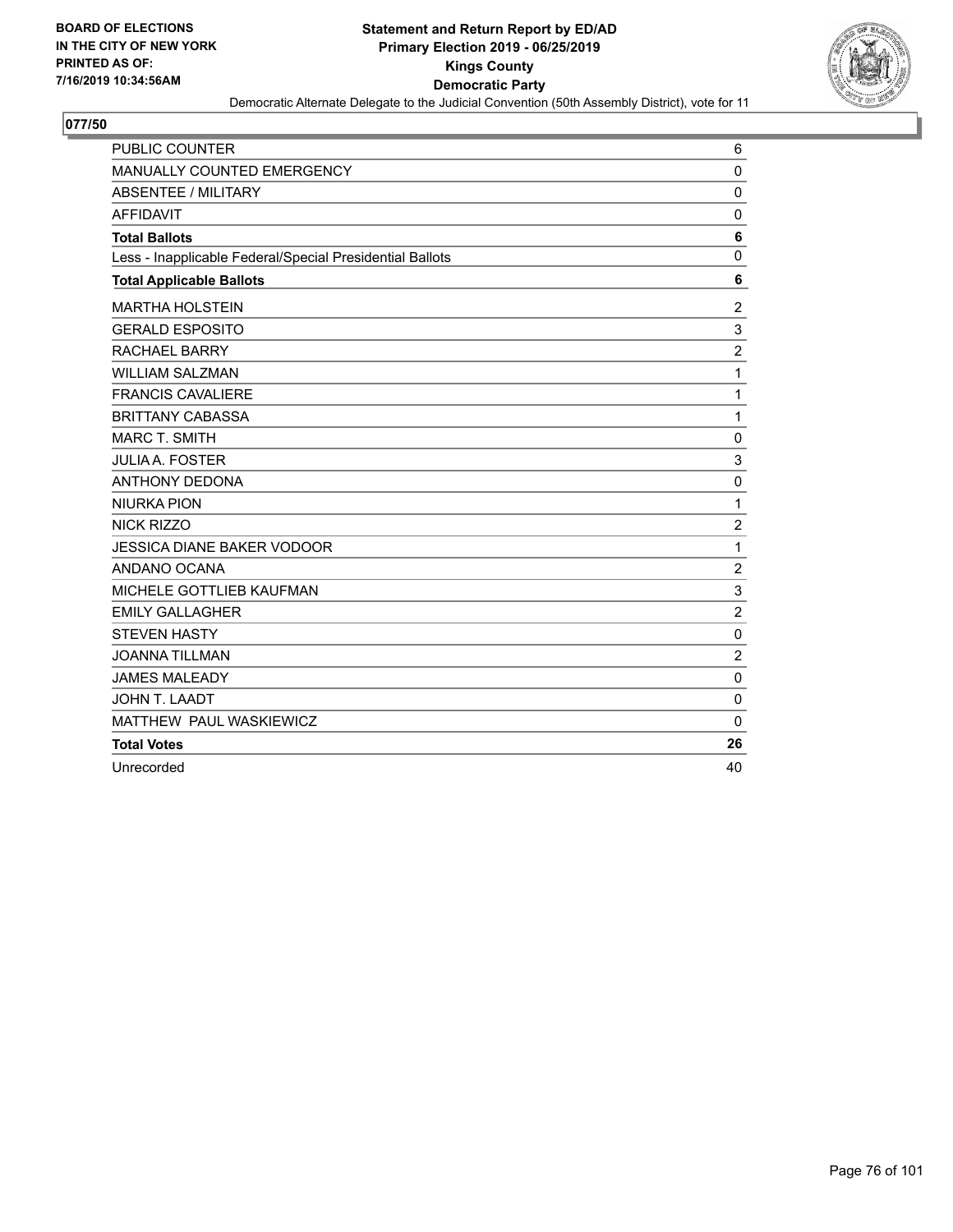BOARD OF ELECTIONS
IN THE CITY OF NEW YORK
PRINTED AS OF:
7/16/2019 10:34:56AM

**Statement and Return Report by ED/AD**
**Primary Election 2019 - 06/25/2019**
**Kings County**
**Democratic Party**
Democratic Alternate Delegate to the Judicial Convention (50th Assembly District), vote for 11

## 077/50

| | |
|---|---|
| PUBLIC COUNTER | 6 |
| MANUALLY COUNTED EMERGENCY | 0 |
| ABSENTEE / MILITARY | 0 |
| AFFIDAVIT | 0 |
| **Total Ballots** | **6** |
| Less - Inapplicable Federal/Special Presidential Ballots | 0 |
| **Total Applicable Ballots** | **6** |
| MARTHA HOLSTEIN | 2 |
| GERALD ESPOSITO | 3 |
| RACHAEL BARRY | 2 |
| WILLIAM SALZMAN | 1 |
| FRANCIS CAVALIERE | 1 |
| BRITTANY CABASSA | 1 |
| MARC T. SMITH | 0 |
| JULIA A. FOSTER | 3 |
| ANTHONY DEDONA | 0 |
| NIURKA PION | 1 |
| NICK RIZZO | 2 |
| JESSICA DIANE BAKER VODOOR | 1 |
| ANDANO OCANA | 2 |
| MICHELE GOTTLIEB KAUFMAN | 3 |
| EMILY GALLAGHER | 2 |
| STEVEN HASTY | 0 |
| JOANNA TILLMAN | 2 |
| JAMES MALEADY | 0 |
| JOHN T. LAADT | 0 |
| MATTHEW PAUL WASKIEWICZ | 0 |
| **Total Votes** | **26** |
| Unrecorded | 40 |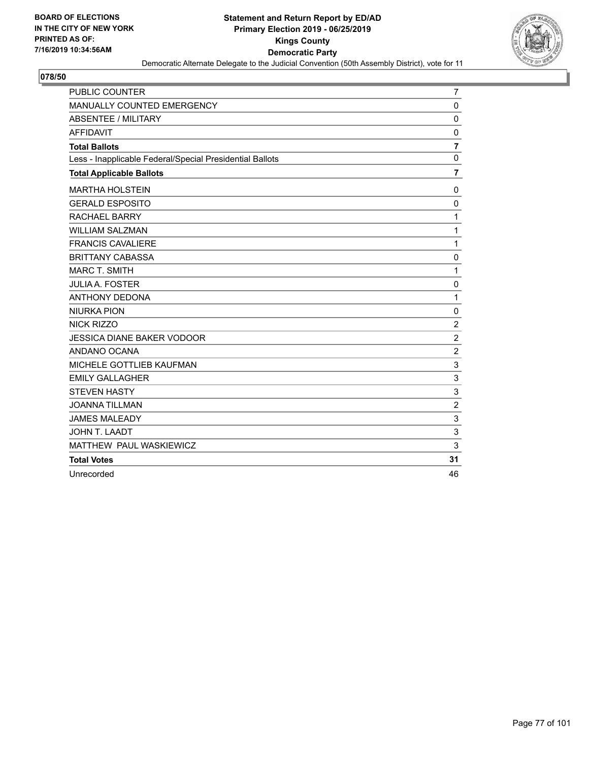BOARD OF ELECTIONS
IN THE CITY OF NEW YORK
PRINTED AS OF:
7/16/2019 10:34:56AM

**Statement and Return Report by ED/AD**
**Primary Election 2019 - 06/25/2019**
**Kings County**
**Democratic Party**
Democratic Alternate Delegate to the Judicial Convention (50th Assembly District), vote for 11

**078/50**

| | |
|---|---|
| PUBLIC COUNTER | 7 |
| MANUALLY COUNTED EMERGENCY | 0 |
| ABSENTEE / MILITARY | 0 |
| AFFIDAVIT | 0 |
| **Total Ballots** | **7** |
| Less - Inapplicable Federal/Special Presidential Ballots | 0 |
| **Total Applicable Ballots** | **7** |
| MARTHA HOLSTEIN | 0 |
| GERALD ESPOSITO | 0 |
| RACHAEL BARRY | 1 |
| WILLIAM SALZMAN | 1 |
| FRANCIS CAVALIERE | 1 |
| BRITTANY CABASSA | 0 |
| MARC T. SMITH | 1 |
| JULIA A. FOSTER | 0 |
| ANTHONY DEDONA | 1 |
| NIURKA PION | 0 |
| NICK RIZZO | 2 |
| JESSICA DIANE BAKER VODOOR | 2 |
| ANDANO OCANA | 2 |
| MICHELE GOTTLIEB KAUFMAN | 3 |
| EMILY GALLAGHER | 3 |
| STEVEN HASTY | 3 |
| JOANNA TILLMAN | 2 |
| JAMES MALEADY | 3 |
| JOHN T. LAADT | 3 |
| MATTHEW PAUL WASKIEWICZ | 3 |
| **Total Votes** | **31** |
| Unrecorded | 46 |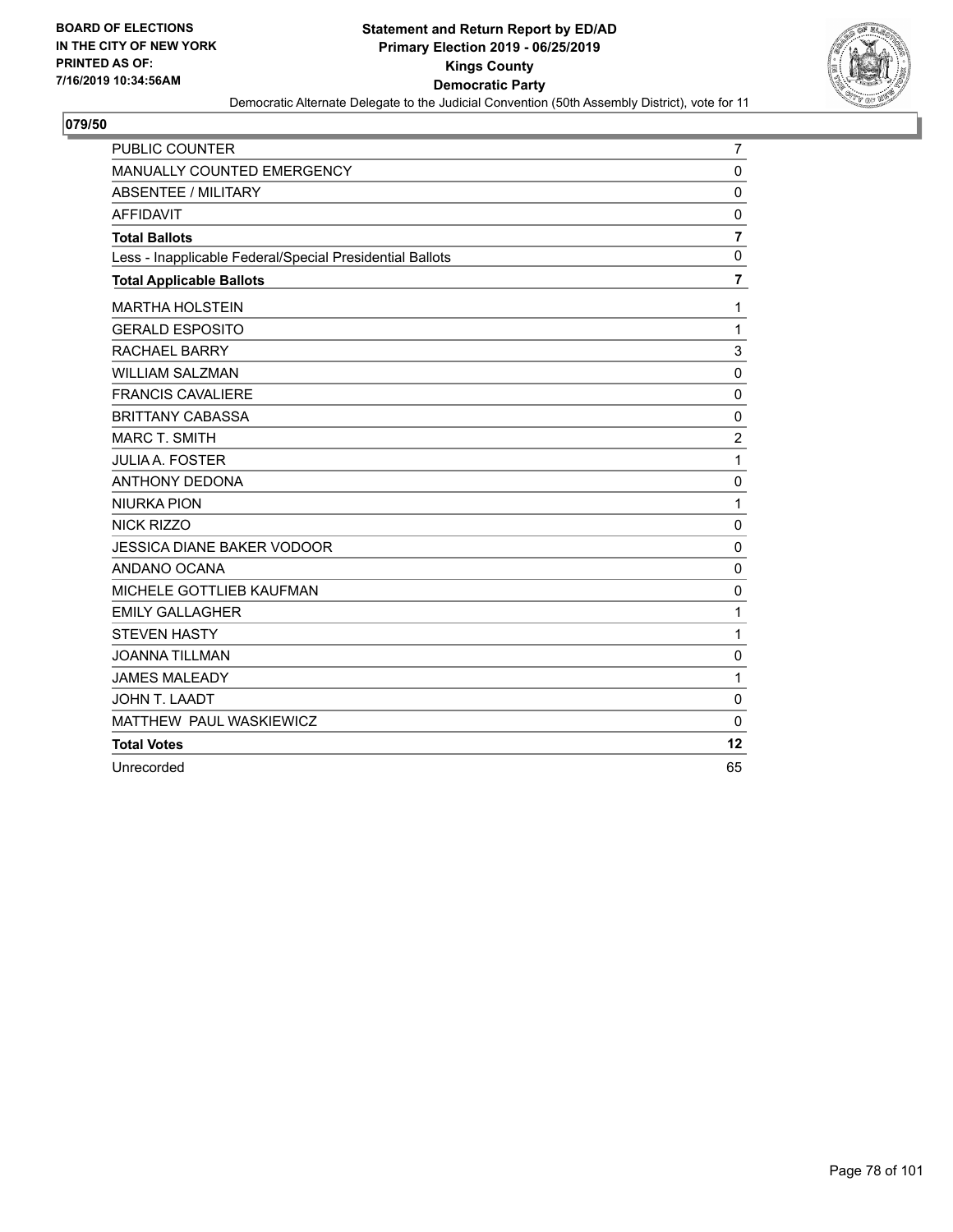**BOARD OF ELECTIONS IN THE CITY OF NEW YORK PRINTED AS OF: 7/16/2019 10:34:56AM**

**Statement and Return Report by ED/AD Primary Election 2019 - 06/25/2019 Kings County Democratic Party**

Democratic Alternate Delegate to the Judicial Convention (50th Assembly District), vote for 11

## 079/50

| | |
|---|---|
| PUBLIC COUNTER | 7 |
| MANUALLY COUNTED EMERGENCY | 0 |
| ABSENTEE / MILITARY | 0 |
| AFFIDAVIT | 0 |
| **Total Ballots** | **7** |
| Less - Inapplicable Federal/Special Presidential Ballots | 0 |
| **Total Applicable Ballots** | **7** |
| MARTHA HOLSTEIN | 1 |
| GERALD ESPOSITO | 1 |
| RACHAEL BARRY | 3 |
| WILLIAM SALZMAN | 0 |
| FRANCIS CAVALIERE | 0 |
| BRITTANY CABASSA | 0 |
| MARC T. SMITH | 2 |
| JULIA A. FOSTER | 1 |
| ANTHONY DEDONA | 0 |
| NIURKA PION | 1 |
| NICK RIZZO | 0 |
| JESSICA DIANE BAKER VODOOR | 0 |
| ANDANO OCANA | 0 |
| MICHELE GOTTLIEB KAUFMAN | 0 |
| EMILY GALLAGHER | 1 |
| STEVEN HASTY | 1 |
| JOANNA TILLMAN | 0 |
| JAMES MALEADY | 1 |
| JOHN T. LAADT | 0 |
| MATTHEW PAUL WASKIEWICZ | 0 |
| **Total Votes** | **12** |
| Unrecorded | 65 |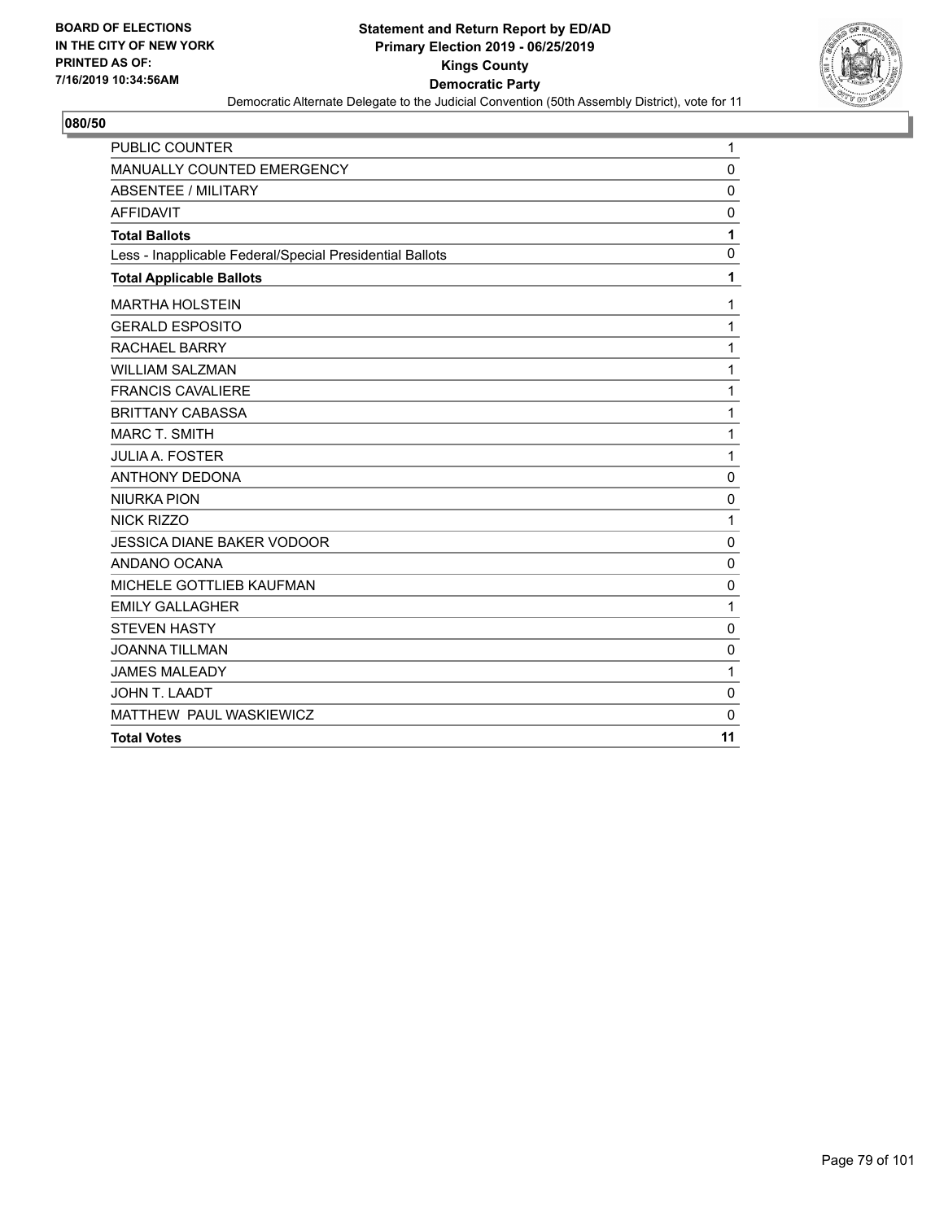BOARD OF ELECTIONS
IN THE CITY OF NEW YORK
PRINTED AS OF:
7/16/2019 10:34:56AM

**Statement and Return Report by ED/AD**
**Primary Election 2019 - 06/25/2019**
**Kings County**
**Democratic Party**
Democratic Alternate Delegate to the Judicial Convention (50th Assembly District), vote for 11

## 080/50

| | |
|---|---|
| PUBLIC COUNTER | 1 |
| MANUALLY COUNTED EMERGENCY | 0 |
| ABSENTEE / MILITARY | 0 |
| AFFIDAVIT | 0 |
| **Total Ballots** | **1** |
| Less - Inapplicable Federal/Special Presidential Ballots | 0 |
| **Total Applicable Ballots** | **1** |
| MARTHA HOLSTEIN | 1 |
| GERALD ESPOSITO | 1 |
| RACHAEL BARRY | 1 |
| WILLIAM SALZMAN | 1 |
| FRANCIS CAVALIERE | 1 |
| BRITTANY CABASSA | 1 |
| MARC T. SMITH | 1 |
| JULIA A. FOSTER | 1 |
| ANTHONY DEDONA | 0 |
| NIURKA PION | 0 |
| NICK RIZZO | 1 |
| JESSICA DIANE BAKER VODOOR | 0 |
| ANDANO OCANA | 0 |
| MICHELE GOTTLIEB KAUFMAN | 0 |
| EMILY GALLAGHER | 1 |
| STEVEN HASTY | 0 |
| JOANNA TILLMAN | 0 |
| JAMES MALEADY | 1 |
| JOHN T. LAADT | 0 |
| MATTHEW PAUL WASKIEWICZ | 0 |
| **Total Votes** | **11** |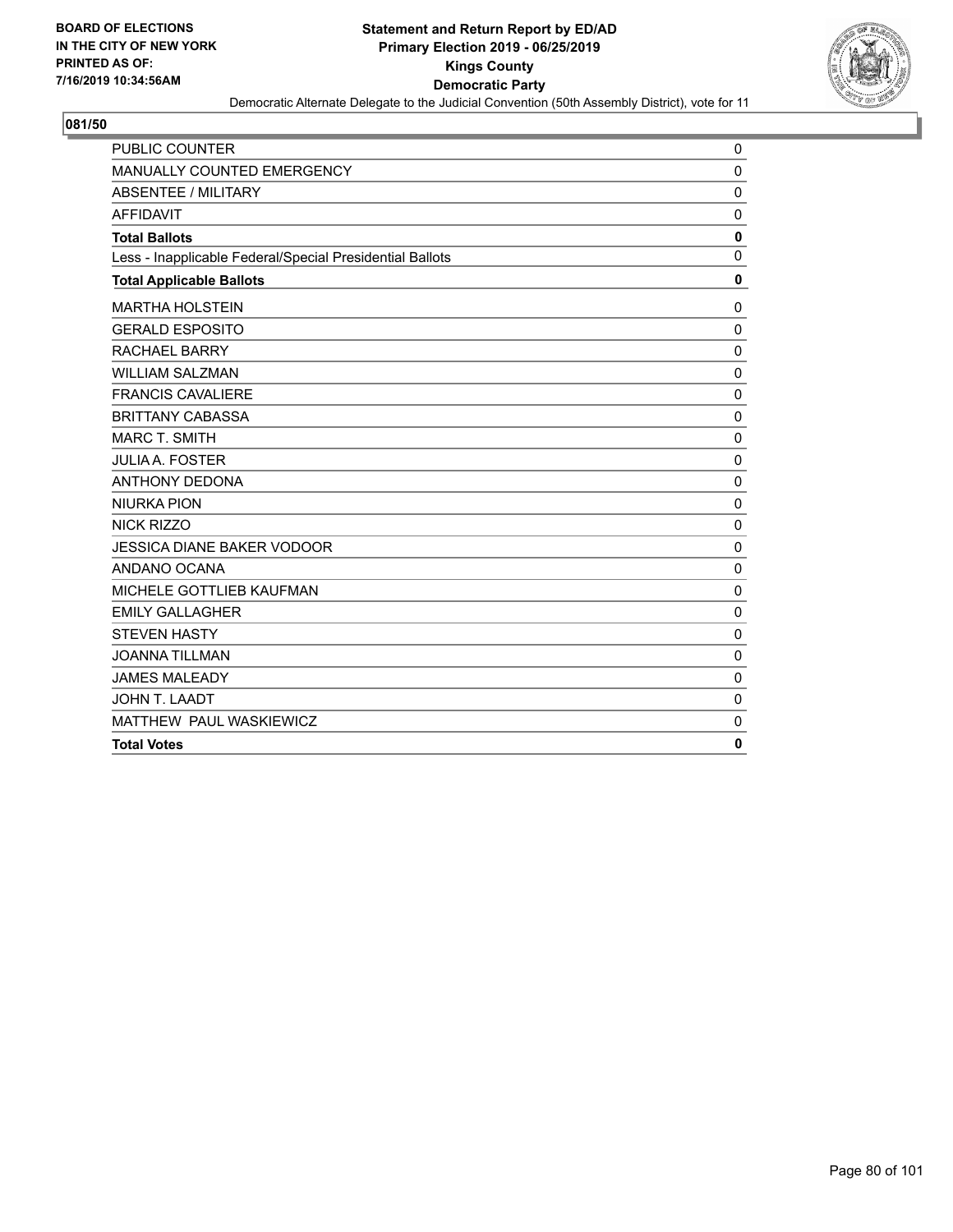BOARD OF ELECTIONS
IN THE CITY OF NEW YORK
PRINTED AS OF:
7/16/2019 10:34:56AM

**Statement and Return Report by ED/AD**
**Primary Election 2019 - 06/25/2019**
**Kings County**
**Democratic Party**
Democratic Alternate Delegate to the Judicial Convention (50th Assembly District), vote for 11

**081/50**

| | |
|---|---|
| PUBLIC COUNTER | 0 |
| MANUALLY COUNTED EMERGENCY | 0 |
| ABSENTEE / MILITARY | 0 |
| AFFIDAVIT | 0 |
| **Total Ballots** | **0** |
| Less - Inapplicable Federal/Special Presidential Ballots | 0 |
| **Total Applicable Ballots** | **0** |
| MARTHA HOLSTEIN | 0 |
| GERALD ESPOSITO | 0 |
| RACHAEL BARRY | 0 |
| WILLIAM SALZMAN | 0 |
| FRANCIS CAVALIERE | 0 |
| BRITTANY CABASSA | 0 |
| MARC T. SMITH | 0 |
| JULIA A. FOSTER | 0 |
| ANTHONY DEDONA | 0 |
| NIURKA PION | 0 |
| NICK RIZZO | 0 |
| JESSICA DIANE BAKER VODOOR | 0 |
| ANDANO OCANA | 0 |
| MICHELE GOTTLIEB KAUFMAN | 0 |
| EMILY GALLAGHER | 0 |
| STEVEN HASTY | 0 |
| JOANNA TILLMAN | 0 |
| JAMES MALEADY | 0 |
| JOHN T. LAADT | 0 |
| MATTHEW PAUL WASKIEWICZ | 0 |
| **Total Votes** | **0** |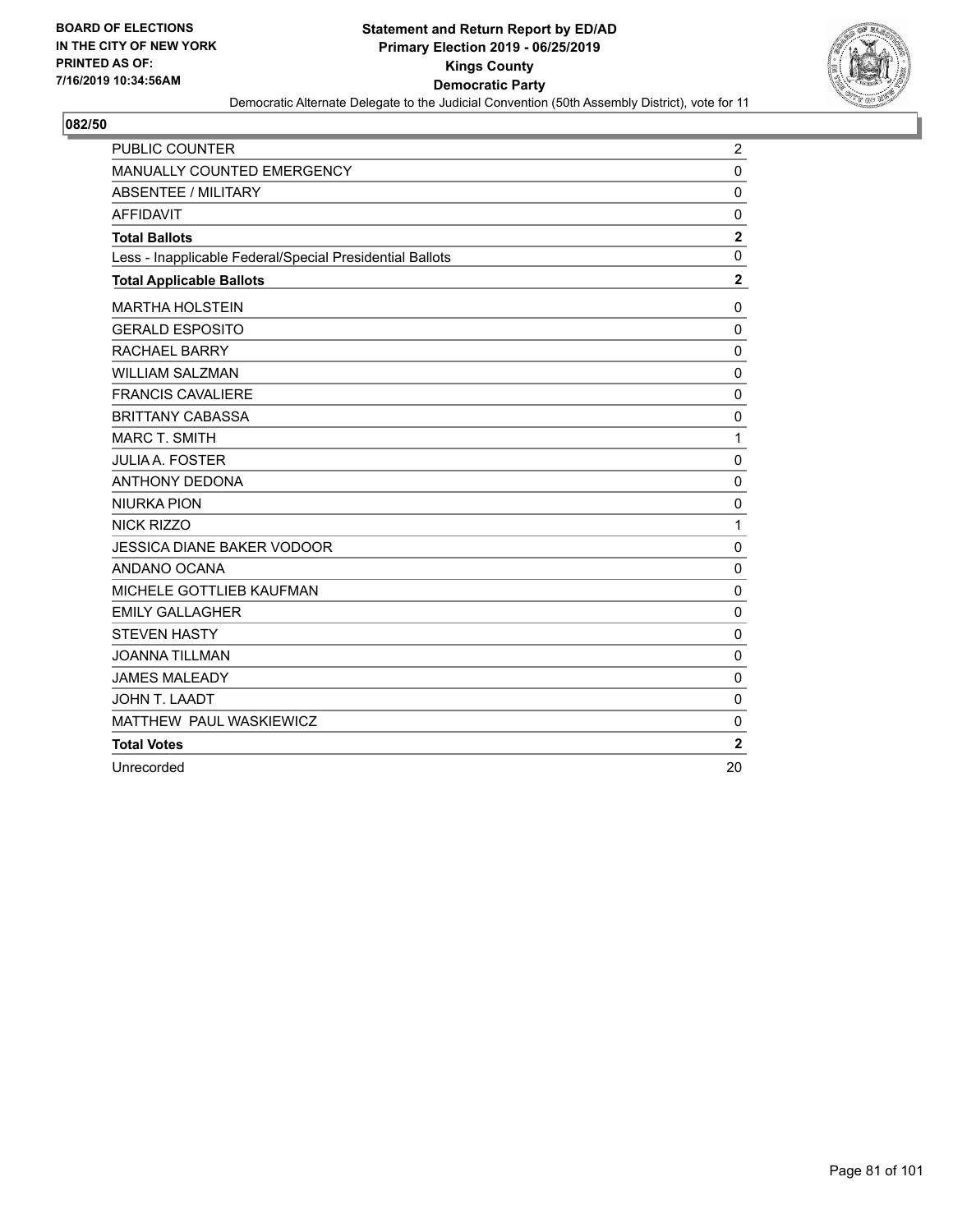BOARD OF ELECTIONS
IN THE CITY OF NEW YORK
PRINTED AS OF:
7/16/2019 10:34:56AM

**Statement and Return Report by ED/AD**
**Primary Election 2019 - 06/25/2019**
**Kings County**
**Democratic Party**
Democratic Alternate Delegate to the Judicial Convention (50th Assembly District), vote for 11

## 082/50

| | |
|---|---|
| PUBLIC COUNTER | 2 |
| MANUALLY COUNTED EMERGENCY | 0 |
| ABSENTEE / MILITARY | 0 |
| AFFIDAVIT | 0 |
| **Total Ballots** | **2** |
| Less - Inapplicable Federal/Special Presidential Ballots | 0 |
| **Total Applicable Ballots** | **2** |
| MARTHA HOLSTEIN | 0 |
| GERALD ESPOSITO | 0 |
| RACHAEL BARRY | 0 |
| WILLIAM SALZMAN | 0 |
| FRANCIS CAVALIERE | 0 |
| BRITTANY CABASSA | 0 |
| MARC T. SMITH | 1 |
| JULIA A. FOSTER | 0 |
| ANTHONY DEDONA | 0 |
| NIURKA PION | 0 |
| NICK RIZZO | 1 |
| JESSICA DIANE BAKER VODOOR | 0 |
| ANDANO OCANA | 0 |
| MICHELE GOTTLIEB KAUFMAN | 0 |
| EMILY GALLAGHER | 0 |
| STEVEN HASTY | 0 |
| JOANNA TILLMAN | 0 |
| JAMES MALEADY | 0 |
| JOHN T. LAADT | 0 |
| MATTHEW PAUL WASKIEWICZ | 0 |
| **Total Votes** | **2** |
| Unrecorded | 20 |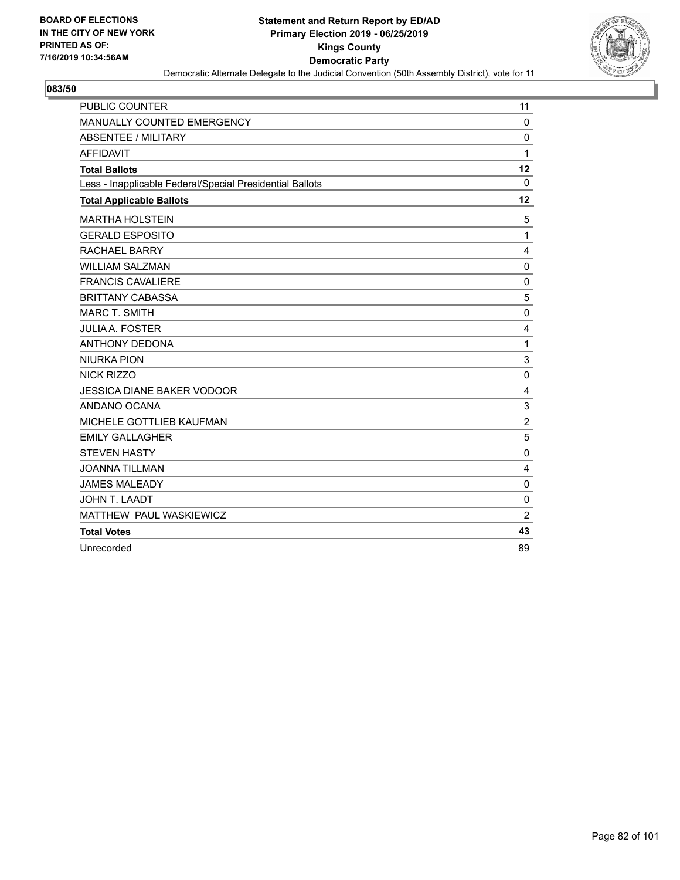**BOARD OF ELECTIONS IN THE CITY OF NEW YORK PRINTED AS OF: 7/16/2019 10:34:56AM**

**Statement and Return Report by ED/AD**
**Primary Election 2019 - 06/25/2019**
**Kings County**
**Democratic Party**
Democratic Alternate Delegate to the Judicial Convention (50th Assembly District), vote for 11

## 083/50

| | |
|---|---|
| PUBLIC COUNTER | 11 |
| MANUALLY COUNTED EMERGENCY | 0 |
| ABSENTEE / MILITARY | 0 |
| AFFIDAVIT | 1 |
| **Total Ballots** | **12** |
| Less - Inapplicable Federal/Special Presidential Ballots | 0 |
| **Total Applicable Ballots** | **12** |
| MARTHA HOLSTEIN | 5 |
| GERALD ESPOSITO | 1 |
| RACHAEL BARRY | 4 |
| WILLIAM SALZMAN | 0 |
| FRANCIS CAVALIERE | 0 |
| BRITTANY CABASSA | 5 |
| MARC T. SMITH | 0 |
| JULIA A. FOSTER | 4 |
| ANTHONY DEDONA | 1 |
| NIURKA PION | 3 |
| NICK RIZZO | 0 |
| JESSICA DIANE BAKER VODOOR | 4 |
| ANDANO OCANA | 3 |
| MICHELE GOTTLIEB KAUFMAN | 2 |
| EMILY GALLAGHER | 5 |
| STEVEN HASTY | 0 |
| JOANNA TILLMAN | 4 |
| JAMES MALEADY | 0 |
| JOHN T. LAADT | 0 |
| MATTHEW PAUL WASKIEWICZ | 2 |
| **Total Votes** | **43** |
| Unrecorded | 89 |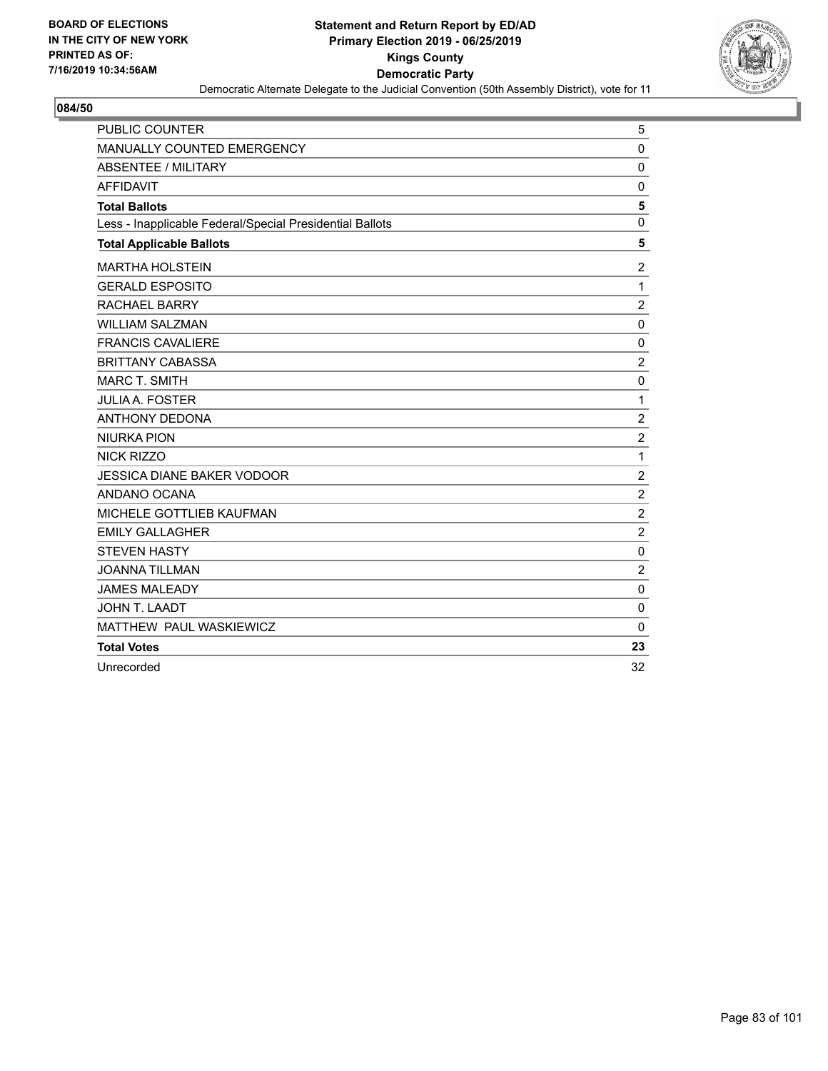BOARD OF ELECTIONS
IN THE CITY OF NEW YORK
PRINTED AS OF:
7/16/2019 10:34:56AM

**Statement and Return Report by ED/AD**
**Primary Election 2019 - 06/25/2019**
**Kings County**
**Democratic Party**
Democratic Alternate Delegate to the Judicial Convention (50th Assembly District), vote for 11

## 084/50

| | |
|---|---|
| PUBLIC COUNTER | 5 |
| MANUALLY COUNTED EMERGENCY | 0 |
| ABSENTEE / MILITARY | 0 |
| AFFIDAVIT | 0 |
| **Total Ballots** | **5** |
| Less - Inapplicable Federal/Special Presidential Ballots | 0 |
| **Total Applicable Ballots** | **5** |
| MARTHA HOLSTEIN | 2 |
| GERALD ESPOSITO | 1 |
| RACHAEL BARRY | 2 |
| WILLIAM SALZMAN | 0 |
| FRANCIS CAVALIERE | 0 |
| BRITTANY CABASSA | 2 |
| MARC T. SMITH | 0 |
| JULIA A. FOSTER | 1 |
| ANTHONY DEDONA | 2 |
| NIURKA PION | 2 |
| NICK RIZZO | 1 |
| JESSICA DIANE BAKER VODOOR | 2 |
| ANDANO OCANA | 2 |
| MICHELE GOTTLIEB KAUFMAN | 2 |
| EMILY GALLAGHER | 2 |
| STEVEN HASTY | 0 |
| JOANNA TILLMAN | 2 |
| JAMES MALEADY | 0 |
| JOHN T. LAADT | 0 |
| MATTHEW PAUL WASKIEWICZ | 0 |
| **Total Votes** | **23** |
| Unrecorded | 32 |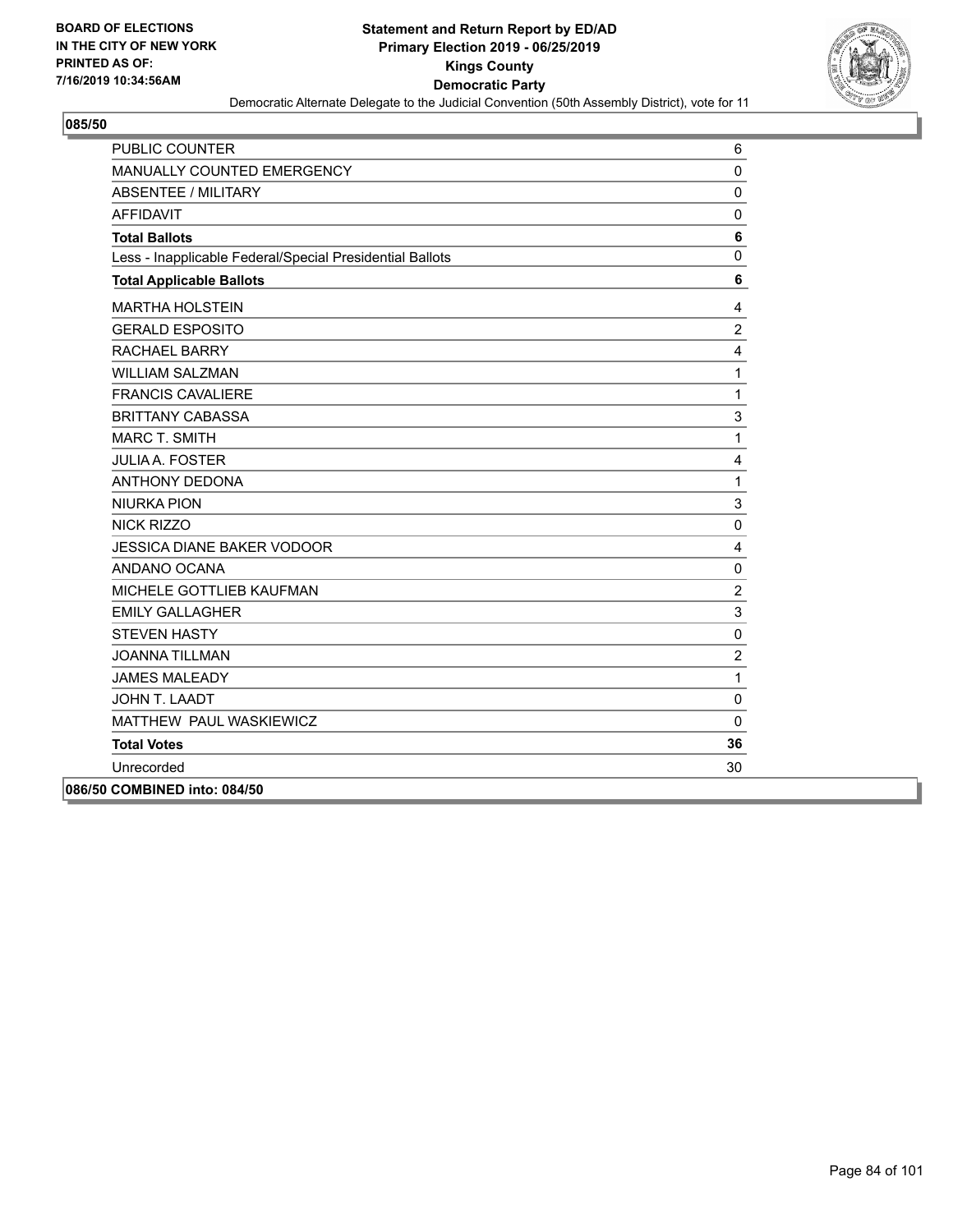BOARD OF ELECTIONS
IN THE CITY OF NEW YORK
PRINTED AS OF:
7/16/2019 10:34:56AM

**Statement and Return Report by ED/AD**
**Primary Election 2019 - 06/25/2019**
**Kings County**
**Democratic Party**
Democratic Alternate Delegate to the Judicial Convention (50th Assembly District), vote for 11

## 085/50

| | |
|---|---|
| PUBLIC COUNTER | 6 |
| MANUALLY COUNTED EMERGENCY | 0 |
| ABSENTEE / MILITARY | 0 |
| AFFIDAVIT | 0 |
| **Total Ballots** | **6** |
| Less - Inapplicable Federal/Special Presidential Ballots | 0 |
| **Total Applicable Ballots** | **6** |
| MARTHA HOLSTEIN | 4 |
| GERALD ESPOSITO | 2 |
| RACHAEL BARRY | 4 |
| WILLIAM SALZMAN | 1 |
| FRANCIS CAVALIERE | 1 |
| BRITTANY CABASSA | 3 |
| MARC T. SMITH | 1 |
| JULIA A. FOSTER | 4 |
| ANTHONY DEDONA | 1 |
| NIURKA PION | 3 |
| NICK RIZZO | 0 |
| JESSICA DIANE BAKER VODOOR | 4 |
| ANDANO OCANA | 0 |
| MICHELE GOTTLIEB KAUFMAN | 2 |
| EMILY GALLAGHER | 3 |
| STEVEN HASTY | 0 |
| JOANNA TILLMAN | 2 |
| JAMES MALEADY | 1 |
| JOHN T. LAADT | 0 |
| MATTHEW PAUL WASKIEWICZ | 0 |
| **Total Votes** | **36** |
| Unrecorded | 30 |

**086/50 COMBINED into: 084/50**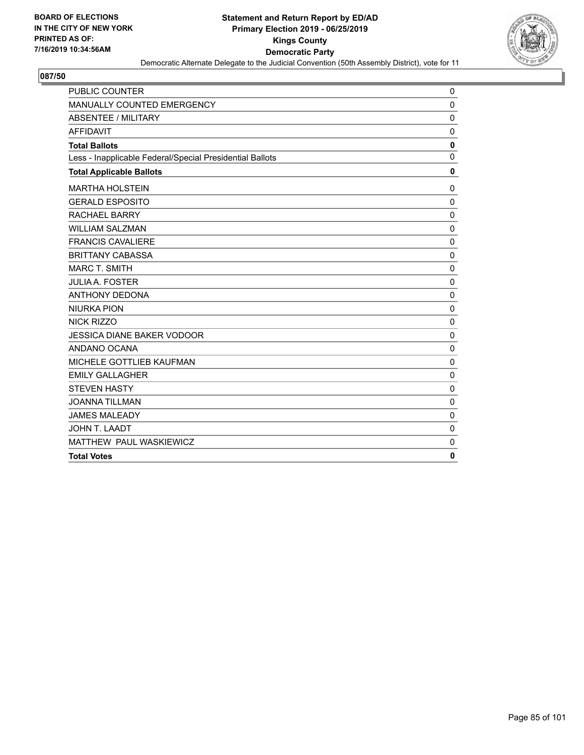BOARD OF ELECTIONS
IN THE CITY OF NEW YORK
PRINTED AS OF:
7/16/2019 10:34:56AM

**Statement and Return Report by ED/AD**
**Primary Election 2019 - 06/25/2019**
**Kings County**
**Democratic Party**
Democratic Alternate Delegate to the Judicial Convention (50th Assembly District), vote for 11

## 087/50

| | |
|---|---|
| PUBLIC COUNTER | 0 |
| MANUALLY COUNTED EMERGENCY | 0 |
| ABSENTEE / MILITARY | 0 |
| AFFIDAVIT | 0 |
| **Total Ballots** | **0** |
| Less - Inapplicable Federal/Special Presidential Ballots | 0 |
| **Total Applicable Ballots** | **0** |
| MARTHA HOLSTEIN | 0 |
| GERALD ESPOSITO | 0 |
| RACHAEL BARRY | 0 |
| WILLIAM SALZMAN | 0 |
| FRANCIS CAVALIERE | 0 |
| BRITTANY CABASSA | 0 |
| MARC T. SMITH | 0 |
| JULIA A. FOSTER | 0 |
| ANTHONY DEDONA | 0 |
| NIURKA PION | 0 |
| NICK RIZZO | 0 |
| JESSICA DIANE BAKER VODOOR | 0 |
| ANDANO OCANA | 0 |
| MICHELE GOTTLIEB KAUFMAN | 0 |
| EMILY GALLAGHER | 0 |
| STEVEN HASTY | 0 |
| JOANNA TILLMAN | 0 |
| JAMES MALEADY | 0 |
| JOHN T. LAADT | 0 |
| MATTHEW PAUL WASKIEWICZ | 0 |
| **Total Votes** | **0** |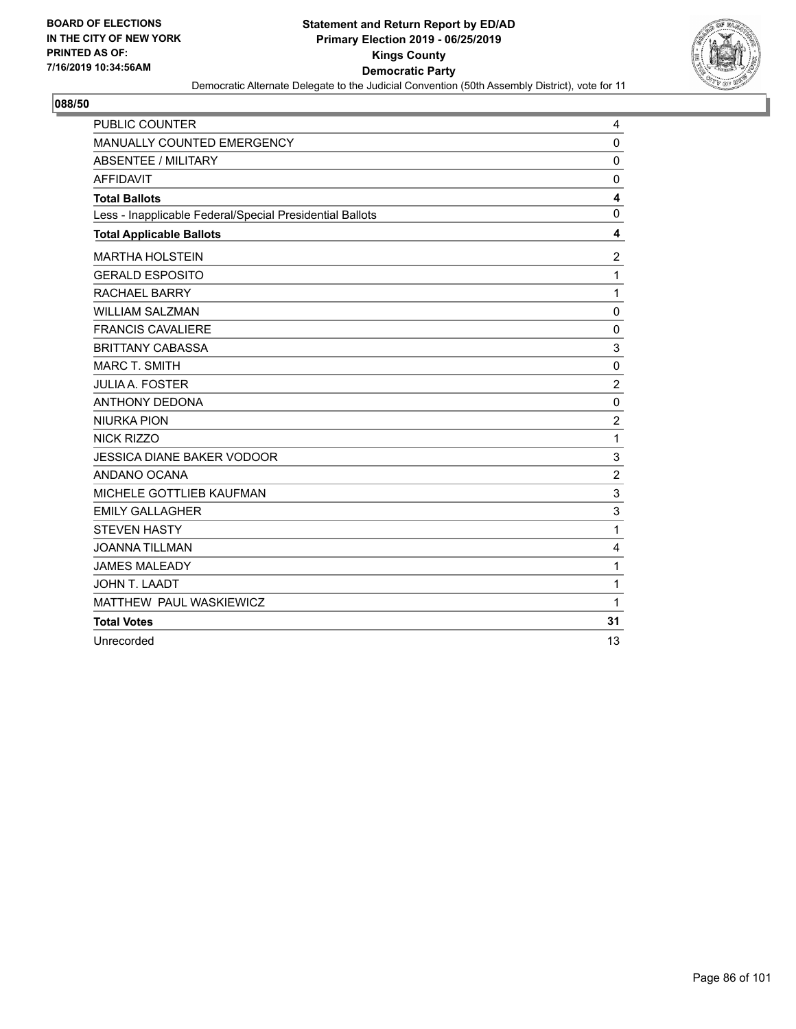BOARD OF ELECTIONS
IN THE CITY OF NEW YORK
PRINTED AS OF:
7/16/2019 10:34:56AM

**Statement and Return Report by ED/AD**
**Primary Election 2019 - 06/25/2019**
**Kings County**
**Democratic Party**
Democratic Alternate Delegate to the Judicial Convention (50th Assembly District), vote for 11

## 088/50

| | |
|---|---|
| PUBLIC COUNTER | 4 |
| MANUALLY COUNTED EMERGENCY | 0 |
| ABSENTEE / MILITARY | 0 |
| AFFIDAVIT | 0 |
| **Total Ballots** | **4** |
| Less - Inapplicable Federal/Special Presidential Ballots | 0 |
| **Total Applicable Ballots** | **4** |
| MARTHA HOLSTEIN | 2 |
| GERALD ESPOSITO | 1 |
| RACHAEL BARRY | 1 |
| WILLIAM SALZMAN | 0 |
| FRANCIS CAVALIERE | 0 |
| BRITTANY CABASSA | 3 |
| MARC T. SMITH | 0 |
| JULIA A. FOSTER | 2 |
| ANTHONY DEDONA | 0 |
| NIURKA PION | 2 |
| NICK RIZZO | 1 |
| JESSICA DIANE BAKER VODOOR | 3 |
| ANDANO OCANA | 2 |
| MICHELE GOTTLIEB KAUFMAN | 3 |
| EMILY GALLAGHER | 3 |
| STEVEN HASTY | 1 |
| JOANNA TILLMAN | 4 |
| JAMES MALEADY | 1 |
| JOHN T. LAADT | 1 |
| MATTHEW PAUL WASKIEWICZ | 1 |
| **Total Votes** | **31** |
| Unrecorded | 13 |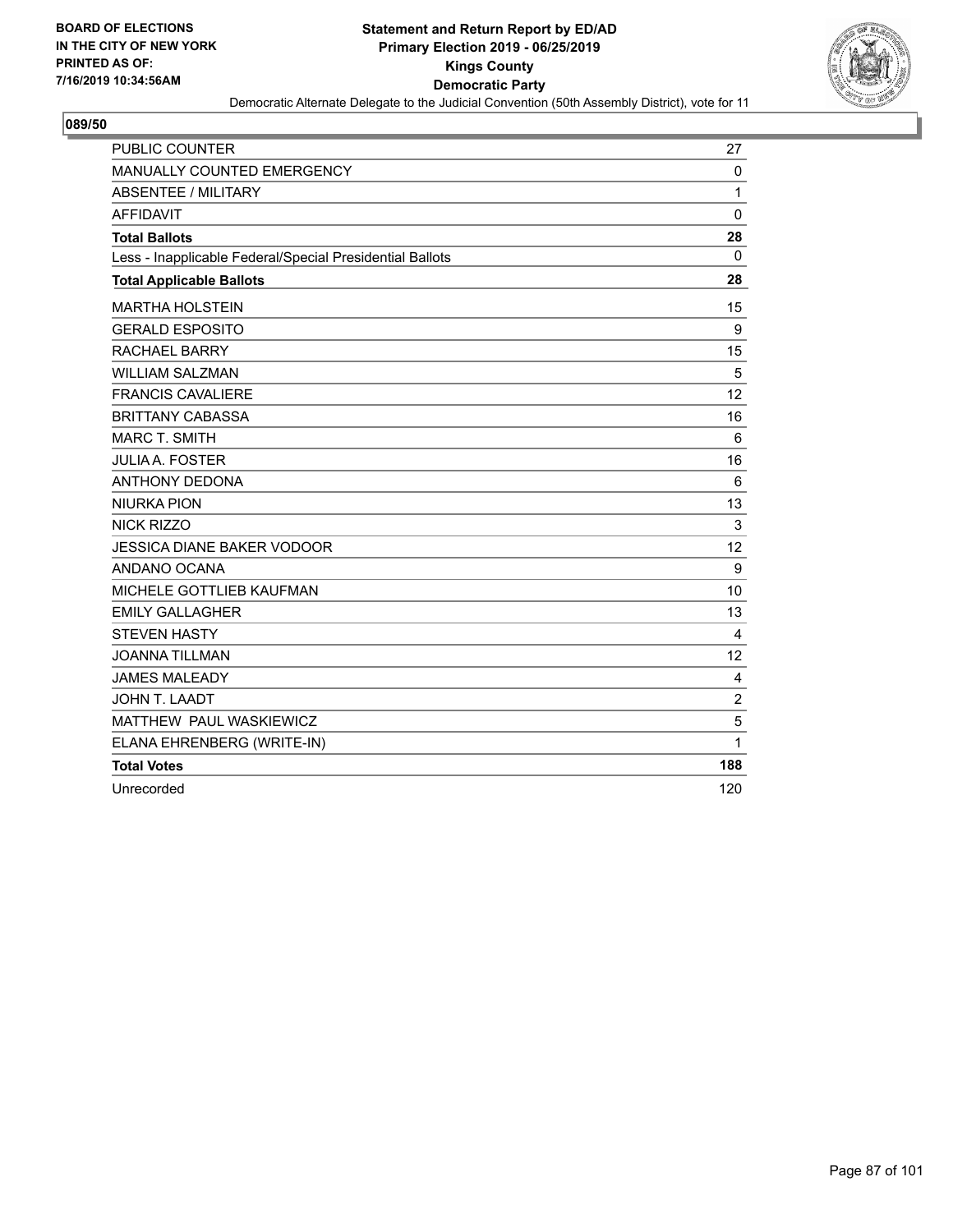**BOARD OF ELECTIONS IN THE CITY OF NEW YORK PRINTED AS OF: 7/16/2019 10:34:56AM**

# Statement and Return Report by ED/AD
## Primary Election 2019 - 06/25/2019
## Kings County
## Democratic Party

Democratic Alternate Delegate to the Judicial Convention (50th Assembly District), vote for 11

**089/50**

| | |
|---|---|
| PUBLIC COUNTER | 27 |
| MANUALLY COUNTED EMERGENCY | 0 |
| ABSENTEE / MILITARY | 1 |
| AFFIDAVIT | 0 |
| **Total Ballots** | **28** |
| Less - Inapplicable Federal/Special Presidential Ballots | 0 |
| **Total Applicable Ballots** | **28** |
| MARTHA HOLSTEIN | 15 |
| GERALD ESPOSITO | 9 |
| RACHAEL BARRY | 15 |
| WILLIAM SALZMAN | 5 |
| FRANCIS CAVALIERE | 12 |
| BRITTANY CABASSA | 16 |
| MARC T. SMITH | 6 |
| JULIA A. FOSTER | 16 |
| ANTHONY DEDONA | 6 |
| NIURKA PION | 13 |
| NICK RIZZO | 3 |
| JESSICA DIANE BAKER VODOOR | 12 |
| ANDANO OCANA | 9 |
| MICHELE GOTTLIEB KAUFMAN | 10 |
| EMILY GALLAGHER | 13 |
| STEVEN HASTY | 4 |
| JOANNA TILLMAN | 12 |
| JAMES MALEADY | 4 |
| JOHN T. LAADT | 2 |
| MATTHEW PAUL WASKIEWICZ | 5 |
| ELANA EHRENBERG (WRITE-IN) | 1 |
| **Total Votes** | **188** |
| Unrecorded | 120 |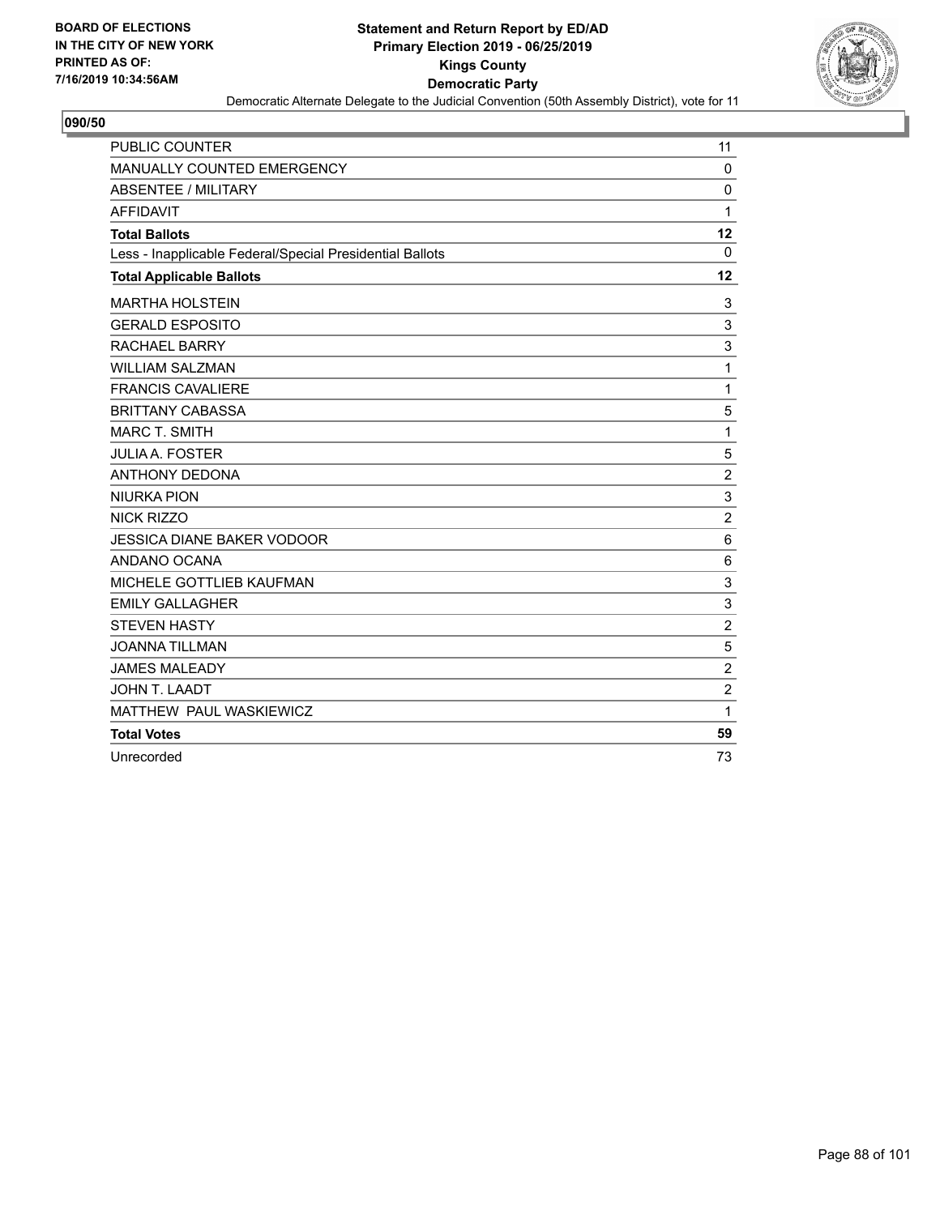BOARD OF ELECTIONS
IN THE CITY OF NEW YORK
PRINTED AS OF:
7/16/2019 10:34:56AM

**Statement and Return Report by ED/AD**
**Primary Election 2019 - 06/25/2019**
**Kings County**
**Democratic Party**
Democratic Alternate Delegate to the Judicial Convention (50th Assembly District), vote for 11

## 090/50

| | |
|---|---|
| PUBLIC COUNTER | 11 |
| MANUALLY COUNTED EMERGENCY | 0 |
| ABSENTEE / MILITARY | 0 |
| AFFIDAVIT | 1 |
| **Total Ballots** | **12** |
| Less - Inapplicable Federal/Special Presidential Ballots | 0 |
| **Total Applicable Ballots** | **12** |
| MARTHA HOLSTEIN | 3 |
| GERALD ESPOSITO | 3 |
| RACHAEL BARRY | 3 |
| WILLIAM SALZMAN | 1 |
| FRANCIS CAVALIERE | 1 |
| BRITTANY CABASSA | 5 |
| MARC T. SMITH | 1 |
| JULIA A. FOSTER | 5 |
| ANTHONY DEDONA | 2 |
| NIURKA PION | 3 |
| NICK RIZZO | 2 |
| JESSICA DIANE BAKER VODOOR | 6 |
| ANDANO OCANA | 6 |
| MICHELE GOTTLIEB KAUFMAN | 3 |
| EMILY GALLAGHER | 3 |
| STEVEN HASTY | 2 |
| JOANNA TILLMAN | 5 |
| JAMES MALEADY | 2 |
| JOHN T. LAADT | 2 |
| MATTHEW PAUL WASKIEWICZ | 1 |
| **Total Votes** | **59** |
| Unrecorded | 73 |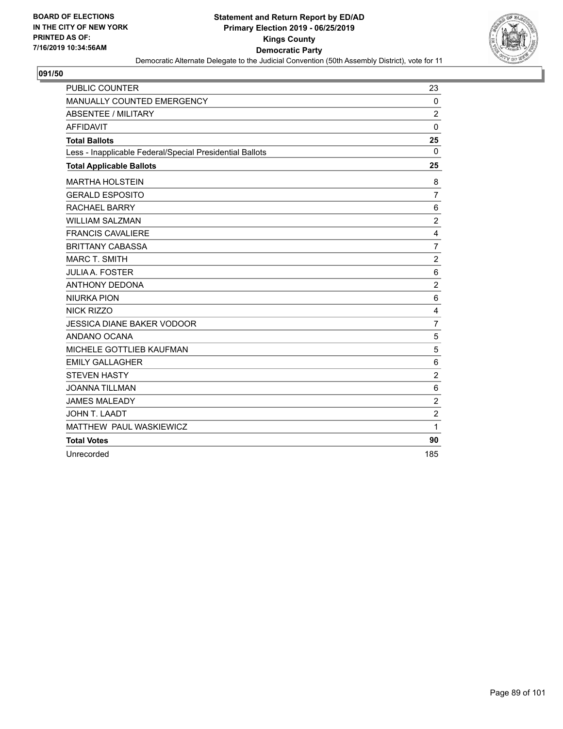BOARD OF ELECTIONS
IN THE CITY OF NEW YORK
PRINTED AS OF:
7/16/2019 10:34:56AM

**Statement and Return Report by ED/AD**
**Primary Election 2019 - 06/25/2019**
**Kings County**
**Democratic Party**
Democratic Alternate Delegate to the Judicial Convention (50th Assembly District), vote for 11

**091/50**

| | |
|---|---|
| PUBLIC COUNTER | 23 |
| MANUALLY COUNTED EMERGENCY | 0 |
| ABSENTEE / MILITARY | 2 |
| AFFIDAVIT | 0 |
| **Total Ballots** | **25** |
| Less - Inapplicable Federal/Special Presidential Ballots | 0 |
| **Total Applicable Ballots** | **25** |
| MARTHA HOLSTEIN | 8 |
| GERALD ESPOSITO | 7 |
| RACHAEL BARRY | 6 |
| WILLIAM SALZMAN | 2 |
| FRANCIS CAVALIERE | 4 |
| BRITTANY CABASSA | 7 |
| MARC T. SMITH | 2 |
| JULIA A. FOSTER | 6 |
| ANTHONY DEDONA | 2 |
| NIURKA PION | 6 |
| NICK RIZZO | 4 |
| JESSICA DIANE BAKER VODOOR | 7 |
| ANDANO OCANA | 5 |
| MICHELE GOTTLIEB KAUFMAN | 5 |
| EMILY GALLAGHER | 6 |
| STEVEN HASTY | 2 |
| JOANNA TILLMAN | 6 |
| JAMES MALEADY | 2 |
| JOHN T. LAADT | 2 |
| MATTHEW PAUL WASKIEWICZ | 1 |
| **Total Votes** | **90** |
| Unrecorded | 185 |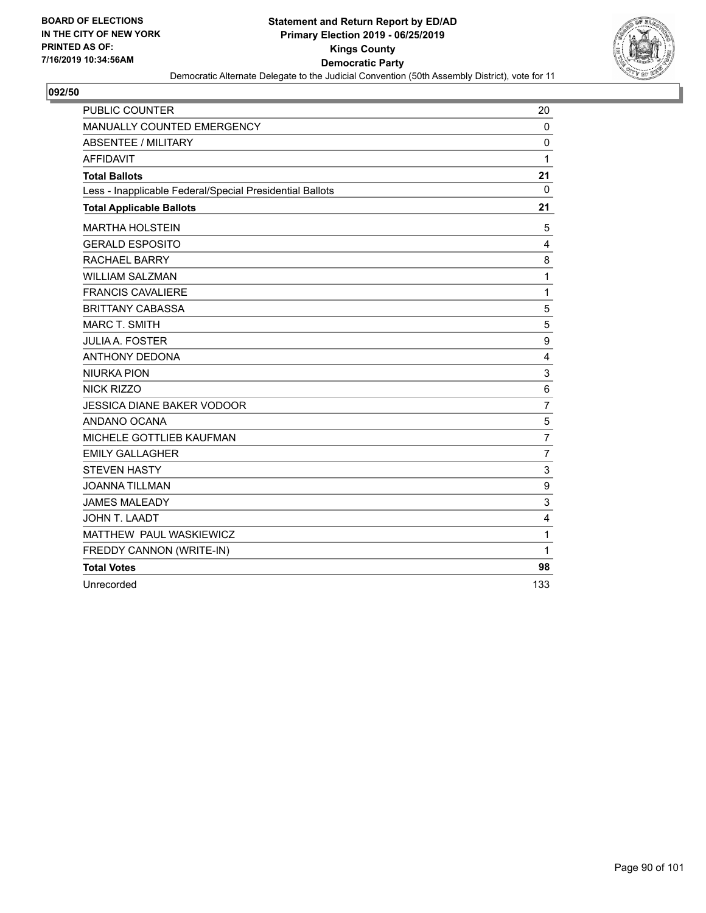BOARD OF ELECTIONS
IN THE CITY OF NEW YORK
PRINTED AS OF:
7/16/2019 10:34:56AM

**Statement and Return Report by ED/AD**
**Primary Election 2019 - 06/25/2019**
**Kings County**
**Democratic Party**
Democratic Alternate Delegate to the Judicial Convention (50th Assembly District), vote for 11

## 092/50

| | |
|---|---|
| PUBLIC COUNTER | 20 |
| MANUALLY COUNTED EMERGENCY | 0 |
| ABSENTEE / MILITARY | 0 |
| AFFIDAVIT | 1 |
| **Total Ballots** | **21** |
| Less - Inapplicable Federal/Special Presidential Ballots | 0 |
| **Total Applicable Ballots** | **21** |
| MARTHA HOLSTEIN | 5 |
| GERALD ESPOSITO | 4 |
| RACHAEL BARRY | 8 |
| WILLIAM SALZMAN | 1 |
| FRANCIS CAVALIERE | 1 |
| BRITTANY CABASSA | 5 |
| MARC T. SMITH | 5 |
| JULIA A. FOSTER | 9 |
| ANTHONY DEDONA | 4 |
| NIURKA PION | 3 |
| NICK RIZZO | 6 |
| JESSICA DIANE BAKER VODOOR | 7 |
| ANDANO OCANA | 5 |
| MICHELE GOTTLIEB KAUFMAN | 7 |
| EMILY GALLAGHER | 7 |
| STEVEN HASTY | 3 |
| JOANNA TILLMAN | 9 |
| JAMES MALEADY | 3 |
| JOHN T. LAADT | 4 |
| MATTHEW PAUL WASKIEWICZ | 1 |
| FREDDY CANNON (WRITE-IN) | 1 |
| **Total Votes** | **98** |
| Unrecorded | 133 |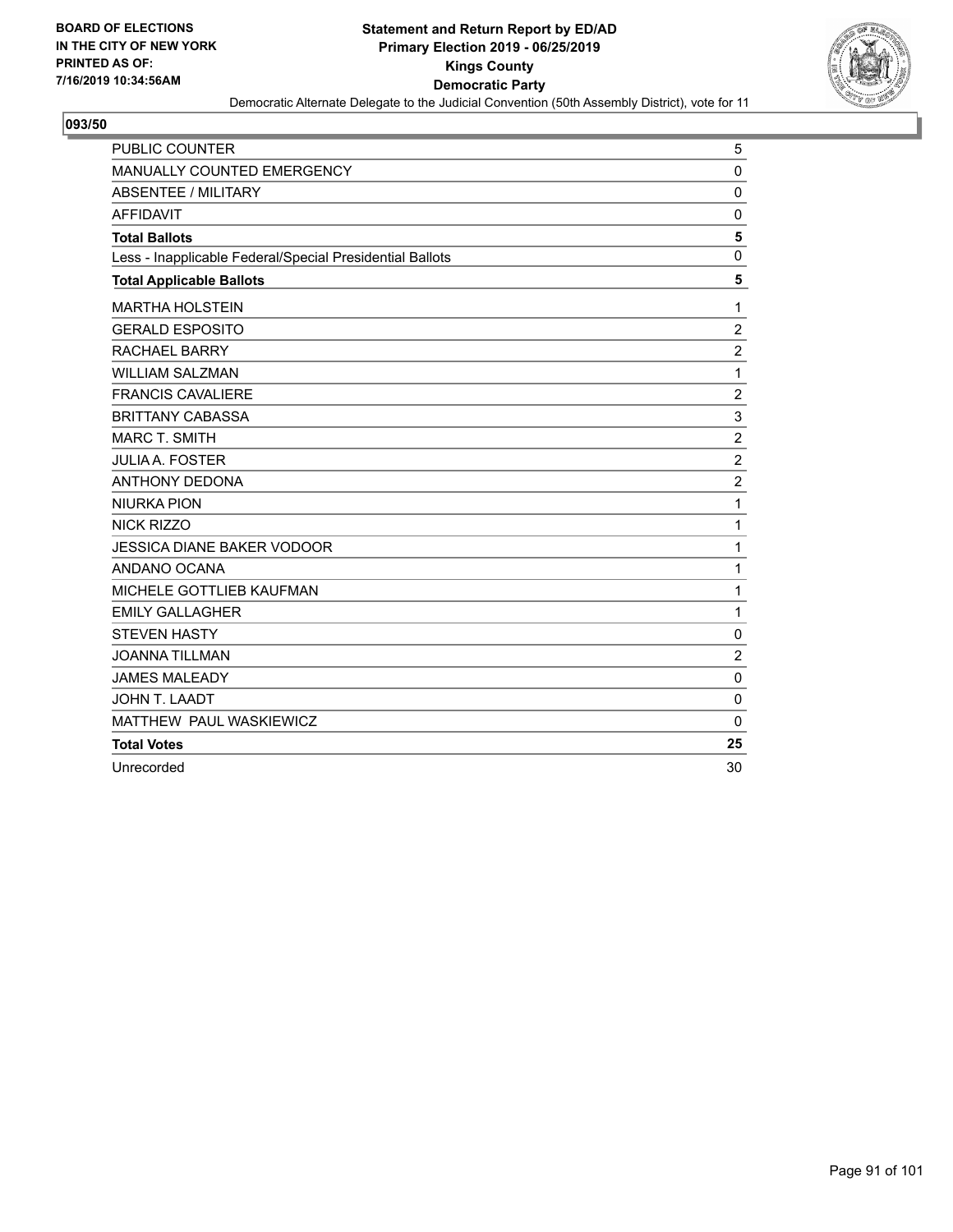BOARD OF ELECTIONS
IN THE CITY OF NEW YORK
PRINTED AS OF:
7/16/2019 10:34:56AM

**Statement and Return Report by ED/AD**
**Primary Election 2019 - 06/25/2019**
**Kings County**
**Democratic Party**
Democratic Alternate Delegate to the Judicial Convention (50th Assembly District), vote for 11

## 093/50

| | |
|---|---|
| PUBLIC COUNTER | 5 |
| MANUALLY COUNTED EMERGENCY | 0 |
| ABSENTEE / MILITARY | 0 |
| AFFIDAVIT | 0 |
| **Total Ballots** | **5** |
| Less - Inapplicable Federal/Special Presidential Ballots | 0 |
| **Total Applicable Ballots** | **5** |
| MARTHA HOLSTEIN | 1 |
| GERALD ESPOSITO | 2 |
| RACHAEL BARRY | 2 |
| WILLIAM SALZMAN | 1 |
| FRANCIS CAVALIERE | 2 |
| BRITTANY CABASSA | 3 |
| MARC T. SMITH | 2 |
| JULIA A. FOSTER | 2 |
| ANTHONY DEDONA | 2 |
| NIURKA PION | 1 |
| NICK RIZZO | 1 |
| JESSICA DIANE BAKER VODOOR | 1 |
| ANDANO OCANA | 1 |
| MICHELE GOTTLIEB KAUFMAN | 1 |
| EMILY GALLAGHER | 1 |
| STEVEN HASTY | 0 |
| JOANNA TILLMAN | 2 |
| JAMES MALEADY | 0 |
| JOHN T. LAADT | 0 |
| MATTHEW PAUL WASKIEWICZ | 0 |
| **Total Votes** | **25** |
| Unrecorded | 30 |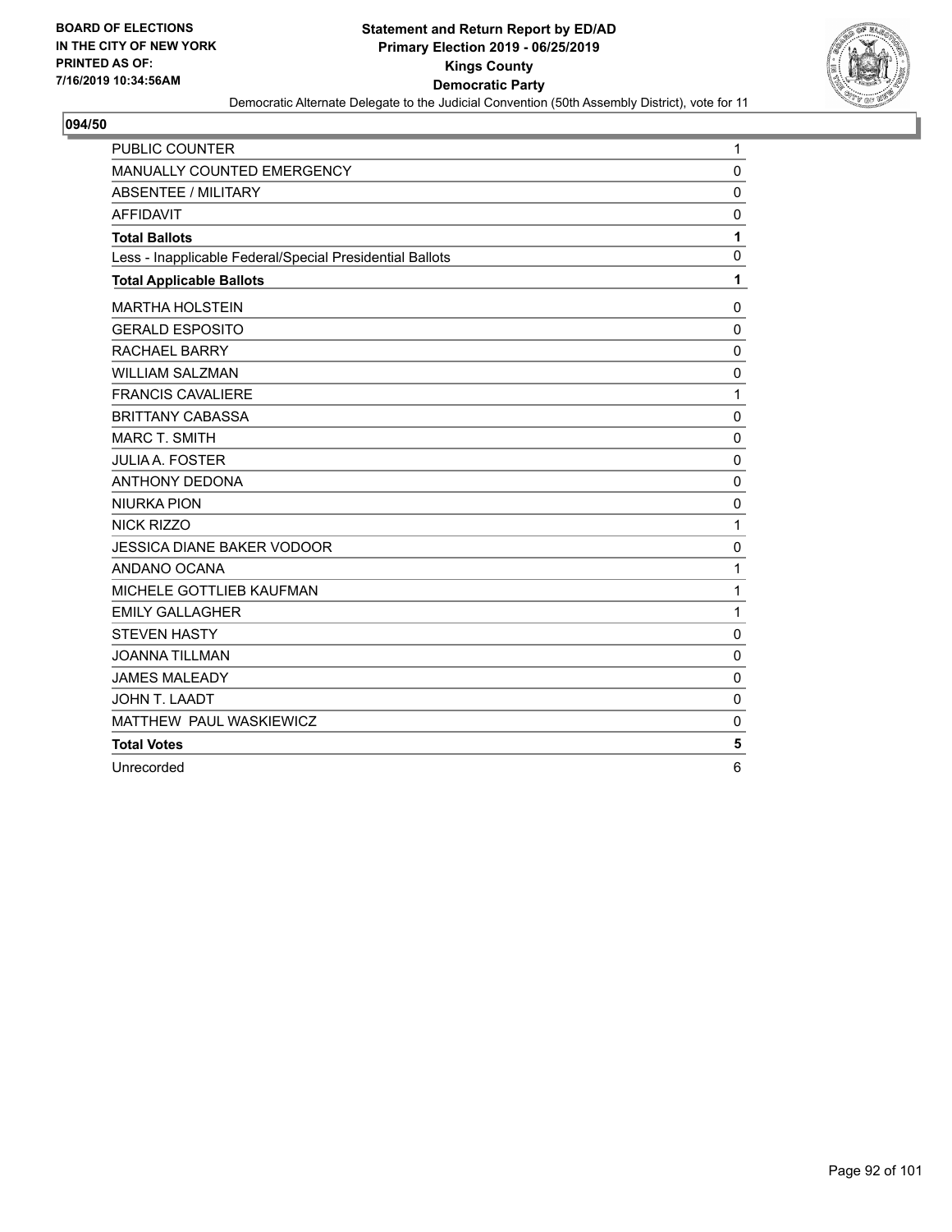BOARD OF ELECTIONS
IN THE CITY OF NEW YORK
PRINTED AS OF:
7/16/2019 10:34:56AM

**Statement and Return Report by ED/AD**
**Primary Election 2019 - 06/25/2019**
**Kings County**
**Democratic Party**
Democratic Alternate Delegate to the Judicial Convention (50th Assembly District), vote for 11

**094/50**

| | |
|---|---|
| PUBLIC COUNTER | 1 |
| MANUALLY COUNTED EMERGENCY | 0 |
| ABSENTEE / MILITARY | 0 |
| AFFIDAVIT | 0 |
| **Total Ballots** | **1** |
| Less - Inapplicable Federal/Special Presidential Ballots | 0 |
| **Total Applicable Ballots** | **1** |
| MARTHA HOLSTEIN | 0 |
| GERALD ESPOSITO | 0 |
| RACHAEL BARRY | 0 |
| WILLIAM SALZMAN | 0 |
| FRANCIS CAVALIERE | 1 |
| BRITTANY CABASSA | 0 |
| MARC T. SMITH | 0 |
| JULIA A. FOSTER | 0 |
| ANTHONY DEDONA | 0 |
| NIURKA PION | 0 |
| NICK RIZZO | 1 |
| JESSICA DIANE BAKER VODOOR | 0 |
| ANDANO OCANA | 1 |
| MICHELE GOTTLIEB KAUFMAN | 1 |
| EMILY GALLAGHER | 1 |
| STEVEN HASTY | 0 |
| JOANNA TILLMAN | 0 |
| JAMES MALEADY | 0 |
| JOHN T. LAADT | 0 |
| MATTHEW PAUL WASKIEWICZ | 0 |
| **Total Votes** | **5** |
| Unrecorded | 6 |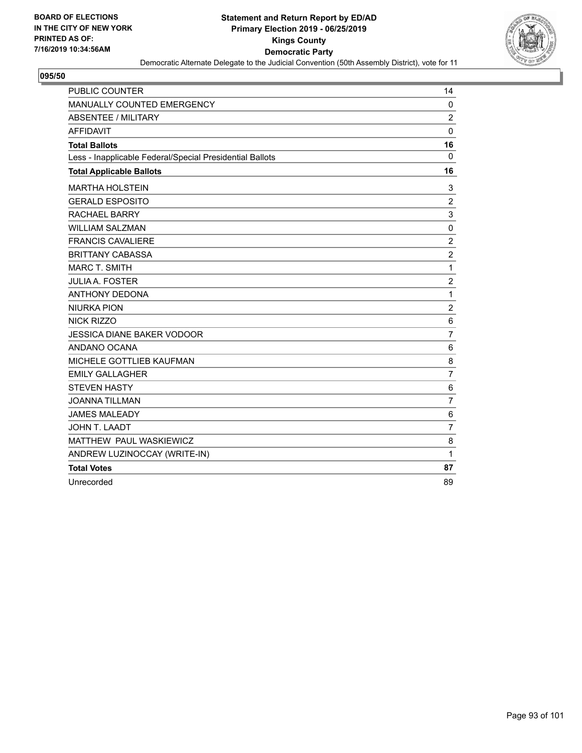**BOARD OF ELECTIONS IN THE CITY OF NEW YORK PRINTED AS OF: 7/16/2019 10:34:56AM**

**Statement and Return Report by ED/AD**
**Primary Election 2019 - 06/25/2019**
**Kings County**
**Democratic Party**
Democratic Alternate Delegate to the Judicial Convention (50th Assembly District), vote for 11

**095/50**

| | |
|---|---|
| PUBLIC COUNTER | 14 |
| MANUALLY COUNTED EMERGENCY | 0 |
| ABSENTEE / MILITARY | 2 |
| AFFIDAVIT | 0 |
| **Total Ballots** | **16** |
| Less - Inapplicable Federal/Special Presidential Ballots | 0 |
| **Total Applicable Ballots** | **16** |
| MARTHA HOLSTEIN | 3 |
| GERALD ESPOSITO | 2 |
| RACHAEL BARRY | 3 |
| WILLIAM SALZMAN | 0 |
| FRANCIS CAVALIERE | 2 |
| BRITTANY CABASSA | 2 |
| MARC T. SMITH | 1 |
| JULIA A. FOSTER | 2 |
| ANTHONY DEDONA | 1 |
| NIURKA PION | 2 |
| NICK RIZZO | 6 |
| JESSICA DIANE BAKER VODOOR | 7 |
| ANDANO OCANA | 6 |
| MICHELE GOTTLIEB KAUFMAN | 8 |
| EMILY GALLAGHER | 7 |
| STEVEN HASTY | 6 |
| JOANNA TILLMAN | 7 |
| JAMES MALEADY | 6 |
| JOHN T. LAADT | 7 |
| MATTHEW PAUL WASKIEWICZ | 8 |
| ANDREW LUZINOCCAY (WRITE-IN) | 1 |
| **Total Votes** | **87** |
| Unrecorded | 89 |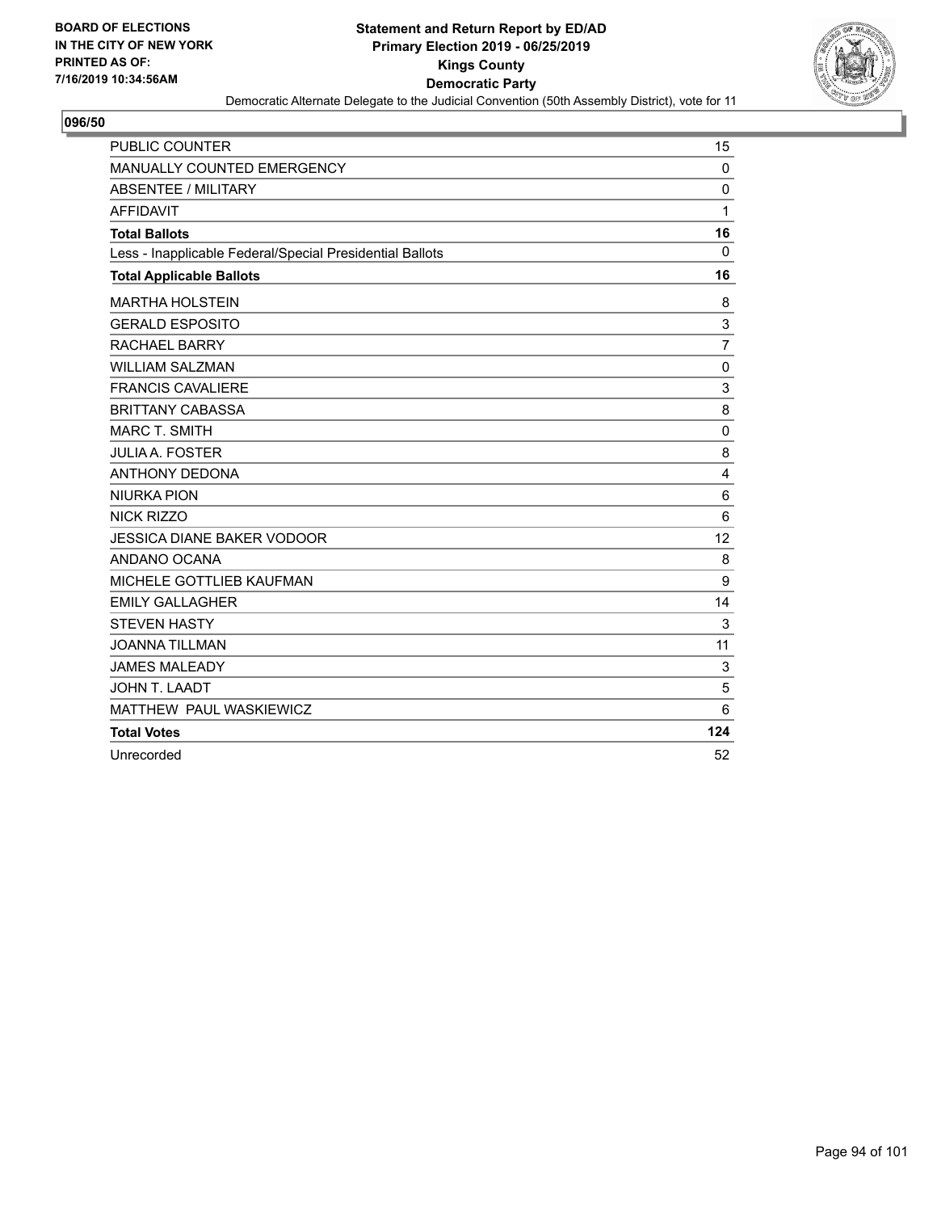BOARD OF ELECTIONS
IN THE CITY OF NEW YORK
PRINTED AS OF:
7/16/2019 10:34:56AM

**Statement and Return Report by ED/AD**
**Primary Election 2019 - 06/25/2019**
**Kings County**
**Democratic Party**
Democratic Alternate Delegate to the Judicial Convention (50th Assembly District), vote for 11

**096/50**

| | |
|---|---|
| PUBLIC COUNTER | 15 |
| MANUALLY COUNTED EMERGENCY | 0 |
| ABSENTEE / MILITARY | 0 |
| AFFIDAVIT | 1 |
| **Total Ballots** | **16** |
| Less - Inapplicable Federal/Special Presidential Ballots | 0 |
| **Total Applicable Ballots** | **16** |
| MARTHA HOLSTEIN | 8 |
| GERALD ESPOSITO | 3 |
| RACHAEL BARRY | 7 |
| WILLIAM SALZMAN | 0 |
| FRANCIS CAVALIERE | 3 |
| BRITTANY CABASSA | 8 |
| MARC T. SMITH | 0 |
| JULIA A. FOSTER | 8 |
| ANTHONY DEDONA | 4 |
| NIURKA PION | 6 |
| NICK RIZZO | 6 |
| JESSICA DIANE BAKER VODOOR | 12 |
| ANDANO OCANA | 8 |
| MICHELE GOTTLIEB KAUFMAN | 9 |
| EMILY GALLAGHER | 14 |
| STEVEN HASTY | 3 |
| JOANNA TILLMAN | 11 |
| JAMES MALEADY | 3 |
| JOHN T. LAADT | 5 |
| MATTHEW PAUL WASKIEWICZ | 6 |
| **Total Votes** | **124** |
| Unrecorded | 52 |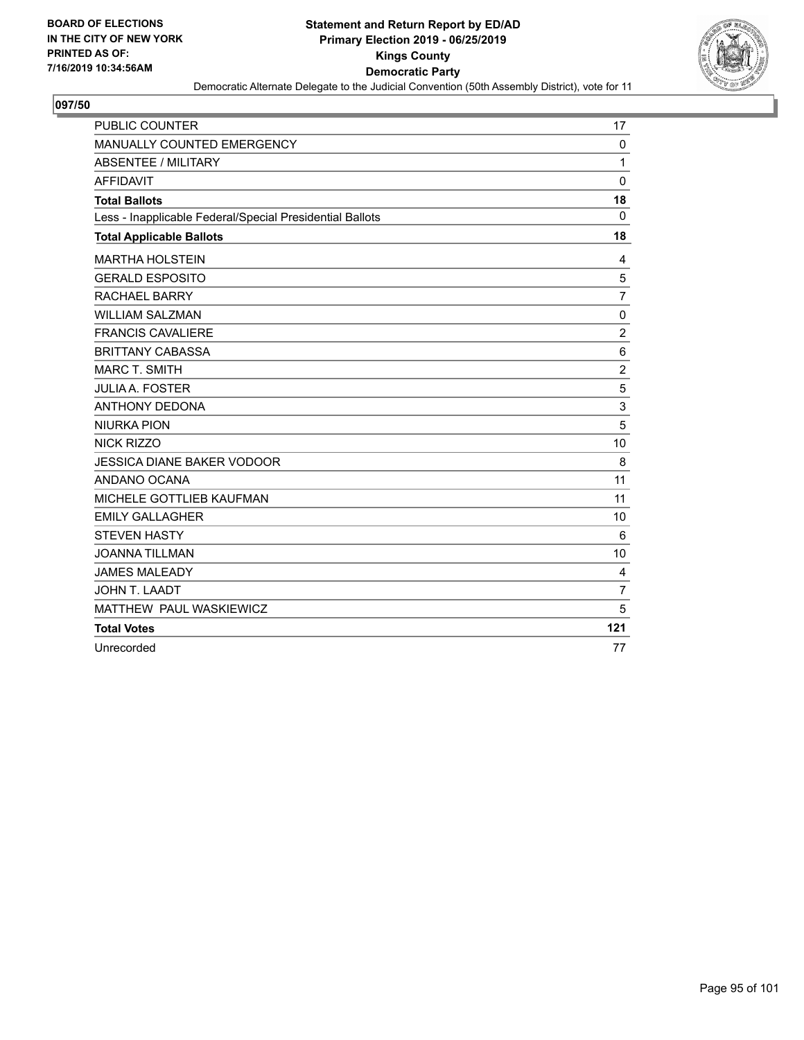**BOARD OF ELECTIONS IN THE CITY OF NEW YORK PRINTED AS OF: 7/16/2019 10:34:56AM**

**Statement and Return Report by ED/AD**
**Primary Election 2019 - 06/25/2019**
**Kings County**
**Democratic Party**
Democratic Alternate Delegate to the Judicial Convention (50th Assembly District), vote for 11

## 097/50

| | |
|---|---|
| PUBLIC COUNTER | 17 |
| MANUALLY COUNTED EMERGENCY | 0 |
| ABSENTEE / MILITARY | 1 |
| AFFIDAVIT | 0 |
| **Total Ballots** | **18** |
| Less - Inapplicable Federal/Special Presidential Ballots | 0 |
| **Total Applicable Ballots** | **18** |
| MARTHA HOLSTEIN | 4 |
| GERALD ESPOSITO | 5 |
| RACHAEL BARRY | 7 |
| WILLIAM SALZMAN | 0 |
| FRANCIS CAVALIERE | 2 |
| BRITTANY CABASSA | 6 |
| MARC T. SMITH | 2 |
| JULIA A. FOSTER | 5 |
| ANTHONY DEDONA | 3 |
| NIURKA PION | 5 |
| NICK RIZZO | 10 |
| JESSICA DIANE BAKER VODOOR | 8 |
| ANDANO OCANA | 11 |
| MICHELE GOTTLIEB KAUFMAN | 11 |
| EMILY GALLAGHER | 10 |
| STEVEN HASTY | 6 |
| JOANNA TILLMAN | 10 |
| JAMES MALEADY | 4 |
| JOHN T. LAADT | 7 |
| MATTHEW PAUL WASKIEWICZ | 5 |
| **Total Votes** | **121** |
| Unrecorded | 77 |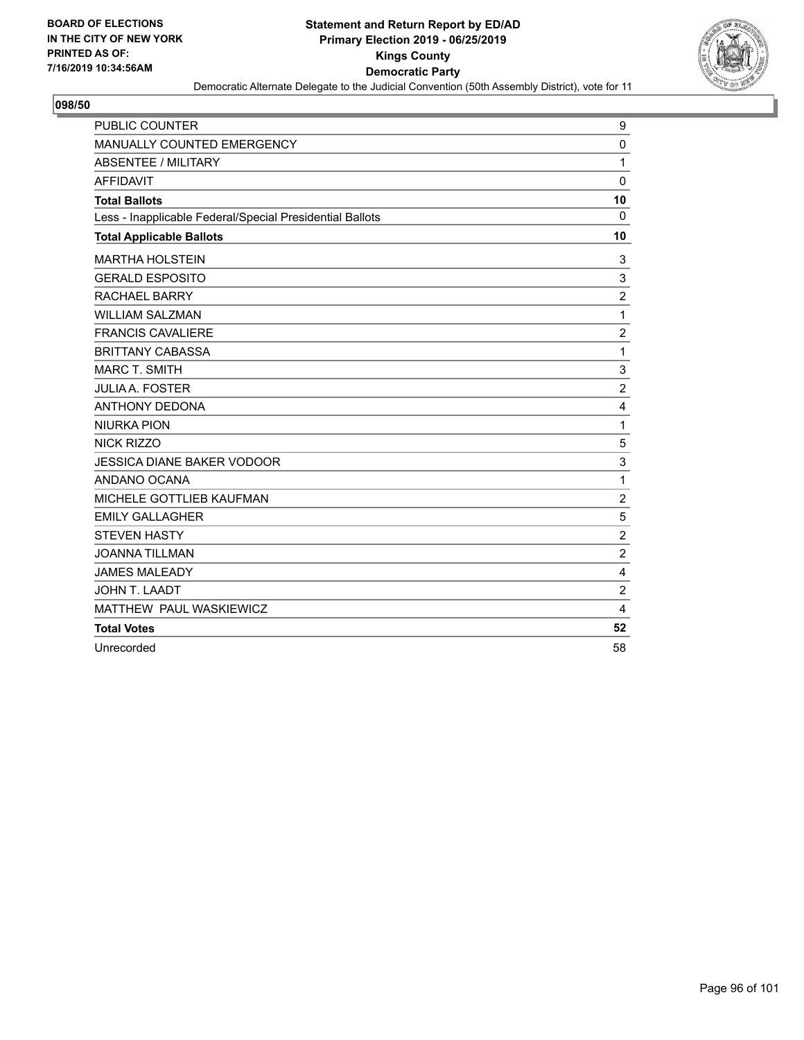BOARD OF ELECTIONS
IN THE CITY OF NEW YORK
PRINTED AS OF:
7/16/2019 10:34:56AM

**Statement and Return Report by ED/AD**
**Primary Election 2019 - 06/25/2019**
**Kings County**
**Democratic Party**
Democratic Alternate Delegate to the Judicial Convention (50th Assembly District), vote for 11

**098/50**

| | |
|---|---|
| PUBLIC COUNTER | 9 |
| MANUALLY COUNTED EMERGENCY | 0 |
| ABSENTEE / MILITARY | 1 |
| AFFIDAVIT | 0 |
| **Total Ballots** | **10** |
| Less - Inapplicable Federal/Special Presidential Ballots | 0 |
| **Total Applicable Ballots** | **10** |
| MARTHA HOLSTEIN | 3 |
| GERALD ESPOSITO | 3 |
| RACHAEL BARRY | 2 |
| WILLIAM SALZMAN | 1 |
| FRANCIS CAVALIERE | 2 |
| BRITTANY CABASSA | 1 |
| MARC T. SMITH | 3 |
| JULIA A. FOSTER | 2 |
| ANTHONY DEDONA | 4 |
| NIURKA PION | 1 |
| NICK RIZZO | 5 |
| JESSICA DIANE BAKER VODOOR | 3 |
| ANDANO OCANA | 1 |
| MICHELE GOTTLIEB KAUFMAN | 2 |
| EMILY GALLAGHER | 5 |
| STEVEN HASTY | 2 |
| JOANNA TILLMAN | 2 |
| JAMES MALEADY | 4 |
| JOHN T. LAADT | 2 |
| MATTHEW PAUL WASKIEWICZ | 4 |
| **Total Votes** | **52** |
| Unrecorded | 58 |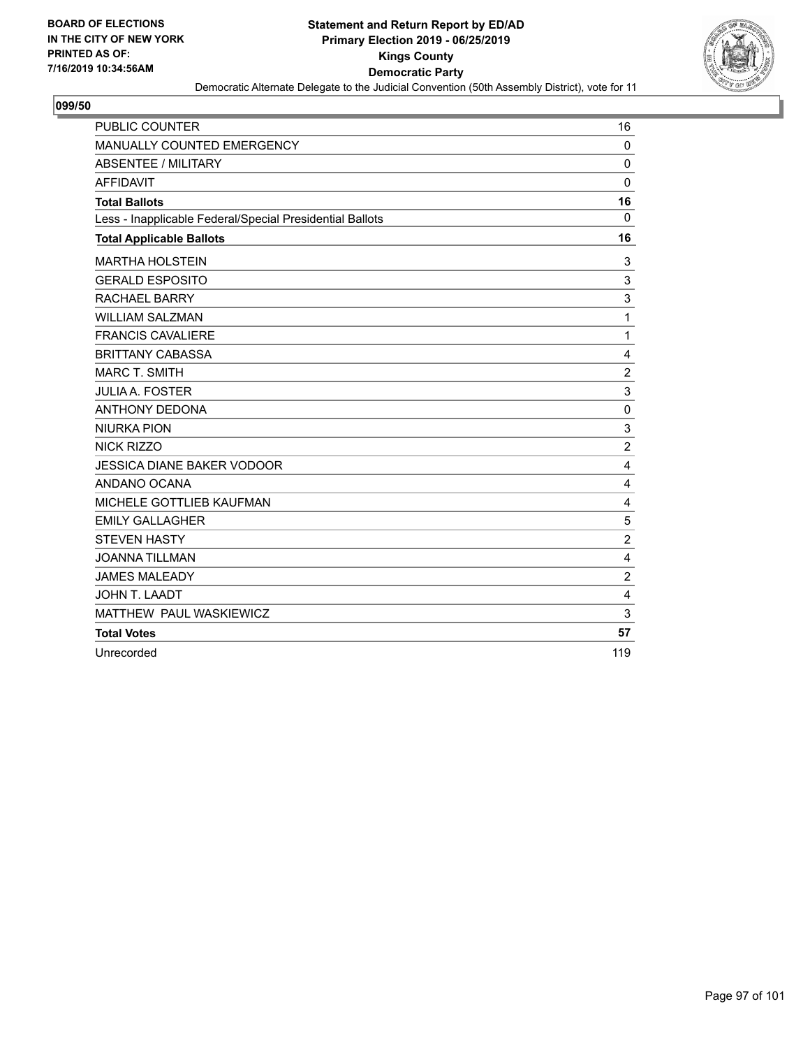**BOARD OF ELECTIONS**
**IN THE CITY OF NEW YORK**
**PRINTED AS OF:**
**7/16/2019 10:34:56AM**

# Statement and Return Report by ED/AD
## Primary Election 2019 - 06/25/2019
## Kings County
## Democratic Party

Democratic Alternate Delegate to the Judicial Convention (50th Assembly District), vote for 11

### 099/50

| | |
|---|---|
| PUBLIC COUNTER | 16 |
| MANUALLY COUNTED EMERGENCY | 0 |
| ABSENTEE / MILITARY | 0 |
| AFFIDAVIT | 0 |
| **Total Ballots** | **16** |
| Less - Inapplicable Federal/Special Presidential Ballots | 0 |
| **Total Applicable Ballots** | **16** |
| MARTHA HOLSTEIN | 3 |
| GERALD ESPOSITO | 3 |
| RACHAEL BARRY | 3 |
| WILLIAM SALZMAN | 1 |
| FRANCIS CAVALIERE | 1 |
| BRITTANY CABASSA | 4 |
| MARC T. SMITH | 2 |
| JULIA A. FOSTER | 3 |
| ANTHONY DEDONA | 0 |
| NIURKA PION | 3 |
| NICK RIZZO | 2 |
| JESSICA DIANE BAKER VODOOR | 4 |
| ANDANO OCANA | 4 |
| MICHELE GOTTLIEB KAUFMAN | 4 |
| EMILY GALLAGHER | 5 |
| STEVEN HASTY | 2 |
| JOANNA TILLMAN | 4 |
| JAMES MALEADY | 2 |
| JOHN T. LAADT | 4 |
| MATTHEW PAUL WASKIEWICZ | 3 |
| **Total Votes** | **57** |
| Unrecorded | 119 |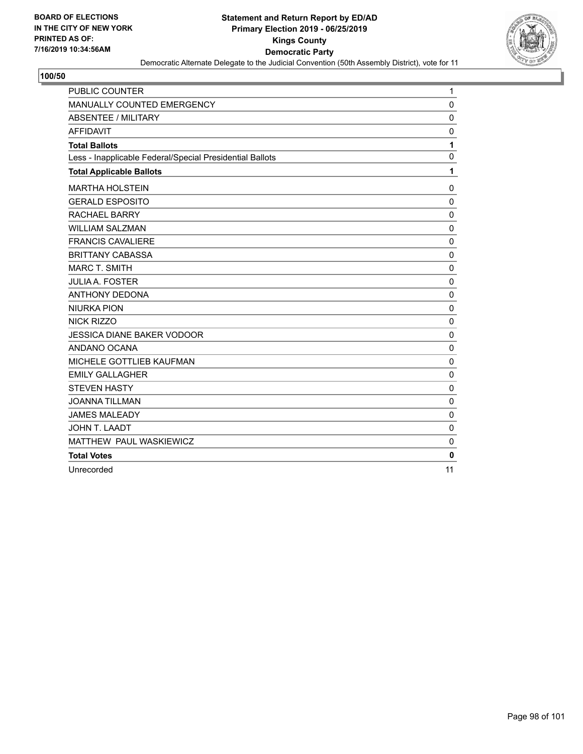BOARD OF ELECTIONS
IN THE CITY OF NEW YORK
PRINTED AS OF:
7/16/2019 10:34:56AM

**Statement and Return Report by ED/AD**
**Primary Election 2019 - 06/25/2019**
**Kings County**
**Democratic Party**
Democratic Alternate Delegate to the Judicial Convention (50th Assembly District), vote for 11

**100/50**

| | |
|---|---|
| PUBLIC COUNTER | 1 |
| MANUALLY COUNTED EMERGENCY | 0 |
| ABSENTEE / MILITARY | 0 |
| AFFIDAVIT | 0 |
| **Total Ballots** | **1** |
| Less - Inapplicable Federal/Special Presidential Ballots | 0 |
| **Total Applicable Ballots** | **1** |
| MARTHA HOLSTEIN | 0 |
| GERALD ESPOSITO | 0 |
| RACHAEL BARRY | 0 |
| WILLIAM SALZMAN | 0 |
| FRANCIS CAVALIERE | 0 |
| BRITTANY CABASSA | 0 |
| MARC T. SMITH | 0 |
| JULIA A. FOSTER | 0 |
| ANTHONY DEDONA | 0 |
| NIURKA PION | 0 |
| NICK RIZZO | 0 |
| JESSICA DIANE BAKER VODOOR | 0 |
| ANDANO OCANA | 0 |
| MICHELE GOTTLIEB KAUFMAN | 0 |
| EMILY GALLAGHER | 0 |
| STEVEN HASTY | 0 |
| JOANNA TILLMAN | 0 |
| JAMES MALEADY | 0 |
| JOHN T. LAADT | 0 |
| MATTHEW PAUL WASKIEWICZ | 0 |
| **Total Votes** | **0** |
| Unrecorded | 11 |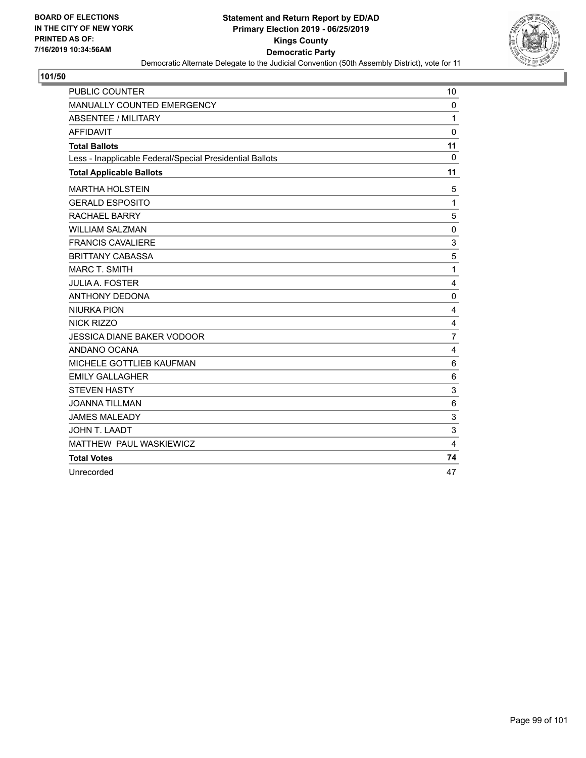BOARD OF ELECTIONS
IN THE CITY OF NEW YORK
PRINTED AS OF:
7/16/2019 10:34:56AM

**Statement and Return Report by ED/AD**
**Primary Election 2019 - 06/25/2019**
**Kings County**
**Democratic Party**
Democratic Alternate Delegate to the Judicial Convention (50th Assembly District), vote for 11

**101/50**

| | |
|---|---|
| PUBLIC COUNTER | 10 |
| MANUALLY COUNTED EMERGENCY | 0 |
| ABSENTEE / MILITARY | 1 |
| AFFIDAVIT | 0 |
| **Total Ballots** | **11** |
| Less - Inapplicable Federal/Special Presidential Ballots | 0 |
| **Total Applicable Ballots** | **11** |
| MARTHA HOLSTEIN | 5 |
| GERALD ESPOSITO | 1 |
| RACHAEL BARRY | 5 |
| WILLIAM SALZMAN | 0 |
| FRANCIS CAVALIERE | 3 |
| BRITTANY CABASSA | 5 |
| MARC T. SMITH | 1 |
| JULIA A. FOSTER | 4 |
| ANTHONY DEDONA | 0 |
| NIURKA PION | 4 |
| NICK RIZZO | 4 |
| JESSICA DIANE BAKER VODOOR | 7 |
| ANDANO OCANA | 4 |
| MICHELE GOTTLIEB KAUFMAN | 6 |
| EMILY GALLAGHER | 6 |
| STEVEN HASTY | 3 |
| JOANNA TILLMAN | 6 |
| JAMES MALEADY | 3 |
| JOHN T. LAADT | 3 |
| MATTHEW PAUL WASKIEWICZ | 4 |
| **Total Votes** | **74** |
| Unrecorded | 47 |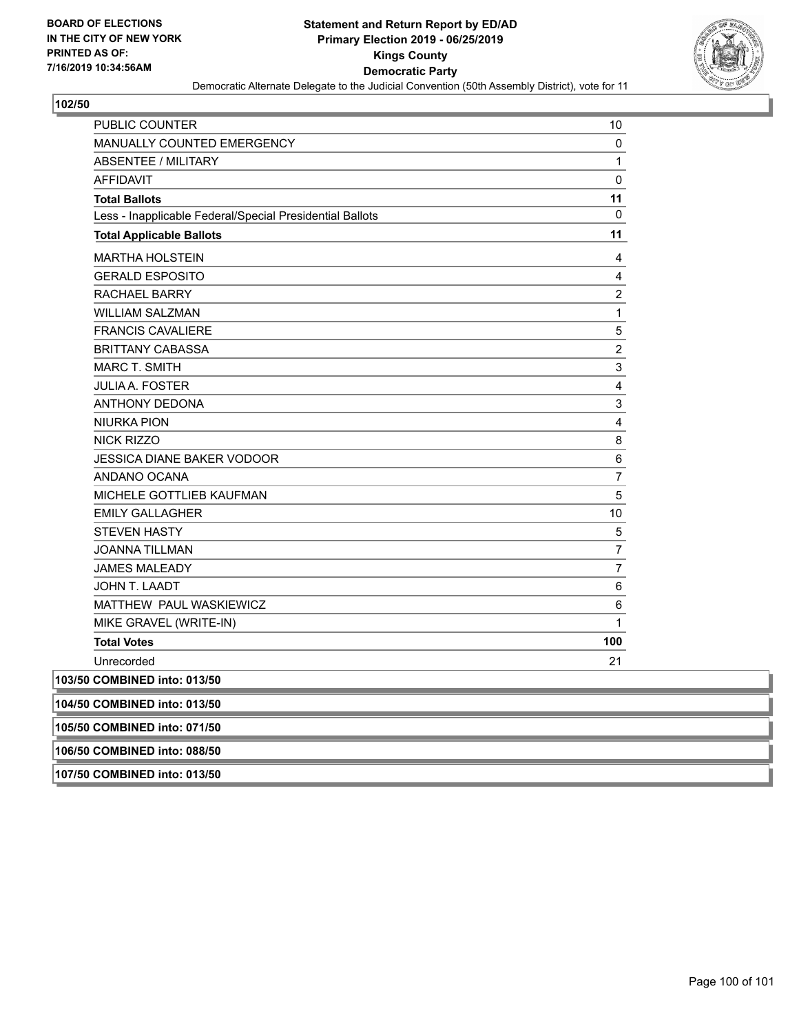**BOARD OF ELECTIONS IN THE CITY OF NEW YORK PRINTED AS OF: 7/16/2019 10:34:56AM**

# Statement and Return Report by ED/AD
## Primary Election 2019 - 06/25/2019
## Kings County
## Democratic Party

Democratic Alternate Delegate to the Judicial Convention (50th Assembly District), vote for 11

**102/50**

| | |
|---|---|
| PUBLIC COUNTER | 10 |
| MANUALLY COUNTED EMERGENCY | 0 |
| ABSENTEE / MILITARY | 1 |
| AFFIDAVIT | 0 |
| **Total Ballots** | **11** |
| Less - Inapplicable Federal/Special Presidential Ballots | 0 |
| **Total Applicable Ballots** | **11** |
| MARTHA HOLSTEIN | 4 |
| GERALD ESPOSITO | 4 |
| RACHAEL BARRY | 2 |
| WILLIAM SALZMAN | 1 |
| FRANCIS CAVALIERE | 5 |
| BRITTANY CABASSA | 2 |
| MARC T. SMITH | 3 |
| JULIA A. FOSTER | 4 |
| ANTHONY DEDONA | 3 |
| NIURKA PION | 4 |
| NICK RIZZO | 8 |
| JESSICA DIANE BAKER VODOOR | 6 |
| ANDANO OCANA | 7 |
| MICHELE GOTTLIEB KAUFMAN | 5 |
| EMILY GALLAGHER | 10 |
| STEVEN HASTY | 5 |
| JOANNA TILLMAN | 7 |
| JAMES MALEADY | 7 |
| JOHN T. LAADT | 6 |
| MATTHEW PAUL WASKIEWICZ | 6 |
| MIKE GRAVEL (WRITE-IN) | 1 |
| **Total Votes** | **100** |
| Unrecorded | 21 |

**103/50 COMBINED into: 013/50**

**104/50 COMBINED into: 013/50**

**105/50 COMBINED into: 071/50**

**106/50 COMBINED into: 088/50**

**107/50 COMBINED into: 013/50**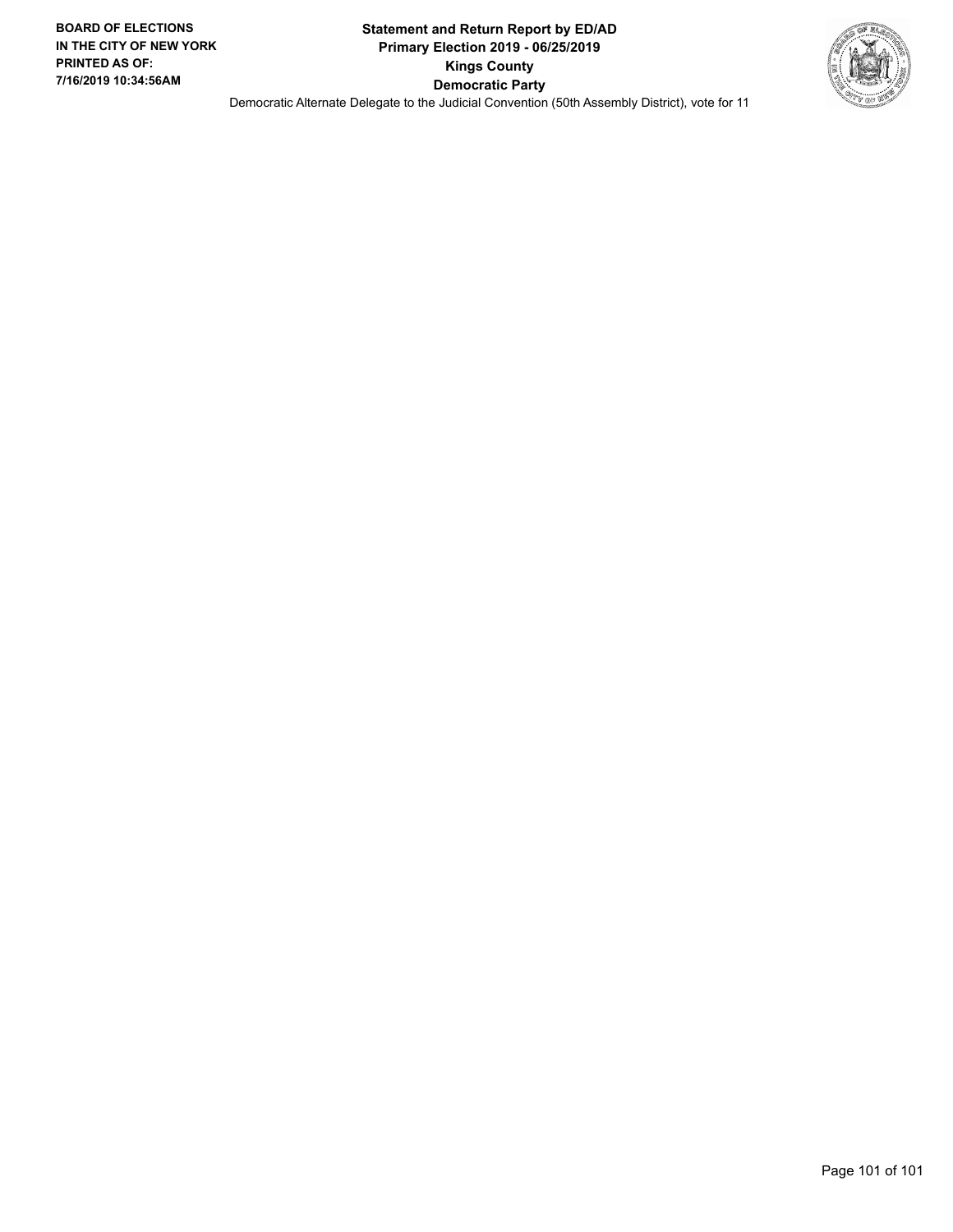**BOARD OF ELECTIONS IN THE CITY OF NEW YORK PRINTED AS OF: 7/16/2019 10:34:56AM**

**Statement and Return Report by ED/AD**
**Primary Election 2019 - 06/25/2019**
**Kings County**
**Democratic Party**

Democratic Alternate Delegate to the Judicial Convention (50th Assembly District), vote for 11